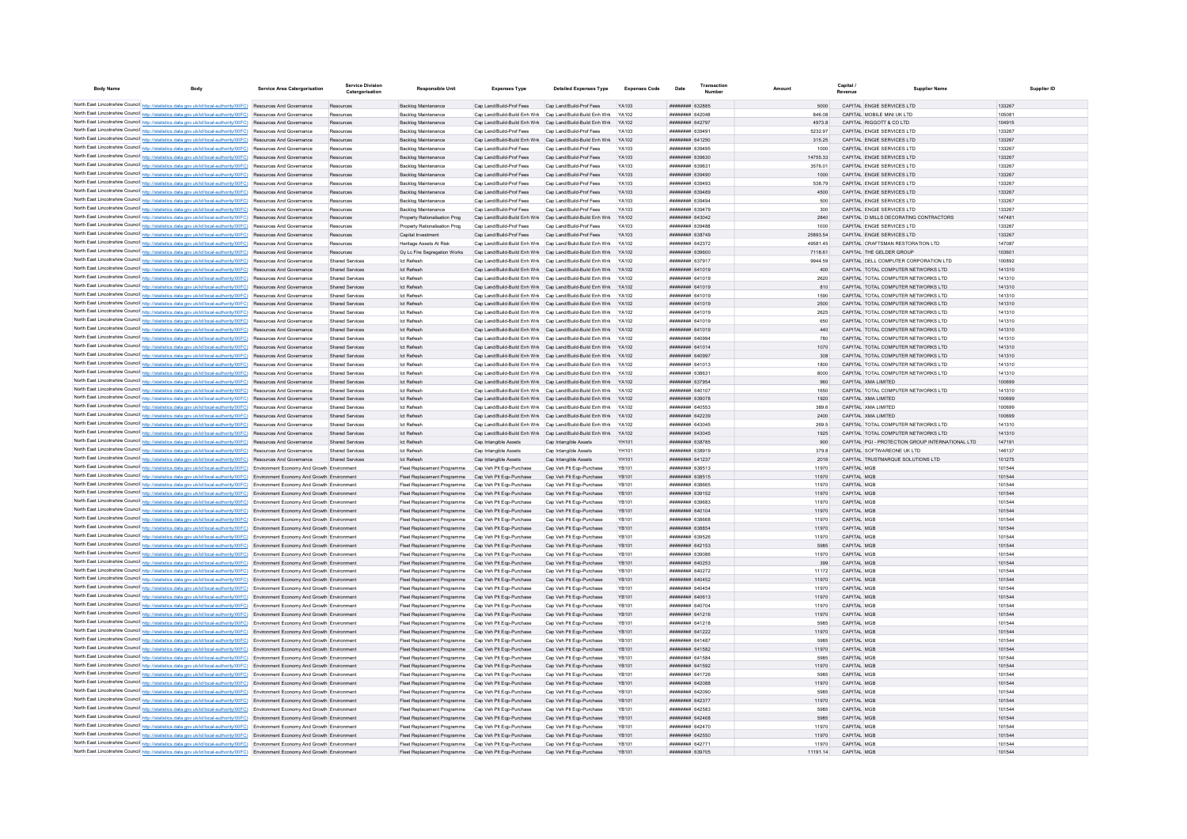| Body Name | Body | Service Area Catergorisation | Service Division Catergorisation | Responsible Unit | Expenses Type | Detailed Expenses Type | Expenses Code | Date | Transaction Number | Amount | Capital / Revenue | Supplier Name | Supplier ID |
|---|---|---|---|---|---|---|---|---|---|---|---|---|---|
| North East Lincolnshire Council | http://statistics.data.gov.uk/id/local-authority/00FC) | Resources And Governance | Resources | Backlog Maintenance | Cap Land/Build-Prof Fees | Cap Land/Build-Prof Fees | YA103 | ######## | 632885 | 5000 | CAPITAL | ENGIE SERVICES LTD | 133267 |
| North East Lincolnshire Council | http://statistics.data.gov.uk/id/local-authority/00FC) | Resources And Governance | Resources | Backlog Maintenance | Cap Land/Build-Build Enh Wrk | Cap Land/Build-Build Enh Wrk | YA102 | ######## | 642048 | 846.08 | CAPITAL | MOBILE MINI UK LTD | 105081 |
| North East Lincolnshire Council | http://statistics.data.gov.uk/id/local-authority/00FC) | Resources And Governance | Resources | Backlog Maintenance | Cap Land/Build-Build Enh Wrk | Cap Land/Build-Build Enh Wrk | YA102 | ######## | 642797 | 4973.8 | CAPITAL | RIGGOTT & CO LTD | 104915 |
| North East Lincolnshire Council | http://statistics.data.gov.uk/id/local-authority/00FC) | Resources And Governance | Resources | Backlog Maintenance | Cap Land/Build-Prof Fees | Cap Land/Build-Prof Fees | YA103 | ######## | 639491 | 5232.97 | CAPITAL | ENGIE SERVICES LTD | 133267 |
| North East Lincolnshire Council | http://statistics.data.gov.uk/id/local-authority/00FC) | Resources And Governance | Resources | Backlog Maintenance | Cap Land/Build-Build Enh Wrk | Cap Land/Build-Build Enh Wrk | YA102 | ######## | 641250 | 315.25 | CAPITAL | ENGIE SERVICES LTD | 133267 |
| North East Lincolnshire Council | http://statistics.data.gov.uk/id/local-authority/00FC) | Resources And Governance | Resources | Backlog Maintenance | Cap Land/Build-Prof Fees | Cap Land/Build-Prof Fees | YA103 | ######## | 639495 | 1000 | CAPITAL | ENGIE SERVICES LTD | 133267 |
| North East Lincolnshire Council | http://statistics.data.gov.uk/id/local-authority/00FC) | Resources And Governance | Resources | Backlog Maintenance | Cap Land/Build-Prof Fees | Cap Land/Build-Prof Fees | YA103 | ######## | 639630 | 14755.33 | CAPITAL | ENGIE SERVICES LTD | 133267 |
| North East Lincolnshire Council | http://statistics.data.gov.uk/id/local-authority/00FC) | Resources And Governance | Resources | Backlog Maintenance | Cap Land/Build-Prof Fees | Cap Land/Build-Prof Fees | YA103 | ######## | 639631 | 3576.01 | CAPITAL | ENGIE SERVICES LTD | 133267 |
| North East Lincolnshire Council | http://statistics.data.gov.uk/id/local-authority/00FC) | Resources And Governance | Resources | Backlog Maintenance | Cap Land/Build-Prof Fees | Cap Land/Build-Prof Fees | YA103 | ######## | 639490 | 1000 | CAPITAL | ENGIE SERVICES LTD | 133267 |
| North East Lincolnshire Council | http://statistics.data.gov.uk/id/local-authority/00FC) | Resources And Governance | Resources | Backlog Maintenance | Cap Land/Build-Prof Fees | Cap Land/Build-Prof Fees | YA103 | ######## | 639493 | 538.79 | CAPITAL | ENGIE SERVICES LTD | 133267 |
| North East Lincolnshire Council | http://statistics.data.gov.uk/id/local-authority/00FC) | Resources And Governance | Resources | Backlog Maintenance | Cap Land/Build-Prof Fees | Cap Land/Build-Prof Fees | YA103 | ######## | 639489 | 4500 | CAPITAL | ENGIE SERVICES LTD | 133267 |
| North East Lincolnshire Council | http://statistics.data.gov.uk/id/local-authority/00FC) | Resources And Governance | Resources | Backlog Maintenance | Cap Land/Build-Prof Fees | Cap Land/Build-Prof Fees | YA103 | ######## | 639494 | 500 | CAPITAL | ENGIE SERVICES LTD | 133267 |
| North East Lincolnshire Council | http://statistics.data.gov.uk/id/local-authority/00FC) | Resources And Governance | Resources | Backlog Maintenance | Cap Land/Build-Prof Fees | Cap Land/Build-Prof Fees | YA103 | ######## | 639479 | 300 | CAPITAL | ENGIE SERVICES LTD | 133267 |
| North East Lincolnshire Council | http://statistics.data.gov.uk/id/local-authority/00FC) | Resources And Governance | Resources | Property Rationalisation Prog | Cap Land/Build-Build Enh Wrk | Cap Land/Build-Build Enh Wrk | YA102 | ######## | 643042 | 2840 | CAPITAL | D MILLS DECORATING CONTRACTORS | 147481 |
| North East Lincolnshire Council | http://statistics.data.gov.uk/id/local-authority/00FC) | Resources And Governance | Resources | Property Rationalisation Prog | Cap Land/Build-Prof Fees | Cap Land/Build-Prof Fees | YA103 | ######## | 639488 | 1000 | CAPITAL | ENGIE SERVICES LTD | 133267 |
| North East Lincolnshire Council | http://statistics.data.gov.uk/id/local-authority/00FC) | Resources And Governance | Resources | Capital Investment | Cap Land/Build-Prof Fees | Cap Land/Build-Prof Fees | YA103 | ######## | 638749 | 25893.54 | CAPITAL | ENGIE SERVICES LTD | 133267 |
| North East Lincolnshire Council | http://statistics.data.gov.uk/id/local-authority/00FC) | Resources And Governance | Resources | Heritage Assets At Risk | Cap Land/Build-Build Enh Wrk | Cap Land/Build-Build Enh Wrk | YA102 | ######## | 642372 | 49581.45 | CAPITAL | CRAFTSMAN RESTORATION LTD | 147087 |
| North East Lincolnshire Council | http://statistics.data.gov.uk/id/local-authority/00FC) | Resources And Governance | Resources | Gy Lc Fire Segregation Works | Cap Land/Build-Build Enh Wrk | Cap Land/Build-Build Enh Wrk | YA102 | ######## | 639600 | 7118.61 | CAPITAL | THE GELDER GROUP | 103601 |
| North East Lincolnshire Council | http://statistics.data.gov.uk/id/local-authority/00FC) | Resources And Governance | Shared Services | Ict Refresh | Cap Land/Build-Build Enh Wrk | Cap Land/Build-Build Enh Wrk | YA102 | ######## | 637917 | 9944.59 | CAPITAL | DELL COMPUTER CORPORATION LTD | 100892 |
| North East Lincolnshire Council | http://statistics.data.gov.uk/id/local-authority/00FC) | Resources And Governance | Shared Services | Ict Refresh | Cap Land/Build-Build Enh Wrk | Cap Land/Build-Build Enh Wrk | YA102 | ######## | 641019 | 400 | CAPITAL | TOTAL COMPUTER NETWORKS LTD | 141310 |
| North East Lincolnshire Council | http://statistics.data.gov.uk/id/local-authority/00FC) | Resources And Governance | Shared Services | Ict Refresh | Cap Land/Build-Build Enh Wrk | Cap Land/Build-Build Enh Wrk | YA102 | ######## | 641019 | 2620 | CAPITAL | TOTAL COMPUTER NETWORKS LTD | 141310 |
| North East Lincolnshire Council | http://statistics.data.gov.uk/id/local-authority/00FC) | Resources And Governance | Shared Services | Ict Refresh | Cap Land/Build-Build Enh Wrk | Cap Land/Build-Build Enh Wrk | YA102 | ######## | 641019 | 810 | CAPITAL | TOTAL COMPUTER NETWORKS LTD | 141310 |
| North East Lincolnshire Council | http://statistics.data.gov.uk/id/local-authority/00FC) | Resources And Governance | Shared Services | Ict Refresh | Cap Land/Build-Build Enh Wrk | Cap Land/Build-Build Enh Wrk | YA102 | ######## | 641019 | 1590 | CAPITAL | TOTAL COMPUTER NETWORKS LTD | 141310 |
| North East Lincolnshire Council | http://statistics.data.gov.uk/id/local-authority/00FC) | Resources And Governance | Shared Services | Ict Refresh | Cap Land/Build-Build Enh Wrk | Cap Land/Build-Build Enh Wrk | YA102 | ######## | 641019 | 2500 | CAPITAL | TOTAL COMPUTER NETWORKS LTD | 141310 |
| North East Lincolnshire Council | http://statistics.data.gov.uk/id/local-authority/00FC) | Resources And Governance | Shared Services | Ict Refresh | Cap Land/Build-Build Enh Wrk | Cap Land/Build-Build Enh Wrk | YA102 | ######## | 641019 | 2625 | CAPITAL | TOTAL COMPUTER NETWORKS LTD | 141310 |
| North East Lincolnshire Council | http://statistics.data.gov.uk/id/local-authority/00FC) | Resources And Governance | Shared Services | Ict Refresh | Cap Land/Build-Build Enh Wrk | Cap Land/Build-Build Enh Wrk | YA102 | ######## | 641019 | 650 | CAPITAL | TOTAL COMPUTER NETWORKS LTD | 141310 |
| North East Lincolnshire Council | http://statistics.data.gov.uk/id/local-authority/00FC) | Resources And Governance | Shared Services | Ict Refresh | Cap Land/Build-Build Enh Wrk | Cap Land/Build-Build Enh Wrk | YA102 | ######## | 641019 | 440 | CAPITAL | TOTAL COMPUTER NETWORKS LTD | 141310 |
| North East Lincolnshire Council | http://statistics.data.gov.uk/id/local-authority/00FC) | Resources And Governance | Shared Services | Ict Refresh | Cap Land/Build-Build Enh Wrk | Cap Land/Build-Build Enh Wrk | YA102 | ######## | 640994 | 780 | CAPITAL | TOTAL COMPUTER NETWORKS LTD | 141310 |
| North East Lincolnshire Council | http://statistics.data.gov.uk/id/local-authority/00FC) | Resources And Governance | Shared Services | Ict Refresh | Cap Land/Build-Build Enh Wrk | Cap Land/Build-Build Enh Wrk | YA102 | ######## | 641014 | 1070 | CAPITAL | TOTAL COMPUTER NETWORKS LTD | 141310 |
| North East Lincolnshire Council | http://statistics.data.gov.uk/id/local-authority/00FC) | Resources And Governance | Shared Services | Ict Refresh | Cap Land/Build-Build Enh Wrk | Cap Land/Build-Build Enh Wrk | YA102 | ######## | 640997 | 308 | CAPITAL | TOTAL COMPUTER NETWORKS LTD | 141310 |
| North East Lincolnshire Council | http://statistics.data.gov.uk/id/local-authority/00FC) | Resources And Governance | Shared Services | Ict Refresh | Cap Land/Build-Build Enh Wrk | Cap Land/Build-Build Enh Wrk | YA102 | ######## | 641013 | 1800 | CAPITAL | TOTAL COMPUTER NETWORKS LTD | 141310 |
| North East Lincolnshire Council | http://statistics.data.gov.uk/id/local-authority/00FC) | Resources And Governance | Shared Services | Ict Refresh | Cap Land/Build-Build Enh Wrk | Cap Land/Build-Build Enh Wrk | YA102 | ######## | 638631 | 8000 | CAPITAL | TOTAL COMPUTER NETWORKS LTD | 141310 |
| North East Lincolnshire Council | http://statistics.data.gov.uk/id/local-authority/00FC) | Resources And Governance | Shared Services | Ict Refresh | Cap Land/Build-Build Enh Wrk | Cap Land/Build-Build Enh Wrk | YA102 | ######## | 637954 | 960 | CAPITAL | XMA LIMITED | 100699 |
| North East Lincolnshire Council | http://statistics.data.gov.uk/id/local-authority/00FC) | Resources And Governance | Shared Services | Ict Refresh | Cap Land/Build-Build Enh Wrk | Cap Land/Build-Build Enh Wrk | YA102 | ######## | 640107 | 1650 | CAPITAL | TOTAL COMPUTER NETWORKS LTD | 141310 |
| North East Lincolnshire Council | http://statistics.data.gov.uk/id/local-authority/00FC) | Resources And Governance | Shared Services | Ict Refresh | Cap Land/Build-Build Enh Wrk | Cap Land/Build-Build Enh Wrk | YA102 | ######## | 639076 | 1920 | CAPITAL | XMA LIMITED | 100699 |
| North East Lincolnshire Council | http://statistics.data.gov.uk/id/local-authority/00FC) | Resources And Governance | Shared Services | Ict Refresh | Cap Land/Build-Build Enh Wrk | Cap Land/Build-Build Enh Wrk | YA102 | ######## | 640553 | 389.6 | CAPITAL | XMA LIMITED | 100699 |
| North East Lincolnshire Council | http://statistics.data.gov.uk/id/local-authority/00FC) | Resources And Governance | Shared Services | Ict Refresh | Cap Land/Build-Build Enh Wrk | Cap Land/Build-Build Enh Wrk | YA102 | ######## | 642239 | 2400 | CAPITAL | XMA LIMITED | 100699 |
| North East Lincolnshire Council | http://statistics.data.gov.uk/id/local-authority/00FC) | Resources And Governance | Shared Services | Ict Refresh | Cap Land/Build-Build Enh Wrk | Cap Land/Build-Build Enh Wrk | YA102 | ######## | 643045 | 269.5 | CAPITAL | TOTAL COMPUTER NETWORKS LTD | 141310 |
| North East Lincolnshire Council | http://statistics.data.gov.uk/id/local-authority/00FC) | Resources And Governance | Shared Services | Ict Refresh | Cap Land/Build-Build Enh Wrk | Cap Land/Build-Build Enh Wrk | YA102 | ######## | 643045 | 1925 | CAPITAL | TOTAL COMPUTER NETWORKS LTD | 141310 |
| North East Lincolnshire Council | http://statistics.data.gov.uk/id/local-authority/00FC) | Resources And Governance | Shared Services | Ict Refresh | Cap Intangible Assets | Cap Intangible Assets | YH101 | ######## | 638785 | 900 | CAPITAL | PGI - PROTECTION GROUP INTERNATIONAL LTD | 147191 |
| North East Lincolnshire Council | http://statistics.data.gov.uk/id/local-authority/00FC) | Resources And Governance | Shared Services | Ict Refresh | Cap Intangible Assets | Cap Intangible Assets | YH101 | ######## | 638919 | 379.8 | CAPITAL | SOFTWAREONE UK LTD | 146137 |
| North East Lincolnshire Council | http://statistics.data.gov.uk/id/local-authority/00FC) | Resources And Governance | Shared Services | Ict Refresh | Cap Intangible Assets | Cap Intangible Assets | YH101 | ######## | 641237 | 2016 | CAPITAL | TRUSTMARQUE SOLUTIONS LTD | 101275 |
| North East Lincolnshire Council | http://statistics.data.gov.uk/id/local-authority/00FC) | Environment Economy And Growth | Environment | Fleet Replacement Programme | Cap Veh Plt Eqp-Purchase | Cap Veh Plt Eqp-Purchase | YB101 | ######## | 638513 | 11970 | CAPITAL | MGB | 101544 |
| North East Lincolnshire Council | http://statistics.data.gov.uk/id/local-authority/00FC) | Environment Economy And Growth | Environment | Fleet Replacement Programme | Cap Veh Plt Eqp-Purchase | Cap Veh Plt Eqp-Purchase | YB101 | ######## | 638515 | 11970 | CAPITAL | MGB | 101544 |
| North East Lincolnshire Council | http://statistics.data.gov.uk/id/local-authority/00FC) | Environment Economy And Growth | Environment | Fleet Replacement Programme | Cap Veh Plt Eqp-Purchase | Cap Veh Plt Eqp-Purchase | YB101 | ######## | 638665 | 11970 | CAPITAL | MGB | 101544 |
| North East Lincolnshire Council | http://statistics.data.gov.uk/id/local-authority/00FC) | Environment Economy And Growth | Environment | Fleet Replacement Programme | Cap Veh Plt Eqp-Purchase | Cap Veh Plt Eqp-Purchase | YB101 | ######## | 639152 | 11970 | CAPITAL | MGB | 101544 |
| North East Lincolnshire Council | http://statistics.data.gov.uk/id/local-authority/00FC) | Environment Economy And Growth | Environment | Fleet Replacement Programme | Cap Veh Plt Eqp-Purchase | Cap Veh Plt Eqp-Purchase | YB101 | ######## | 639683 | 11970 | CAPITAL | MGB | 101544 |
| North East Lincolnshire Council | http://statistics.data.gov.uk/id/local-authority/00FC) | Environment Economy And Growth | Environment | Fleet Replacement Programme | Cap Veh Plt Eqp-Purchase | Cap Veh Plt Eqp-Purchase | YB101 | ######## | 640104 | 11970 | CAPITAL | MGB | 101544 |
| North East Lincolnshire Council | http://statistics.data.gov.uk/id/local-authority/00FC) | Environment Economy And Growth | Environment | Fleet Replacement Programme | Cap Veh Plt Eqp-Purchase | Cap Veh Plt Eqp-Purchase | YB101 | ######## | 638666 | 11970 | CAPITAL | MGB | 101544 |
| North East Lincolnshire Council | http://statistics.data.gov.uk/id/local-authority/00FC) | Environment Economy And Growth | Environment | Fleet Replacement Programme | Cap Veh Plt Eqp-Purchase | Cap Veh Plt Eqp-Purchase | YB101 | ######## | 638854 | 11970 | CAPITAL | MGB | 101544 |
| North East Lincolnshire Council | http://statistics.data.gov.uk/id/local-authority/00FC) | Environment Economy And Growth | Environment | Fleet Replacement Programme | Cap Veh Plt Eqp-Purchase | Cap Veh Plt Eqp-Purchase | YB101 | ######## | 639526 | 11970 | CAPITAL | MGB | 101544 |
| North East Lincolnshire Council | http://statistics.data.gov.uk/id/local-authority/00FC) | Environment Economy And Growth | Environment | Fleet Replacement Programme | Cap Veh Plt Eqp-Purchase | Cap Veh Plt Eqp-Purchase | YB101 | ######## | 642153 | 5985 | CAPITAL | MGB | 101544 |
| North East Lincolnshire Council | http://statistics.data.gov.uk/id/local-authority/00FC) | Environment Economy And Growth | Environment | Fleet Replacement Programme | Cap Veh Plt Eqp-Purchase | Cap Veh Plt Eqp-Purchase | YB101 | ######## | 639086 | 11970 | CAPITAL | MGB | 101544 |
| North East Lincolnshire Council | http://statistics.data.gov.uk/id/local-authority/00FC) | Environment Economy And Growth | Environment | Fleet Replacement Programme | Cap Veh Plt Eqp-Purchase | Cap Veh Plt Eqp-Purchase | YB101 | ######## | 640253 | 399 | CAPITAL | MGB | 101544 |
| North East Lincolnshire Council | http://statistics.data.gov.uk/id/local-authority/00FC) | Environment Economy And Growth | Environment | Fleet Replacement Programme | Cap Veh Plt Eqp-Purchase | Cap Veh Plt Eqp-Purchase | YB101 | ######## | 640272 | 11172 | CAPITAL | MGB | 101544 |
| North East Lincolnshire Council | http://statistics.data.gov.uk/id/local-authority/00FC) | Environment Economy And Growth | Environment | Fleet Replacement Programme | Cap Veh Plt Eqp-Purchase | Cap Veh Plt Eqp-Purchase | YB101 | ######## | 640452 | 11970 | CAPITAL | MGB | 101544 |
| North East Lincolnshire Council | http://statistics.data.gov.uk/id/local-authority/00FC) | Environment Economy And Growth | Environment | Fleet Replacement Programme | Cap Veh Plt Eqp-Purchase | Cap Veh Plt Eqp-Purchase | YB101 | ######## | 640454 | 11970 | CAPITAL | MGB | 101544 |
| North East Lincolnshire Council | http://statistics.data.gov.uk/id/local-authority/00FC) | Environment Economy And Growth | Environment | Fleet Replacement Programme | Cap Veh Plt Eqp-Purchase | Cap Veh Plt Eqp-Purchase | YB101 | ######## | 640613 | 11970 | CAPITAL | MGB | 101544 |
| North East Lincolnshire Council | http://statistics.data.gov.uk/id/local-authority/00FC) | Environment Economy And Growth | Environment | Fleet Replacement Programme | Cap Veh Plt Eqp-Purchase | Cap Veh Plt Eqp-Purchase | YB101 | ######## | 640704 | 11970 | CAPITAL | MGB | 101544 |
| North East Lincolnshire Council | http://statistics.data.gov.uk/id/local-authority/00FC) | Environment Economy And Growth | Environment | Fleet Replacement Programme | Cap Veh Plt Eqp-Purchase | Cap Veh Plt Eqp-Purchase | YB101 | ######## | 641216 | 11970 | CAPITAL | MGB | 101544 |
| North East Lincolnshire Council | http://statistics.data.gov.uk/id/local-authority/00FC) | Environment Economy And Growth | Environment | Fleet Replacement Programme | Cap Veh Plt Eqp-Purchase | Cap Veh Plt Eqp-Purchase | YB101 | ######## | 641218 | 5985 | CAPITAL | MGB | 101544 |
| North East Lincolnshire Council | http://statistics.data.gov.uk/id/local-authority/00FC) | Environment Economy And Growth | Environment | Fleet Replacement Programme | Cap Veh Plt Eqp-Purchase | Cap Veh Plt Eqp-Purchase | YB101 | ######## | 641222 | 11970 | CAPITAL | MGB | 101544 |
| North East Lincolnshire Council | http://statistics.data.gov.uk/id/local-authority/00FC) | Environment Economy And Growth | Environment | Fleet Replacement Programme | Cap Veh Plt Eqp-Purchase | Cap Veh Plt Eqp-Purchase | YB101 | ######## | 641487 | 5985 | CAPITAL | MGB | 101544 |
| North East Lincolnshire Council | http://statistics.data.gov.uk/id/local-authority/00FC) | Environment Economy And Growth | Environment | Fleet Replacement Programme | Cap Veh Plt Eqp-Purchase | Cap Veh Plt Eqp-Purchase | YB101 | ######## | 641582 | 11970 | CAPITAL | MGB | 101544 |
| North East Lincolnshire Council | http://statistics.data.gov.uk/id/local-authority/00FC) | Environment Economy And Growth | Environment | Fleet Replacement Programme | Cap Veh Plt Eqp-Purchase | Cap Veh Plt Eqp-Purchase | YB101 | ######## | 641584 | 5985 | CAPITAL | MGB | 101544 |
| North East Lincolnshire Council | http://statistics.data.gov.uk/id/local-authority/00FC) | Environment Economy And Growth | Environment | Fleet Replacement Programme | Cap Veh Plt Eqp-Purchase | Cap Veh Plt Eqp-Purchase | YB101 | ######## | 641592 | 11970 | CAPITAL | MGB | 101544 |
| North East Lincolnshire Council | http://statistics.data.gov.uk/id/local-authority/00FC) | Environment Economy And Growth | Environment | Fleet Replacement Programme | Cap Veh Plt Eqp-Purchase | Cap Veh Plt Eqp-Purchase | YB101 | ######## | 641726 | 5985 | CAPITAL | MGB | 101544 |
| North East Lincolnshire Council | http://statistics.data.gov.uk/id/local-authority/00FC) | Environment Economy And Growth | Environment | Fleet Replacement Programme | Cap Veh Plt Eqp-Purchase | Cap Veh Plt Eqp-Purchase | YB101 | ######## | 642088 | 11970 | CAPITAL | MGB | 101544 |
| North East Lincolnshire Council | http://statistics.data.gov.uk/id/local-authority/00FC) | Environment Economy And Growth | Environment | Fleet Replacement Programme | Cap Veh Plt Eqp-Purchase | Cap Veh Plt Eqp-Purchase | YB101 | ######## | 642090 | 5985 | CAPITAL | MGB | 101544 |
| North East Lincolnshire Council | http://statistics.data.gov.uk/id/local-authority/00FC) | Environment Economy And Growth | Environment | Fleet Replacement Programme | Cap Veh Plt Eqp-Purchase | Cap Veh Plt Eqp-Purchase | YB101 | ######## | 642377 | 11970 | CAPITAL | MGB | 101544 |
| North East Lincolnshire Council | http://statistics.data.gov.uk/id/local-authority/00FC) | Environment Economy And Growth | Environment | Fleet Replacement Programme | Cap Veh Plt Eqp-Purchase | Cap Veh Plt Eqp-Purchase | YB101 | ######## | 642583 | 5985 | CAPITAL | MGB | 101544 |
| North East Lincolnshire Council | http://statistics.data.gov.uk/id/local-authority/00FC) | Environment Economy And Growth | Environment | Fleet Replacement Programme | Cap Veh Plt Eqp-Purchase | Cap Veh Plt Eqp-Purchase | YB101 | ######## | 642468 | 5985 | CAPITAL | MGB | 101544 |
| North East Lincolnshire Council | http://statistics.data.gov.uk/id/local-authority/00FC) | Environment Economy And Growth | Environment | Fleet Replacement Programme | Cap Veh Plt Eqp-Purchase | Cap Veh Plt Eqp-Purchase | YB101 | ######## | 642470 | 11970 | CAPITAL | MGB | 101544 |
| North East Lincolnshire Council | http://statistics.data.gov.uk/id/local-authority/00FC) | Environment Economy And Growth | Environment | Fleet Replacement Programme | Cap Veh Plt Eqp-Purchase | Cap Veh Plt Eqp-Purchase | YB101 | ######## | 642550 | 11970 | CAPITAL | MGB | 101544 |
| North East Lincolnshire Council | http://statistics.data.gov.uk/id/local-authority/00FC) | Environment Economy And Growth | Environment | Fleet Replacement Programme | Cap Veh Plt Eqp-Purchase | Cap Veh Plt Eqp-Purchase | YB101 | ######## | 642771 | 11970 | CAPITAL | MGB | 101544 |
| North East Lincolnshire Council | http://statistics.data.gov.uk/id/local-authority/00FC) | Environment Economy And Growth | Environment | Fleet Replacement Programme | Cap Veh Plt Eqp-Purchase | Cap Veh Plt Eqp-Purchase | YB101 | ######## | 639705 | 11191.14 | CAPITAL | MGB | 101544 |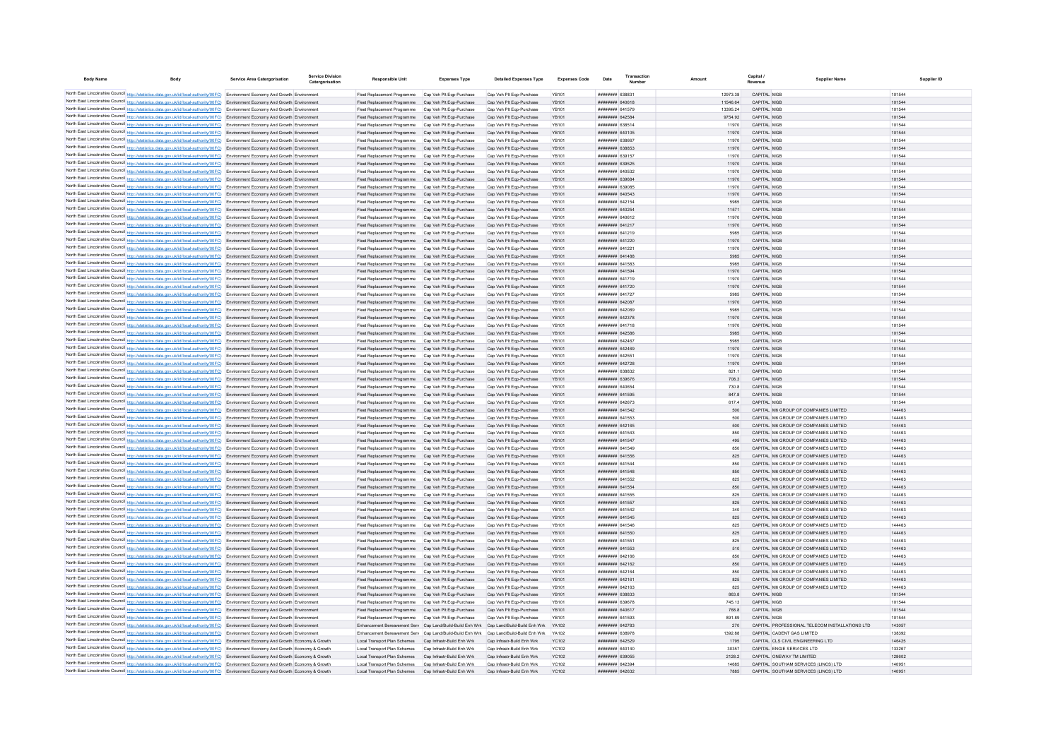| Body Name | Body | Service Area Catergorisation | Service Division Catergorisation | Responsible Unit | Expenses Type | Detailed Expenses Type | Expenses Code | Date | Transaction Number | Amount | Capital / Revenue | Supplier Name | Supplier ID |
|---|---|---|---|---|---|---|---|---|---|---|---|---|---|
| North East Lincolnshire Council | http://statistics.data.gov.uk/id/local-authority/00FC | Environment Economy And Growth | Environment | Fleet Replacement Programme | Cap Veh Plt Eqp-Purchase | Cap Veh Plt Eqp-Purchase | YB101 | ######## | 638831 | 12973.38 | CAPITAL | MGB | 101544 |
| North East Lincolnshire Council | http://statistics.data.gov.uk/id/local-authority/00FC | Environment Economy And Growth | Environment | Fleet Replacement Programme | Cap Veh Plt Eqp-Purchase | Cap Veh Plt Eqp-Purchase | YB101 | ######## | 640618 | 11546.64 | CAPITAL | MGB | 101544 |
| North East Lincolnshire Council | http://statistics.data.gov.uk/id/local-authority/00FC | Environment Economy And Growth | Environment | Fleet Replacement Programme | Cap Veh Plt Eqp-Purchase | Cap Veh Plt Eqp-Purchase | YB101 | ######## | 641579 | 13395.24 | CAPITAL | MGB | 101544 |
| North East Lincolnshire Council | http://statistics.data.gov.uk/id/local-authority/00FC | Environment Economy And Growth | Environment | Fleet Replacement Programme | Cap Veh Plt Eqp-Purchase | Cap Veh Plt Eqp-Purchase | YB101 | ######## | 642584 | 9754.92 | CAPITAL | MGB | 101544 |
| North East Lincolnshire Council | http://statistics.data.gov.uk/id/local-authority/00FC | Environment Economy And Growth | Environment | Fleet Replacement Programme | Cap Veh Plt Eqp-Purchase | Cap Veh Plt Eqp-Purchase | YB101 | ######## | 638514 | 11970 | CAPITAL | MGB | 101544 |
| North East Lincolnshire Council | http://statistics.data.gov.uk/id/local-authority/00FC | Environment Economy And Growth | Environment | Fleet Replacement Programme | Cap Veh Plt Eqp-Purchase | Cap Veh Plt Eqp-Purchase | YB101 | ######## | 640105 | 11970 | CAPITAL | MGB | 101544 |
| North East Lincolnshire Council | http://statistics.data.gov.uk/id/local-authority/00FC | Environment Economy And Growth | Environment | Fleet Replacement Programme | Cap Veh Plt Eqp-Purchase | Cap Veh Plt Eqp-Purchase | YB101 | ######## | 638667 | 11970 | CAPITAL | MGB | 101544 |
| North East Lincolnshire Council | http://statistics.data.gov.uk/id/local-authority/00FC | Environment Economy And Growth | Environment | Fleet Replacement Programme | Cap Veh Plt Eqp-Purchase | Cap Veh Plt Eqp-Purchase | YB101 | ######## | 638853 | 11970 | CAPITAL | MGB | 101544 |
| North East Lincolnshire Council | http://statistics.data.gov.uk/id/local-authority/00FC | Environment Economy And Growth | Environment | Fleet Replacement Programme | Cap Veh Plt Eqp-Purchase | Cap Veh Plt Eqp-Purchase | YB101 | ######## | 639157 | 11970 | CAPITAL | MGB | 101544 |
| North East Lincolnshire Council | http://statistics.data.gov.uk/id/local-authority/00FC | Environment Economy And Growth | Environment | Fleet Replacement Programme | Cap Veh Plt Eqp-Purchase | Cap Veh Plt Eqp-Purchase | YB101 | ######## | 639525 | 11970 | CAPITAL | MGB | 101544 |
| North East Lincolnshire Council | http://statistics.data.gov.uk/id/local-authority/00FC | Environment Economy And Growth | Environment | Fleet Replacement Programme | Cap Veh Plt Eqp-Purchase | Cap Veh Plt Eqp-Purchase | YB101 | ######## | 640532 | 11970 | CAPITAL | MGB | 101544 |
| North East Lincolnshire Council | http://statistics.data.gov.uk/id/local-authority/00FC | Environment Economy And Growth | Environment | Fleet Replacement Programme | Cap Veh Plt Eqp-Purchase | Cap Veh Plt Eqp-Purchase | YB101 | ######## | 639684 | 11970 | CAPITAL | MGB | 101544 |
| North East Lincolnshire Council | http://statistics.data.gov.uk/id/local-authority/00FC | Environment Economy And Growth | Environment | Fleet Replacement Programme | Cap Veh Plt Eqp-Purchase | Cap Veh Plt Eqp-Purchase | YB101 | ######## | 639085 | 11970 | CAPITAL | MGB | 101544 |
| North East Lincolnshire Council | http://statistics.data.gov.uk/id/local-authority/00FC | Environment Economy And Growth | Environment | Fleet Replacement Programme | Cap Veh Plt Eqp-Purchase | Cap Veh Plt Eqp-Purchase | YB101 | ######## | 640543 | 11970 | CAPITAL | MGB | 101544 |
| North East Lincolnshire Council | http://statistics.data.gov.uk/id/local-authority/00FC | Environment Economy And Growth | Environment | Fleet Replacement Programme | Cap Veh Plt Eqp-Purchase | Cap Veh Plt Eqp-Purchase | YB101 | ######## | 642154 | 5985 | CAPITAL | MGB | 101544 |
| North East Lincolnshire Council | http://statistics.data.gov.uk/id/local-authority/00FC | Environment Economy And Growth | Environment | Fleet Replacement Programme | Cap Veh Plt Eqp-Purchase | Cap Veh Plt Eqp-Purchase | YB101 | ######## | 640254 | 11571 | CAPITAL | MGB | 101544 |
| North East Lincolnshire Council | http://statistics.data.gov.uk/id/local-authority/00FC | Environment Economy And Growth | Environment | Fleet Replacement Programme | Cap Veh Plt Eqp-Purchase | Cap Veh Plt Eqp-Purchase | YB101 | ######## | 640612 | 11970 | CAPITAL | MGB | 101544 |
| North East Lincolnshire Council | http://statistics.data.gov.uk/id/local-authority/00FC | Environment Economy And Growth | Environment | Fleet Replacement Programme | Cap Veh Plt Eqp-Purchase | Cap Veh Plt Eqp-Purchase | YB101 | ######## | 641217 | 11970 | CAPITAL | MGB | 101544 |
| North East Lincolnshire Council | http://statistics.data.gov.uk/id/local-authority/00FC | Environment Economy And Growth | Environment | Fleet Replacement Programme | Cap Veh Plt Eqp-Purchase | Cap Veh Plt Eqp-Purchase | YB101 | ######## | 641219 | 5985 | CAPITAL | MGB | 101544 |
| North East Lincolnshire Council | http://statistics.data.gov.uk/id/local-authority/00FC | Environment Economy And Growth | Environment | Fleet Replacement Programme | Cap Veh Plt Eqp-Purchase | Cap Veh Plt Eqp-Purchase | YB101 | ######## | 641220 | 11970 | CAPITAL | MGB | 101544 |
| North East Lincolnshire Council | http://statistics.data.gov.uk/id/local-authority/00FC | Environment Economy And Growth | Environment | Fleet Replacement Programme | Cap Veh Plt Eqp-Purchase | Cap Veh Plt Eqp-Purchase | YB101 | ######## | 641221 | 11970 | CAPITAL | MGB | 101544 |
| North East Lincolnshire Council | http://statistics.data.gov.uk/id/local-authority/00FC | Environment Economy And Growth | Environment | Fleet Replacement Programme | Cap Veh Plt Eqp-Purchase | Cap Veh Plt Eqp-Purchase | YB101 | ######## | 641488 | 5985 | CAPITAL | MGB | 101544 |
| North East Lincolnshire Council | http://statistics.data.gov.uk/id/local-authority/00FC | Environment Economy And Growth | Environment | Fleet Replacement Programme | Cap Veh Plt Eqp-Purchase | Cap Veh Plt Eqp-Purchase | YB101 | ######## | 641583 | 5985 | CAPITAL | MGB | 101544 |
| North East Lincolnshire Council | http://statistics.data.gov.uk/id/local-authority/00FC | Environment Economy And Growth | Environment | Fleet Replacement Programme | Cap Veh Plt Eqp-Purchase | Cap Veh Plt Eqp-Purchase | YB101 | ######## | 641594 | 11970 | CAPITAL | MGB | 101544 |
| North East Lincolnshire Council | http://statistics.data.gov.uk/id/local-authority/00FC | Environment Economy And Growth | Environment | Fleet Replacement Programme | Cap Veh Plt Eqp-Purchase | Cap Veh Plt Eqp-Purchase | YB101 | ######## | 641719 | 11970 | CAPITAL | MGB | 101544 |
| North East Lincolnshire Council | http://statistics.data.gov.uk/id/local-authority/00FC | Environment Economy And Growth | Environment | Fleet Replacement Programme | Cap Veh Plt Eqp-Purchase | Cap Veh Plt Eqp-Purchase | YB101 | ######## | 641720 | 11970 | CAPITAL | MGB | 101544 |
| North East Lincolnshire Council | http://statistics.data.gov.uk/id/local-authority/00FC | Environment Economy And Growth | Environment | Fleet Replacement Programme | Cap Veh Plt Eqp-Purchase | Cap Veh Plt Eqp-Purchase | YB101 | ######## | 641727 | 5985 | CAPITAL | MGB | 101544 |
| North East Lincolnshire Council | http://statistics.data.gov.uk/id/local-authority/00FC | Environment Economy And Growth | Environment | Fleet Replacement Programme | Cap Veh Plt Eqp-Purchase | Cap Veh Plt Eqp-Purchase | YB101 | ######## | 642087 | 11970 | CAPITAL | MGB | 101544 |
| North East Lincolnshire Council | http://statistics.data.gov.uk/id/local-authority/00FC | Environment Economy And Growth | Environment | Fleet Replacement Programme | Cap Veh Plt Eqp-Purchase | Cap Veh Plt Eqp-Purchase | YB101 | ######## | 642089 | 5985 | CAPITAL | MGB | 101544 |
| North East Lincolnshire Council | http://statistics.data.gov.uk/id/local-authority/00FC | Environment Economy And Growth | Environment | Fleet Replacement Programme | Cap Veh Plt Eqp-Purchase | Cap Veh Plt Eqp-Purchase | YB101 | ######## | 642378 | 11970 | CAPITAL | MGB | 101544 |
| North East Lincolnshire Council | http://statistics.data.gov.uk/id/local-authority/00FC | Environment Economy And Growth | Environment | Fleet Replacement Programme | Cap Veh Plt Eqp-Purchase | Cap Veh Plt Eqp-Purchase | YB101 | ######## | 641718 | 11970 | CAPITAL | MGB | 101544 |
| North East Lincolnshire Council | http://statistics.data.gov.uk/id/local-authority/00FC | Environment Economy And Growth | Environment | Fleet Replacement Programme | Cap Veh Plt Eqp-Purchase | Cap Veh Plt Eqp-Purchase | YB101 | ######## | 642586 | 5985 | CAPITAL | MGB | 101544 |
| North East Lincolnshire Council | http://statistics.data.gov.uk/id/local-authority/00FC | Environment Economy And Growth | Environment | Fleet Replacement Programme | Cap Veh Plt Eqp-Purchase | Cap Veh Plt Eqp-Purchase | YB101 | ######## | 642467 | 5985 | CAPITAL | MGB | 101544 |
| North East Lincolnshire Council | http://statistics.data.gov.uk/id/local-authority/00FC | Environment Economy And Growth | Environment | Fleet Replacement Programme | Cap Veh Plt Eqp-Purchase | Cap Veh Plt Eqp-Purchase | YB101 | ######## | 642469 | 11970 | CAPITAL | MGB | 101544 |
| North East Lincolnshire Council | http://statistics.data.gov.uk/id/local-authority/00FC | Environment Economy And Growth | Environment | Fleet Replacement Programme | Cap Veh Plt Eqp-Purchase | Cap Veh Plt Eqp-Purchase | YB101 | ######## | 642551 | 11970 | CAPITAL | MGB | 101544 |
| North East Lincolnshire Council | http://statistics.data.gov.uk/id/local-authority/00FC | Environment Economy And Growth | Environment | Fleet Replacement Programme | Cap Veh Plt Eqp-Purchase | Cap Veh Plt Eqp-Purchase | YB101 | ######## | 642728 | 11970 | CAPITAL | MGB | 101544 |
| North East Lincolnshire Council | http://statistics.data.gov.uk/id/local-authority/00FC | Environment Economy And Growth | Environment | Fleet Replacement Programme | Cap Veh Plt Eqp-Purchase | Cap Veh Plt Eqp-Purchase | YB101 | ######## | 638832 | 821.1 | CAPITAL | MGB | 101544 |
| North East Lincolnshire Council | http://statistics.data.gov.uk/id/local-authority/00FC | Environment Economy And Growth | Environment | Fleet Replacement Programme | Cap Veh Plt Eqp-Purchase | Cap Veh Plt Eqp-Purchase | YB101 | ######## | 639676 | 708.3 | CAPITAL | MGB | 101544 |
| North East Lincolnshire Council | http://statistics.data.gov.uk/id/local-authority/00FC | Environment Economy And Growth | Environment | Fleet Replacement Programme | Cap Veh Plt Eqp-Purchase | Cap Veh Plt Eqp-Purchase | YB101 | ######## | 640654 | 730.8 | CAPITAL | MGB | 101544 |
| North East Lincolnshire Council | http://statistics.data.gov.uk/id/local-authority/00FC | Environment Economy And Growth | Environment | Fleet Replacement Programme | Cap Veh Plt Eqp-Purchase | Cap Veh Plt Eqp-Purchase | YB101 | ######## | 641595 | 847.8 | CAPITAL | MGB | 101544 |
| North East Lincolnshire Council | http://statistics.data.gov.uk/id/local-authority/00FC | Environment Economy And Growth | Environment | Fleet Replacement Programme | Cap Veh Plt Eqp-Purchase | Cap Veh Plt Eqp-Purchase | YB101 | ######## | 642673 | 617.4 | CAPITAL | MGB | 101544 |
| North East Lincolnshire Council | http://statistics.data.gov.uk/id/local-authority/00FC | Environment Economy And Growth | Environment | Fleet Replacement Programme | Cap Veh Plt Eqp-Purchase | Cap Veh Plt Eqp-Purchase | YB101 | ######## | 641542 | 500 | CAPITAL | M6 GROUP OF COMPANIES LIMITED | 144463 |
| North East Lincolnshire Council | http://statistics.data.gov.uk/id/local-authority/00FC | Environment Economy And Growth | Environment | Fleet Replacement Programme | Cap Veh Plt Eqp-Purchase | Cap Veh Plt Eqp-Purchase | YB101 | ######## | 641553 | 500 | CAPITAL | M6 GROUP OF COMPANIES LIMITED | 144463 |
| North East Lincolnshire Council | http://statistics.data.gov.uk/id/local-authority/00FC | Environment Economy And Growth | Environment | Fleet Replacement Programme | Cap Veh Plt Eqp-Purchase | Cap Veh Plt Eqp-Purchase | YB101 | ######## | 642165 | 500 | CAPITAL | M6 GROUP OF COMPANIES LIMITED | 144463 |
| North East Lincolnshire Council | http://statistics.data.gov.uk/id/local-authority/00FC | Environment Economy And Growth | Environment | Fleet Replacement Programme | Cap Veh Plt Eqp-Purchase | Cap Veh Plt Eqp-Purchase | YB101 | ######## | 641543 | 850 | CAPITAL | M6 GROUP OF COMPANIES LIMITED | 144463 |
| North East Lincolnshire Council | http://statistics.data.gov.uk/id/local-authority/00FC | Environment Economy And Growth | Environment | Fleet Replacement Programme | Cap Veh Plt Eqp-Purchase | Cap Veh Plt Eqp-Purchase | YB101 | ######## | 641547 | 495 | CAPITAL | M6 GROUP OF COMPANIES LIMITED | 144463 |
| North East Lincolnshire Council | http://statistics.data.gov.uk/id/local-authority/00FC | Environment Economy And Growth | Environment | Fleet Replacement Programme | Cap Veh Plt Eqp-Purchase | Cap Veh Plt Eqp-Purchase | YB101 | ######## | 641549 | 850 | CAPITAL | M6 GROUP OF COMPANIES LIMITED | 144463 |
| North East Lincolnshire Council | http://statistics.data.gov.uk/id/local-authority/00FC | Environment Economy And Growth | Environment | Fleet Replacement Programme | Cap Veh Plt Eqp-Purchase | Cap Veh Plt Eqp-Purchase | YB101 | ######## | 641556 | 825 | CAPITAL | M6 GROUP OF COMPANIES LIMITED | 144463 |
| North East Lincolnshire Council | http://statistics.data.gov.uk/id/local-authority/00FC | Environment Economy And Growth | Environment | Fleet Replacement Programme | Cap Veh Plt Eqp-Purchase | Cap Veh Plt Eqp-Purchase | YB101 | ######## | 641544 | 850 | CAPITAL | M6 GROUP OF COMPANIES LIMITED | 144463 |
| North East Lincolnshire Council | http://statistics.data.gov.uk/id/local-authority/00FC | Environment Economy And Growth | Environment | Fleet Replacement Programme | Cap Veh Plt Eqp-Purchase | Cap Veh Plt Eqp-Purchase | YB101 | ######## | 641548 | 850 | CAPITAL | M6 GROUP OF COMPANIES LIMITED | 144463 |
| North East Lincolnshire Council | http://statistics.data.gov.uk/id/local-authority/00FC | Environment Economy And Growth | Environment | Fleet Replacement Programme | Cap Veh Plt Eqp-Purchase | Cap Veh Plt Eqp-Purchase | YB101 | ######## | 641552 | 825 | CAPITAL | M6 GROUP OF COMPANIES LIMITED | 144463 |
| North East Lincolnshire Council | http://statistics.data.gov.uk/id/local-authority/00FC | Environment Economy And Growth | Environment | Fleet Replacement Programme | Cap Veh Plt Eqp-Purchase | Cap Veh Plt Eqp-Purchase | YB101 | ######## | 641554 | 850 | CAPITAL | M6 GROUP OF COMPANIES LIMITED | 144463 |
| North East Lincolnshire Council | http://statistics.data.gov.uk/id/local-authority/00FC | Environment Economy And Growth | Environment | Fleet Replacement Programme | Cap Veh Plt Eqp-Purchase | Cap Veh Plt Eqp-Purchase | YB101 | ######## | 641555 | 825 | CAPITAL | M6 GROUP OF COMPANIES LIMITED | 144463 |
| North East Lincolnshire Council | http://statistics.data.gov.uk/id/local-authority/00FC | Environment Economy And Growth | Environment | Fleet Replacement Programme | Cap Veh Plt Eqp-Purchase | Cap Veh Plt Eqp-Purchase | YB101 | ######## | 641557 | 825 | CAPITAL | M6 GROUP OF COMPANIES LIMITED | 144463 |
| North East Lincolnshire Council | http://statistics.data.gov.uk/id/local-authority/00FC | Environment Economy And Growth | Environment | Fleet Replacement Programme | Cap Veh Plt Eqp-Purchase | Cap Veh Plt Eqp-Purchase | YB101 | ######## | 641542 | 340 | CAPITAL | M6 GROUP OF COMPANIES LIMITED | 144463 |
| North East Lincolnshire Council | http://statistics.data.gov.uk/id/local-authority/00FC | Environment Economy And Growth | Environment | Fleet Replacement Programme | Cap Veh Plt Eqp-Purchase | Cap Veh Plt Eqp-Purchase | YB101 | ######## | 641545 | 825 | CAPITAL | M6 GROUP OF COMPANIES LIMITED | 144463 |
| North East Lincolnshire Council | http://statistics.data.gov.uk/id/local-authority/00FC | Environment Economy And Growth | Environment | Fleet Replacement Programme | Cap Veh Plt Eqp-Purchase | Cap Veh Plt Eqp-Purchase | YB101 | ######## | 641546 | 825 | CAPITAL | M6 GROUP OF COMPANIES LIMITED | 144463 |
| North East Lincolnshire Council | http://statistics.data.gov.uk/id/local-authority/00FC | Environment Economy And Growth | Environment | Fleet Replacement Programme | Cap Veh Plt Eqp-Purchase | Cap Veh Plt Eqp-Purchase | YB101 | ######## | 641550 | 825 | CAPITAL | M6 GROUP OF COMPANIES LIMITED | 144463 |
| North East Lincolnshire Council | http://statistics.data.gov.uk/id/local-authority/00FC | Environment Economy And Growth | Environment | Fleet Replacement Programme | Cap Veh Plt Eqp-Purchase | Cap Veh Plt Eqp-Purchase | YB101 | ######## | 641551 | 825 | CAPITAL | M6 GROUP OF COMPANIES LIMITED | 144463 |
| North East Lincolnshire Council | http://statistics.data.gov.uk/id/local-authority/00FC | Environment Economy And Growth | Environment | Fleet Replacement Programme | Cap Veh Plt Eqp-Purchase | Cap Veh Plt Eqp-Purchase | YB101 | ######## | 641553 | 510 | CAPITAL | M6 GROUP OF COMPANIES LIMITED | 144463 |
| North East Lincolnshire Council | http://statistics.data.gov.uk/id/local-authority/00FC | Environment Economy And Growth | Environment | Fleet Replacement Programme | Cap Veh Plt Eqp-Purchase | Cap Veh Plt Eqp-Purchase | YB101 | ######## | 642166 | 850 | CAPITAL | M6 GROUP OF COMPANIES LIMITED | 144463 |
| North East Lincolnshire Council | http://statistics.data.gov.uk/id/local-authority/00FC | Environment Economy And Growth | Environment | Fleet Replacement Programme | Cap Veh Plt Eqp-Purchase | Cap Veh Plt Eqp-Purchase | YB101 | ######## | 642162 | 850 | CAPITAL | M6 GROUP OF COMPANIES LIMITED | 144463 |
| North East Lincolnshire Council | http://statistics.data.gov.uk/id/local-authority/00FC | Environment Economy And Growth | Environment | Fleet Replacement Programme | Cap Veh Plt Eqp-Purchase | Cap Veh Plt Eqp-Purchase | YB101 | ######## | 642164 | 850 | CAPITAL | M6 GROUP OF COMPANIES LIMITED | 144463 |
| North East Lincolnshire Council | http://statistics.data.gov.uk/id/local-authority/00FC | Environment Economy And Growth | Environment | Fleet Replacement Programme | Cap Veh Plt Eqp-Purchase | Cap Veh Plt Eqp-Purchase | YB101 | ######## | 642161 | 825 | CAPITAL | M6 GROUP OF COMPANIES LIMITED | 144463 |
| North East Lincolnshire Council | http://statistics.data.gov.uk/id/local-authority/00FC | Environment Economy And Growth | Environment | Fleet Replacement Programme | Cap Veh Plt Eqp-Purchase | Cap Veh Plt Eqp-Purchase | YB101 | ######## | 642163 | 825 | CAPITAL | M6 GROUP OF COMPANIES LIMITED | 144463 |
| North East Lincolnshire Council | http://statistics.data.gov.uk/id/local-authority/00FC | Environment Economy And Growth | Environment | Fleet Replacement Programme | Cap Veh Plt Eqp-Purchase | Cap Veh Plt Eqp-Purchase | YB101 | ######## | 638833 | 863.8 | CAPITAL | MGB | 101544 |
| North East Lincolnshire Council | http://statistics.data.gov.uk/id/local-authority/00FC | Environment Economy And Growth | Environment | Fleet Replacement Programme | Cap Veh Plt Eqp-Purchase | Cap Veh Plt Eqp-Purchase | YB101 | ######## | 639678 | 745.13 | CAPITAL | MGB | 101544 |
| North East Lincolnshire Council | http://statistics.data.gov.uk/id/local-authority/00FC | Environment Economy And Growth | Environment | Fleet Replacement Programme | Cap Veh Plt Eqp-Purchase | Cap Veh Plt Eqp-Purchase | YB101 | ######## | 640617 | 768.8 | CAPITAL | MGB | 101544 |
| North East Lincolnshire Council | http://statistics.data.gov.uk/id/local-authority/00FC | Environment Economy And Growth | Environment | Fleet Replacement Programme | Cap Veh Plt Eqp-Purchase | Cap Veh Plt Eqp-Purchase | YB101 | ######## | 641593 | 891.89 | CAPITAL | MGB | 101544 |
| North East Lincolnshire Council | http://statistics.data.gov.uk/id/local-authority/00FC | Environment Economy And Growth | Environment | Enhancement Bereavement Serv | Cap Land/Build-Build Enh Wrk | Cap Land/Build-Build Enh Wrk | YA102 | ######## | 642783 | 270 | CAPITAL | PROFESSIONAL TELECOM INSTALLATIONS LTD | 143057 |
| North East Lincolnshire Council | http://statistics.data.gov.uk/id/local-authority/00FC | Environment Economy And Growth | Environment | Enhancement Bereavement Serv | Cap Land/Build-Build Enh Wrk | Cap Land/Build-Build Enh Wrk | YA102 | ######## | 638976 | 1392.88 | CAPITAL | CADENT GAS LIMITED | 138392 |
| North East Lincolnshire Council | http://statistics.data.gov.uk/id/local-authority/00FC | Environment Economy And Growth | Economy & Growth | Local Transport Plan Schemes | Cap Infrastr-Build Enh Wrk | Cap Infrastr-Build Enh Wrk | YC102 | ######## | 642529 | 1795 | CAPITAL | CLS CIVIL ENGINEERING LTD | 146425 |
| North East Lincolnshire Council | http://statistics.data.gov.uk/id/local-authority/00FC | Environment Economy And Growth | Economy & Growth | Local Transport Plan Schemes | Cap Infrastr-Build Enh Wrk | Cap Infrastr-Build Enh Wrk | YC102 | ######## | 640140 | 30357 | CAPITAL | ENGIE SERVICES LTD | 133267 |
| North East Lincolnshire Council | http://statistics.data.gov.uk/id/local-authority/00FC | Environment Economy And Growth | Economy & Growth | Local Transport Plan Schemes | Cap Infrastr-Build Enh Wrk | Cap Infrastr-Build Enh Wrk | YC102 | ######## | 639055 | 2128.2 | CAPITAL | ONEWAY TM LIMITED | 128602 |
| North East Lincolnshire Council | http://statistics.data.gov.uk/id/local-authority/00FC | Environment Economy And Growth | Economy & Growth | Local Transport Plan Schemes | Cap Infrastr-Build Enh Wrk | Cap Infrastr-Build Enh Wrk | YC102 | ######## | 642394 | 14685 | CAPITAL | SOUTHAM SERVICES (LINCS) LTD | 140951 |
| North East Lincolnshire Council | http://statistics.data.gov.uk/id/local-authority/00FC | Environment Economy And Growth | Economy & Growth | Local Transport Plan Schemes | Cap Infrastr-Build Enh Wrk | Cap Infrastr-Build Enh Wrk | YC102 | ######## | 642632 | 7885 | CAPITAL | SOUTHAM SERVICES (LINCS) LTD | 140951 |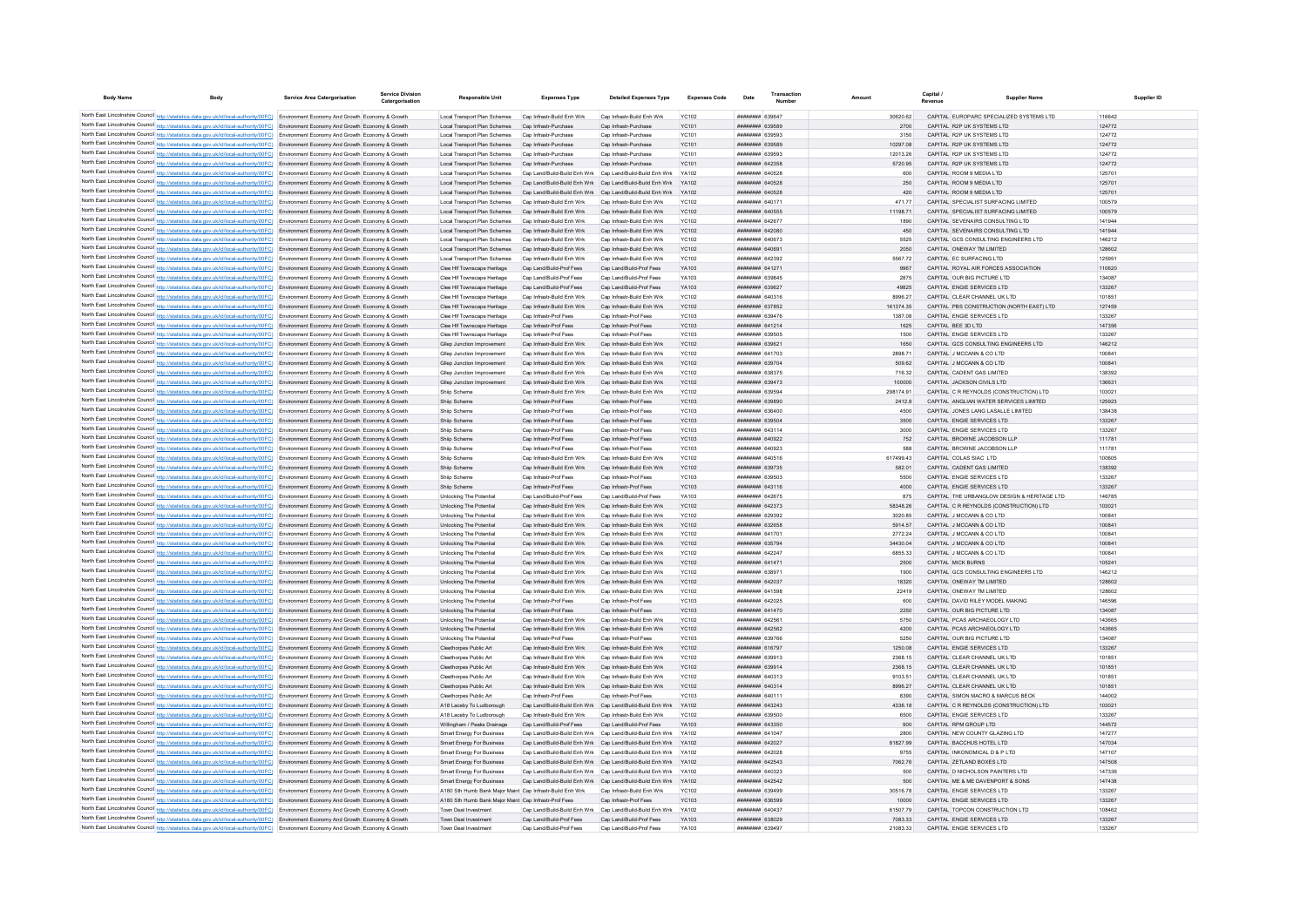| Body Name | Body | Service Area Catergorisation | Service Division Catergorisation | Responsible Unit | Expenses Type | Detailed Expenses Type | Expenses Code | Date | Transaction Number | Amount | Capital / Revenue | Supplier Name | Supplier ID |
|---|---|---|---|---|---|---|---|---|---|---|---|---|---|
| North East Lincolnshire Council | http://statistics.data.gov.uk/id/local-authority/00FC | Environment Economy And Growth | Economy & Growth | Local Transport Plan Schemes | Cap Infrastr-Build Enh Wrk | Cap Infrastr-Build Enh Wrk | YC102 | ######## | 639647 | 30620.62 | CAPITAL | EUROPARC SPECIALIZED SYSTEMS LTD | 116642 |
| North East Lincolnshire Council | http://statistics.data.gov.uk/id/local-authority/00FC | Environment Economy And Growth | Economy & Growth | Local Transport Plan Schemes | Cap Infrastr-Purchase | Cap Infrastr-Purchase | YC101 | ######## | 639589 | 2700 | CAPITAL | R2P UK SYSTEMS LTD | 124772 |
| North East Lincolnshire Council | http://statistics.data.gov.uk/id/local-authority/00FC | Environment Economy And Growth | Economy & Growth | Local Transport Plan Schemes | Cap Infrastr-Purchase | Cap Infrastr-Purchase | YC101 | ######## | 639593 | 3150 | CAPITAL | R2P UK SYSTEMS LTD | 124772 |
| North East Lincolnshire Council | http://statistics.data.gov.uk/id/local-authority/00FC | Environment Economy And Growth | Economy & Growth | Local Transport Plan Schemes | Cap Infrastr-Purchase | Cap Infrastr-Purchase | YC101 | ######## | 639589 | 10297.08 | CAPITAL | R2P UK SYSTEMS LTD | 124772 |
| North East Lincolnshire Council | http://statistics.data.gov.uk/id/local-authority/00FC | Environment Economy And Growth | Economy & Growth | Local Transport Plan Schemes | Cap Infrastr-Purchase | Cap Infrastr-Purchase | YC101 | ######## | 639593 | 12013.26 | CAPITAL | R2P UK SYSTEMS LTD | 124772 |
| North East Lincolnshire Council | http://statistics.data.gov.uk/id/local-authority/00FC | Environment Economy And Growth | Economy & Growth | Local Transport Plan Schemes | Cap Infrastr-Purchase | Cap Infrastr-Purchase | YC101 | ######## | 642358 | 5720.95 | CAPITAL | R2P UK SYSTEMS LTD | 124772 |
| North East Lincolnshire Council | http://statistics.data.gov.uk/id/local-authority/00FC | Environment Economy And Growth | Economy & Growth | Local Transport Plan Schemes | Cap Land/Build-Build Enh Wrk | Cap Land/Build-Build Enh Wrk | YA102 | ######## | 640528 | 600 | CAPITAL | ROOM 9 MEDIA LTD | 125701 |
| North East Lincolnshire Council | http://statistics.data.gov.uk/id/local-authority/00FC | Environment Economy And Growth | Economy & Growth | Local Transport Plan Schemes | Cap Land/Build-Build Enh Wrk | Cap Land/Build-Build Enh Wrk | YA102 | ######## | 640528 | 250 | CAPITAL | ROOM 9 MEDIA LTD | 125701 |
| North East Lincolnshire Council | http://statistics.data.gov.uk/id/local-authority/00FC | Environment Economy And Growth | Economy & Growth | Local Transport Plan Schemes | Cap Land/Build-Build Enh Wrk | Cap Land/Build-Build Enh Wrk | YA102 | ######## | 640528 | 420 | CAPITAL | ROOM 9 MEDIA LTD | 125701 |
| North East Lincolnshire Council | http://statistics.data.gov.uk/id/local-authority/00FC | Environment Economy And Growth | Economy & Growth | Local Transport Plan Schemes | Cap Infrastr-Build Enh Wrk | Cap Infrastr-Build Enh Wrk | YC102 | ######## | 640171 | 471.77 | CAPITAL | SPECIALIST SURFACING LIMITED | 100579 |
| North East Lincolnshire Council | http://statistics.data.gov.uk/id/local-authority/00FC | Environment Economy And Growth | Economy & Growth | Local Transport Plan Schemes | Cap Infrastr-Build Enh Wrk | Cap Infrastr-Build Enh Wrk | YC102 | ######## | 640555 | 11198.71 | CAPITAL | SPECIALIST SURFACING LIMITED | 100579 |
| North East Lincolnshire Council | http://statistics.data.gov.uk/id/local-authority/00FC | Environment Economy And Growth | Economy & Growth | Local Transport Plan Schemes | Cap Infrastr-Build Enh Wrk | Cap Infrastr-Build Enh Wrk | YC102 | ######## | 642677 | 1890 | CAPITAL | SEVENAIRS CONSULTING LTD | 141944 |
| North East Lincolnshire Council | http://statistics.data.gov.uk/id/local-authority/00FC | Environment Economy And Growth | Economy & Growth | Local Transport Plan Schemes | Cap Infrastr-Build Enh Wrk | Cap Infrastr-Build Enh Wrk | YC102 | ######## | 642080 | 450 | CAPITAL | SEVENAIRS CONSULTING LTD | 141944 |
| North East Lincolnshire Council | http://statistics.data.gov.uk/id/local-authority/00FC | Environment Economy And Growth | Economy & Growth | Local Transport Plan Schemes | Cap Infrastr-Build Enh Wrk | Cap Infrastr-Build Enh Wrk | YC102 | ######## | 640673 | 5525 | CAPITAL | GCS CONSULTING ENGINEERS LTD | 146212 |
| North East Lincolnshire Council | http://statistics.data.gov.uk/id/local-authority/00FC | Environment Economy And Growth | Economy & Growth | Local Transport Plan Schemes | Cap Infrastr-Build Enh Wrk | Cap Infrastr-Build Enh Wrk | YC102 | ######## | 640691 | 2050 | CAPITAL | ONEWAY TM LIMITED | 128602 |
| North East Lincolnshire Council | http://statistics.data.gov.uk/id/local-authority/00FC | Environment Economy And Growth | Economy & Growth | Local Transport Plan Schemes | Cap Infrastr-Build Enh Wrk | Cap Infrastr-Build Enh Wrk | YC102 | ######## | 642392 | 5567.72 | CAPITAL | EC SURFACING LTD | 125951 |
| North East Lincolnshire Council | http://statistics.data.gov.uk/id/local-authority/00FC | Environment Economy And Growth | Economy & Growth | Clee Hll Townscape Heritage | Cap Land/Build-Prof Fees | Cap Land/Build-Prof Fees | YA103 | ######## | 641271 | 9967 | CAPITAL | ROYAL AIR FORCES ASSOCIATION | 110620 |
| North East Lincolnshire Council | http://statistics.data.gov.uk/id/local-authority/00FC | Environment Economy And Growth | Economy & Growth | Clee Hll Townscape Heritage | Cap Land/Build-Prof Fees | Cap Land/Build-Prof Fees | YA103 | ######## | 639845 | 2875 | CAPITAL | OUR BIG PICTURE LTD | 134087 |
| North East Lincolnshire Council | http://statistics.data.gov.uk/id/local-authority/00FC | Environment Economy And Growth | Economy & Growth | Clee Hll Townscape Heritage | Cap Land/Build-Prof Fees | Cap Land/Build-Prof Fees | YA103 | ######## | 639627 | 49825 | CAPITAL | ENGIE SERVICES LTD | 133267 |
| North East Lincolnshire Council | http://statistics.data.gov.uk/id/local-authority/00FC | Environment Economy And Growth | Economy & Growth | Clee Hll Townscape Heritage | Cap Infrastr-Build Enh Wrk | Cap Infrastr-Build Enh Wrk | YC102 | ######## | 640316 | 8996.27 | CAPITAL | CLEAR CHANNEL UK LTD | 101851 |
| North East Lincolnshire Council | http://statistics.data.gov.uk/id/local-authority/00FC | Environment Economy And Growth | Economy & Growth | Clee Hll Townscape Heritage | Cap Infrastr-Build Enh Wrk | Cap Infrastr-Build Enh Wrk | YC102 | ######## | 637852 | 161374.35 | CAPITAL | PBS CONSTRUCTION (NORTH EAST) LTD | 127459 |
| North East Lincolnshire Council | http://statistics.data.gov.uk/id/local-authority/00FC | Environment Economy And Growth | Economy & Growth | Clee Hll Townscape Heritage | Cap Infrastr-Prof Fees | Cap Infrastr-Prof Fees | YC103 | ######## | 639476 | 1387.08 | CAPITAL | ENGIE SERVICES LTD | 133267 |
| North East Lincolnshire Council | http://statistics.data.gov.uk/id/local-authority/00FC | Environment Economy And Growth | Economy & Growth | Clee Hll Townscape Heritage | Cap Infrastr-Prof Fees | Cap Infrastr-Prof Fees | YC103 | ######## | 641214 | 1625 | CAPITAL | BEE 3D LTD | 147356 |
| North East Lincolnshire Council | http://statistics.data.gov.uk/id/local-authority/00FC | Environment Economy And Growth | Economy & Growth | Clee Hll Townscape Heritage | Cap Infrastr-Prof Fees | Cap Infrastr-Prof Fees | YC103 | ######## | 639505 | 1500 | CAPITAL | ENGIE SERVICES LTD | 133267 |
| North East Lincolnshire Council | http://statistics.data.gov.uk/id/local-authority/00FC | Environment Economy And Growth | Economy & Growth | Gllep Junction Improvement | Cap Infrastr-Build Enh Wrk | Cap Infrastr-Build Enh Wrk | YC102 | ######## | 639621 | 1650 | CAPITAL | GCS CONSULTING ENGINEERS LTD | 146212 |
| North East Lincolnshire Council | http://statistics.data.gov.uk/id/local-authority/00FC | Environment Economy And Growth | Economy & Growth | Gllep Junction Improvement | Cap Infrastr-Build Enh Wrk | Cap Infrastr-Build Enh Wrk | YC102 | ######## | 641703 | 2898.71 | CAPITAL | J MCCANN & CO LTD | 100841 |
| North East Lincolnshire Council | http://statistics.data.gov.uk/id/local-authority/00FC | Environment Economy And Growth | Economy & Growth | Gllep Junction Improvement | Cap Infrastr-Build Enh Wrk | Cap Infrastr-Build Enh Wrk | YC102 | ######## | 639704 | 509.62 | CAPITAL | J MCCANN & CO LTD | 100841 |
| North East Lincolnshire Council | http://statistics.data.gov.uk/id/local-authority/00FC | Environment Economy And Growth | Economy & Growth | Gllep Junction Improvement | Cap Infrastr-Build Enh Wrk | Cap Infrastr-Build Enh Wrk | YC102 | ######## | 638375 | 716.32 | CAPITAL | CADENT GAS LIMITED | 138392 |
| North East Lincolnshire Council | http://statistics.data.gov.uk/id/local-authority/00FC | Environment Economy And Growth | Economy & Growth | Gllep Junction Improvement | Cap Infrastr-Build Enh Wrk | Cap Infrastr-Build Enh Wrk | YC102 | ######## | 639473 | 100000 | CAPITAL | JACKSON CIVILS LTD | 136631 |
| North East Lincolnshire Council | http://statistics.data.gov.uk/id/local-authority/00FC | Environment Economy And Growth | Economy & Growth | Ship Scheme | Cap Infrastr-Build Enh Wrk | Cap Infrastr-Build Enh Wrk | YC102 | ######## | 639594 | 298174.91 | CAPITAL | C R REYNOLDS (CONSTRUCTION) LTD | 103021 |
| North East Lincolnshire Council | http://statistics.data.gov.uk/id/local-authority/00FC | Environment Economy And Growth | Economy & Growth | Ship Scheme | Cap Infrastr-Prof Fees | Cap Infrastr-Prof Fees | YC103 | ######## | 639890 | 2412.8 | CAPITAL | ANGLIAN WATER SERVICES LIMITED | 125923 |
| North East Lincolnshire Council | http://statistics.data.gov.uk/id/local-authority/00FC | Environment Economy And Growth | Economy & Growth | Ship Scheme | Cap Infrastr-Prof Fees | Cap Infrastr-Prof Fees | YC103 | ######## | 636400 | 4500 | CAPITAL | JONES LANG LASALLE LIMITED | 138438 |
| North East Lincolnshire Council | http://statistics.data.gov.uk/id/local-authority/00FC | Environment Economy And Growth | Economy & Growth | Ship Scheme | Cap Infrastr-Prof Fees | Cap Infrastr-Prof Fees | YC103 | ######## | 639504 | 3500 | CAPITAL | ENGIE SERVICES LTD | 133267 |
| North East Lincolnshire Council | http://statistics.data.gov.uk/id/local-authority/00FC | Environment Economy And Growth | Economy & Growth | Ship Scheme | Cap Infrastr-Prof Fees | Cap Infrastr-Prof Fees | YC103 | ######## | 643114 | 3000 | CAPITAL | ENGIE SERVICES LTD | 133267 |
| North East Lincolnshire Council | http://statistics.data.gov.uk/id/local-authority/00FC | Environment Economy And Growth | Economy & Growth | Ship Scheme | Cap Infrastr-Prof Fees | Cap Infrastr-Prof Fees | YC103 | ######## | 640922 | 752 | CAPITAL | BROWNE JACOBSON LLP | 111781 |
| North East Lincolnshire Council | http://statistics.data.gov.uk/id/local-authority/00FC | Environment Economy And Growth | Economy & Growth | Ship Scheme | Cap Infrastr-Prof Fees | Cap Infrastr-Prof Fees | YC103 | ######## | 640923 | 588 | CAPITAL | BROWNE JACOBSON LLP | 111781 |
| North East Lincolnshire Council | http://statistics.data.gov.uk/id/local-authority/00FC | Environment Economy And Growth | Economy & Growth | Ship Scheme | Cap Infrastr-Build Enh Wrk | Cap Infrastr-Build Enh Wrk | YC102 | ######## | 640516 | 617499.43 | CAPITAL | COLAS SIAC LTD | 100605 |
| North East Lincolnshire Council | http://statistics.data.gov.uk/id/local-authority/00FC | Environment Economy And Growth | Economy & Growth | Ship Scheme | Cap Infrastr-Build Enh Wrk | Cap Infrastr-Build Enh Wrk | YC102 | ######## | 639735 | 582.01 | CAPITAL | CADENT GAS LIMITED | 138392 |
| North East Lincolnshire Council | http://statistics.data.gov.uk/id/local-authority/00FC | Environment Economy And Growth | Economy & Growth | Ship Scheme | Cap Infrastr-Prof Fees | Cap Infrastr-Prof Fees | YC103 | ######## | 639503 | 5500 | CAPITAL | ENGIE SERVICES LTD | 133267 |
| North East Lincolnshire Council | http://statistics.data.gov.uk/id/local-authority/00FC | Environment Economy And Growth | Economy & Growth | Ship Scheme | Cap Infrastr-Prof Fees | Cap Infrastr-Prof Fees | YC103 | ######## | 643116 | 4000 | CAPITAL | ENGIE SERVICES LTD | 133267 |
| North East Lincolnshire Council | http://statistics.data.gov.uk/id/local-authority/00FC | Environment Economy And Growth | Economy & Growth | Unlocking The Potential | Cap Land/Build-Prof Fees | Cap Land/Build-Prof Fees | YA103 | ######## | 642675 | 875 | CAPITAL | THE URBANGLOW DESIGN & HERITAGE LTD | 146785 |
| North East Lincolnshire Council | http://statistics.data.gov.uk/id/local-authority/00FC | Environment Economy And Growth | Economy & Growth | Unlocking The Potential | Cap Infrastr-Build Enh Wrk | Cap Infrastr-Build Enh Wrk | YC102 | ######## | 642373 | 58348.26 | CAPITAL | C R REYNOLDS (CONSTRUCTION) LTD | 103021 |
| North East Lincolnshire Council | http://statistics.data.gov.uk/id/local-authority/00FC | Environment Economy And Growth | Economy & Growth | Unlocking The Potential | Cap Infrastr-Build Enh Wrk | Cap Infrastr-Build Enh Wrk | YC102 | ######## | 629392 | 3020.85 | CAPITAL | J MCCANN & CO LTD | 100841 |
| North East Lincolnshire Council | http://statistics.data.gov.uk/id/local-authority/00FC | Environment Economy And Growth | Economy & Growth | Unlocking The Potential | Cap Infrastr-Build Enh Wrk | Cap Infrastr-Build Enh Wrk | YC102 | ######## | 632658 | 5914.57 | CAPITAL | J MCCANN & CO LTD | 100841 |
| North East Lincolnshire Council | http://statistics.data.gov.uk/id/local-authority/00FC | Environment Economy And Growth | Economy & Growth | Unlocking The Potential | Cap Infrastr-Build Enh Wrk | Cap Infrastr-Build Enh Wrk | YC102 | ######## | 641701 | 2772.24 | CAPITAL | J MCCANN & CO LTD | 100841 |
| North East Lincolnshire Council | http://statistics.data.gov.uk/id/local-authority/00FC | Environment Economy And Growth | Economy & Growth | Unlocking The Potential | Cap Infrastr-Build Enh Wrk | Cap Infrastr-Build Enh Wrk | YC102 | ######## | 635794 | 34430.04 | CAPITAL | J MCCANN & CO LTD | 100841 |
| North East Lincolnshire Council | http://statistics.data.gov.uk/id/local-authority/00FC | Environment Economy And Growth | Economy & Growth | Unlocking The Potential | Cap Infrastr-Build Enh Wrk | Cap Infrastr-Build Enh Wrk | YC102 | ######## | 642247 | 6855.33 | CAPITAL | J MCCANN & CO LTD | 100841 |
| North East Lincolnshire Council | http://statistics.data.gov.uk/id/local-authority/00FC | Environment Economy And Growth | Economy & Growth | Unlocking The Potential | Cap Infrastr-Build Enh Wrk | Cap Infrastr-Build Enh Wrk | YC102 | ######## | 641471 | 2500 | CAPITAL | MICK BURNS | 105241 |
| North East Lincolnshire Council | http://statistics.data.gov.uk/id/local-authority/00FC | Environment Economy And Growth | Economy & Growth | Unlocking The Potential | Cap Infrastr-Build Enh Wrk | Cap Infrastr-Build Enh Wrk | YC102 | ######## | 638971 | 1900 | CAPITAL | GCS CONSULTING ENGINEERS LTD | 146212 |
| North East Lincolnshire Council | http://statistics.data.gov.uk/id/local-authority/00FC | Environment Economy And Growth | Economy & Growth | Unlocking The Potential | Cap Infrastr-Build Enh Wrk | Cap Infrastr-Build Enh Wrk | YC102 | ######## | 642037 | 18320 | CAPITAL | ONEWAY TM LIMITED | 128602 |
| North East Lincolnshire Council | http://statistics.data.gov.uk/id/local-authority/00FC | Environment Economy And Growth | Economy & Growth | Unlocking The Potential | Cap Infrastr-Build Enh Wrk | Cap Infrastr-Build Enh Wrk | YC102 | ######## | 641598 | 22419 | CAPITAL | ONEWAY TM LIMITED | 128602 |
| North East Lincolnshire Council | http://statistics.data.gov.uk/id/local-authority/00FC | Environment Economy And Growth | Economy & Growth | Unlocking The Potential | Cap Infrastr-Prof Fees | Cap Infrastr-Prof Fees | YC103 | ######## | 642025 | 600 | CAPITAL | DAVID RILEY MODEL MAKING | 146596 |
| North East Lincolnshire Council | http://statistics.data.gov.uk/id/local-authority/00FC | Environment Economy And Growth | Economy & Growth | Unlocking The Potential | Cap Infrastr-Prof Fees | Cap Infrastr-Prof Fees | YC103 | ######## | 641470 | 2250 | CAPITAL | OUR BIG PICTURE LTD | 134087 |
| North East Lincolnshire Council | http://statistics.data.gov.uk/id/local-authority/00FC | Environment Economy And Growth | Economy & Growth | Unlocking The Potential | Cap Infrastr-Build Enh Wrk | Cap Infrastr-Build Enh Wrk | YC102 | ######## | 642561 | 5750 | CAPITAL | PCAS ARCHAEOLOGY LTD | 143665 |
| North East Lincolnshire Council | http://statistics.data.gov.uk/id/local-authority/00FC | Environment Economy And Growth | Economy & Growth | Unlocking The Potential | Cap Infrastr-Build Enh Wrk | Cap Infrastr-Build Enh Wrk | YC102 | ######## | 642562 | 4200 | CAPITAL | PCAS ARCHAEOLOGY LTD | 143665 |
| North East Lincolnshire Council | http://statistics.data.gov.uk/id/local-authority/00FC | Environment Economy And Growth | Economy & Growth | Unlocking The Potential | Cap Infrastr-Prof Fees | Cap Infrastr-Prof Fees | YC103 | ######## | 639766 | 5250 | CAPITAL | OUR BIG PICTURE LTD | 134087 |
| North East Lincolnshire Council | http://statistics.data.gov.uk/id/local-authority/00FC | Environment Economy And Growth | Economy & Growth | Cleethorpes Public Art | Cap Infrastr-Build Enh Wrk | Cap Infrastr-Build Enh Wrk | YC102 | ######## | 616797 | 1250.08 | CAPITAL | ENGIE SERVICES LTD | 133267 |
| North East Lincolnshire Council | http://statistics.data.gov.uk/id/local-authority/00FC | Environment Economy And Growth | Economy & Growth | Cleethorpes Public Art | Cap Infrastr-Build Enh Wrk | Cap Infrastr-Build Enh Wrk | YC102 | ######## | 639913 | 2368.15 | CAPITAL | CLEAR CHANNEL UK LTD | 101851 |
| North East Lincolnshire Council | http://statistics.data.gov.uk/id/local-authority/00FC | Environment Economy And Growth | Economy & Growth | Cleethorpes Public Art | Cap Infrastr-Build Enh Wrk | Cap Infrastr-Build Enh Wrk | YC102 | ######## | 639914 | 2368.15 | CAPITAL | CLEAR CHANNEL UK LTD | 101851 |
| North East Lincolnshire Council | http://statistics.data.gov.uk/id/local-authority/00FC | Environment Economy And Growth | Economy & Growth | Cleethorpes Public Art | Cap Infrastr-Build Enh Wrk | Cap Infrastr-Build Enh Wrk | YC102 | ######## | 640313 | 9103.51 | CAPITAL | CLEAR CHANNEL UK LTD | 101851 |
| North East Lincolnshire Council | http://statistics.data.gov.uk/id/local-authority/00FC | Environment Economy And Growth | Economy & Growth | Cleethorpes Public Art | Cap Infrastr-Build Enh Wrk | Cap Infrastr-Build Enh Wrk | YC102 | ######## | 640314 | 8996.27 | CAPITAL | CLEAR CHANNEL UK LTD | 101851 |
| North East Lincolnshire Council | http://statistics.data.gov.uk/id/local-authority/00FC | Environment Economy And Growth | Economy & Growth | Cleethorpes Public Art | Cap Infrastr-Prof Fees | Cap Infrastr-Prof Fees | YC103 | ######## | 640111 | 8390 | CAPITAL | SIMON MACRO & MARCUS BECK | 144002 |
| North East Lincolnshire Council | http://statistics.data.gov.uk/id/local-authority/00FC | Environment Economy And Growth | Economy & Growth | A18 Laceby To Ludborough | Cap Land/Build-Build Enh Wrk | Cap Land/Build-Build Enh Wrk | YA102 | ######## | 643243 | 4336.18 | CAPITAL | C R REYNOLDS (CONSTRUCTION) LTD | 103021 |
| North East Lincolnshire Council | http://statistics.data.gov.uk/id/local-authority/00FC | Environment Economy And Growth | Economy & Growth | A18 Laceby To Ludborough | Cap Infrastr-Build Enh Wrk | Cap Infrastr-Build Enh Wrk | YC102 | ######## | 639500 | 6500 | CAPITAL | ENGIE SERVICES LTD | 133267 |
| North East Lincolnshire Council | http://statistics.data.gov.uk/id/local-authority/00FC | Environment Economy And Growth | Economy & Growth | Willingham / Peaks Drainage | Cap Land/Build-Prof Fees | Cap Land/Build-Prof Fees | YA103 | ######## | 643350 | 900 | CAPITAL | RPM GROUP LTD | 144572 |
| North East Lincolnshire Council | http://statistics.data.gov.uk/id/local-authority/00FC | Environment Economy And Growth | Economy & Growth | Smart Energy For Business | Cap Land/Build-Build Enh Wrk | Cap Land/Build-Build Enh Wrk | YA102 | ######## | 641047 | 2800 | CAPITAL | NEW COUNTY GLAZING LTD | 147277 |
| North East Lincolnshire Council | http://statistics.data.gov.uk/id/local-authority/00FC | Environment Economy And Growth | Economy & Growth | Smart Energy For Business | Cap Land/Build-Build Enh Wrk | Cap Land/Build-Build Enh Wrk | YA102 | ######## | 642027 | 81827.99 | CAPITAL | BACCHUS HOTEL LTD | 147034 |
| North East Lincolnshire Council | http://statistics.data.gov.uk/id/local-authority/00FC | Environment Economy And Growth | Economy & Growth | Smart Energy For Business | Cap Land/Build-Build Enh Wrk | Cap Land/Build-Build Enh Wrk | YA102 | ######## | 642028 | 9755 | CAPITAL | INKONOMICAL D & P LTD | 147107 |
| North East Lincolnshire Council | http://statistics.data.gov.uk/id/local-authority/00FC | Environment Economy And Growth | Economy & Growth | Smart Energy For Business | Cap Land/Build-Build Enh Wrk | Cap Land/Build-Build Enh Wrk | YA102 | ######## | 642543 | 7062.76 | CAPITAL | ZETLAND BOXES LTD | 147508 |
| North East Lincolnshire Council | http://statistics.data.gov.uk/id/local-authority/00FC | Environment Economy And Growth | Economy & Growth | Smart Energy For Business | Cap Land/Build-Build Enh Wrk | Cap Land/Build-Build Enh Wrk | YA102 | ######## | 640323 | 500 | CAPITAL | D NICHOLSON PAINTERS LTD | 147336 |
| North East Lincolnshire Council | http://statistics.data.gov.uk/id/local-authority/00FC | Environment Economy And Growth | Economy & Growth | Smart Energy For Business | Cap Land/Build-Build Enh Wrk | Cap Land/Build-Build Enh Wrk | YA102 | ######## | 642542 | 500 | CAPITAL | ME & ME DAVENPORT & SONS | 147438 |
| North East Lincolnshire Council | http://statistics.data.gov.uk/id/local-authority/00FC | Environment Economy And Growth | Economy & Growth | A180 Sth Humb Bank Major Maint | Cap Infrastr-Build Enh Wrk | Cap Infrastr-Build Enh Wrk | YC102 | ######## | 639499 | 30516.78 | CAPITAL | ENGIE SERVICES LTD | 133267 |
| North East Lincolnshire Council | http://statistics.data.gov.uk/id/local-authority/00FC | Environment Economy And Growth | Economy & Growth | A180 Sth Humb Bank Major Maint | Cap Infrastr-Prof Fees | Cap Infrastr-Prof Fees | YC103 | ######## | 636599 | 10000 | CAPITAL | ENGIE SERVICES LTD | 133267 |
| North East Lincolnshire Council | http://statistics.data.gov.uk/id/local-authority/00FC | Environment Economy And Growth | Economy & Growth | Town Deal Investment | Cap Land/Build-Build Enh Wrk | Cap Land/Build-Build Enh Wrk | YA102 | ######## | 640437 | 61507.79 | CAPITAL | TOPCON CONSTRUCTION LTD | 108462 |
| North East Lincolnshire Council | http://statistics.data.gov.uk/id/local-authority/00FC | Environment Economy And Growth | Economy & Growth | Town Deal Investment | Cap Land/Build-Prof Fees | Cap Land/Build-Prof Fees | YA103 | ######## | 638029 | 7083.33 | CAPITAL | ENGIE SERVICES LTD | 133267 |
| North East Lincolnshire Council | http://statistics.data.gov.uk/id/local-authority/00FC | Environment Economy And Growth | Economy & Growth | Town Deal Investment | Cap Land/Build-Prof Fees | Cap Land/Build-Prof Fees | YA103 | ######## | 639497 | 21083.33 | CAPITAL | ENGIE SERVICES LTD | 133267 |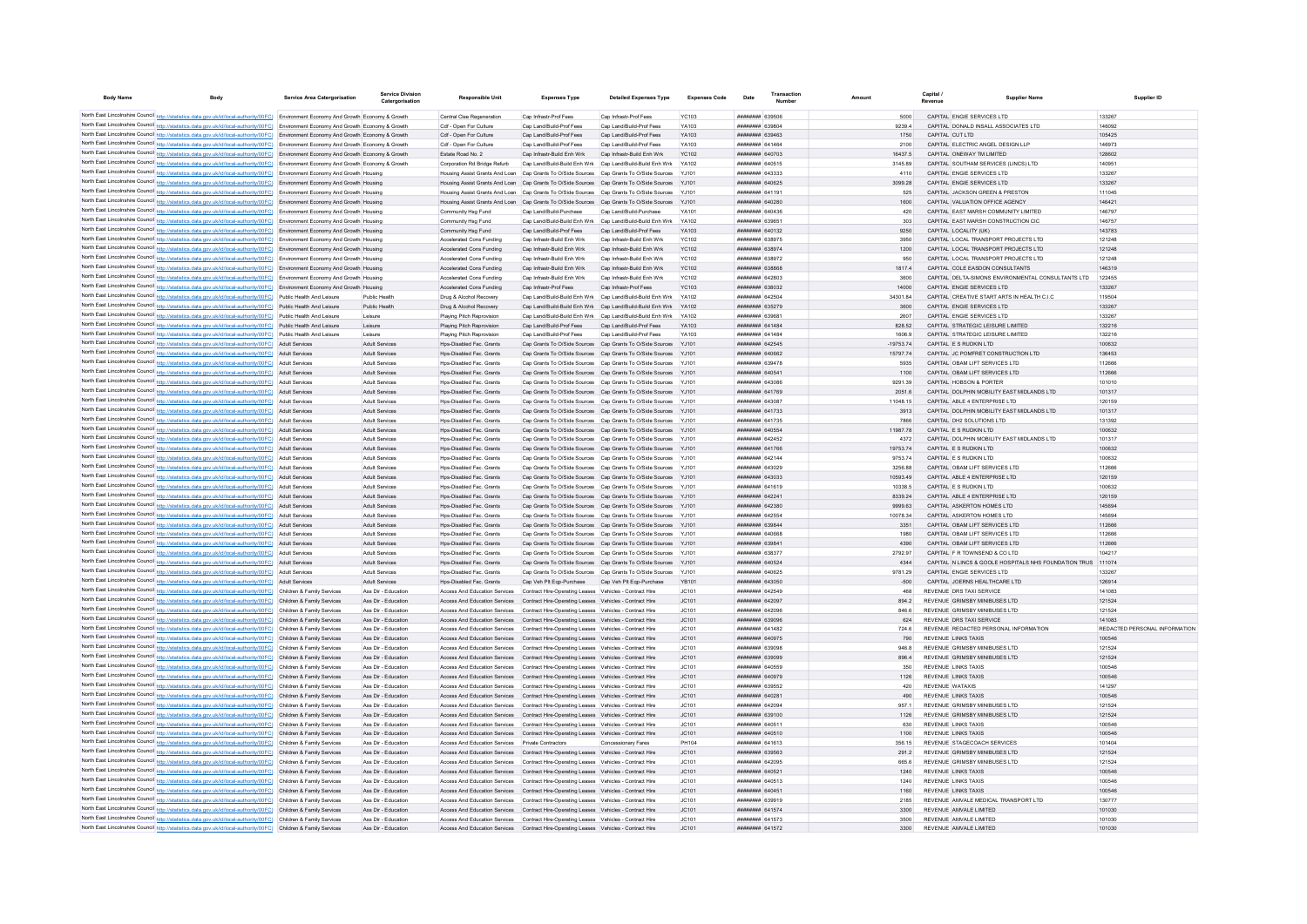| Body Name | Body | Service Area Catergorisation | Service Division Catergorisation | Responsible Unit | Expenses Type | Detailed Expenses Type | Expenses Code | Date | Transaction Number | Amount | Capital / Revenue | Supplier Name | Supplier ID |
|---|---|---|---|---|---|---|---|---|---|---|---|---|---|
| North East Lincolnshire Council | http://statistics.data.gov.uk/id/local-authority/00FC) | Environment Economy And Growth | Economy & Growth | Central Clee Regeneration | Cap Infrastr-Prof Fees | Cap Infrastr-Prof Fees | YC103 | ######## | 639506 | 5000 | CAPITAL | ENGIE SERVICES LTD | 133267 |
| North East Lincolnshire Council | http://statistics.data.gov.uk/id/local-authority/00FC) | Environment Economy And Growth | Economy & Growth | Cdf - Open For Culture | Cap Land/Build-Prof Fees | Cap Land/Build-Prof Fees | YA103 | ######## | 639804 | 9239.4 | CAPITAL | DONALD INSALL ASSOCIATES LTD | 146092 |
| North East Lincolnshire Council | http://statistics.data.gov.uk/id/local-authority/00FC) | Environment Economy And Growth | Economy & Growth | Cdf - Open For Culture | Cap Land/Build-Prof Fees | Cap Land/Build-Prof Fees | YA103 | ######## | 639463 | 1750 | CAPITAL | CUT LTD | 105425 |
| North East Lincolnshire Council | http://statistics.data.gov.uk/id/local-authority/00FC) | Environment Economy And Growth | Economy & Growth | Cdf - Open For Culture | Cap Land/Build-Prof Fees | Cap Land/Build-Prof Fees | YA103 | ######## | 641464 | 2100 | CAPITAL | ELECTRIC ANGEL DESIGN LLP | 146973 |
| North East Lincolnshire Council | http://statistics.data.gov.uk/id/local-authority/00FC) | Environment Economy And Growth | Economy & Growth | Estate Road No. 2 | Cap Infrastr-Build Enh Wrk | Cap Infrastr-Build Enh Wrk | YC102 | ######## | 640703 | 16437.5 | CAPITAL | ONEWAY TM LIMITED | 128602 |
| North East Lincolnshire Council | http://statistics.data.gov.uk/id/local-authority/00FC) | Environment Economy And Growth | Economy & Growth | Corporation Rd Bridge Refurb | Cap Land/Build-Build Enh Wrk | Cap Land/Build-Build Enh Wrk | YA102 | ######## | 640515 | 3145.89 | CAPITAL | SOUTHAM SERVICES (LINCS) LTD | 140951 |
| North East Lincolnshire Council | http://statistics.data.gov.uk/id/local-authority/00FC) | Environment Economy And Growth | Housing | Housing Assist Grants And Loan | Cap Grants To O/Side Sources | Cap Grants To O/Side Sources | YJ101 | ######## | 643333 | 4110 | CAPITAL | ENGIE SERVICES LTD | 133267 |
| North East Lincolnshire Council | http://statistics.data.gov.uk/id/local-authority/00FC) | Environment Economy And Growth | Housing | Housing Assist Grants And Loan | Cap Grants To O/Side Sources | Cap Grants To O/Side Sources | YJ101 | ######## | 640625 | 3099.28 | CAPITAL | ENGIE SERVICES LTD | 133267 |
| North East Lincolnshire Council | http://statistics.data.gov.uk/id/local-authority/00FC) | Environment Economy And Growth | Housing | Housing Assist Grants And Loan | Cap Grants To O/Side Sources | Cap Grants To O/Side Sources | YJ101 | ######## | 641191 | 525 | CAPITAL | JACKSON GREEN & PRESTON | 111045 |
| North East Lincolnshire Council | http://statistics.data.gov.uk/id/local-authority/00FC) | Environment Economy And Growth | Housing | Housing Assist Grants And Loan | Cap Grants To O/Side Sources | Cap Grants To O/Side Sources | YJ101 | ######## | 640280 | 1600 | CAPITAL | VALUATION OFFICE AGENCY | 146421 |
| North East Lincolnshire Council | http://statistics.data.gov.uk/id/local-authority/00FC) | Environment Economy And Growth | Housing | Community Hsg Fund | Cap Land/Build-Purchase | Cap Land/Build-Purchase | YA101 | ######## | 640436 | 420 | CAPITAL | EAST MARSH COMMUNITY LIMITED | 146797 |
| North East Lincolnshire Council | http://statistics.data.gov.uk/id/local-authority/00FC) | Environment Economy And Growth | Housing | Community Hsg Fund | Cap Land/Build-Build Enh Wrk | Cap Land/Build-Build Enh Wrk | YA102 | ######## | 639651 | 303 | CAPITAL | EAST MARSH CONSTRUCTION CIC | 146757 |
| North East Lincolnshire Council | http://statistics.data.gov.uk/id/local-authority/00FC) | Environment Economy And Growth | Housing | Community Hsg Fund | Cap Land/Build-Prof Fees | Cap Land/Build-Prof Fees | YA103 | ######## | 640132 | 9250 | CAPITAL | LOCALITY (UK) | 143783 |
| North East Lincolnshire Council | http://statistics.data.gov.uk/id/local-authority/00FC) | Environment Economy And Growth | Housing | Accelerated Cons Funding | Cap Infrastr-Build Enh Wrk | Cap Infrastr-Build Enh Wrk | YC102 | ######## | 638975 | 3950 | CAPITAL | LOCAL TRANSPORT PROJECTS LTD | 121248 |
| North East Lincolnshire Council | http://statistics.data.gov.uk/id/local-authority/00FC) | Environment Economy And Growth | Housing | Accelerated Cons Funding | Cap Infrastr-Build Enh Wrk | Cap Infrastr-Build Enh Wrk | YC102 | ######## | 638974 | 1200 | CAPITAL | LOCAL TRANSPORT PROJECTS LTD | 121248 |
| North East Lincolnshire Council | http://statistics.data.gov.uk/id/local-authority/00FC) | Environment Economy And Growth | Housing | Accelerated Cons Funding | Cap Infrastr-Build Enh Wrk | Cap Infrastr-Build Enh Wrk | YC102 | ######## | 638972 | 950 | CAPITAL | LOCAL TRANSPORT PROJECTS LTD | 121248 |
| North East Lincolnshire Council | http://statistics.data.gov.uk/id/local-authority/00FC) | Environment Economy And Growth | Housing | Accelerated Cons Funding | Cap Infrastr-Build Enh Wrk | Cap Infrastr-Build Enh Wrk | YC102 | ######## | 638868 | 1817.4 | CAPITAL | COLE EASDON CONSULTANTS | 146319 |
| North East Lincolnshire Council | http://statistics.data.gov.uk/id/local-authority/00FC) | Environment Economy And Growth | Housing | Accelerated Cons Funding | Cap Infrastr-Build Enh Wrk | Cap Infrastr-Build Enh Wrk | YC102 | ######## | 642803 | 3600 | CAPITAL | DELTA-SIMONS ENVIRONMENTAL CONSULTANTS LTD | 122455 |
| North East Lincolnshire Council | http://statistics.data.gov.uk/id/local-authority/00FC) | Environment Economy And Growth | Housing | Accelerated Cons Funding | Cap Infrastr-Prof Fees | Cap Infrastr-Prof Fees | YC103 | ######## | 638032 | 14000 | CAPITAL | ENGIE SERVICES LTD | 133267 |
| North East Lincolnshire Council | http://statistics.data.gov.uk/id/local-authority/00FC) | Public Health And Leisure | Public Health | Drug & Alcohol Recovery | Cap Land/Build-Build Enh Wrk | Cap Land/Build-Build Enh Wrk | YA102 | ######## | 642504 | 34301.84 | CAPITAL | CREATIVE START ARTS IN HEALTH C.I.C | 119504 |
| North East Lincolnshire Council | http://statistics.data.gov.uk/id/local-authority/00FC) | Public Health And Leisure | Public Health | Drug & Alcohol Recovery | Cap Land/Build-Build Enh Wrk | Cap Land/Build-Build Enh Wrk | YA102 | ######## | 635279 | 3600 | CAPITAL | ENGIE SERVICES LTD | 133267 |
| North East Lincolnshire Council | http://statistics.data.gov.uk/id/local-authority/00FC) | Public Health And Leisure | Leisure | Playing Pitch Reprovision | Cap Land/Build-Build Enh Wrk | Cap Land/Build-Build Enh Wrk | YA102 | ######## | 639681 | 2607 | CAPITAL | ENGIE SERVICES LTD | 133267 |
| North East Lincolnshire Council | http://statistics.data.gov.uk/id/local-authority/00FC) | Public Health And Leisure | Leisure | Playing Pitch Reprovision | Cap Land/Build-Prof Fees | Cap Land/Build-Prof Fees | YA103 | ######## | 641484 | 828.52 | CAPITAL | STRATEGIC LEISURE LIMITED | 132216 |
| North East Lincolnshire Council | http://statistics.data.gov.uk/id/local-authority/00FC) | Public Health And Leisure | Leisure | Playing Pitch Reprovision | Cap Land/Build-Prof Fees | Cap Land/Build-Prof Fees | YA103 | ######## | 641484 | 1606.9 | CAPITAL | STRATEGIC LEISURE LIMITED | 132216 |
| North East Lincolnshire Council | http://statistics.data.gov.uk/id/local-authority/00FC) | Adult Services | Adult Services | Hps-Disabled Fac. Grants | Cap Grants To O/Side Sources | Cap Grants To O/Side Sources | YJ101 | ######## | 642545 | -19753.74 | CAPITAL | E S RUDKIN LTD | 100632 |
| North East Lincolnshire Council | http://statistics.data.gov.uk/id/local-authority/00FC) | Adult Services | Adult Services | Hps-Disabled Fac. Grants | Cap Grants To O/Side Sources | Cap Grants To O/Side Sources | YJ101 | ######## | 640662 | 15797.74 | CAPITAL | JC POMFRET CONSTRUCTION LTD | 136453 |
| North East Lincolnshire Council | http://statistics.data.gov.uk/id/local-authority/00FC) | Adult Services | Adult Services | Hps-Disabled Fac. Grants | Cap Grants To O/Side Sources | Cap Grants To O/Side Sources | YJ101 | ######## | 639478 | 5935 | CAPITAL | OBAM LIFT SERVICES LTD | 112666 |
| North East Lincolnshire Council | http://statistics.data.gov.uk/id/local-authority/00FC) | Adult Services | Adult Services | Hps-Disabled Fac. Grants | Cap Grants To O/Side Sources | Cap Grants To O/Side Sources | YJ101 | ######## | 640541 | 1100 | CAPITAL | OBAM LIFT SERVICES LTD | 112666 |
| North East Lincolnshire Council | http://statistics.data.gov.uk/id/local-authority/00FC) | Adult Services | Adult Services | Hps-Disabled Fac. Grants | Cap Grants To O/Side Sources | Cap Grants To O/Side Sources | YJ101 | ######## | 643086 | 9291.39 | CAPITAL | HOBSON & PORTER | 101010 |
| North East Lincolnshire Council | http://statistics.data.gov.uk/id/local-authority/00FC) | Adult Services | Adult Services | Hps-Disabled Fac. Grants | Cap Grants To O/Side Sources | Cap Grants To O/Side Sources | YJ101 | ######## | 641769 | 2051.6 | CAPITAL | DOLPHIN MOBILITY EAST MIDLANDS LTD | 101317 |
| North East Lincolnshire Council | http://statistics.data.gov.uk/id/local-authority/00FC) | Adult Services | Adult Services | Hps-Disabled Fac. Grants | Cap Grants To O/Side Sources | Cap Grants To O/Side Sources | YJ101 | ######## | 643087 | 11046.15 | CAPITAL | ABLE 4 ENTERPRISE LTD | 120159 |
| North East Lincolnshire Council | http://statistics.data.gov.uk/id/local-authority/00FC) | Adult Services | Adult Services | Hps-Disabled Fac. Grants | Cap Grants To O/Side Sources | Cap Grants To O/Side Sources | YJ101 | ######## | 641733 | 3913 | CAPITAL | DOLPHIN MOBILITY EAST MIDLANDS LTD | 101317 |
| North East Lincolnshire Council | http://statistics.data.gov.uk/id/local-authority/00FC) | Adult Services | Adult Services | Hps-Disabled Fac. Grants | Cap Grants To O/Side Sources | Cap Grants To O/Side Sources | YJ101 | ######## | 641735 | 7866 | CAPITAL | DH2 SOLUTIONS LTD | 131392 |
| North East Lincolnshire Council | http://statistics.data.gov.uk/id/local-authority/00FC) | Adult Services | Adult Services | Hps-Disabled Fac. Grants | Cap Grants To O/Side Sources | Cap Grants To O/Side Sources | YJ101 | ######## | 640554 | 11987.78 | CAPITAL | E S RUDKIN LTD | 100632 |
| North East Lincolnshire Council | http://statistics.data.gov.uk/id/local-authority/00FC) | Adult Services | Adult Services | Hps-Disabled Fac. Grants | Cap Grants To O/Side Sources | Cap Grants To O/Side Sources | YJ101 | ######## | 642452 | 4372 | CAPITAL | DOLPHIN MOBILITY EAST MIDLANDS LTD | 101317 |
| North East Lincolnshire Council | http://statistics.data.gov.uk/id/local-authority/00FC) | Adult Services | Adult Services | Hps-Disabled Fac. Grants | Cap Grants To O/Side Sources | Cap Grants To O/Side Sources | YJ101 | ######## | 641766 | 19753.74 | CAPITAL | E S RUDKIN LTD | 100632 |
| North East Lincolnshire Council | http://statistics.data.gov.uk/id/local-authority/00FC) | Adult Services | Adult Services | Hps-Disabled Fac. Grants | Cap Grants To O/Side Sources | Cap Grants To O/Side Sources | YJ101 | ######## | 642144 | 9753.74 | CAPITAL | E S RUDKIN LTD | 100632 |
| North East Lincolnshire Council | http://statistics.data.gov.uk/id/local-authority/00FC) | Adult Services | Adult Services | Hps-Disabled Fac. Grants | Cap Grants To O/Side Sources | Cap Grants To O/Side Sources | YJ101 | ######## | 643029 | 3256.88 | CAPITAL | OBAM LIFT SERVICES LTD | 112666 |
| North East Lincolnshire Council | http://statistics.data.gov.uk/id/local-authority/00FC) | Adult Services | Adult Services | Hps-Disabled Fac. Grants | Cap Grants To O/Side Sources | Cap Grants To O/Side Sources | YJ101 | ######## | 643033 | 10593.49 | CAPITAL | ABLE 4 ENTERPRISE LTD | 120159 |
| North East Lincolnshire Council | http://statistics.data.gov.uk/id/local-authority/00FC) | Adult Services | Adult Services | Hps-Disabled Fac. Grants | Cap Grants To O/Side Sources | Cap Grants To O/Side Sources | YJ101 | ######## | 641619 | 10338.5 | CAPITAL | E S RUDKIN LTD | 100632 |
| North East Lincolnshire Council | http://statistics.data.gov.uk/id/local-authority/00FC) | Adult Services | Adult Services | Hps-Disabled Fac. Grants | Cap Grants To O/Side Sources | Cap Grants To O/Side Sources | YJ101 | ######## | 642241 | 8339.24 | CAPITAL | ABLE 4 ENTERPRISE LTD | 120159 |
| North East Lincolnshire Council | http://statistics.data.gov.uk/id/local-authority/00FC) | Adult Services | Adult Services | Hps-Disabled Fac. Grants | Cap Grants To O/Side Sources | Cap Grants To O/Side Sources | YJ101 | ######## | 642380 | 9999.63 | CAPITAL | ASKERTON HOMES LTD | 145694 |
| North East Lincolnshire Council | http://statistics.data.gov.uk/id/local-authority/00FC) | Adult Services | Adult Services | Hps-Disabled Fac. Grants | Cap Grants To O/Side Sources | Cap Grants To O/Side Sources | YJ101 | ######## | 642554 | 10078.34 | CAPITAL | ASKERTON HOMES LTD | 145694 |
| North East Lincolnshire Council | http://statistics.data.gov.uk/id/local-authority/00FC) | Adult Services | Adult Services | Hps-Disabled Fac. Grants | Cap Grants To O/Side Sources | Cap Grants To O/Side Sources | YJ101 | ######## | 639844 | 3351 | CAPITAL | OBAM LIFT SERVICES LTD | 112666 |
| North East Lincolnshire Council | http://statistics.data.gov.uk/id/local-authority/00FC) | Adult Services | Adult Services | Hps-Disabled Fac. Grants | Cap Grants To O/Side Sources | Cap Grants To O/Side Sources | YJ101 | ######## | 640668 | 1980 | CAPITAL | OBAM LIFT SERVICES LTD | 112666 |
| North East Lincolnshire Council | http://statistics.data.gov.uk/id/local-authority/00FC) | Adult Services | Adult Services | Hps-Disabled Fac. Grants | Cap Grants To O/Side Sources | Cap Grants To O/Side Sources | YJ101 | ######## | 639841 | 4390 | CAPITAL | OBAM LIFT SERVICES LTD | 112666 |
| North East Lincolnshire Council | http://statistics.data.gov.uk/id/local-authority/00FC) | Adult Services | Adult Services | Hps-Disabled Fac. Grants | Cap Grants To O/Side Sources | Cap Grants To O/Side Sources | YJ101 | ######## | 638377 | 2792.97 | CAPITAL | F R TOWNSEND & CO LTD | 104217 |
| North East Lincolnshire Council | http://statistics.data.gov.uk/id/local-authority/00FC) | Adult Services | Adult Services | Hps-Disabled Fac. Grants | Cap Grants To O/Side Sources | Cap Grants To O/Side Sources | YJ101 | ######## | 640524 | 4344 | CAPITAL | N LINCS & GOOLE HOSPITALS NHS FOUNDATION TRUS | 111074 |
| North East Lincolnshire Council | http://statistics.data.gov.uk/id/local-authority/00FC) | Adult Services | Adult Services | Hps-Disabled Fac. Grants | Cap Grants To O/Side Sources | Cap Grants To O/Side Sources | YJ101 | ######## | 640625 | 9781.29 | CAPITAL | ENGIE SERVICES LTD | 133267 |
| North East Lincolnshire Council | http://statistics.data.gov.uk/id/local-authority/00FC) | Adult Services | Adult Services | Hps-Disabled Fac. Grants | Cap Veh Plt Eqp-Purchase | Cap Veh Plt Eqp-Purchase | YB101 | ######## | 643050 | -500 | CAPITAL | JOERNS HEALTHCARE LTD | 126914 |
| North East Lincolnshire Council | http://statistics.data.gov.uk/id/local-authority/00FC) | Children & Family Services | Ass Dir - Education | Access And Education Services | Contract Hire-Operating Leases | Vehicles - Contract Hire | JC101 | ######## | 642549 | 468 | REVENUE | DRS TAXI SERVICE | 141083 |
| North East Lincolnshire Council | http://statistics.data.gov.uk/id/local-authority/00FC) | Children & Family Services | Ass Dir - Education | Access And Education Services | Contract Hire-Operating Leases | Vehicles - Contract Hire | JC101 | ######## | 642097 | 894.2 | REVENUE | GRIMSBY MINIBUSES LTD | 121524 |
| North East Lincolnshire Council | http://statistics.data.gov.uk/id/local-authority/00FC) | Children & Family Services | Ass Dir - Education | Access And Education Services | Contract Hire-Operating Leases | Vehicles - Contract Hire | JC101 | ######## | 642096 | 846.6 | REVENUE | GRIMSBY MINIBUSES LTD | 121524 |
| North East Lincolnshire Council | http://statistics.data.gov.uk/id/local-authority/00FC) | Children & Family Services | Ass Dir - Education | Access And Education Services | Contract Hire-Operating Leases | Vehicles - Contract Hire | JC101 | ######## | 639096 | 624 | REVENUE | DRS TAXI SERVICE | 141083 |
| North East Lincolnshire Council | http://statistics.data.gov.uk/id/local-authority/00FC) | Children & Family Services | Ass Dir - Education | Access And Education Services | Contract Hire-Operating Leases | Vehicles - Contract Hire | JC101 | ######## | 641482 | 724.6 | REVENUE | REDACTED PERSONAL INFORMATION | REDACTED PERSONAL INFORMATION |
| North East Lincolnshire Council | http://statistics.data.gov.uk/id/local-authority/00FC) | Children & Family Services | Ass Dir - Education | Access And Education Services | Contract Hire-Operating Leases | Vehicles - Contract Hire | JC101 | ######## | 640975 | 790 | REVENUE | LINKS TAXIS | 100546 |
| North East Lincolnshire Council | http://statistics.data.gov.uk/id/local-authority/00FC) | Children & Family Services | Ass Dir - Education | Access And Education Services | Contract Hire-Operating Leases | Vehicles - Contract Hire | JC101 | ######## | 639098 | 946.8 | REVENUE | GRIMSBY MINIBUSES LTD | 121524 |
| North East Lincolnshire Council | http://statistics.data.gov.uk/id/local-authority/00FC) | Children & Family Services | Ass Dir - Education | Access And Education Services | Contract Hire-Operating Leases | Vehicles - Contract Hire | JC101 | ######## | 639099 | 896.4 | REVENUE | GRIMSBY MINIBUSES LTD | 121524 |
| North East Lincolnshire Council | http://statistics.data.gov.uk/id/local-authority/00FC) | Children & Family Services | Ass Dir - Education | Access And Education Services | Contract Hire-Operating Leases | Vehicles - Contract Hire | JC101 | ######## | 640559 | 350 | REVENUE | LINKS TAXIS | 100546 |
| North East Lincolnshire Council | http://statistics.data.gov.uk/id/local-authority/00FC) | Children & Family Services | Ass Dir - Education | Access And Education Services | Contract Hire-Operating Leases | Vehicles - Contract Hire | JC101 | ######## | 640979 | 1126 | REVENUE | LINKS TAXIS | 100546 |
| North East Lincolnshire Council | http://statistics.data.gov.uk/id/local-authority/00FC) | Children & Family Services | Ass Dir - Education | Access And Education Services | Contract Hire-Operating Leases | Vehicles - Contract Hire | JC101 | ######## | 639552 | 420 | REVENUE | WATAXIS | 141297 |
| North East Lincolnshire Council | http://statistics.data.gov.uk/id/local-authority/00FC) | Children & Family Services | Ass Dir - Education | Access And Education Services | Contract Hire-Operating Leases | Vehicles - Contract Hire | JC101 | ######## | 640281 | 490 | REVENUE | LINKS TAXIS | 100546 |
| North East Lincolnshire Council | http://statistics.data.gov.uk/id/local-authority/00FC) | Children & Family Services | Ass Dir - Education | Access And Education Services | Contract Hire-Operating Leases | Vehicles - Contract Hire | JC101 | ######## | 642094 | 957.1 | REVENUE | GRIMSBY MINIBUSES LTD | 121524 |
| North East Lincolnshire Council | http://statistics.data.gov.uk/id/local-authority/00FC) | Children & Family Services | Ass Dir - Education | Access And Education Services | Contract Hire-Operating Leases | Vehicles - Contract Hire | JC101 | ######## | 639100 | 1126 | REVENUE | GRIMSBY MINIBUSES LTD | 121524 |
| North East Lincolnshire Council | http://statistics.data.gov.uk/id/local-authority/00FC) | Children & Family Services | Ass Dir - Education | Access And Education Services | Contract Hire-Operating Leases | Vehicles - Contract Hire | JC101 | ######## | 640511 | 630 | REVENUE | LINKS TAXIS | 100546 |
| North East Lincolnshire Council | http://statistics.data.gov.uk/id/local-authority/00FC) | Children & Family Services | Ass Dir - Education | Access And Education Services | Contract Hire-Operating Leases | Vehicles - Contract Hire | JC101 | ######## | 640510 | 1100 | REVENUE | LINKS TAXIS | 100546 |
| North East Lincolnshire Council | http://statistics.data.gov.uk/id/local-authority/00FC) | Children & Family Services | Ass Dir - Education | Access And Education Services | Private Contractors | Concessionary Fares | PH104 | ######## | 641613 | 356.15 | REVENUE | STAGECOACH SERVICES | 101404 |
| North East Lincolnshire Council | http://statistics.data.gov.uk/id/local-authority/00FC) | Children & Family Services | Ass Dir - Education | Access And Education Services | Contract Hire-Operating Leases | Vehicles - Contract Hire | JC101 | ######## | 639563 | 291.2 | REVENUE | GRIMSBY MINIBUSES LTD | 121524 |
| North East Lincolnshire Council | http://statistics.data.gov.uk/id/local-authority/00FC) | Children & Family Services | Ass Dir - Education | Access And Education Services | Contract Hire-Operating Leases | Vehicles - Contract Hire | JC101 | ######## | 642095 | 665.6 | REVENUE | GRIMSBY MINIBUSES LTD | 121524 |
| North East Lincolnshire Council | http://statistics.data.gov.uk/id/local-authority/00FC) | Children & Family Services | Ass Dir - Education | Access And Education Services | Contract Hire-Operating Leases | Vehicles - Contract Hire | JC101 | ######## | 640521 | 1240 | REVENUE | LINKS TAXIS | 100546 |
| North East Lincolnshire Council | http://statistics.data.gov.uk/id/local-authority/00FC) | Children & Family Services | Ass Dir - Education | Access And Education Services | Contract Hire-Operating Leases | Vehicles - Contract Hire | JC101 | ######## | 640513 | 1240 | REVENUE | LINKS TAXIS | 100546 |
| North East Lincolnshire Council | http://statistics.data.gov.uk/id/local-authority/00FC) | Children & Family Services | Ass Dir - Education | Access And Education Services | Contract Hire-Operating Leases | Vehicles - Contract Hire | JC101 | ######## | 640451 | 1160 | REVENUE | LINKS TAXIS | 100546 |
| North East Lincolnshire Council | http://statistics.data.gov.uk/id/local-authority/00FC) | Children & Family Services | Ass Dir - Education | Access And Education Services | Contract Hire-Operating Leases | Vehicles - Contract Hire | JC101 | ######## | 639919 | 2185 | REVENUE | AMVALE MEDICAL TRANSPORT LTD | 130777 |
| North East Lincolnshire Council | http://statistics.data.gov.uk/id/local-authority/00FC) | Children & Family Services | Ass Dir - Education | Access And Education Services | Contract Hire-Operating Leases | Vehicles - Contract Hire | JC101 | ######## | 641574 | 3300 | REVENUE | AMVALE LIMITED | 101030 |
| North East Lincolnshire Council | http://statistics.data.gov.uk/id/local-authority/00FC) | Children & Family Services | Ass Dir - Education | Access And Education Services | Contract Hire-Operating Leases | Vehicles - Contract Hire | JC101 | ######## | 641573 | 3500 | REVENUE | AMVALE LIMITED | 101030 |
| North East Lincolnshire Council | http://statistics.data.gov.uk/id/local-authority/00FC) | Children & Family Services | Ass Dir - Education | Access And Education Services | Contract Hire-Operating Leases | Vehicles - Contract Hire | JC101 | ######## | 641572 | 3300 | REVENUE | AMVALE LIMITED | 101030 |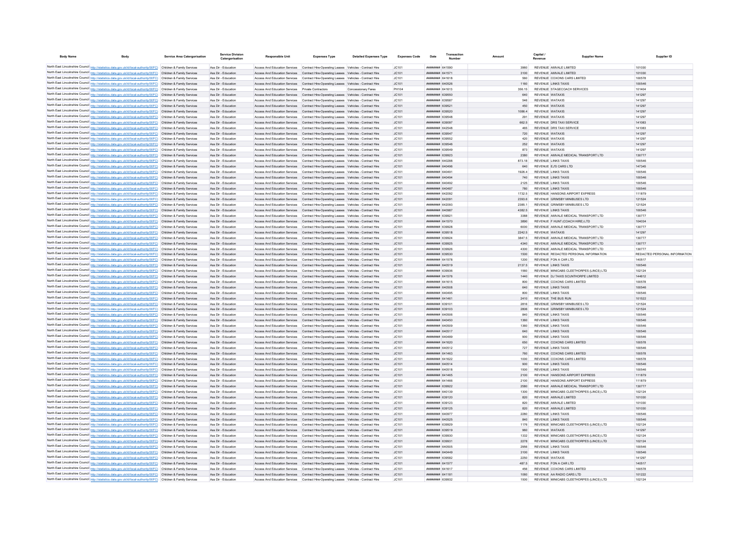| Body Name | Body | Service Area Catergorisation | Service Division Catergorisation | Responsible Unit | Expenses Type | Detailed Expenses Type | Expenses Code | Date | Transaction Number | Amount | Capital / Revenue | Supplier Name | Supplier ID |
|---|---|---|---|---|---|---|---|---|---|---|---|---|---|
| North East Lincolnshire Council | http://statistics.data.gov.uk/id/local-authority/00FC) | Children & Family Services | Ass Dir - Education | Access And Education Services | Contract Hire-Operating Leases | Vehicles - Contract Hire | JC101 | ######## | 641590 | 3960 | REVENUE | AMVALE LIMITED | 101030 |
| North East Lincolnshire Council | http://statistics.data.gov.uk/id/local-authority/00FC) | Children & Family Services | Ass Dir - Education | Access And Education Services | Contract Hire-Operating Leases | Vehicles - Contract Hire | JC101 | ######## | 641571 | 3100 | REVENUE | AMVALE LIMITED | 101030 |
| North East Lincolnshire Council | http://statistics.data.gov.uk/id/local-authority/00FC) | Children & Family Services | Ass Dir - Education | Access And Education Services | Contract Hire-Operating Leases | Vehicles - Contract Hire | JC101 | ######## | 641618 | 560 | REVENUE | COXONS CARS LIMITED | 100578 |
| North East Lincolnshire Council | http://statistics.data.gov.uk/id/local-authority/00FC) | Children & Family Services | Ass Dir - Education | Access And Education Services | Contract Hire-Operating Leases | Vehicles - Contract Hire | JC101 | ######## | 640526 | 1160 | REVENUE | LINKS TAXIS | 100546 |
| North East Lincolnshire Council | http://statistics.data.gov.uk/id/local-authority/00FC) | Children & Family Services | Ass Dir - Education | Access And Education Services | Private Contractors | Concessionary Fares | PH104 | ######## | 641613 | 356.15 | REVENUE | STAGECOACH SERVICES | 101404 |
| North East Lincolnshire Council | http://statistics.data.gov.uk/id/local-authority/00FC) | Children & Family Services | Ass Dir - Education | Access And Education Services | Contract Hire-Operating Leases | Vehicles - Contract Hire | JC101 | ######## | 639550 | 640 | REVENUE | WATAXIS | 141297 |
| North East Lincolnshire Council | http://statistics.data.gov.uk/id/local-authority/00FC) | Children & Family Services | Ass Dir - Education | Access And Education Services | Contract Hire-Operating Leases | Vehicles - Contract Hire | JC101 | ######## | 639587 | 546 | REVENUE | WATAXIS | 141297 |
| North East Lincolnshire Council | http://statistics.data.gov.uk/id/local-authority/00FC) | Children & Family Services | Ass Dir - Education | Access And Education Services | Contract Hire-Operating Leases | Vehicles - Contract Hire | JC101 | ######## | 639521 | 450 | REVENUE | WATAXIS | 141297 |
| North East Lincolnshire Council | http://statistics.data.gov.uk/id/local-authority/00FC) | Children & Family Services | Ass Dir - Education | Access And Education Services | Contract Hire-Operating Leases | Vehicles - Contract Hire | JC101 | ######## | 639520 | 1086.4 | REVENUE | WATAXIS | 141297 |
| North East Lincolnshire Council | http://statistics.data.gov.uk/id/local-authority/00FC) | Children & Family Services | Ass Dir - Education | Access And Education Services | Contract Hire-Operating Leases | Vehicles - Contract Hire | JC101 | ######## | 639548 | 291 | REVENUE | WATAXIS | 141297 |
| North East Lincolnshire Council | http://statistics.data.gov.uk/id/local-authority/00FC) | Children & Family Services | Ass Dir - Education | Access And Education Services | Contract Hire-Operating Leases | Vehicles - Contract Hire | JC101 | ######## | 639097 | 662.5 | REVENUE | DRS TAXI SERVICE | 141083 |
| North East Lincolnshire Council | http://statistics.data.gov.uk/id/local-authority/00FC) | Children & Family Services | Ass Dir - Education | Access And Education Services | Contract Hire-Operating Leases | Vehicles - Contract Hire | JC101 | ######## | 642548 | 465 | REVENUE | DRS TAXI SERVICE | 141083 |
| North East Lincolnshire Council | http://statistics.data.gov.uk/id/local-authority/00FC) | Children & Family Services | Ass Dir - Education | Access And Education Services | Contract Hire-Operating Leases | Vehicles - Contract Hire | JC101 | ######## | 639547 | 720 | REVENUE | WATAXIS | 141297 |
| North East Lincolnshire Council | http://statistics.data.gov.uk/id/local-authority/00FC) | Children & Family Services | Ass Dir - Education | Access And Education Services | Contract Hire-Operating Leases | Vehicles - Contract Hire | JC101 | ######## | 639552 | 420 | REVENUE | WATAXIS | 141297 |
| North East Lincolnshire Council | http://statistics.data.gov.uk/id/local-authority/00FC) | Children & Family Services | Ass Dir - Education | Access And Education Services | Contract Hire-Operating Leases | Vehicles - Contract Hire | JC101 | ######## | 639546 | 252 | REVENUE | WATAXIS | 141297 |
| North East Lincolnshire Council | http://statistics.data.gov.uk/id/local-authority/00FC) | Children & Family Services | Ass Dir - Education | Access And Education Services | Contract Hire-Operating Leases | Vehicles - Contract Hire | JC101 | ######## | 639549 | 873 | REVENUE | WATAXIS | 141297 |
| North East Lincolnshire Council | http://statistics.data.gov.uk/id/local-authority/00FC) | Children & Family Services | Ass Dir - Education | Access And Education Services | Contract Hire-Operating Leases | Vehicles - Contract Hire | JC101 | ######## | 639923 | 2380 | REVENUE | AMVALE MEDICAL TRANSPORT LTD | 130777 |
| North East Lincolnshire Council | http://statistics.data.gov.uk/id/local-authority/00FC) | Children & Family Services | Ass Dir - Education | Access And Education Services | Contract Hire-Operating Leases | Vehicles - Contract Hire | JC101 | ######## | 640288 | 873.18 | REVENUE | LINKS TAXIS | 100546 |
| North East Lincolnshire Council | http://statistics.data.gov.uk/id/local-authority/00FC) | Children & Family Services | Ass Dir - Education | Access And Education Services | Contract Hire-Operating Leases | Vehicles - Contract Hire | JC101 | ######## | 640498 | 640 | REVENUE | EJ'S CARS LTD | 147345 |
| North East Lincolnshire Council | http://statistics.data.gov.uk/id/local-authority/00FC) | Children & Family Services | Ass Dir - Education | Access And Education Services | Contract Hire-Operating Leases | Vehicles - Contract Hire | JC101 | ######## | 640491 | 1926.4 | REVENUE | LINKS TAXIS | 100546 |
| North East Lincolnshire Council | http://statistics.data.gov.uk/id/local-authority/00FC) | Children & Family Services | Ass Dir - Education | Access And Education Services | Contract Hire-Operating Leases | Vehicles - Contract Hire | JC101 | ######## | 640494 | 740 | REVENUE | LINKS TAXIS | 100546 |
| North East Lincolnshire Council | http://statistics.data.gov.uk/id/local-authority/00FC) | Children & Family Services | Ass Dir - Education | Access And Education Services | Contract Hire-Operating Leases | Vehicles - Contract Hire | JC101 | ######## | 640492 | 2125 | REVENUE | LINKS TAXIS | 100546 |
| North East Lincolnshire Council | http://statistics.data.gov.uk/id/local-authority/00FC) | Children & Family Services | Ass Dir - Education | Access And Education Services | Contract Hire-Operating Leases | Vehicles - Contract Hire | JC101 | ######## | 640487 | 780 | REVENUE | LINKS TAXIS | 100546 |
| North East Lincolnshire Council | http://statistics.data.gov.uk/id/local-authority/00FC) | Children & Family Services | Ass Dir - Education | Access And Education Services | Contract Hire-Operating Leases | Vehicles - Contract Hire | JC101 | ######## | 642092 | 1732.5 | REVENUE | HANSONS AIRPORT EXPRESS | 111879 |
| North East Lincolnshire Council | http://statistics.data.gov.uk/id/local-authority/00FC) | Children & Family Services | Ass Dir - Education | Access And Education Services | Contract Hire-Operating Leases | Vehicles - Contract Hire | JC101 | ######## | 642091 | 2393.6 | REVENUE | GRIMSBY MINIBUSES LTD | 121524 |
| North East Lincolnshire Council | http://statistics.data.gov.uk/id/local-authority/00FC) | Children & Family Services | Ass Dir - Education | Access And Education Services | Contract Hire-Operating Leases | Vehicles - Contract Hire | JC101 | ######## | 642093 | 2385.1 | REVENUE | GRIMSBY MINIBUSES LTD | 121524 |
| North East Lincolnshire Council | http://statistics.data.gov.uk/id/local-authority/00FC) | Children & Family Services | Ass Dir - Education | Access And Education Services | Contract Hire-Operating Leases | Vehicles - Contract Hire | JC101 | ######## | 640887 | 4382.5 | REVENUE | LINKS TAXIS | 100546 |
| North East Lincolnshire Council | http://statistics.data.gov.uk/id/local-authority/00FC) | Children & Family Services | Ass Dir - Education | Access And Education Services | Contract Hire-Operating Leases | Vehicles - Contract Hire | JC101 | ######## | 639921 | 3388 | REVENUE | AMVALE MEDICAL TRANSPORT LTD | 130777 |
| North East Lincolnshire Council | http://statistics.data.gov.uk/id/local-authority/00FC) | Children & Family Services | Ass Dir - Education | Access And Education Services | Contract Hire-Operating Leases | Vehicles - Contract Hire | JC101 | ######## | 641570 | 3890 | REVENUE | F HUNT (COACH HIRE) LTD | 104034 |
| North East Lincolnshire Council | http://statistics.data.gov.uk/id/local-authority/00FC) | Children & Family Services | Ass Dir - Education | Access And Education Services | Contract Hire-Operating Leases | Vehicles - Contract Hire | JC101 | ######## | 639928 | 6000 | REVENUE | AMVALE MEDICAL TRANSPORT LTD | 130777 |
| North East Lincolnshire Council | http://statistics.data.gov.uk/id/local-authority/00FC) | Children & Family Services | Ass Dir - Education | Access And Education Services | Contract Hire-Operating Leases | Vehicles - Contract Hire | JC101 | ######## | 639518 | 2242.5 | REVENUE | WATAXIS | 141297 |
| North East Lincolnshire Council | http://statistics.data.gov.uk/id/local-authority/00FC) | Children & Family Services | Ass Dir - Education | Access And Education Services | Contract Hire-Operating Leases | Vehicles - Contract Hire | JC101 | ######## | 639924 | 3847.5 | REVENUE | AMVALE MEDICAL TRANSPORT LTD | 130777 |
| North East Lincolnshire Council | http://statistics.data.gov.uk/id/local-authority/00FC) | Children & Family Services | Ass Dir - Education | Access And Education Services | Contract Hire-Operating Leases | Vehicles - Contract Hire | JC101 | ######## | 639925 | 4340 | REVENUE | AMVALE MEDICAL TRANSPORT LTD | 130777 |
| North East Lincolnshire Council | http://statistics.data.gov.uk/id/local-authority/00FC) | Children & Family Services | Ass Dir - Education | Access And Education Services | Contract Hire-Operating Leases | Vehicles - Contract Hire | JC101 | ######## | 639926 | 4300 | REVENUE | AMVALE MEDICAL TRANSPORT LTD | 130777 |
| North East Lincolnshire Council | http://statistics.data.gov.uk/id/local-authority/00FC) | Children & Family Services | Ass Dir - Education | Access And Education Services | Contract Hire-Operating Leases | Vehicles - Contract Hire | JC101 | ######## | 639530 | 1500 | REVENUE | REDACTED PERSONAL INFORMATION | REDACTED PERSONAL INFORMATION |
| North East Lincolnshire Council | http://statistics.data.gov.uk/id/local-authority/00FC) | Children & Family Services | Ass Dir - Education | Access And Education Services | Contract Hire-Operating Leases | Vehicles - Contract Hire | JC101 | ######## | 641578 | 1200 | REVENUE | FON A CAR LTD | 140517 |
| North East Lincolnshire Council | http://statistics.data.gov.uk/id/local-authority/00FC) | Children & Family Services | Ass Dir - Education | Access And Education Services | Contract Hire-Operating Leases | Vehicles - Contract Hire | JC101 | ######## | 640519 | 2137.5 | REVENUE | LINKS TAXIS | 100546 |
| North East Lincolnshire Council | http://statistics.data.gov.uk/id/local-authority/00FC) | Children & Family Services | Ass Dir - Education | Access And Education Services | Contract Hire-Operating Leases | Vehicles - Contract Hire | JC101 | ######## | 639936 | 1560 | REVENUE | MINICABS CLEETHORPES (LINCS) LTD | 102124 |
| North East Lincolnshire Council | http://statistics.data.gov.uk/id/local-authority/00FC) | Children & Family Services | Ass Dir - Education | Access And Education Services | Contract Hire-Operating Leases | Vehicles - Contract Hire | JC101 | ######## | 641578 | 1440 | REVENUE | DJ TAXIS SCUNTHORPE LIMITED | 144612 |
| North East Lincolnshire Council | http://statistics.data.gov.uk/id/local-authority/00FC) | Children & Family Services | Ass Dir - Education | Access And Education Services | Contract Hire-Operating Leases | Vehicles - Contract Hire | JC101 | ######## | 641615 | 800 | REVENUE | COXONS CARS LIMITED | 100578 |
| North East Lincolnshire Council | http://statistics.data.gov.uk/id/local-authority/00FC) | Children & Family Services | Ass Dir - Education | Access And Education Services | Contract Hire-Operating Leases | Vehicles - Contract Hire | JC101 | ######## | 640508 | 640 | REVENUE | LINKS TAXIS | 100546 |
| North East Lincolnshire Council | http://statistics.data.gov.uk/id/local-authority/00FC) | Children & Family Services | Ass Dir - Education | Access And Education Services | Contract Hire-Operating Leases | Vehicles - Contract Hire | JC101 | ######## | 640495 | 800 | REVENUE | LINKS TAXIS | 100546 |
| North East Lincolnshire Council | http://statistics.data.gov.uk/id/local-authority/00FC) | Children & Family Services | Ass Dir - Education | Access And Education Services | Contract Hire-Operating Leases | Vehicles - Contract Hire | JC101 | ######## | 641461 | 2410 | REVENUE | THE BUS RUN | 101522 |
| North East Lincolnshire Council | http://statistics.data.gov.uk/id/local-authority/00FC) | Children & Family Services | Ass Dir - Education | Access And Education Services | Contract Hire-Operating Leases | Vehicles - Contract Hire | JC101 | ######## | 639101 | 2816 | REVENUE | GRIMSBY MINIBUSES LTD | 121524 |
| North East Lincolnshire Council | http://statistics.data.gov.uk/id/local-authority/00FC) | Children & Family Services | Ass Dir - Education | Access And Education Services | Contract Hire-Operating Leases | Vehicles - Contract Hire | JC101 | ######## | 639103 | 2808 | REVENUE | GRIMSBY MINIBUSES LTD | 121524 |
| North East Lincolnshire Council | http://statistics.data.gov.uk/id/local-authority/00FC) | Children & Family Services | Ass Dir - Education | Access And Education Services | Contract Hire-Operating Leases | Vehicles - Contract Hire | JC101 | ######## | 640506 | 840 | REVENUE | LINKS TAXIS | 100546 |
| North East Lincolnshire Council | http://statistics.data.gov.uk/id/local-authority/00FC) | Children & Family Services | Ass Dir - Education | Access And Education Services | Contract Hire-Operating Leases | Vehicles - Contract Hire | JC101 | ######## | 640450 | 1360 | REVENUE | LINKS TAXIS | 100546 |
| North East Lincolnshire Council | http://statistics.data.gov.uk/id/local-authority/00FC) | Children & Family Services | Ass Dir - Education | Access And Education Services | Contract Hire-Operating Leases | Vehicles - Contract Hire | JC101 | ######## | 640509 | 1360 | REVENUE | LINKS TAXIS | 100546 |
| North East Lincolnshire Council | http://statistics.data.gov.uk/id/local-authority/00FC) | Children & Family Services | Ass Dir - Education | Access And Education Services | Contract Hire-Operating Leases | Vehicles - Contract Hire | JC101 | ######## | 640517 | 640 | REVENUE | LINKS TAXIS | 100546 |
| North East Lincolnshire Council | http://statistics.data.gov.uk/id/local-authority/00FC) | Children & Family Services | Ass Dir - Education | Access And Education Services | Contract Hire-Operating Leases | Vehicles - Contract Hire | JC101 | ######## | 640489 | 900 | REVENUE | LINKS TAXIS | 100546 |
| North East Lincolnshire Council | http://statistics.data.gov.uk/id/local-authority/00FC) | Children & Family Services | Ass Dir - Education | Access And Education Services | Contract Hire-Operating Leases | Vehicles - Contract Hire | JC101 | ######## | 641620 | 650 | REVENUE | COXONS CARS LIMITED | 100578 |
| North East Lincolnshire Council | http://statistics.data.gov.uk/id/local-authority/00FC) | Children & Family Services | Ass Dir - Education | Access And Education Services | Contract Hire-Operating Leases | Vehicles - Contract Hire | JC101 | ######## | 640512 | 727 | REVENUE | LINKS TAXIS | 100546 |
| North East Lincolnshire Council | http://statistics.data.gov.uk/id/local-authority/00FC) | Children & Family Services | Ass Dir - Education | Access And Education Services | Contract Hire-Operating Leases | Vehicles - Contract Hire | JC101 | ######## | 641463 | 760 | REVENUE | COXONS CARS LIMITED | 100578 |
| North East Lincolnshire Council | http://statistics.data.gov.uk/id/local-authority/00FC) | Children & Family Services | Ass Dir - Education | Access And Education Services | Contract Hire-Operating Leases | Vehicles - Contract Hire | JC101 | ######## | 641622 | 1000 | REVENUE | COXONS CARS LIMITED | 100578 |
| North East Lincolnshire Council | http://statistics.data.gov.uk/id/local-authority/00FC) | Children & Family Services | Ass Dir - Education | Access And Education Services | Contract Hire-Operating Leases | Vehicles - Contract Hire | JC101 | ######## | 640514 | 900 | REVENUE | LINKS TAXIS | 100546 |
| North East Lincolnshire Council | http://statistics.data.gov.uk/id/local-authority/00FC) | Children & Family Services | Ass Dir - Education | Access And Education Services | Contract Hire-Operating Leases | Vehicles - Contract Hire | JC101 | ######## | 640518 | 1500 | REVENUE | LINKS TAXIS | 100546 |
| North East Lincolnshire Council | http://statistics.data.gov.uk/id/local-authority/00FC) | Children & Family Services | Ass Dir - Education | Access And Education Services | Contract Hire-Operating Leases | Vehicles - Contract Hire | JC101 | ######## | 641465 | 2100 | REVENUE | HANSONS AIRPORT EXPRESS | 111879 |
| North East Lincolnshire Council | http://statistics.data.gov.uk/id/local-authority/00FC) | Children & Family Services | Ass Dir - Education | Access And Education Services | Contract Hire-Operating Leases | Vehicles - Contract Hire | JC101 | ######## | 641466 | 2100 | REVENUE | HANSONS AIRPORT EXPRESS | 111879 |
| North East Lincolnshire Council | http://statistics.data.gov.uk/id/local-authority/00FC) | Children & Family Services | Ass Dir - Education | Access And Education Services | Contract Hire-Operating Leases | Vehicles - Contract Hire | JC101 | ######## | 639922 | 2580 | REVENUE | AMVALE MEDICAL TRANSPORT LTD | 130777 |
| North East Lincolnshire Council | http://statistics.data.gov.uk/id/local-authority/00FC) | Children & Family Services | Ass Dir - Education | Access And Education Services | Contract Hire-Operating Leases | Vehicles - Contract Hire | JC101 | ######## | 640139 | 1300 | REVENUE | MINICABS CLEETHORPES (LINCS) LTD | 102124 |
| North East Lincolnshire Council | http://statistics.data.gov.uk/id/local-authority/00FC) | Children & Family Services | Ass Dir - Education | Access And Education Services | Contract Hire-Operating Leases | Vehicles - Contract Hire | JC101 | ######## | 639120 | 820 | REVENUE | AMVALE LIMITED | 101030 |
| North East Lincolnshire Council | http://statistics.data.gov.uk/id/local-authority/00FC) | Children & Family Services | Ass Dir - Education | Access And Education Services | Contract Hire-Operating Leases | Vehicles - Contract Hire | JC101 | ######## | 639123 | 820 | REVENUE | AMVALE LIMITED | 101030 |
| North East Lincolnshire Council | http://statistics.data.gov.uk/id/local-authority/00FC) | Children & Family Services | Ass Dir - Education | Access And Education Services | Contract Hire-Operating Leases | Vehicles - Contract Hire | JC101 | ######## | 639125 | 820 | REVENUE | AMVALE LIMITED | 101030 |
| North East Lincolnshire Council | http://statistics.data.gov.uk/id/local-authority/00FC) | Children & Family Services | Ass Dir - Education | Access And Education Services | Contract Hire-Operating Leases | Vehicles - Contract Hire | JC101 | ######## | 640977 | 2280 | REVENUE | LINKS TAXIS | 100546 |
| North East Lincolnshire Council | http://statistics.data.gov.uk/id/local-authority/00FC) | Children & Family Services | Ass Dir - Education | Access And Education Services | Contract Hire-Operating Leases | Vehicles - Contract Hire | JC101 | ######## | 640525 | 840 | REVENUE | LINKS TAXIS | 100546 |
| North East Lincolnshire Council | http://statistics.data.gov.uk/id/local-authority/00FC) | Children & Family Services | Ass Dir - Education | Access And Education Services | Contract Hire-Operating Leases | Vehicles - Contract Hire | JC101 | ######## | 639929 | 1176 | REVENUE | MINICABS CLEETHORPES (LINCS) LTD | 102124 |
| North East Lincolnshire Council | http://statistics.data.gov.uk/id/local-authority/00FC) | Children & Family Services | Ass Dir - Education | Access And Education Services | Contract Hire-Operating Leases | Vehicles - Contract Hire | JC101 | ######## | 639519 | 960 | REVENUE | WATAXIS | 141297 |
| North East Lincolnshire Council | http://statistics.data.gov.uk/id/local-authority/00FC) | Children & Family Services | Ass Dir - Education | Access And Education Services | Contract Hire-Operating Leases | Vehicles - Contract Hire | JC101 | ######## | 639930 | 1332 | REVENUE | MINICABS CLEETHORPES (LINCS) LTD | 102124 |
| North East Lincolnshire Council | http://statistics.data.gov.uk/id/local-authority/00FC) | Children & Family Services | Ass Dir - Education | Access And Education Services | Contract Hire-Operating Leases | Vehicles - Contract Hire | JC101 | ######## | 639931 | 2278 | REVENUE | MINICABS CLEETHORPES (LINCS) LTD | 102124 |
| North East Lincolnshire Council | http://statistics.data.gov.uk/id/local-authority/00FC) | Children & Family Services | Ass Dir - Education | Access And Education Services | Contract Hire-Operating Leases | Vehicles - Contract Hire | JC101 | ######## | 640505 | 2956 | REVENUE | LINKS TAXIS | 100546 |
| North East Lincolnshire Council | http://statistics.data.gov.uk/id/local-authority/00FC) | Children & Family Services | Ass Dir - Education | Access And Education Services | Contract Hire-Operating Leases | Vehicles - Contract Hire | JC101 | ######## | 640449 | 3100 | REVENUE | LINKS TAXIS | 100546 |
| North East Lincolnshire Council | http://statistics.data.gov.uk/id/local-authority/00FC) | Children & Family Services | Ass Dir - Education | Access And Education Services | Contract Hire-Operating Leases | Vehicles - Contract Hire | JC101 | ######## | 639582 | 2250 | REVENUE | WATAXIS | 141297 |
| North East Lincolnshire Council | http://statistics.data.gov.uk/id/local-authority/00FC) | Children & Family Services | Ass Dir - Education | Access And Education Services | Contract Hire-Operating Leases | Vehicles - Contract Hire | JC101 | ######## | 641577 | 487.5 | REVENUE | FON A CAR LTD | 140517 |
| North East Lincolnshire Council | http://statistics.data.gov.uk/id/local-authority/00FC) | Children & Family Services | Ass Dir - Education | Access And Education Services | Contract Hire-Operating Leases | Vehicles - Contract Hire | JC101 | ######## | 641617 | 456 | REVENUE | COXONS CARS LIMITED | 100578 |
| North East Lincolnshire Council | http://statistics.data.gov.uk/id/local-authority/00FC) | Children & Family Services | Ass Dir - Education | Access And Education Services | Contract Hire-Operating Leases | Vehicles - Contract Hire | JC101 | ######## | 641181 | 1080 | REVENUE | AA RADIO CARS LTD | 101222 |
| North East Lincolnshire Council | http://statistics.data.gov.uk/id/local-authority/00FC) | Children & Family Services | Ass Dir - Education | Access And Education Services | Contract Hire-Operating Leases | Vehicles - Contract Hire | JC101 | ######## | 639932 | 1500 | REVENUE | MINICABS CLEETHORPES (LINCS) LTD | 102124 |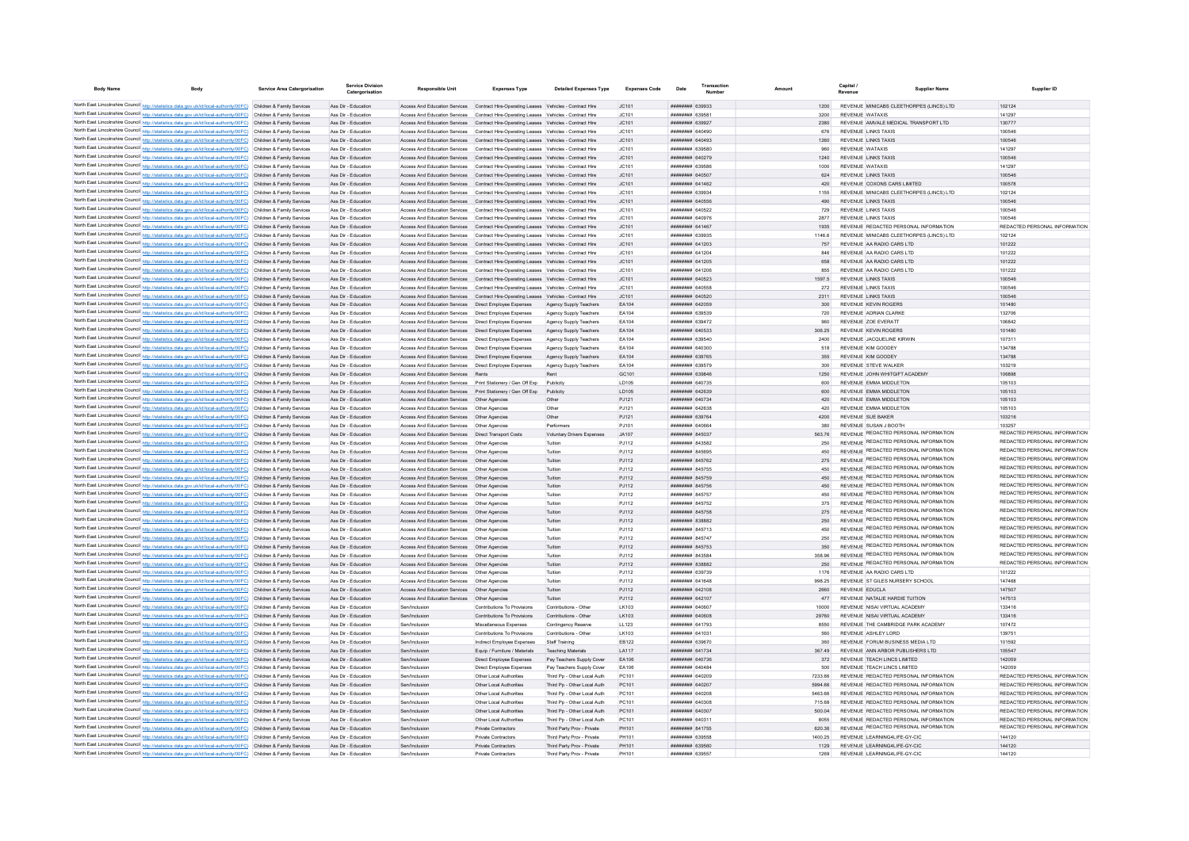| Body Name | Body | Service Area Catergorisation | Service Division Catergorisation | Responsible Unit | Expenses Type | Detailed Expenses Type | Expenses Code | Date | Transaction Number | Amount | Capital / Revenue | Supplier Name | Supplier ID |
|---|---|---|---|---|---|---|---|---|---|---|---|---|---|
| North East Lincolnshire Council | http://statistics.data.gov.uk/id/local-authority/00FC | Children & Family Services | Ass Dir - Education | Access And Education Services | Contract Hire-Operating Leases | Vehicles - Contract Hire | JC101 | ######## | 639933 | 1200 | REVENUE | MINICABS CLEETHORPES (LINCS) LTD | 102124 |
| North East Lincolnshire Council | http://statistics.data.gov.uk/id/local-authority/00FC | Children & Family Services | Ass Dir - Education | Access And Education Services | Contract Hire-Operating Leases | Vehicles - Contract Hire | JC101 | ######## | 639581 | 3200 | REVENUE | WATAXIS | 141297 |
| North East Lincolnshire Council | http://statistics.data.gov.uk/id/local-authority/00FC | Children & Family Services | Ass Dir - Education | Access And Education Services | Contract Hire-Operating Leases | Vehicles - Contract Hire | JC101 | ######## | 639927 | 2380 | REVENUE | AMVALE MEDICAL TRANSPORT LTD | 130777 |
| North East Lincolnshire Council | http://statistics.data.gov.uk/id/local-authority/00FC | Children & Family Services | Ass Dir - Education | Access And Education Services | Contract Hire-Operating Leases | Vehicles - Contract Hire | JC101 | ######## | 640490 | 676 | REVENUE | LINKS TAXIS | 100546 |
| North East Lincolnshire Council | http://statistics.data.gov.uk/id/local-authority/00FC | Children & Family Services | Ass Dir - Education | Access And Education Services | Contract Hire-Operating Leases | Vehicles - Contract Hire | JC101 | ######## | 640493 | 1260 | REVENUE | LINKS TAXIS | 100546 |
| North East Lincolnshire Council | http://statistics.data.gov.uk/id/local-authority/00FC | Children & Family Services | Ass Dir - Education | Access And Education Services | Contract Hire-Operating Leases | Vehicles - Contract Hire | JC101 | ######## | 639580 | 960 | REVENUE | WATAXIS | 141297 |
| North East Lincolnshire Council | http://statistics.data.gov.uk/id/local-authority/00FC | Children & Family Services | Ass Dir - Education | Access And Education Services | Contract Hire-Operating Leases | Vehicles - Contract Hire | JC101 | ######## | 640279 | 1240 | REVENUE | LINKS TAXIS | 100546 |
| North East Lincolnshire Council | http://statistics.data.gov.uk/id/local-authority/00FC | Children & Family Services | Ass Dir - Education | Access And Education Services | Contract Hire-Operating Leases | Vehicles - Contract Hire | JC101 | ######## | 639586 | 1000 | REVENUE | WATAXIS | 141297 |
| North East Lincolnshire Council | http://statistics.data.gov.uk/id/local-authority/00FC | Children & Family Services | Ass Dir - Education | Access And Education Services | Contract Hire-Operating Leases | Vehicles - Contract Hire | JC101 | ######## | 640507 | 624 | REVENUE | LINKS TAXIS | 100546 |
| North East Lincolnshire Council | http://statistics.data.gov.uk/id/local-authority/00FC | Children & Family Services | Ass Dir - Education | Access And Education Services | Contract Hire-Operating Leases | Vehicles - Contract Hire | JC101 | ######## | 641462 | 420 | REVENUE | COXONS CARS LIMITED | 100578 |
| North East Lincolnshire Council | http://statistics.data.gov.uk/id/local-authority/00FC | Children & Family Services | Ass Dir - Education | Access And Education Services | Contract Hire-Operating Leases | Vehicles - Contract Hire | JC101 | ######## | 639934 | 1155 | REVENUE | MINICABS CLEETHORPES (LINCS) LTD | 102124 |
| North East Lincolnshire Council | http://statistics.data.gov.uk/id/local-authority/00FC | Children & Family Services | Ass Dir - Education | Access And Education Services | Contract Hire-Operating Leases | Vehicles - Contract Hire | JC101 | ######## | 640556 | 490 | REVENUE | LINKS TAXIS | 100546 |
| North East Lincolnshire Council | http://statistics.data.gov.uk/id/local-authority/00FC | Children & Family Services | Ass Dir - Education | Access And Education Services | Contract Hire-Operating Leases | Vehicles - Contract Hire | JC101 | ######## | 640522 | 729 | REVENUE | LINKS TAXIS | 100546 |
| North East Lincolnshire Council | http://statistics.data.gov.uk/id/local-authority/00FC | Children & Family Services | Ass Dir - Education | Access And Education Services | Contract Hire-Operating Leases | Vehicles - Contract Hire | JC101 | ######## | 640976 | 2877 | REVENUE | LINKS TAXIS | 100546 |
| North East Lincolnshire Council | http://statistics.data.gov.uk/id/local-authority/00FC | Children & Family Services | Ass Dir - Education | Access And Education Services | Contract Hire-Operating Leases | Vehicles - Contract Hire | JC101 | ######## | 641467 | 1935 | REVENUE | REDACTED PERSONAL INFORMATION | REDACTED PERSONAL INFORMATION |
| North East Lincolnshire Council | http://statistics.data.gov.uk/id/local-authority/00FC | Children & Family Services | Ass Dir - Education | Access And Education Services | Contract Hire-Operating Leases | Vehicles - Contract Hire | JC101 | ######## | 639935 | 1146.6 | REVENUE | MINICABS CLEETHORPES (LINCS) LTD | 102124 |
| North East Lincolnshire Council | http://statistics.data.gov.uk/id/local-authority/00FC | Children & Family Services | Ass Dir - Education | Access And Education Services | Contract Hire-Operating Leases | Vehicles - Contract Hire | JC101 | ######## | 641203 | 757 | REVENUE | AA RADIO CARS LTD | 101222 |
| North East Lincolnshire Council | http://statistics.data.gov.uk/id/local-authority/00FC | Children & Family Services | Ass Dir - Education | Access And Education Services | Contract Hire-Operating Leases | Vehicles - Contract Hire | JC101 | ######## | 641204 | 846 | REVENUE | AA RADIO CARS LTD | 101222 |
| North East Lincolnshire Council | http://statistics.data.gov.uk/id/local-authority/00FC | Children & Family Services | Ass Dir - Education | Access And Education Services | Contract Hire-Operating Leases | Vehicles - Contract Hire | JC101 | ######## | 641205 | 658 | REVENUE | AA RADIO CARS LTD | 101222 |
| North East Lincolnshire Council | http://statistics.data.gov.uk/id/local-authority/00FC | Children & Family Services | Ass Dir - Education | Access And Education Services | Contract Hire-Operating Leases | Vehicles - Contract Hire | JC101 | ######## | 641206 | 855 | REVENUE | AA RADIO CARS LTD | 101222 |
| North East Lincolnshire Council | http://statistics.data.gov.uk/id/local-authority/00FC | Children & Family Services | Ass Dir - Education | Access And Education Services | Contract Hire-Operating Leases | Vehicles - Contract Hire | JC101 | ######## | 640523 | 1597.5 | REVENUE | LINKS TAXIS | 100546 |
| North East Lincolnshire Council | http://statistics.data.gov.uk/id/local-authority/00FC | Children & Family Services | Ass Dir - Education | Access And Education Services | Contract Hire-Operating Leases | Vehicles - Contract Hire | JC101 | ######## | 640558 | 272 | REVENUE | LINKS TAXIS | 100546 |
| North East Lincolnshire Council | http://statistics.data.gov.uk/id/local-authority/00FC | Children & Family Services | Ass Dir - Education | Access And Education Services | Contract Hire-Operating Leases | Vehicles - Contract Hire | JC101 | ######## | 640520 | 2311 | REVENUE | LINKS TAXIS | 100546 |
| North East Lincolnshire Council | http://statistics.data.gov.uk/id/local-authority/00FC | Children & Family Services | Ass Dir - Education | Access And Education Services | Direct Employee Expenses | Agency Supply Teachers | EA104 | ######## | 642059 | 300 | REVENUE | KEVIN ROGERS | 101480 |
| North East Lincolnshire Council | http://statistics.data.gov.uk/id/local-authority/00FC | Children & Family Services | Ass Dir - Education | Access And Education Services | Direct Employee Expenses | Agency Supply Teachers | EA104 | ######## | 639539 | 720 | REVENUE | ADRIAN CLARKE | 132706 |
| North East Lincolnshire Council | http://statistics.data.gov.uk/id/local-authority/00FC | Children & Family Services | Ass Dir - Education | Access And Education Services | Direct Employee Expenses | Agency Supply Teachers | EA104 | ######## | 639472 | 960 | REVENUE | ZOE EVERATT | 106842 |
| North East Lincolnshire Council | http://statistics.data.gov.uk/id/local-authority/00FC | Children & Family Services | Ass Dir - Education | Access And Education Services | Direct Employee Expenses | Agency Supply Teachers | EA104 | ######## | 640533 | 306.25 | REVENUE | KEVIN ROGERS | 101480 |
| North East Lincolnshire Council | http://statistics.data.gov.uk/id/local-authority/00FC | Children & Family Services | Ass Dir - Education | Access And Education Services | Direct Employee Expenses | Agency Supply Teachers | EA104 | ######## | 639540 | 2400 | REVENUE | JACQUELINE KIRWIN | 107311 |
| North East Lincolnshire Council | http://statistics.data.gov.uk/id/local-authority/00FC | Children & Family Services | Ass Dir - Education | Access And Education Services | Direct Employee Expenses | Agency Supply Teachers | EA104 | ######## | 640300 | 518 | REVENUE | KIM GOODEY | 134788 |
| North East Lincolnshire Council | http://statistics.data.gov.uk/id/local-authority/00FC | Children & Family Services | Ass Dir - Education | Access And Education Services | Direct Employee Expenses | Agency Supply Teachers | EA104 | ######## | 639765 | 355 | REVENUE | KIM GOODEY | 134788 |
| North East Lincolnshire Council | http://statistics.data.gov.uk/id/local-authority/00FC | Children & Family Services | Ass Dir - Education | Access And Education Services | Direct Employee Expenses | Agency Supply Teachers | EA104 | ######## | 639579 | 300 | REVENUE | STEVE WALKER | 103219 |
| North East Lincolnshire Council | http://statistics.data.gov.uk/id/local-authority/00FC | Children & Family Services | Ass Dir - Education | Access And Education Services | Rents | Rent | GC101 | ######## | 639846 | 1250 | REVENUE | JOHN WHITGIFT ACADEMY | 106898 |
| North East Lincolnshire Council | http://statistics.data.gov.uk/id/local-authority/00FC | Children & Family Services | Ass Dir - Education | Access And Education Services | Print Stationery / Gen Off Exp | Publicity | LD105 | ######## | 640735 | 600 | REVENUE | EMMA MIDDLETON | 105103 |
| North East Lincolnshire Council | http://statistics.data.gov.uk/id/local-authority/00FC | Children & Family Services | Ass Dir - Education | Access And Education Services | Print Stationery / Gen Off Exp | Publicity | LD105 | ######## | 642639 | 600 | REVENUE | EMMA MIDDLETON | 105103 |
| North East Lincolnshire Council | http://statistics.data.gov.uk/id/local-authority/00FC | Children & Family Services | Ass Dir - Education | Access And Education Services | Other Agencies | Other | PJ121 | ######## | 640734 | 420 | REVENUE | EMMA MIDDLETON | 105103 |
| North East Lincolnshire Council | http://statistics.data.gov.uk/id/local-authority/00FC | Children & Family Services | Ass Dir - Education | Access And Education Services | Other Agencies | Other | PJ121 | ######## | 642638 | 420 | REVENUE | EMMA MIDDLETON | 105103 |
| North East Lincolnshire Council | http://statistics.data.gov.uk/id/local-authority/00FC | Children & Family Services | Ass Dir - Education | Access And Education Services | Other Agencies | Other | PJ121 | ######## | 639764 | 4200 | REVENUE | SUE BAKER | 103216 |
| North East Lincolnshire Council | http://statistics.data.gov.uk/id/local-authority/00FC | Children & Family Services | Ass Dir - Education | Access And Education Services | Other Agencies | Performers | PJ101 | ######## | 640664 | 380 | REVENUE | SUSAN J BOOTH | 103257 |
| North East Lincolnshire Council | http://statistics.data.gov.uk/id/local-authority/00FC | Children & Family Services | Ass Dir - Education | Access And Education Services | Direct Transport Costs | Voluntary Drivers Expenses | JA107 | ######## | 845037 | 563.76 | REVENUE | REDACTED PERSONAL INFORMATION | REDACTED PERSONAL INFORMATION |
| North East Lincolnshire Council | http://statistics.data.gov.uk/id/local-authority/00FC | Children & Family Services | Ass Dir - Education | Access And Education Services | Other Agencies | Tuition | PJ112 | ######## | 843582 | 250 | REVENUE | REDACTED PERSONAL INFORMATION | REDACTED PERSONAL INFORMATION |
| North East Lincolnshire Council | http://statistics.data.gov.uk/id/local-authority/00FC | Children & Family Services | Ass Dir - Education | Access And Education Services | Other Agencies | Tuition | PJ112 | ######## | 845695 | 450 | REVENUE | REDACTED PERSONAL INFORMATION | REDACTED PERSONAL INFORMATION |
| North East Lincolnshire Council | http://statistics.data.gov.uk/id/local-authority/00FC | Children & Family Services | Ass Dir - Education | Access And Education Services | Other Agencies | Tuition | PJ112 | ######## | 845762 | 275 | REVENUE | REDACTED PERSONAL INFORMATION | REDACTED PERSONAL INFORMATION |
| North East Lincolnshire Council | http://statistics.data.gov.uk/id/local-authority/00FC | Children & Family Services | Ass Dir - Education | Access And Education Services | Other Agencies | Tuition | PJ112 | ######## | 845755 | 450 | REVENUE | REDACTED PERSONAL INFORMATION | REDACTED PERSONAL INFORMATION |
| North East Lincolnshire Council | http://statistics.data.gov.uk/id/local-authority/00FC | Children & Family Services | Ass Dir - Education | Access And Education Services | Other Agencies | Tuition | PJ112 | ######## | 845759 | 450 | REVENUE | REDACTED PERSONAL INFORMATION | REDACTED PERSONAL INFORMATION |
| North East Lincolnshire Council | http://statistics.data.gov.uk/id/local-authority/00FC | Children & Family Services | Ass Dir - Education | Access And Education Services | Other Agencies | Tuition | PJ112 | ######## | 845756 | 450 | REVENUE | REDACTED PERSONAL INFORMATION | REDACTED PERSONAL INFORMATION |
| North East Lincolnshire Council | http://statistics.data.gov.uk/id/local-authority/00FC | Children & Family Services | Ass Dir - Education | Access And Education Services | Other Agencies | Tuition | PJ112 | ######## | 845757 | 450 | REVENUE | REDACTED PERSONAL INFORMATION | REDACTED PERSONAL INFORMATION |
| North East Lincolnshire Council | http://statistics.data.gov.uk/id/local-authority/00FC | Children & Family Services | Ass Dir - Education | Access And Education Services | Other Agencies | Tuition | PJ112 | ######## | 845752 | 375 | REVENUE | REDACTED PERSONAL INFORMATION | REDACTED PERSONAL INFORMATION |
| North East Lincolnshire Council | http://statistics.data.gov.uk/id/local-authority/00FC | Children & Family Services | Ass Dir - Education | Access And Education Services | Other Agencies | Tuition | PJ112 | ######## | 845758 | 275 | REVENUE | REDACTED PERSONAL INFORMATION | REDACTED PERSONAL INFORMATION |
| North East Lincolnshire Council | http://statistics.data.gov.uk/id/local-authority/00FC | Children & Family Services | Ass Dir - Education | Access And Education Services | Other Agencies | Tuition | PJ112 | ######## | 838882 | 250 | REVENUE | REDACTED PERSONAL INFORMATION | REDACTED PERSONAL INFORMATION |
| North East Lincolnshire Council | http://statistics.data.gov.uk/id/local-authority/00FC | Children & Family Services | Ass Dir - Education | Access And Education Services | Other Agencies | Tuition | PJ112 | ######## | 845713 | 450 | REVENUE | REDACTED PERSONAL INFORMATION | REDACTED PERSONAL INFORMATION |
| North East Lincolnshire Council | http://statistics.data.gov.uk/id/local-authority/00FC | Children & Family Services | Ass Dir - Education | Access And Education Services | Other Agencies | Tuition | PJ112 | ######## | 845747 | 250 | REVENUE | REDACTED PERSONAL INFORMATION | REDACTED PERSONAL INFORMATION |
| North East Lincolnshire Council | http://statistics.data.gov.uk/id/local-authority/00FC | Children & Family Services | Ass Dir - Education | Access And Education Services | Other Agencies | Tuition | PJ112 | ######## | 845753 | 350 | REVENUE | REDACTED PERSONAL INFORMATION | REDACTED PERSONAL INFORMATION |
| North East Lincolnshire Council | http://statistics.data.gov.uk/id/local-authority/00FC | Children & Family Services | Ass Dir - Education | Access And Education Services | Other Agencies | Tuition | PJ112 | ######## | 843584 | 358.96 | REVENUE | REDACTED PERSONAL INFORMATION | REDACTED PERSONAL INFORMATION |
| North East Lincolnshire Council | http://statistics.data.gov.uk/id/local-authority/00FC | Children & Family Services | Ass Dir - Education | Access And Education Services | Other Agencies | Tuition | PJ112 | ######## | 838882 | 250 | REVENUE | REDACTED PERSONAL INFORMATION | REDACTED PERSONAL INFORMATION |
| North East Lincolnshire Council | http://statistics.data.gov.uk/id/local-authority/00FC | Children & Family Services | Ass Dir - Education | Access And Education Services | Other Agencies | Tuition | PJ112 | ######## | 639739 | 1176 | REVENUE | AA RADIO CARS LTD | 101222 |
| North East Lincolnshire Council | http://statistics.data.gov.uk/id/local-authority/00FC | Children & Family Services | Ass Dir - Education | Access And Education Services | Other Agencies | Tuition | PJ112 | ######## | 641648 | 998.25 | REVENUE | ST GILES NURSERY SCHOOL | 147468 |
| North East Lincolnshire Council | http://statistics.data.gov.uk/id/local-authority/00FC | Children & Family Services | Ass Dir - Education | Access And Education Services | Other Agencies | Tuition | PJ112 | ######## | 642108 | 2660 | REVENUE | EDUCLA | 147507 |
| North East Lincolnshire Council | http://statistics.data.gov.uk/id/local-authority/00FC | Children & Family Services | Ass Dir - Education | Access And Education Services | Other Agencies | Tuition | PJ112 | ######## | 642107 | 477 | REVENUE | NATALIE HARDIE TUITION | 147513 |
| North East Lincolnshire Council | http://statistics.data.gov.uk/id/local-authority/00FC | Children & Family Services | Ass Dir - Education | Sen/Inclusion | Contributions To Provisions | Contributions - Other | LK103 | ######## | 640607 | 10000 | REVENUE | NISAI VIRTUAL ACADEMY | 133416 |
| North East Lincolnshire Council | http://statistics.data.gov.uk/id/local-authority/00FC | Children & Family Services | Ass Dir - Education | Sen/Inclusion | Contributions To Provisions | Contributions - Other | LK103 | ######## | 640608 | 29760 | REVENUE | NISAI VIRTUAL ACADEMY | 133416 |
| North East Lincolnshire Council | http://statistics.data.gov.uk/id/local-authority/00FC | Children & Family Services | Ass Dir - Education | Sen/Inclusion | Miscellaneous Expenses | Contingency Reserve | LL123 | ######## | 641793 | 8550 | REVENUE | THE CAMBRIDGE PARK ACADEMY | 107472 |
| North East Lincolnshire Council | http://statistics.data.gov.uk/id/local-authority/00FC | Children & Family Services | Ass Dir - Education | Sen/Inclusion | Contributions To Provisions | Contributions - Other | LK103 | ######## | 641031 | 560 | REVENUE | ASHLEY LORD | 139751 |
| North East Lincolnshire Council | http://statistics.data.gov.uk/id/local-authority/00FC | Children & Family Services | Ass Dir - Education | Sen/Inclusion | Indirect Employee Expenses | Staff Training | EB122 | ######## | 639670 | 360 | REVENUE | FORUM BUSINESS MEDIA LTD | 101592 |
| North East Lincolnshire Council | http://statistics.data.gov.uk/id/local-authority/00FC | Children & Family Services | Ass Dir - Education | Sen/Inclusion | Equip / Furniture / Materials | Teaching Materials | LA117 | ######## | 641734 | 367.49 | REVENUE | ANN ARBOR PUBLISHERS LTD | 105547 |
| North East Lincolnshire Council | http://statistics.data.gov.uk/id/local-authority/00FC | Children & Family Services | Ass Dir - Education | Sen/Inclusion | Direct Employee Expenses | Pay Teachers Supply Cover | EA106 | ######## | 640736 | 372 | REVENUE | TEACH LINCS LIMITED | 142059 |
| North East Lincolnshire Council | http://statistics.data.gov.uk/id/local-authority/00FC | Children & Family Services | Ass Dir - Education | Sen/Inclusion | Direct Employee Expenses | Pay Teachers Supply Cover | EA106 | ######## | 640484 | 500 | REVENUE | TEACH LINCS LIMITED | 142059 |
| North East Lincolnshire Council | http://statistics.data.gov.uk/id/local-authority/00FC | Children & Family Services | Ass Dir - Education | Sen/Inclusion | Other Local Authorities | Third Pp - Other Local Auth | PC101 | ######## | 640209 | 7233.66 | REVENUE | REDACTED PERSONAL INFORMATION | REDACTED PERSONAL INFORMATION |
| North East Lincolnshire Council | http://statistics.data.gov.uk/id/local-authority/00FC | Children & Family Services | Ass Dir - Education | Sen/Inclusion | Other Local Authorities | Third Pp - Other Local Auth | PC101 | ######## | 640207 | 5994.66 | REVENUE | REDACTED PERSONAL INFORMATION | REDACTED PERSONAL INFORMATION |
| North East Lincolnshire Council | http://statistics.data.gov.uk/id/local-authority/00FC | Children & Family Services | Ass Dir - Education | Sen/Inclusion | Other Local Authorities | Third Pp - Other Local Auth | PC101 | ######## | 640208 | 5463.66 | REVENUE | REDACTED PERSONAL INFORMATION | REDACTED PERSONAL INFORMATION |
| North East Lincolnshire Council | http://statistics.data.gov.uk/id/local-authority/00FC | Children & Family Services | Ass Dir - Education | Sen/Inclusion | Other Local Authorities | Third Pp - Other Local Auth | PC101 | ######## | 640308 | 715.68 | REVENUE | REDACTED PERSONAL INFORMATION | REDACTED PERSONAL INFORMATION |
| North East Lincolnshire Council | http://statistics.data.gov.uk/id/local-authority/00FC | Children & Family Services | Ass Dir - Education | Sen/Inclusion | Other Local Authorities | Third Pp - Other Local Auth | PC101 | ######## | 640307 | 500.04 | REVENUE | REDACTED PERSONAL INFORMATION | REDACTED PERSONAL INFORMATION |
| North East Lincolnshire Council | http://statistics.data.gov.uk/id/local-authority/00FC | Children & Family Services | Ass Dir - Education | Sen/Inclusion | Other Local Authorities | Third Pp - Other Local Auth | PC101 | ######## | 640311 | 8055 | REVENUE | REDACTED PERSONAL INFORMATION | REDACTED PERSONAL INFORMATION |
| North East Lincolnshire Council | http://statistics.data.gov.uk/id/local-authority/00FC | Children & Family Services | Ass Dir - Education | Sen/Inclusion | Private Contractors | Third Party Prov - Private | PH101 | ######## | 841755 | 620.36 | REVENUE | REDACTED PERSONAL INFORMATION | REDACTED PERSONAL INFORMATION |
| North East Lincolnshire Council | http://statistics.data.gov.uk/id/local-authority/00FC | Children & Family Services | Ass Dir - Education | Sen/Inclusion | Private Contractors | Third Party Prov - Private | PH101 | ######## | 639558 | 1400.25 | REVENUE | LEARNING4LIFE-GY-CIC | 144120 |
| North East Lincolnshire Council | http://statistics.data.gov.uk/id/local-authority/00FC | Children & Family Services | Ass Dir - Education | Sen/Inclusion | Private Contractors | Third Party Prov - Private | PH101 | ######## | 639560 | 1129 | REVENUE | LEARNING4LIFE-GY-CIC | 144120 |
| North East Lincolnshire Council | http://statistics.data.gov.uk/id/local-authority/00FC | Children & Family Services | Ass Dir - Education | Sen/Inclusion | Private Contractors | Third Party Prov - Private | PH101 | ######## | 639557 | 1269 | REVENUE | LEARNING4LIFE-GY-CIC | 144120 |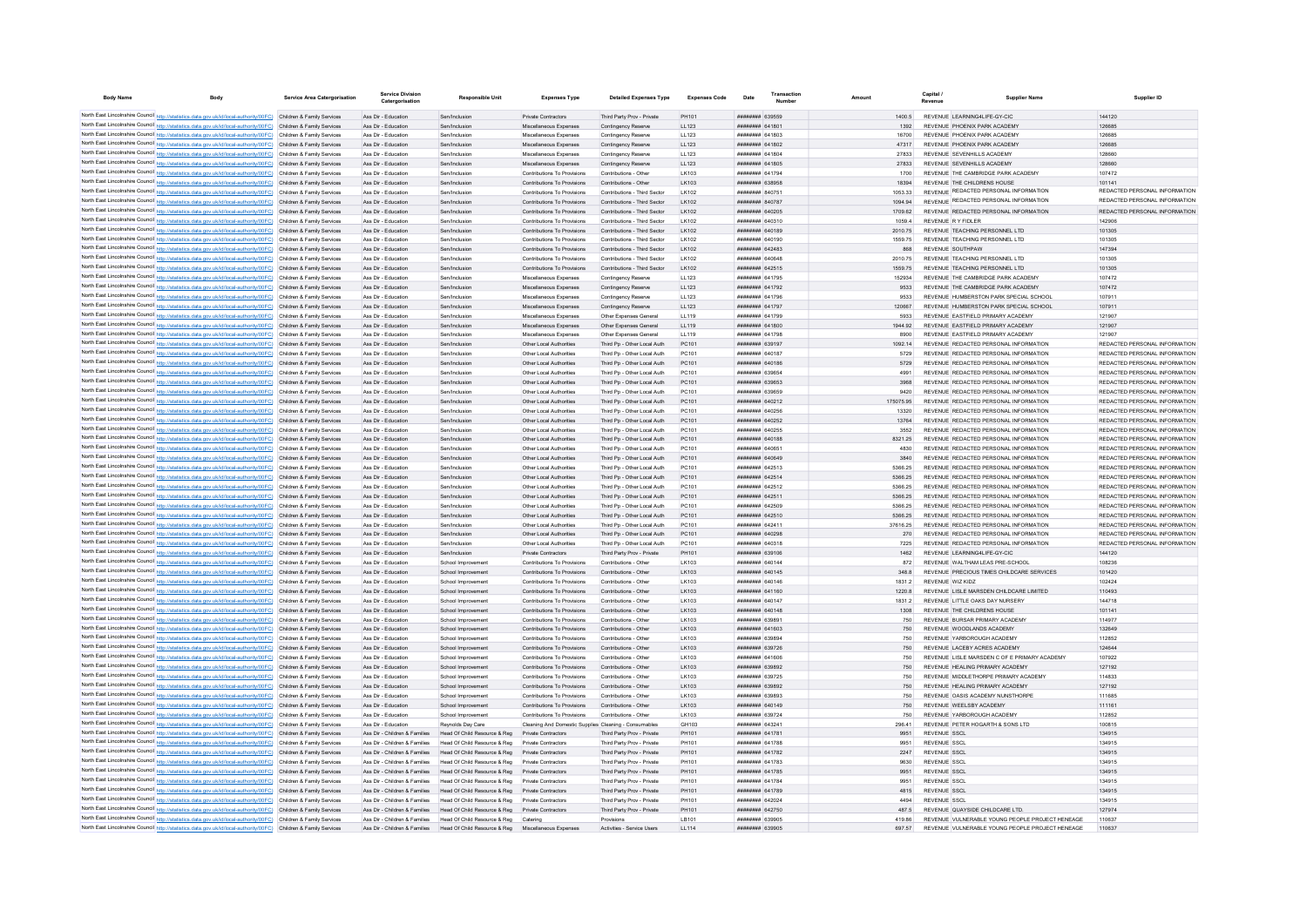| Body Name | Body | Service Area Catergorisation | Service Division Catergorisation | Responsible Unit | Expenses Type | Detailed Expenses Type | Expenses Code | Date | Transaction Number | Amount | Capital / Revenue | Supplier Name | Supplier ID |
|---|---|---|---|---|---|---|---|---|---|---|---|---|---|
| North East Lincolnshire Council | http://statistics.data.gov.uk/id/local-authority/00FC) | Children & Family Services | Ass Dir - Education | Sen/Inclusion | Private Contractors | Third Party Prov - Private | PH101 | ######## | 639559 | 1400.5 | REVENUE | LEARNING4LIFE-GY-CIC | 144120 |
| North East Lincolnshire Council | http://statistics.data.gov.uk/id/local-authority/00FC) | Children & Family Services | Ass Dir - Education | Sen/Inclusion | Miscellaneous Expenses | Contingency Reserve | LL123 | ######## | 641801 | 1392 | REVENUE | PHOENIX PARK ACADEMY | 126685 |
| North East Lincolnshire Council | http://statistics.data.gov.uk/id/local-authority/00FC) | Children & Family Services | Ass Dir - Education | Sen/Inclusion | Miscellaneous Expenses | Contingency Reserve | LL123 | ######## | 641803 | 16700 | REVENUE | PHOENIX PARK ACADEMY | 126685 |
| North East Lincolnshire Council | http://statistics.data.gov.uk/id/local-authority/00FC) | Children & Family Services | Ass Dir - Education | Sen/Inclusion | Miscellaneous Expenses | Contingency Reserve | LL123 | ######## | 641802 | 47317 | REVENUE | PHOENIX PARK ACADEMY | 126685 |
| North East Lincolnshire Council | http://statistics.data.gov.uk/id/local-authority/00FC) | Children & Family Services | Ass Dir - Education | Sen/Inclusion | Miscellaneous Expenses | Contingency Reserve | LL123 | ######## | 641804 | 27833 | REVENUE | SEVENHILLS ACADEMY | 128660 |
| North East Lincolnshire Council | http://statistics.data.gov.uk/id/local-authority/00FC) | Children & Family Services | Ass Dir - Education | Sen/Inclusion | Miscellaneous Expenses | Contingency Reserve | LL123 | ######## | 641805 | 27833 | REVENUE | SEVENHILLS ACADEMY | 128660 |
| North East Lincolnshire Council | http://statistics.data.gov.uk/id/local-authority/00FC) | Children & Family Services | Ass Dir - Education | Sen/Inclusion | Contributions To Provisions | Contributions - Other | LK103 | ######## | 641794 | 1700 | REVENUE | THE CAMBRIDGE PARK ACADEMY | 107472 |
| North East Lincolnshire Council | http://statistics.data.gov.uk/id/local-authority/00FC) | Children & Family Services | Ass Dir - Education | Sen/Inclusion | Contributions To Provisions | Contributions - Other | LK103 | ######## | 638958 | 18394 | REVENUE | THE CHILDRENS HOUSE | 101141 |
| North East Lincolnshire Council | http://statistics.data.gov.uk/id/local-authority/00FC) | Children & Family Services | Ass Dir - Education | Sen/Inclusion | Contributions To Provisions | Contributions - Third Sector | LK102 | ######## | 640751 | 1053.33 | REVENUE | REDACTED PERSONAL INFORMATION | REDACTED PERSONAL INFORMATION |
| North East Lincolnshire Council | http://statistics.data.gov.uk/id/local-authority/00FC) | Children & Family Services | Ass Dir - Education | Sen/Inclusion | Contributions To Provisions | Contributions - Third Sector | LK102 | ######## | 640787 | 1094.94 | REVENUE | REDACTED PERSONAL INFORMATION | REDACTED PERSONAL INFORMATION |
| North East Lincolnshire Council | http://statistics.data.gov.uk/id/local-authority/00FC) | Children & Family Services | Ass Dir - Education | Sen/Inclusion | Contributions To Provisions | Contributions - Third Sector | LK102 | ######## | 640205 | 1709.62 | REVENUE | REDACTED PERSONAL INFORMATION | REDACTED PERSONAL INFORMATION |
| North East Lincolnshire Council | http://statistics.data.gov.uk/id/local-authority/00FC) | Children & Family Services | Ass Dir - Education | Sen/Inclusion | Contributions To Provisions | Contributions - Third Sector | LK102 | ######## | 640310 | 1059.4 | REVENUE | R Y FIDLER | 142908 |
| North East Lincolnshire Council | http://statistics.data.gov.uk/id/local-authority/00FC) | Children & Family Services | Ass Dir - Education | Sen/Inclusion | Contributions To Provisions | Contributions - Third Sector | LK102 | ######## | 640189 | 2010.75 | REVENUE | TEACHING PERSONNEL LTD | 101305 |
| North East Lincolnshire Council | http://statistics.data.gov.uk/id/local-authority/00FC) | Children & Family Services | Ass Dir - Education | Sen/Inclusion | Contributions To Provisions | Contributions - Third Sector | LK102 | ######## | 640190 | 1559.75 | REVENUE | TEACHING PERSONNEL LTD | 101305 |
| North East Lincolnshire Council | http://statistics.data.gov.uk/id/local-authority/00FC) | Children & Family Services | Ass Dir - Education | Sen/Inclusion | Contributions To Provisions | Contributions - Third Sector | LK102 | ######## | 642483 | 868 | REVENUE | SOUTHPAW | 147394 |
| North East Lincolnshire Council | http://statistics.data.gov.uk/id/local-authority/00FC) | Children & Family Services | Ass Dir - Education | Sen/Inclusion | Contributions To Provisions | Contributions - Third Sector | LK102 | ######## | 640648 | 2010.75 | REVENUE | TEACHING PERSONNEL LTD | 101305 |
| North East Lincolnshire Council | http://statistics.data.gov.uk/id/local-authority/00FC) | Children & Family Services | Ass Dir - Education | Sen/Inclusion | Contributions To Provisions | Contributions - Third Sector | LK102 | ######## | 642515 | 1559.75 | REVENUE | TEACHING PERSONNEL LTD | 101305 |
| North East Lincolnshire Council | http://statistics.data.gov.uk/id/local-authority/00FC) | Children & Family Services | Ass Dir - Education | Sen/Inclusion | Miscellaneous Expenses | Contingency Reserve | LL123 | ######## | 641795 | 152934 | REVENUE | THE CAMBRIDGE PARK ACADEMY | 107472 |
| North East Lincolnshire Council | http://statistics.data.gov.uk/id/local-authority/00FC) | Children & Family Services | Ass Dir - Education | Sen/Inclusion | Miscellaneous Expenses | Contingency Reserve | LL123 | ######## | 641792 | 9533 | REVENUE | THE CAMBRIDGE PARK ACADEMY | 107472 |
| North East Lincolnshire Council | http://statistics.data.gov.uk/id/local-authority/00FC) | Children & Family Services | Ass Dir - Education | Sen/Inclusion | Miscellaneous Expenses | Contingency Reserve | LL123 | ######## | 641796 | 9533 | REVENUE | HUMBERSTON PARK SPECIAL SCHOOL | 107911 |
| North East Lincolnshire Council | http://statistics.data.gov.uk/id/local-authority/00FC) | Children & Family Services | Ass Dir - Education | Sen/Inclusion | Miscellaneous Expenses | Contingency Reserve | LL123 | ######## | 641797 | 120667 | REVENUE | HUMBERSTON PARK SPECIAL SCHOOL | 107911 |
| North East Lincolnshire Council | http://statistics.data.gov.uk/id/local-authority/00FC) | Children & Family Services | Ass Dir - Education | Sen/Inclusion | Miscellaneous Expenses | Other Expenses General | LL119 | ######## | 641799 | 5933 | REVENUE | EASTFIELD PRIMARY ACADEMY | 121907 |
| North East Lincolnshire Council | http://statistics.data.gov.uk/id/local-authority/00FC) | Children & Family Services | Ass Dir - Education | Sen/Inclusion | Miscellaneous Expenses | Other Expenses General | LL119 | ######## | 641800 | 1944.92 | REVENUE | EASTFIELD PRIMARY ACADEMY | 121907 |
| North East Lincolnshire Council | http://statistics.data.gov.uk/id/local-authority/00FC) | Children & Family Services | Ass Dir - Education | Sen/Inclusion | Miscellaneous Expenses | Other Expenses General | LL119 | ######## | 641798 | 8900 | REVENUE | EASTFIELD PRIMARY ACADEMY | 121907 |
| North East Lincolnshire Council | http://statistics.data.gov.uk/id/local-authority/00FC) | Children & Family Services | Ass Dir - Education | Sen/Inclusion | Other Local Authorities | Third Pp - Other Local Auth | PC101 | ######## | 639197 | 1092.14 | REVENUE | REDACTED PERSONAL INFORMATION | REDACTED PERSONAL INFORMATION |
| North East Lincolnshire Council | http://statistics.data.gov.uk/id/local-authority/00FC) | Children & Family Services | Ass Dir - Education | Sen/Inclusion | Other Local Authorities | Third Pp - Other Local Auth | PC101 | ######## | 640187 | 5729 | REVENUE | REDACTED PERSONAL INFORMATION | REDACTED PERSONAL INFORMATION |
| North East Lincolnshire Council | http://statistics.data.gov.uk/id/local-authority/00FC) | Children & Family Services | Ass Dir - Education | Sen/Inclusion | Other Local Authorities | Third Pp - Other Local Auth | PC101 | ######## | 640186 | 5729 | REVENUE | REDACTED PERSONAL INFORMATION | REDACTED PERSONAL INFORMATION |
| North East Lincolnshire Council | http://statistics.data.gov.uk/id/local-authority/00FC) | Children & Family Services | Ass Dir - Education | Sen/Inclusion | Other Local Authorities | Third Pp - Other Local Auth | PC101 | ######## | 639654 | 4991 | REVENUE | REDACTED PERSONAL INFORMATION | REDACTED PERSONAL INFORMATION |
| North East Lincolnshire Council | http://statistics.data.gov.uk/id/local-authority/00FC) | Children & Family Services | Ass Dir - Education | Sen/Inclusion | Other Local Authorities | Third Pp - Other Local Auth | PC101 | ######## | 639653 | 3968 | REVENUE | REDACTED PERSONAL INFORMATION | REDACTED PERSONAL INFORMATION |
| North East Lincolnshire Council | http://statistics.data.gov.uk/id/local-authority/00FC) | Children & Family Services | Ass Dir - Education | Sen/Inclusion | Other Local Authorities | Third Pp - Other Local Auth | PC101 | ######## | 639659 | 9420 | REVENUE | REDACTED PERSONAL INFORMATION | REDACTED PERSONAL INFORMATION |
| North East Lincolnshire Council | http://statistics.data.gov.uk/id/local-authority/00FC) | Children & Family Services | Ass Dir - Education | Sen/Inclusion | Other Local Authorities | Third Pp - Other Local Auth | PC101 | ######## | 640212 | 175075.95 | REVENUE | REDACTED PERSONAL INFORMATION | REDACTED PERSONAL INFORMATION |
| North East Lincolnshire Council | http://statistics.data.gov.uk/id/local-authority/00FC) | Children & Family Services | Ass Dir - Education | Sen/Inclusion | Other Local Authorities | Third Pp - Other Local Auth | PC101 | ######## | 640256 | 13320 | REVENUE | REDACTED PERSONAL INFORMATION | REDACTED PERSONAL INFORMATION |
| North East Lincolnshire Council | http://statistics.data.gov.uk/id/local-authority/00FC) | Children & Family Services | Ass Dir - Education | Sen/Inclusion | Other Local Authorities | Third Pp - Other Local Auth | PC101 | ######## | 640252 | 13764 | REVENUE | REDACTED PERSONAL INFORMATION | REDACTED PERSONAL INFORMATION |
| North East Lincolnshire Council | http://statistics.data.gov.uk/id/local-authority/00FC) | Children & Family Services | Ass Dir - Education | Sen/Inclusion | Other Local Authorities | Third Pp - Other Local Auth | PC101 | ######## | 640255 | 3552 | REVENUE | REDACTED PERSONAL INFORMATION | REDACTED PERSONAL INFORMATION |
| North East Lincolnshire Council | http://statistics.data.gov.uk/id/local-authority/00FC) | Children & Family Services | Ass Dir - Education | Sen/Inclusion | Other Local Authorities | Third Pp - Other Local Auth | PC101 | ######## | 640188 | 8321.25 | REVENUE | REDACTED PERSONAL INFORMATION | REDACTED PERSONAL INFORMATION |
| North East Lincolnshire Council | http://statistics.data.gov.uk/id/local-authority/00FC) | Children & Family Services | Ass Dir - Education | Sen/Inclusion | Other Local Authorities | Third Pp - Other Local Auth | PC101 | ######## | 640651 | 4830 | REVENUE | REDACTED PERSONAL INFORMATION | REDACTED PERSONAL INFORMATION |
| North East Lincolnshire Council | http://statistics.data.gov.uk/id/local-authority/00FC) | Children & Family Services | Ass Dir - Education | Sen/Inclusion | Other Local Authorities | Third Pp - Other Local Auth | PC101 | ######## | 640649 | 3840 | REVENUE | REDACTED PERSONAL INFORMATION | REDACTED PERSONAL INFORMATION |
| North East Lincolnshire Council | http://statistics.data.gov.uk/id/local-authority/00FC) | Children & Family Services | Ass Dir - Education | Sen/Inclusion | Other Local Authorities | Third Pp - Other Local Auth | PC101 | ######## | 642513 | 5366.25 | REVENUE | REDACTED PERSONAL INFORMATION | REDACTED PERSONAL INFORMATION |
| North East Lincolnshire Council | http://statistics.data.gov.uk/id/local-authority/00FC) | Children & Family Services | Ass Dir - Education | Sen/Inclusion | Other Local Authorities | Third Pp - Other Local Auth | PC101 | ######## | 642514 | 5366.25 | REVENUE | REDACTED PERSONAL INFORMATION | REDACTED PERSONAL INFORMATION |
| North East Lincolnshire Council | http://statistics.data.gov.uk/id/local-authority/00FC) | Children & Family Services | Ass Dir - Education | Sen/Inclusion | Other Local Authorities | Third Pp - Other Local Auth | PC101 | ######## | 642512 | 5366.25 | REVENUE | REDACTED PERSONAL INFORMATION | REDACTED PERSONAL INFORMATION |
| North East Lincolnshire Council | http://statistics.data.gov.uk/id/local-authority/00FC) | Children & Family Services | Ass Dir - Education | Sen/Inclusion | Other Local Authorities | Third Pp - Other Local Auth | PC101 | ######## | 642511 | 5366.25 | REVENUE | REDACTED PERSONAL INFORMATION | REDACTED PERSONAL INFORMATION |
| North East Lincolnshire Council | http://statistics.data.gov.uk/id/local-authority/00FC) | Children & Family Services | Ass Dir - Education | Sen/Inclusion | Other Local Authorities | Third Pp - Other Local Auth | PC101 | ######## | 642509 | 5366.25 | REVENUE | REDACTED PERSONAL INFORMATION | REDACTED PERSONAL INFORMATION |
| North East Lincolnshire Council | http://statistics.data.gov.uk/id/local-authority/00FC) | Children & Family Services | Ass Dir - Education | Sen/Inclusion | Other Local Authorities | Third Pp - Other Local Auth | PC101 | ######## | 642510 | 5366.25 | REVENUE | REDACTED PERSONAL INFORMATION | REDACTED PERSONAL INFORMATION |
| North East Lincolnshire Council | http://statistics.data.gov.uk/id/local-authority/00FC) | Children & Family Services | Ass Dir - Education | Sen/Inclusion | Other Local Authorities | Third Pp - Other Local Auth | PC101 | ######## | 642411 | 37616.25 | REVENUE | REDACTED PERSONAL INFORMATION | REDACTED PERSONAL INFORMATION |
| North East Lincolnshire Council | http://statistics.data.gov.uk/id/local-authority/00FC) | Children & Family Services | Ass Dir - Education | Sen/Inclusion | Other Local Authorities | Third Pp - Other Local Auth | PC101 | ######## | 640298 | 270 | REVENUE | REDACTED PERSONAL INFORMATION | REDACTED PERSONAL INFORMATION |
| North East Lincolnshire Council | http://statistics.data.gov.uk/id/local-authority/00FC) | Children & Family Services | Ass Dir - Education | Sen/Inclusion | Other Local Authorities | Third Pp - Other Local Auth | PC101 | ######## | 640318 | 7225 | REVENUE | REDACTED PERSONAL INFORMATION | REDACTED PERSONAL INFORMATION |
| North East Lincolnshire Council | http://statistics.data.gov.uk/id/local-authority/00FC) | Children & Family Services | Ass Dir - Education | Sen/Inclusion | Private Contractors | Third Party Prov - Private | PH101 | ######## | 639106 | 1462 | REVENUE | LEARNING4LIFE-GY-CIC | 144120 |
| North East Lincolnshire Council | http://statistics.data.gov.uk/id/local-authority/00FC) | Children & Family Services | Ass Dir - Education | School Improvement | Contributions To Provisions | Contributions - Other | LK103 | ######## | 640144 | 872 | REVENUE | WALTHAM LEAS PRE-SCHOOL | 108236 |
| North East Lincolnshire Council | http://statistics.data.gov.uk/id/local-authority/00FC) | Children & Family Services | Ass Dir - Education | School Improvement | Contributions To Provisions | Contributions - Other | LK103 | ######## | 640145 | 348.8 | REVENUE | PRECIOUS TIMES CHILDCARE SERVICES | 101420 |
| North East Lincolnshire Council | http://statistics.data.gov.uk/id/local-authority/00FC) | Children & Family Services | Ass Dir - Education | School Improvement | Contributions To Provisions | Contributions - Other | LK103 | ######## | 640146 | 1831.2 | REVENUE | WIZ KIDZ | 102424 |
| North East Lincolnshire Council | http://statistics.data.gov.uk/id/local-authority/00FC) | Children & Family Services | Ass Dir - Education | School Improvement | Contributions To Provisions | Contributions - Other | LK103 | ######## | 641160 | 1220.8 | REVENUE | LISLE MARSDEN CHILDCARE LIMITED | 110493 |
| North East Lincolnshire Council | http://statistics.data.gov.uk/id/local-authority/00FC) | Children & Family Services | Ass Dir - Education | School Improvement | Contributions To Provisions | Contributions - Other | LK103 | ######## | 640147 | 1831.2 | REVENUE | LITTLE OAKS DAY NURSERY | 144718 |
| North East Lincolnshire Council | http://statistics.data.gov.uk/id/local-authority/00FC) | Children & Family Services | Ass Dir - Education | School Improvement | Contributions To Provisions | Contributions - Other | LK103 | ######## | 640148 | 1308 | REVENUE | THE CHILDRENS HOUSE | 101141 |
| North East Lincolnshire Council | http://statistics.data.gov.uk/id/local-authority/00FC) | Children & Family Services | Ass Dir - Education | School Improvement | Contributions To Provisions | Contributions - Other | LK103 | ######## | 639891 | 750 | REVENUE | BURSAR PRIMARY ACADEMY | 114977 |
| North East Lincolnshire Council | http://statistics.data.gov.uk/id/local-authority/00FC) | Children & Family Services | Ass Dir - Education | School Improvement | Contributions To Provisions | Contributions - Other | LK103 | ######## | 641603 | 750 | REVENUE | WOODLANDS ACADEMY | 132649 |
| North East Lincolnshire Council | http://statistics.data.gov.uk/id/local-authority/00FC) | Children & Family Services | Ass Dir - Education | School Improvement | Contributions To Provisions | Contributions - Other | LK103 | ######## | 639894 | 750 | REVENUE | YARBOROUGH ACADEMY | 112852 |
| North East Lincolnshire Council | http://statistics.data.gov.uk/id/local-authority/00FC) | Children & Family Services | Ass Dir - Education | School Improvement | Contributions To Provisions | Contributions - Other | LK103 | ######## | 639726 | 750 | REVENUE | LACEBY ACRES ACADEMY | 124644 |
| North East Lincolnshire Council | http://statistics.data.gov.uk/id/local-authority/00FC) | Children & Family Services | Ass Dir - Education | School Improvement | Contributions To Provisions | Contributions - Other | LK103 | ######## | 641608 | 750 | REVENUE | LISLE MARSDEN C OF E PRIMARY ACADEMY | 107922 |
| North East Lincolnshire Council | http://statistics.data.gov.uk/id/local-authority/00FC) | Children & Family Services | Ass Dir - Education | School Improvement | Contributions To Provisions | Contributions - Other | LK103 | ######## | 639892 | 750 | REVENUE | HEALING PRIMARY ACADEMY | 127192 |
| North East Lincolnshire Council | http://statistics.data.gov.uk/id/local-authority/00FC) | Children & Family Services | Ass Dir - Education | School Improvement | Contributions To Provisions | Contributions - Other | LK103 | ######## | 639725 | 750 | REVENUE | MIDDLETHORPE PRIMARY ACADEMY | 114833 |
| North East Lincolnshire Council | http://statistics.data.gov.uk/id/local-authority/00FC) | Children & Family Services | Ass Dir - Education | School Improvement | Contributions To Provisions | Contributions - Other | LK103 | ######## | 639892 | 750 | REVENUE | HEALING PRIMARY ACADEMY | 127192 |
| North East Lincolnshire Council | http://statistics.data.gov.uk/id/local-authority/00FC) | Children & Family Services | Ass Dir - Education | School Improvement | Contributions To Provisions | Contributions - Other | LK103 | ######## | 639893 | 750 | REVENUE | OASIS ACADEMY NUNSTHORPE | 111685 |
| North East Lincolnshire Council | http://statistics.data.gov.uk/id/local-authority/00FC) | Children & Family Services | Ass Dir - Education | School Improvement | Contributions To Provisions | Contributions - Other | LK103 | ######## | 640149 | 750 | REVENUE | WEELSBY ACADEMY | 111161 |
| North East Lincolnshire Council | http://statistics.data.gov.uk/id/local-authority/00FC) | Children & Family Services | Ass Dir - Education | School Improvement | Contributions To Provisions | Contributions - Other | LK103 | ######## | 639724 | 750 | REVENUE | YARBOROUGH ACADEMY | 112852 |
| North East Lincolnshire Council | http://statistics.data.gov.uk/id/local-authority/00FC) | Children & Family Services | Ass Dir - Education | Reynolds Day Care | Cleaning And Domestic Supplies | Cleaning - Consumables | GH103 | ######## | 643241 | 296.41 | REVENUE | PETER HOGARTH & SONS LTD | 100815 |
| North East Lincolnshire Council | http://statistics.data.gov.uk/id/local-authority/00FC) | Children & Family Services | Ass Dir - Children & Families | Head Of Child Resource & Reg | Private Contractors | Third Party Prov - Private | PH101 | ######## | 641781 | 9951 | REVENUE | SSCL | 134915 |
| North East Lincolnshire Council | http://statistics.data.gov.uk/id/local-authority/00FC) | Children & Family Services | Ass Dir - Children & Families | Head Of Child Resource & Reg | Private Contractors | Third Party Prov - Private | PH101 | ######## | 641788 | 9951 | REVENUE | SSCL | 134915 |
| North East Lincolnshire Council | http://statistics.data.gov.uk/id/local-authority/00FC) | Children & Family Services | Ass Dir - Children & Families | Head Of Child Resource & Reg | Private Contractors | Third Party Prov - Private | PH101 | ######## | 641782 | 2247 | REVENUE | SSCL | 134915 |
| North East Lincolnshire Council | http://statistics.data.gov.uk/id/local-authority/00FC) | Children & Family Services | Ass Dir - Children & Families | Head Of Child Resource & Reg | Private Contractors | Third Party Prov - Private | PH101 | ######## | 641783 | 9630 | REVENUE | SSCL | 134915 |
| North East Lincolnshire Council | http://statistics.data.gov.uk/id/local-authority/00FC) | Children & Family Services | Ass Dir - Children & Families | Head Of Child Resource & Reg | Private Contractors | Third Party Prov - Private | PH101 | ######## | 641785 | 9951 | REVENUE | SSCL | 134915 |
| North East Lincolnshire Council | http://statistics.data.gov.uk/id/local-authority/00FC) | Children & Family Services | Ass Dir - Children & Families | Head Of Child Resource & Reg | Private Contractors | Third Party Prov - Private | PH101 | ######## | 641784 | 9951 | REVENUE | SSCL | 134915 |
| North East Lincolnshire Council | http://statistics.data.gov.uk/id/local-authority/00FC) | Children & Family Services | Ass Dir - Children & Families | Head Of Child Resource & Reg | Private Contractors | Third Party Prov - Private | PH101 | ######## | 641789 | 4815 | REVENUE | SSCL | 134915 |
| North East Lincolnshire Council | http://statistics.data.gov.uk/id/local-authority/00FC) | Children & Family Services | Ass Dir - Children & Families | Head Of Child Resource & Reg | Private Contractors | Third Party Prov - Private | PH101 | ######## | 642024 | 4494 | REVENUE | SSCL | 134915 |
| North East Lincolnshire Council | http://statistics.data.gov.uk/id/local-authority/00FC) | Children & Family Services | Ass Dir - Children & Families | Head Of Child Resource & Reg | Private Contractors | Third Party Prov - Private | PH101 | ######## | 642750 | 487.5 | REVENUE | QUAYSIDE CHILDCARE LTD. | 127974 |
| North East Lincolnshire Council | http://statistics.data.gov.uk/id/local-authority/00FC) | Children & Family Services | Ass Dir - Children & Families | Head Of Child Resource & Reg | Catering | Provisions | LB101 | ######## | 639905 | 419.86 | REVENUE | VULNERABLE YOUNG PEOPLE PROJECT HENEAGE | 110637 |
| North East Lincolnshire Council | http://statistics.data.gov.uk/id/local-authority/00FC) | Children & Family Services | Ass Dir - Children & Families | Head Of Child Resource & Reg | Miscellaneous Expenses | Activities - Service Users | LL114 | ######## | 639905 | 697.57 | REVENUE | VULNERABLE YOUNG PEOPLE PROJECT HENEAGE | 110637 |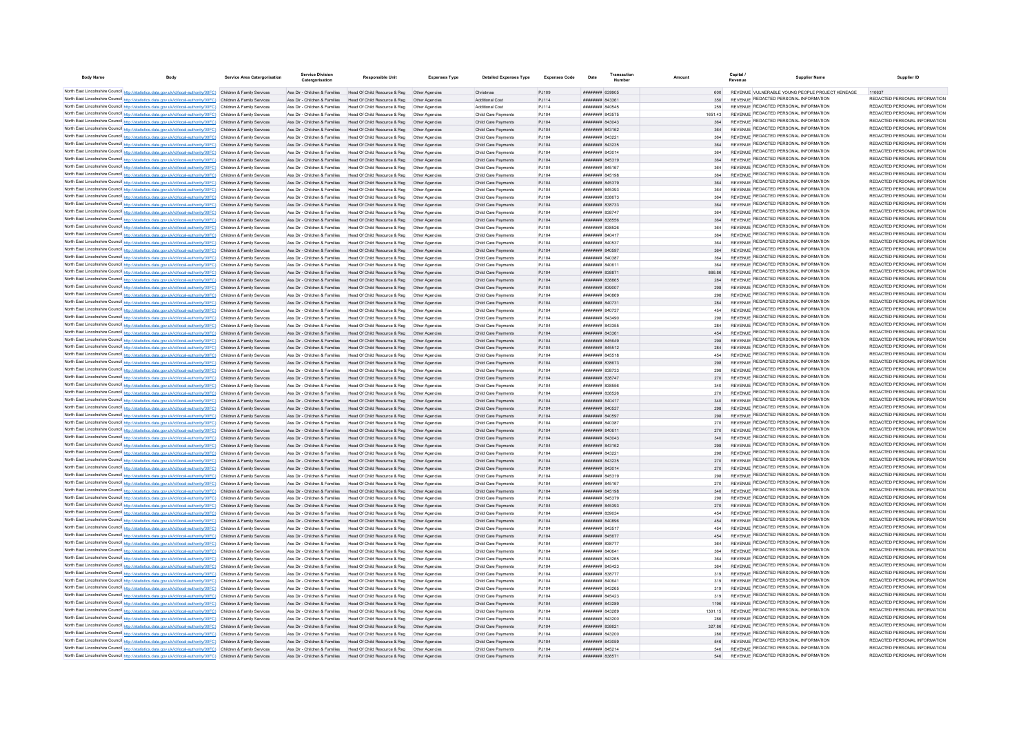| Body Name | Body | Service Area Catergorisation | Service Division Catergorisation | Responsible Unit | Expenses Type | Detailed Expenses Type | Expenses Code | Date | Transaction Number | Amount | Capital / Revenue | Supplier Name | Supplier ID |
|---|---|---|---|---|---|---|---|---|---|---|---|---|---|
| North East Lincolnshire Council | http://statistics.data.gov.uk/id/local-authority/00FC) | Children & Family Services | Ass Dir - Children & Families | Head Of Child Resource & Reg | Other Agencies | Christmas | PJ109 | ######## | 839905 | 600 | REVENUE | VULNERABLE YOUNG PEOPLE PROJECT HENEAGE | 110637 |
| North East Lincolnshire Council | http://statistics.data.gov.uk/id/local-authority/00FC) | Children & Family Services | Ass Dir - Children & Families | Head Of Child Resource & Reg | Other Agencies | Additional Cost | PJ114 | ######## | 843361 | 350 | REVENUE | REDACTED PERSONAL INFORMATION | REDACTED PERSONAL INFORMATION |
| North East Lincolnshire Council | http://statistics.data.gov.uk/id/local-authority/00FC) | Children & Family Services | Ass Dir - Children & Families | Head Of Child Resource & Reg | Other Agencies | Additional Cost | PJ114 | ######## | 840545 | 259 | REVENUE | REDACTED PERSONAL INFORMATION | REDACTED PERSONAL INFORMATION |
| North East Lincolnshire Council | http://statistics.data.gov.uk/id/local-authority/00FC) | Children & Family Services | Ass Dir - Children & Families | Head Of Child Resource & Reg | Other Agencies | Child Care Payments | PJ104 | ######## | 843575 | 1651.43 | REVENUE | REDACTED PERSONAL INFORMATION | REDACTED PERSONAL INFORMATION |
| North East Lincolnshire Council | http://statistics.data.gov.uk/id/local-authority/00FC) | Children & Family Services | Ass Dir - Children & Families | Head Of Child Resource & Reg | Other Agencies | Child Care Payments | PJ104 | ######## | 843043 | 364 | REVENUE | REDACTED PERSONAL INFORMATION | REDACTED PERSONAL INFORMATION |
| North East Lincolnshire Council | http://statistics.data.gov.uk/id/local-authority/00FC) | Children & Family Services | Ass Dir - Children & Families | Head Of Child Resource & Reg | Other Agencies | Child Care Payments | PJ104 | ######## | 843162 | 364 | REVENUE | REDACTED PERSONAL INFORMATION | REDACTED PERSONAL INFORMATION |
| North East Lincolnshire Council | http://statistics.data.gov.uk/id/local-authority/00FC) | Children & Family Services | Ass Dir - Children & Families | Head Of Child Resource & Reg | Other Agencies | Child Care Payments | PJ104 | ######## | 843221 | 364 | REVENUE | REDACTED PERSONAL INFORMATION | REDACTED PERSONAL INFORMATION |
| North East Lincolnshire Council | http://statistics.data.gov.uk/id/local-authority/00FC) | Children & Family Services | Ass Dir - Children & Families | Head Of Child Resource & Reg | Other Agencies | Child Care Payments | PJ104 | ######## | 843235 | 364 | REVENUE | REDACTED PERSONAL INFORMATION | REDACTED PERSONAL INFORMATION |
| North East Lincolnshire Council | http://statistics.data.gov.uk/id/local-authority/00FC) | Children & Family Services | Ass Dir - Children & Families | Head Of Child Resource & Reg | Other Agencies | Child Care Payments | PJ104 | ######## | 843014 | 364 | REVENUE | REDACTED PERSONAL INFORMATION | REDACTED PERSONAL INFORMATION |
| North East Lincolnshire Council | http://statistics.data.gov.uk/id/local-authority/00FC) | Children & Family Services | Ass Dir - Children & Families | Head Of Child Resource & Reg | Other Agencies | Child Care Payments | PJ104 | ######## | 845319 | 364 | REVENUE | REDACTED PERSONAL INFORMATION | REDACTED PERSONAL INFORMATION |
| North East Lincolnshire Council | http://statistics.data.gov.uk/id/local-authority/00FC) | Children & Family Services | Ass Dir - Children & Families | Head Of Child Resource & Reg | Other Agencies | Child Care Payments | PJ104 | ######## | 845167 | 364 | REVENUE | REDACTED PERSONAL INFORMATION | REDACTED PERSONAL INFORMATION |
| North East Lincolnshire Council | http://statistics.data.gov.uk/id/local-authority/00FC) | Children & Family Services | Ass Dir - Children & Families | Head Of Child Resource & Reg | Other Agencies | Child Care Payments | PJ104 | ######## | 845198 | 364 | REVENUE | REDACTED PERSONAL INFORMATION | REDACTED PERSONAL INFORMATION |
| North East Lincolnshire Council | http://statistics.data.gov.uk/id/local-authority/00FC) | Children & Family Services | Ass Dir - Children & Families | Head Of Child Resource & Reg | Other Agencies | Child Care Payments | PJ104 | ######## | 845379 | 364 | REVENUE | REDACTED PERSONAL INFORMATION | REDACTED PERSONAL INFORMATION |
| North East Lincolnshire Council | http://statistics.data.gov.uk/id/local-authority/00FC) | Children & Family Services | Ass Dir - Children & Families | Head Of Child Resource & Reg | Other Agencies | Child Care Payments | PJ104 | ######## | 845393 | 364 | REVENUE | REDACTED PERSONAL INFORMATION | REDACTED PERSONAL INFORMATION |
| North East Lincolnshire Council | http://statistics.data.gov.uk/id/local-authority/00FC) | Children & Family Services | Ass Dir - Children & Families | Head Of Child Resource & Reg | Other Agencies | Child Care Payments | PJ104 | ######## | 838673 | 364 | REVENUE | REDACTED PERSONAL INFORMATION | REDACTED PERSONAL INFORMATION |
| North East Lincolnshire Council | http://statistics.data.gov.uk/id/local-authority/00FC) | Children & Family Services | Ass Dir - Children & Families | Head Of Child Resource & Reg | Other Agencies | Child Care Payments | PJ104 | ######## | 838733 | 364 | REVENUE | REDACTED PERSONAL INFORMATION | REDACTED PERSONAL INFORMATION |
| North East Lincolnshire Council | http://statistics.data.gov.uk/id/local-authority/00FC) | Children & Family Services | Ass Dir - Children & Families | Head Of Child Resource & Reg | Other Agencies | Child Care Payments | PJ104 | ######## | 838747 | 364 | REVENUE | REDACTED PERSONAL INFORMATION | REDACTED PERSONAL INFORMATION |
| North East Lincolnshire Council | http://statistics.data.gov.uk/id/local-authority/00FC) | Children & Family Services | Ass Dir - Children & Families | Head Of Child Resource & Reg | Other Agencies | Child Care Payments | PJ104 | ######## | 838556 | 364 | REVENUE | REDACTED PERSONAL INFORMATION | REDACTED PERSONAL INFORMATION |
| North East Lincolnshire Council | http://statistics.data.gov.uk/id/local-authority/00FC) | Children & Family Services | Ass Dir - Children & Families | Head Of Child Resource & Reg | Other Agencies | Child Care Payments | PJ104 | ######## | 838526 | 364 | REVENUE | REDACTED PERSONAL INFORMATION | REDACTED PERSONAL INFORMATION |
| North East Lincolnshire Council | http://statistics.data.gov.uk/id/local-authority/00FC) | Children & Family Services | Ass Dir - Children & Families | Head Of Child Resource & Reg | Other Agencies | Child Care Payments | PJ104 | ######## | 840417 | 364 | REVENUE | REDACTED PERSONAL INFORMATION | REDACTED PERSONAL INFORMATION |
| North East Lincolnshire Council | http://statistics.data.gov.uk/id/local-authority/00FC) | Children & Family Services | Ass Dir - Children & Families | Head Of Child Resource & Reg | Other Agencies | Child Care Payments | PJ104 | ######## | 840537 | 364 | REVENUE | REDACTED PERSONAL INFORMATION | REDACTED PERSONAL INFORMATION |
| North East Lincolnshire Council | http://statistics.data.gov.uk/id/local-authority/00FC) | Children & Family Services | Ass Dir - Children & Families | Head Of Child Resource & Reg | Other Agencies | Child Care Payments | PJ104 | ######## | 840597 | 364 | REVENUE | REDACTED PERSONAL INFORMATION | REDACTED PERSONAL INFORMATION |
| North East Lincolnshire Council | http://statistics.data.gov.uk/id/local-authority/00FC) | Children & Family Services | Ass Dir - Children & Families | Head Of Child Resource & Reg | Other Agencies | Child Care Payments | PJ104 | ######## | 840387 | 364 | REVENUE | REDACTED PERSONAL INFORMATION | REDACTED PERSONAL INFORMATION |
| North East Lincolnshire Council | http://statistics.data.gov.uk/id/local-authority/00FC) | Children & Family Services | Ass Dir - Children & Families | Head Of Child Resource & Reg | Other Agencies | Child Care Payments | PJ104 | ######## | 840611 | 364 | REVENUE | REDACTED PERSONAL INFORMATION | REDACTED PERSONAL INFORMATION |
| North East Lincolnshire Council | http://statistics.data.gov.uk/id/local-authority/00FC) | Children & Family Services | Ass Dir - Children & Families | Head Of Child Resource & Reg | Other Agencies | Child Care Payments | PJ104 | ######## | 838871 | 866.86 | REVENUE | REDACTED PERSONAL INFORMATION | REDACTED PERSONAL INFORMATION |
| North East Lincolnshire Council | http://statistics.data.gov.uk/id/local-authority/00FC) | Children & Family Services | Ass Dir - Children & Families | Head Of Child Resource & Reg | Other Agencies | Child Care Payments | PJ104 | ######## | 838865 | 284 | REVENUE | REDACTED PERSONAL INFORMATION | REDACTED PERSONAL INFORMATION |
| North East Lincolnshire Council | http://statistics.data.gov.uk/id/local-authority/00FC) | Children & Family Services | Ass Dir - Children & Families | Head Of Child Resource & Reg | Other Agencies | Child Care Payments | PJ104 | ######## | 839007 | 298 | REVENUE | REDACTED PERSONAL INFORMATION | REDACTED PERSONAL INFORMATION |
| North East Lincolnshire Council | http://statistics.data.gov.uk/id/local-authority/00FC) | Children & Family Services | Ass Dir - Children & Families | Head Of Child Resource & Reg | Other Agencies | Child Care Payments | PJ104 | ######## | 840869 | 298 | REVENUE | REDACTED PERSONAL INFORMATION | REDACTED PERSONAL INFORMATION |
| North East Lincolnshire Council | http://statistics.data.gov.uk/id/local-authority/00FC) | Children & Family Services | Ass Dir - Children & Families | Head Of Child Resource & Reg | Other Agencies | Child Care Payments | PJ104 | ######## | 840731 | 284 | REVENUE | REDACTED PERSONAL INFORMATION | REDACTED PERSONAL INFORMATION |
| North East Lincolnshire Council | http://statistics.data.gov.uk/id/local-authority/00FC) | Children & Family Services | Ass Dir - Children & Families | Head Of Child Resource & Reg | Other Agencies | Child Care Payments | PJ104 | ######## | 840737 | 454 | REVENUE | REDACTED PERSONAL INFORMATION | REDACTED PERSONAL INFORMATION |
| North East Lincolnshire Council | http://statistics.data.gov.uk/id/local-authority/00FC) | Children & Family Services | Ass Dir - Children & Families | Head Of Child Resource & Reg | Other Agencies | Child Care Payments | PJ104 | ######## | 843490 | 298 | REVENUE | REDACTED PERSONAL INFORMATION | REDACTED PERSONAL INFORMATION |
| North East Lincolnshire Council | http://statistics.data.gov.uk/id/local-authority/00FC) | Children & Family Services | Ass Dir - Children & Families | Head Of Child Resource & Reg | Other Agencies | Child Care Payments | PJ104 | ######## | 843355 | 284 | REVENUE | REDACTED PERSONAL INFORMATION | REDACTED PERSONAL INFORMATION |
| North East Lincolnshire Council | http://statistics.data.gov.uk/id/local-authority/00FC) | Children & Family Services | Ass Dir - Children & Families | Head Of Child Resource & Reg | Other Agencies | Child Care Payments | PJ104 | ######## | 843361 | 454 | REVENUE | REDACTED PERSONAL INFORMATION | REDACTED PERSONAL INFORMATION |
| North East Lincolnshire Council | http://statistics.data.gov.uk/id/local-authority/00FC) | Children & Family Services | Ass Dir - Children & Families | Head Of Child Resource & Reg | Other Agencies | Child Care Payments | PJ104 | ######## | 845649 | 298 | REVENUE | REDACTED PERSONAL INFORMATION | REDACTED PERSONAL INFORMATION |
| North East Lincolnshire Council | http://statistics.data.gov.uk/id/local-authority/00FC) | Children & Family Services | Ass Dir - Children & Families | Head Of Child Resource & Reg | Other Agencies | Child Care Payments | PJ104 | ######## | 845512 | 284 | REVENUE | REDACTED PERSONAL INFORMATION | REDACTED PERSONAL INFORMATION |
| North East Lincolnshire Council | http://statistics.data.gov.uk/id/local-authority/00FC) | Children & Family Services | Ass Dir - Children & Families | Head Of Child Resource & Reg | Other Agencies | Child Care Payments | PJ104 | ######## | 845518 | 454 | REVENUE | REDACTED PERSONAL INFORMATION | REDACTED PERSONAL INFORMATION |
| North East Lincolnshire Council | http://statistics.data.gov.uk/id/local-authority/00FC) | Children & Family Services | Ass Dir - Children & Families | Head Of Child Resource & Reg | Other Agencies | Child Care Payments | PJ104 | ######## | 838673 | 298 | REVENUE | REDACTED PERSONAL INFORMATION | REDACTED PERSONAL INFORMATION |
| North East Lincolnshire Council | http://statistics.data.gov.uk/id/local-authority/00FC) | Children & Family Services | Ass Dir - Children & Families | Head Of Child Resource & Reg | Other Agencies | Child Care Payments | PJ104 | ######## | 838733 | 298 | REVENUE | REDACTED PERSONAL INFORMATION | REDACTED PERSONAL INFORMATION |
| North East Lincolnshire Council | http://statistics.data.gov.uk/id/local-authority/00FC) | Children & Family Services | Ass Dir - Children & Families | Head Of Child Resource & Reg | Other Agencies | Child Care Payments | PJ104 | ######## | 838747 | 270 | REVENUE | REDACTED PERSONAL INFORMATION | REDACTED PERSONAL INFORMATION |
| North East Lincolnshire Council | http://statistics.data.gov.uk/id/local-authority/00FC) | Children & Family Services | Ass Dir - Children & Families | Head Of Child Resource & Reg | Other Agencies | Child Care Payments | PJ104 | ######## | 838556 | 340 | REVENUE | REDACTED PERSONAL INFORMATION | REDACTED PERSONAL INFORMATION |
| North East Lincolnshire Council | http://statistics.data.gov.uk/id/local-authority/00FC) | Children & Family Services | Ass Dir - Children & Families | Head Of Child Resource & Reg | Other Agencies | Child Care Payments | PJ104 | ######## | 838526 | 270 | REVENUE | REDACTED PERSONAL INFORMATION | REDACTED PERSONAL INFORMATION |
| North East Lincolnshire Council | http://statistics.data.gov.uk/id/local-authority/00FC) | Children & Family Services | Ass Dir - Children & Families | Head Of Child Resource & Reg | Other Agencies | Child Care Payments | PJ104 | ######## | 840417 | 340 | REVENUE | REDACTED PERSONAL INFORMATION | REDACTED PERSONAL INFORMATION |
| North East Lincolnshire Council | http://statistics.data.gov.uk/id/local-authority/00FC) | Children & Family Services | Ass Dir - Children & Families | Head Of Child Resource & Reg | Other Agencies | Child Care Payments | PJ104 | ######## | 840537 | 298 | REVENUE | REDACTED PERSONAL INFORMATION | REDACTED PERSONAL INFORMATION |
| North East Lincolnshire Council | http://statistics.data.gov.uk/id/local-authority/00FC) | Children & Family Services | Ass Dir - Children & Families | Head Of Child Resource & Reg | Other Agencies | Child Care Payments | PJ104 | ######## | 840597 | 298 | REVENUE | REDACTED PERSONAL INFORMATION | REDACTED PERSONAL INFORMATION |
| North East Lincolnshire Council | http://statistics.data.gov.uk/id/local-authority/00FC) | Children & Family Services | Ass Dir - Children & Families | Head Of Child Resource & Reg | Other Agencies | Child Care Payments | PJ104 | ######## | 840387 | 270 | REVENUE | REDACTED PERSONAL INFORMATION | REDACTED PERSONAL INFORMATION |
| North East Lincolnshire Council | http://statistics.data.gov.uk/id/local-authority/00FC) | Children & Family Services | Ass Dir - Children & Families | Head Of Child Resource & Reg | Other Agencies | Child Care Payments | PJ104 | ######## | 840611 | 270 | REVENUE | REDACTED PERSONAL INFORMATION | REDACTED PERSONAL INFORMATION |
| North East Lincolnshire Council | http://statistics.data.gov.uk/id/local-authority/00FC) | Children & Family Services | Ass Dir - Children & Families | Head Of Child Resource & Reg | Other Agencies | Child Care Payments | PJ104 | ######## | 843043 | 340 | REVENUE | REDACTED PERSONAL INFORMATION | REDACTED PERSONAL INFORMATION |
| North East Lincolnshire Council | http://statistics.data.gov.uk/id/local-authority/00FC) | Children & Family Services | Ass Dir - Children & Families | Head Of Child Resource & Reg | Other Agencies | Child Care Payments | PJ104 | ######## | 843162 | 298 | REVENUE | REDACTED PERSONAL INFORMATION | REDACTED PERSONAL INFORMATION |
| North East Lincolnshire Council | http://statistics.data.gov.uk/id/local-authority/00FC) | Children & Family Services | Ass Dir - Children & Families | Head Of Child Resource & Reg | Other Agencies | Child Care Payments | PJ104 | ######## | 843221 | 298 | REVENUE | REDACTED PERSONAL INFORMATION | REDACTED PERSONAL INFORMATION |
| North East Lincolnshire Council | http://statistics.data.gov.uk/id/local-authority/00FC) | Children & Family Services | Ass Dir - Children & Families | Head Of Child Resource & Reg | Other Agencies | Child Care Payments | PJ104 | ######## | 843235 | 270 | REVENUE | REDACTED PERSONAL INFORMATION | REDACTED PERSONAL INFORMATION |
| North East Lincolnshire Council | http://statistics.data.gov.uk/id/local-authority/00FC) | Children & Family Services | Ass Dir - Children & Families | Head Of Child Resource & Reg | Other Agencies | Child Care Payments | PJ104 | ######## | 843014 | 270 | REVENUE | REDACTED PERSONAL INFORMATION | REDACTED PERSONAL INFORMATION |
| North East Lincolnshire Council | http://statistics.data.gov.uk/id/local-authority/00FC) | Children & Family Services | Ass Dir - Children & Families | Head Of Child Resource & Reg | Other Agencies | Child Care Payments | PJ104 | ######## | 845319 | 298 | REVENUE | REDACTED PERSONAL INFORMATION | REDACTED PERSONAL INFORMATION |
| North East Lincolnshire Council | http://statistics.data.gov.uk/id/local-authority/00FC) | Children & Family Services | Ass Dir - Children & Families | Head Of Child Resource & Reg | Other Agencies | Child Care Payments | PJ104 | ######## | 845167 | 270 | REVENUE | REDACTED PERSONAL INFORMATION | REDACTED PERSONAL INFORMATION |
| North East Lincolnshire Council | http://statistics.data.gov.uk/id/local-authority/00FC) | Children & Family Services | Ass Dir - Children & Families | Head Of Child Resource & Reg | Other Agencies | Child Care Payments | PJ104 | ######## | 845198 | 340 | REVENUE | REDACTED PERSONAL INFORMATION | REDACTED PERSONAL INFORMATION |
| North East Lincolnshire Council | http://statistics.data.gov.uk/id/local-authority/00FC) | Children & Family Services | Ass Dir - Children & Families | Head Of Child Resource & Reg | Other Agencies | Child Care Payments | PJ104 | ######## | 845379 | 298 | REVENUE | REDACTED PERSONAL INFORMATION | REDACTED PERSONAL INFORMATION |
| North East Lincolnshire Council | http://statistics.data.gov.uk/id/local-authority/00FC) | Children & Family Services | Ass Dir - Children & Families | Head Of Child Resource & Reg | Other Agencies | Child Care Payments | PJ104 | ######## | 845393 | 270 | REVENUE | REDACTED PERSONAL INFORMATION | REDACTED PERSONAL INFORMATION |
| North East Lincolnshire Council | http://statistics.data.gov.uk/id/local-authority/00FC) | Children & Family Services | Ass Dir - Children & Families | Head Of Child Resource & Reg | Other Agencies | Child Care Payments | PJ104 | ######## | 839034 | 454 | REVENUE | REDACTED PERSONAL INFORMATION | REDACTED PERSONAL INFORMATION |
| North East Lincolnshire Council | http://statistics.data.gov.uk/id/local-authority/00FC) | Children & Family Services | Ass Dir - Children & Families | Head Of Child Resource & Reg | Other Agencies | Child Care Payments | PJ104 | ######## | 840896 | 454 | REVENUE | REDACTED PERSONAL INFORMATION | REDACTED PERSONAL INFORMATION |
| North East Lincolnshire Council | http://statistics.data.gov.uk/id/local-authority/00FC) | Children & Family Services | Ass Dir - Children & Families | Head Of Child Resource & Reg | Other Agencies | Child Care Payments | PJ104 | ######## | 843517 | 454 | REVENUE | REDACTED PERSONAL INFORMATION | REDACTED PERSONAL INFORMATION |
| North East Lincolnshire Council | http://statistics.data.gov.uk/id/local-authority/00FC) | Children & Family Services | Ass Dir - Children & Families | Head Of Child Resource & Reg | Other Agencies | Child Care Payments | PJ104 | ######## | 845677 | 454 | REVENUE | REDACTED PERSONAL INFORMATION | REDACTED PERSONAL INFORMATION |
| North East Lincolnshire Council | http://statistics.data.gov.uk/id/local-authority/00FC) | Children & Family Services | Ass Dir - Children & Families | Head Of Child Resource & Reg | Other Agencies | Child Care Payments | PJ104 | ######## | 838777 | 364 | REVENUE | REDACTED PERSONAL INFORMATION | REDACTED PERSONAL INFORMATION |
| North East Lincolnshire Council | http://statistics.data.gov.uk/id/local-authority/00FC) | Children & Family Services | Ass Dir - Children & Families | Head Of Child Resource & Reg | Other Agencies | Child Care Payments | PJ104 | ######## | 840641 | 364 | REVENUE | REDACTED PERSONAL INFORMATION | REDACTED PERSONAL INFORMATION |
| North East Lincolnshire Council | http://statistics.data.gov.uk/id/local-authority/00FC) | Children & Family Services | Ass Dir - Children & Families | Head Of Child Resource & Reg | Other Agencies | Child Care Payments | PJ104 | ######## | 843265 | 364 | REVENUE | REDACTED PERSONAL INFORMATION | REDACTED PERSONAL INFORMATION |
| North East Lincolnshire Council | http://statistics.data.gov.uk/id/local-authority/00FC) | Children & Family Services | Ass Dir - Children & Families | Head Of Child Resource & Reg | Other Agencies | Child Care Payments | PJ104 | ######## | 845423 | 364 | REVENUE | REDACTED PERSONAL INFORMATION | REDACTED PERSONAL INFORMATION |
| North East Lincolnshire Council | http://statistics.data.gov.uk/id/local-authority/00FC) | Children & Family Services | Ass Dir - Children & Families | Head Of Child Resource & Reg | Other Agencies | Child Care Payments | PJ104 | ######## | 838777 | 319 | REVENUE | REDACTED PERSONAL INFORMATION | REDACTED PERSONAL INFORMATION |
| North East Lincolnshire Council | http://statistics.data.gov.uk/id/local-authority/00FC) | Children & Family Services | Ass Dir - Children & Families | Head Of Child Resource & Reg | Other Agencies | Child Care Payments | PJ104 | ######## | 840641 | 319 | REVENUE | REDACTED PERSONAL INFORMATION | REDACTED PERSONAL INFORMATION |
| North East Lincolnshire Council | http://statistics.data.gov.uk/id/local-authority/00FC) | Children & Family Services | Ass Dir - Children & Families | Head Of Child Resource & Reg | Other Agencies | Child Care Payments | PJ104 | ######## | 843265 | 319 | REVENUE | REDACTED PERSONAL INFORMATION | REDACTED PERSONAL INFORMATION |
| North East Lincolnshire Council | http://statistics.data.gov.uk/id/local-authority/00FC) | Children & Family Services | Ass Dir - Children & Families | Head Of Child Resource & Reg | Other Agencies | Child Care Payments | PJ104 | ######## | 845423 | 319 | REVENUE | REDACTED PERSONAL INFORMATION | REDACTED PERSONAL INFORMATION |
| North East Lincolnshire Council | http://statistics.data.gov.uk/id/local-authority/00FC) | Children & Family Services | Ass Dir - Children & Families | Head Of Child Resource & Reg | Other Agencies | Child Care Payments | PJ104 | ######## | 843289 | 1196 | REVENUE | REDACTED PERSONAL INFORMATION | REDACTED PERSONAL INFORMATION |
| North East Lincolnshire Council | http://statistics.data.gov.uk/id/local-authority/00FC) | Children & Family Services | Ass Dir - Children & Families | Head Of Child Resource & Reg | Other Agencies | Child Care Payments | PJ104 | ######## | 843289 | 1301.15 | REVENUE | REDACTED PERSONAL INFORMATION | REDACTED PERSONAL INFORMATION |
| North East Lincolnshire Council | http://statistics.data.gov.uk/id/local-authority/00FC) | Children & Family Services | Ass Dir - Children & Families | Head Of Child Resource & Reg | Other Agencies | Child Care Payments | PJ104 | ######## | 843200 | 286 | REVENUE | REDACTED PERSONAL INFORMATION | REDACTED PERSONAL INFORMATION |
| North East Lincolnshire Council | http://statistics.data.gov.uk/id/local-authority/00FC) | Children & Family Services | Ass Dir - Children & Families | Head Of Child Resource & Reg | Other Agencies | Child Care Payments | PJ104 | ######## | 838621 | 327.86 | REVENUE | REDACTED PERSONAL INFORMATION | REDACTED PERSONAL INFORMATION |
| North East Lincolnshire Council | http://statistics.data.gov.uk/id/local-authority/00FC) | Children & Family Services | Ass Dir - Children & Families | Head Of Child Resource & Reg | Other Agencies | Child Care Payments | PJ104 | ######## | 843200 | 286 | REVENUE | REDACTED PERSONAL INFORMATION | REDACTED PERSONAL INFORMATION |
| North East Lincolnshire Council | http://statistics.data.gov.uk/id/local-authority/00FC) | Children & Family Services | Ass Dir - Children & Families | Head Of Child Resource & Reg | Other Agencies | Child Care Payments | PJ104 | ######## | 843059 | 546 | REVENUE | REDACTED PERSONAL INFORMATION | REDACTED PERSONAL INFORMATION |
| North East Lincolnshire Council | http://statistics.data.gov.uk/id/local-authority/00FC) | Children & Family Services | Ass Dir - Children & Families | Head Of Child Resource & Reg | Other Agencies | Child Care Payments | PJ104 | ######## | 845214 | 546 | REVENUE | REDACTED PERSONAL INFORMATION | REDACTED PERSONAL INFORMATION |
| North East Lincolnshire Council | http://statistics.data.gov.uk/id/local-authority/00FC) | Children & Family Services | Ass Dir - Children & Families | Head Of Child Resource & Reg | Other Agencies | Child Care Payments | PJ104 | ######## | 838571 | 546 | REVENUE | REDACTED PERSONAL INFORMATION | REDACTED PERSONAL INFORMATION |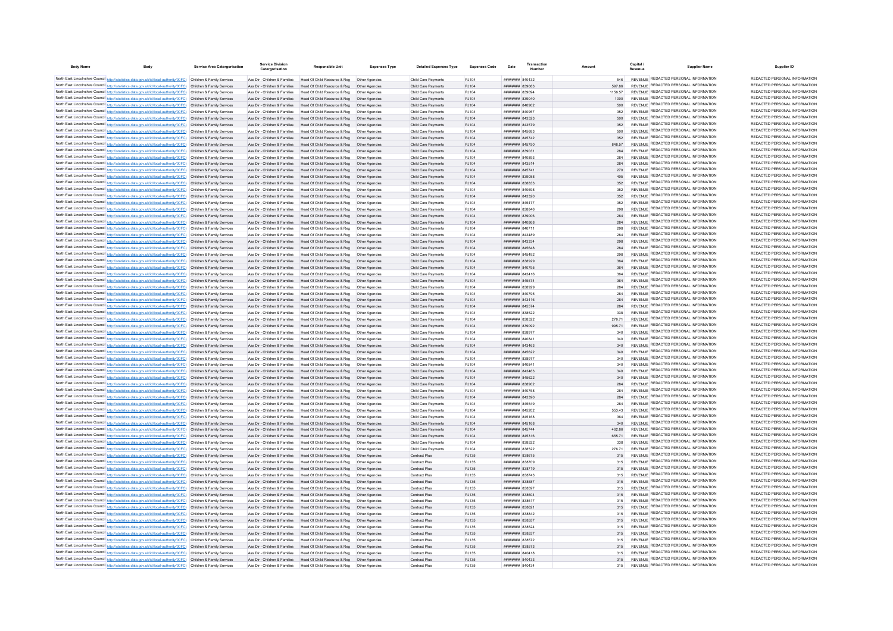| Body Name | Body | Service Area Catergorisation | Service Division Catergorisation | Responsible Unit | Expenses Type | Detailed Expenses Type | Expenses Code | Date | Transaction Number | Amount | Capital / Revenue | Supplier Name | Supplier ID |
|---|---|---|---|---|---|---|---|---|---|---|---|---|---|
| North East Lincolnshire Council | http://statistics.data.gov.uk/id/local-authority/00FC) | Children & Family Services | Ass Dir - Children & Families | Head Of Child Resource & Reg | Other Agencies | Child Care Payments | PJ104 | ######## | 840432 | 546 | REVENUE | REDACTED PERSONAL INFORMATION | REDACTED PERSONAL INFORMATION |
| North East Lincolnshire Council | http://statistics.data.gov.uk/id/local-authority/00FC) | Children & Family Services | Ass Dir - Children & Families | Head Of Child Resource & Reg | Other Agencies | Child Care Payments | PJ104 | ######## | 839083 | 597.86 | REVENUE | REDACTED PERSONAL INFORMATION | REDACTED PERSONAL INFORMATION |
| North East Lincolnshire Council | http://statistics.data.gov.uk/id/local-authority/00FC) | Children & Family Services | Ass Dir - Children & Families | Head Of Child Resource & Reg | Other Agencies | Child Care Payments | PJ104 | ######## | 839094 | 1156.57 | REVENUE | REDACTED PERSONAL INFORMATION | REDACTED PERSONAL INFORMATION |
| North East Lincolnshire Council | http://statistics.data.gov.uk/id/local-authority/00FC) | Children & Family Services | Ass Dir - Children & Families | Head Of Child Resource & Reg | Other Agencies | Child Care Payments | PJ104 | ######## | 839040 | 1000 | REVENUE | REDACTED PERSONAL INFORMATION | REDACTED PERSONAL INFORMATION |
| North East Lincolnshire Council | http://statistics.data.gov.uk/id/local-authority/00FC) | Children & Family Services | Ass Dir - Children & Families | Head Of Child Resource & Reg | Other Agencies | Child Care Payments | PJ104 | ######## | 840902 | 500 | REVENUE | REDACTED PERSONAL INFORMATION | REDACTED PERSONAL INFORMATION |
| North East Lincolnshire Council | http://statistics.data.gov.uk/id/local-authority/00FC) | Children & Family Services | Ass Dir - Children & Families | Head Of Child Resource & Reg | Other Agencies | Child Care Payments | PJ104 | ######## | 840957 | 352 | REVENUE | REDACTED PERSONAL INFORMATION | REDACTED PERSONAL INFORMATION |
| North East Lincolnshire Council | http://statistics.data.gov.uk/id/local-authority/00FC) | Children & Family Services | Ass Dir - Children & Families | Head Of Child Resource & Reg | Other Agencies | Child Care Payments | PJ104 | ######## | 843523 | 500 | REVENUE | REDACTED PERSONAL INFORMATION | REDACTED PERSONAL INFORMATION |
| North East Lincolnshire Council | http://statistics.data.gov.uk/id/local-authority/00FC) | Children & Family Services | Ass Dir - Children & Families | Head Of Child Resource & Reg | Other Agencies | Child Care Payments | PJ104 | ######## | 843579 | 352 | REVENUE | REDACTED PERSONAL INFORMATION | REDACTED PERSONAL INFORMATION |
| North East Lincolnshire Council | http://statistics.data.gov.uk/id/local-authority/00FC) | Children & Family Services | Ass Dir - Children & Families | Head Of Child Resource & Reg | Other Agencies | Child Care Payments | PJ104 | ######## | 845683 | 500 | REVENUE | REDACTED PERSONAL INFORMATION | REDACTED PERSONAL INFORMATION |
| North East Lincolnshire Council | http://statistics.data.gov.uk/id/local-authority/00FC) | Children & Family Services | Ass Dir - Children & Families | Head Of Child Resource & Reg | Other Agencies | Child Care Payments | PJ104 | ######## | 845742 | 352 | REVENUE | REDACTED PERSONAL INFORMATION | REDACTED PERSONAL INFORMATION |
| North East Lincolnshire Council | http://statistics.data.gov.uk/id/local-authority/00FC) | Children & Family Services | Ass Dir - Children & Families | Head Of Child Resource & Reg | Other Agencies | Child Care Payments | PJ104 | ######## | 845750 | 848.57 | REVENUE | REDACTED PERSONAL INFORMATION | REDACTED PERSONAL INFORMATION |
| North East Lincolnshire Council | http://statistics.data.gov.uk/id/local-authority/00FC) | Children & Family Services | Ass Dir - Children & Families | Head Of Child Resource & Reg | Other Agencies | Child Care Payments | PJ104 | ######## | 839031 | 284 | REVENUE | REDACTED PERSONAL INFORMATION | REDACTED PERSONAL INFORMATION |
| North East Lincolnshire Council | http://statistics.data.gov.uk/id/local-authority/00FC) | Children & Family Services | Ass Dir - Children & Families | Head Of Child Resource & Reg | Other Agencies | Child Care Payments | PJ104 | ######## | 840893 | 284 | REVENUE | REDACTED PERSONAL INFORMATION | REDACTED PERSONAL INFORMATION |
| North East Lincolnshire Council | http://statistics.data.gov.uk/id/local-authority/00FC) | Children & Family Services | Ass Dir - Children & Families | Head Of Child Resource & Reg | Other Agencies | Child Care Payments | PJ104 | ######## | 843514 | 284 | REVENUE | REDACTED PERSONAL INFORMATION | REDACTED PERSONAL INFORMATION |
| North East Lincolnshire Council | http://statistics.data.gov.uk/id/local-authority/00FC) | Children & Family Services | Ass Dir - Children & Families | Head Of Child Resource & Reg | Other Agencies | Child Care Payments | PJ104 | ######## | 845741 | 270 | REVENUE | REDACTED PERSONAL INFORMATION | REDACTED PERSONAL INFORMATION |
| North East Lincolnshire Council | http://statistics.data.gov.uk/id/local-authority/00FC) | Children & Family Services | Ass Dir - Children & Families | Head Of Child Resource & Reg | Other Agencies | Child Care Payments | PJ104 | ######## | 839088 | 405 | REVENUE | REDACTED PERSONAL INFORMATION | REDACTED PERSONAL INFORMATION |
| North East Lincolnshire Council | http://statistics.data.gov.uk/id/local-authority/00FC) | Children & Family Services | Ass Dir - Children & Families | Head Of Child Resource & Reg | Other Agencies | Child Care Payments | PJ104 | ######## | 838833 | 352 | REVENUE | REDACTED PERSONAL INFORMATION | REDACTED PERSONAL INFORMATION |
| North East Lincolnshire Council | http://statistics.data.gov.uk/id/local-authority/00FC) | Children & Family Services | Ass Dir - Children & Families | Head Of Child Resource & Reg | Other Agencies | Child Care Payments | PJ104 | ######## | 840698 | 352 | REVENUE | REDACTED PERSONAL INFORMATION | REDACTED PERSONAL INFORMATION |
| North East Lincolnshire Council | http://statistics.data.gov.uk/id/local-authority/00FC) | Children & Family Services | Ass Dir - Children & Families | Head Of Child Resource & Reg | Other Agencies | Child Care Payments | PJ104 | ######## | 843320 | 352 | REVENUE | REDACTED PERSONAL INFORMATION | REDACTED PERSONAL INFORMATION |
| North East Lincolnshire Council | http://statistics.data.gov.uk/id/local-authority/00FC) | Children & Family Services | Ass Dir - Children & Families | Head Of Child Resource & Reg | Other Agencies | Child Care Payments | PJ104 | ######## | 845477 | 352 | REVENUE | REDACTED PERSONAL INFORMATION | REDACTED PERSONAL INFORMATION |
| North East Lincolnshire Council | http://statistics.data.gov.uk/id/local-authority/00FC) | Children & Family Services | Ass Dir - Children & Families | Head Of Child Resource & Reg | Other Agencies | Child Care Payments | PJ104 | ######## | 838846 | 298 | REVENUE | REDACTED PERSONAL INFORMATION | REDACTED PERSONAL INFORMATION |
| North East Lincolnshire Council | http://statistics.data.gov.uk/id/local-authority/00FC) | Children & Family Services | Ass Dir - Children & Families | Head Of Child Resource & Reg | Other Agencies | Child Care Payments | PJ104 | ######## | 839006 | 284 | REVENUE | REDACTED PERSONAL INFORMATION | REDACTED PERSONAL INFORMATION |
| North East Lincolnshire Council | http://statistics.data.gov.uk/id/local-authority/00FC) | Children & Family Services | Ass Dir - Children & Families | Head Of Child Resource & Reg | Other Agencies | Child Care Payments | PJ104 | ######## | 840868 | 284 | REVENUE | REDACTED PERSONAL INFORMATION | REDACTED PERSONAL INFORMATION |
| North East Lincolnshire Council | http://statistics.data.gov.uk/id/local-authority/00FC) | Children & Family Services | Ass Dir - Children & Families | Head Of Child Resource & Reg | Other Agencies | Child Care Payments | PJ104 | ######## | 840711 | 298 | REVENUE | REDACTED PERSONAL INFORMATION | REDACTED PERSONAL INFORMATION |
| North East Lincolnshire Council | http://statistics.data.gov.uk/id/local-authority/00FC) | Children & Family Services | Ass Dir - Children & Families | Head Of Child Resource & Reg | Other Agencies | Child Care Payments | PJ104 | ######## | 843489 | 284 | REVENUE | REDACTED PERSONAL INFORMATION | REDACTED PERSONAL INFORMATION |
| North East Lincolnshire Council | http://statistics.data.gov.uk/id/local-authority/00FC) | Children & Family Services | Ass Dir - Children & Families | Head Of Child Resource & Reg | Other Agencies | Child Care Payments | PJ104 | ######## | 843334 | 298 | REVENUE | REDACTED PERSONAL INFORMATION | REDACTED PERSONAL INFORMATION |
| North East Lincolnshire Council | http://statistics.data.gov.uk/id/local-authority/00FC) | Children & Family Services | Ass Dir - Children & Families | Head Of Child Resource & Reg | Other Agencies | Child Care Payments | PJ104 | ######## | 845646 | 284 | REVENUE | REDACTED PERSONAL INFORMATION | REDACTED PERSONAL INFORMATION |
| North East Lincolnshire Council | http://statistics.data.gov.uk/id/local-authority/00FC) | Children & Family Services | Ass Dir - Children & Families | Head Of Child Resource & Reg | Other Agencies | Child Care Payments | PJ104 | ######## | 845492 | 298 | REVENUE | REDACTED PERSONAL INFORMATION | REDACTED PERSONAL INFORMATION |
| North East Lincolnshire Council | http://statistics.data.gov.uk/id/local-authority/00FC) | Children & Family Services | Ass Dir - Children & Families | Head Of Child Resource & Reg | Other Agencies | Child Care Payments | PJ104 | ######## | 838929 | 364 | REVENUE | REDACTED PERSONAL INFORMATION | REDACTED PERSONAL INFORMATION |
| North East Lincolnshire Council | http://statistics.data.gov.uk/id/local-authority/00FC) | Children & Family Services | Ass Dir - Children & Families | Head Of Child Resource & Reg | Other Agencies | Child Care Payments | PJ104 | ######## | 840795 | 364 | REVENUE | REDACTED PERSONAL INFORMATION | REDACTED PERSONAL INFORMATION |
| North East Lincolnshire Council | http://statistics.data.gov.uk/id/local-authority/00FC) | Children & Family Services | Ass Dir - Children & Families | Head Of Child Resource & Reg | Other Agencies | Child Care Payments | PJ104 | ######## | 843416 | 364 | REVENUE | REDACTED PERSONAL INFORMATION | REDACTED PERSONAL INFORMATION |
| North East Lincolnshire Council | http://statistics.data.gov.uk/id/local-authority/00FC) | Children & Family Services | Ass Dir - Children & Families | Head Of Child Resource & Reg | Other Agencies | Child Care Payments | PJ104 | ######## | 845574 | 364 | REVENUE | REDACTED PERSONAL INFORMATION | REDACTED PERSONAL INFORMATION |
| North East Lincolnshire Council | http://statistics.data.gov.uk/id/local-authority/00FC) | Children & Family Services | Ass Dir - Children & Families | Head Of Child Resource & Reg | Other Agencies | Child Care Payments | PJ104 | ######## | 838929 | 284 | REVENUE | REDACTED PERSONAL INFORMATION | REDACTED PERSONAL INFORMATION |
| North East Lincolnshire Council | http://statistics.data.gov.uk/id/local-authority/00FC) | Children & Family Services | Ass Dir - Children & Families | Head Of Child Resource & Reg | Other Agencies | Child Care Payments | PJ104 | ######## | 840795 | 284 | REVENUE | REDACTED PERSONAL INFORMATION | REDACTED PERSONAL INFORMATION |
| North East Lincolnshire Council | http://statistics.data.gov.uk/id/local-authority/00FC) | Children & Family Services | Ass Dir - Children & Families | Head Of Child Resource & Reg | Other Agencies | Child Care Payments | PJ104 | ######## | 843416 | 284 | REVENUE | REDACTED PERSONAL INFORMATION | REDACTED PERSONAL INFORMATION |
| North East Lincolnshire Council | http://statistics.data.gov.uk/id/local-authority/00FC) | Children & Family Services | Ass Dir - Children & Families | Head Of Child Resource & Reg | Other Agencies | Child Care Payments | PJ104 | ######## | 845574 | 284 | REVENUE | REDACTED PERSONAL INFORMATION | REDACTED PERSONAL INFORMATION |
| North East Lincolnshire Council | http://statistics.data.gov.uk/id/local-authority/00FC) | Children & Family Services | Ass Dir - Children & Families | Head Of Child Resource & Reg | Other Agencies | Child Care Payments | PJ104 | ######## | 838522 | 338 | REVENUE | REDACTED PERSONAL INFORMATION | REDACTED PERSONAL INFORMATION |
| North East Lincolnshire Council | http://statistics.data.gov.uk/id/local-authority/00FC) | Children & Family Services | Ass Dir - Children & Families | Head Of Child Resource & Reg | Other Agencies | Child Care Payments | PJ104 | ######## | 838522 | 276.71 | REVENUE | REDACTED PERSONAL INFORMATION | REDACTED PERSONAL INFORMATION |
| North East Lincolnshire Council | http://statistics.data.gov.uk/id/local-authority/00FC) | Children & Family Services | Ass Dir - Children & Families | Head Of Child Resource & Reg | Other Agencies | Child Care Payments | PJ104 | ######## | 839092 | 995.71 | REVENUE | REDACTED PERSONAL INFORMATION | REDACTED PERSONAL INFORMATION |
| North East Lincolnshire Council | http://statistics.data.gov.uk/id/local-authority/00FC) | Children & Family Services | Ass Dir - Children & Families | Head Of Child Resource & Reg | Other Agencies | Child Care Payments | PJ104 | ######## | 838977 | 340 | REVENUE | REDACTED PERSONAL INFORMATION | REDACTED PERSONAL INFORMATION |
| North East Lincolnshire Council | http://statistics.data.gov.uk/id/local-authority/00FC) | Children & Family Services | Ass Dir - Children & Families | Head Of Child Resource & Reg | Other Agencies | Child Care Payments | PJ104 | ######## | 840841 | 340 | REVENUE | REDACTED PERSONAL INFORMATION | REDACTED PERSONAL INFORMATION |
| North East Lincolnshire Council | http://statistics.data.gov.uk/id/local-authority/00FC) | Children & Family Services | Ass Dir - Children & Families | Head Of Child Resource & Reg | Other Agencies | Child Care Payments | PJ104 | ######## | 843463 | 340 | REVENUE | REDACTED PERSONAL INFORMATION | REDACTED PERSONAL INFORMATION |
| North East Lincolnshire Council | http://statistics.data.gov.uk/id/local-authority/00FC) | Children & Family Services | Ass Dir - Children & Families | Head Of Child Resource & Reg | Other Agencies | Child Care Payments | PJ104 | ######## | 845622 | 340 | REVENUE | REDACTED PERSONAL INFORMATION | REDACTED PERSONAL INFORMATION |
| North East Lincolnshire Council | http://statistics.data.gov.uk/id/local-authority/00FC) | Children & Family Services | Ass Dir - Children & Families | Head Of Child Resource & Reg | Other Agencies | Child Care Payments | PJ104 | ######## | 838977 | 340 | REVENUE | REDACTED PERSONAL INFORMATION | REDACTED PERSONAL INFORMATION |
| North East Lincolnshire Council | http://statistics.data.gov.uk/id/local-authority/00FC) | Children & Family Services | Ass Dir - Children & Families | Head Of Child Resource & Reg | Other Agencies | Child Care Payments | PJ104 | ######## | 840841 | 340 | REVENUE | REDACTED PERSONAL INFORMATION | REDACTED PERSONAL INFORMATION |
| North East Lincolnshire Council | http://statistics.data.gov.uk/id/local-authority/00FC) | Children & Family Services | Ass Dir - Children & Families | Head Of Child Resource & Reg | Other Agencies | Child Care Payments | PJ104 | ######## | 843463 | 340 | REVENUE | REDACTED PERSONAL INFORMATION | REDACTED PERSONAL INFORMATION |
| North East Lincolnshire Council | http://statistics.data.gov.uk/id/local-authority/00FC) | Children & Family Services | Ass Dir - Children & Families | Head Of Child Resource & Reg | Other Agencies | Child Care Payments | PJ104 | ######## | 845622 | 340 | REVENUE | REDACTED PERSONAL INFORMATION | REDACTED PERSONAL INFORMATION |
| North East Lincolnshire Council | http://statistics.data.gov.uk/id/local-authority/00FC) | Children & Family Services | Ass Dir - Children & Families | Head Of Child Resource & Reg | Other Agencies | Child Care Payments | PJ104 | ######## | 838902 | 284 | REVENUE | REDACTED PERSONAL INFORMATION | REDACTED PERSONAL INFORMATION |
| North East Lincolnshire Council | http://statistics.data.gov.uk/id/local-authority/00FC) | Children & Family Services | Ass Dir - Children & Families | Head Of Child Resource & Reg | Other Agencies | Child Care Payments | PJ104 | ######## | 840768 | 284 | REVENUE | REDACTED PERSONAL INFORMATION | REDACTED PERSONAL INFORMATION |
| North East Lincolnshire Council | http://statistics.data.gov.uk/id/local-authority/00FC) | Children & Family Services | Ass Dir - Children & Families | Head Of Child Resource & Reg | Other Agencies | Child Care Payments | PJ104 | ######## | 843390 | 284 | REVENUE | REDACTED PERSONAL INFORMATION | REDACTED PERSONAL INFORMATION |
| North East Lincolnshire Council | http://statistics.data.gov.uk/id/local-authority/00FC) | Children & Family Services | Ass Dir - Children & Families | Head Of Child Resource & Reg | Other Agencies | Child Care Payments | PJ104 | ######## | 845549 | 284 | REVENUE | REDACTED PERSONAL INFORMATION | REDACTED PERSONAL INFORMATION |
| North East Lincolnshire Council | http://statistics.data.gov.uk/id/local-authority/00FC) | Children & Family Services | Ass Dir - Children & Families | Head Of Child Resource & Reg | Other Agencies | Child Care Payments | PJ104 | ######## | 845202 | 553.43 | REVENUE | REDACTED PERSONAL INFORMATION | REDACTED PERSONAL INFORMATION |
| North East Lincolnshire Council | http://statistics.data.gov.uk/id/local-authority/00FC) | Children & Family Services | Ass Dir - Children & Families | Head Of Child Resource & Reg | Other Agencies | Child Care Payments | PJ104 | ######## | 845168 | 364 | REVENUE | REDACTED PERSONAL INFORMATION | REDACTED PERSONAL INFORMATION |
| North East Lincolnshire Council | http://statistics.data.gov.uk/id/local-authority/00FC) | Children & Family Services | Ass Dir - Children & Families | Head Of Child Resource & Reg | Other Agencies | Child Care Payments | PJ104 | ######## | 845168 | 340 | REVENUE | REDACTED PERSONAL INFORMATION | REDACTED PERSONAL INFORMATION |
| North East Lincolnshire Council | http://statistics.data.gov.uk/id/local-authority/00FC) | Children & Family Services | Ass Dir - Children & Families | Head Of Child Resource & Reg | Other Agencies | Child Care Payments | PJ104 | ######## | 845744 | 462.86 | REVENUE | REDACTED PERSONAL INFORMATION | REDACTED PERSONAL INFORMATION |
| North East Lincolnshire Council | http://statistics.data.gov.uk/id/local-authority/00FC) | Children & Family Services | Ass Dir - Children & Families | Head Of Child Resource & Reg | Other Agencies | Child Care Payments | PJ104 | ######## | 845316 | 655.71 | REVENUE | REDACTED PERSONAL INFORMATION | REDACTED PERSONAL INFORMATION |
| North East Lincolnshire Council | http://statistics.data.gov.uk/id/local-authority/00FC) | Children & Family Services | Ass Dir - Children & Families | Head Of Child Resource & Reg | Other Agencies | Child Care Payments | PJ104 | ######## | 838522 | 338 | REVENUE | REDACTED PERSONAL INFORMATION | REDACTED PERSONAL INFORMATION |
| North East Lincolnshire Council | http://statistics.data.gov.uk/id/local-authority/00FC) | Children & Family Services | Ass Dir - Children & Families | Head Of Child Resource & Reg | Other Agencies | Child Care Payments | PJ104 | ######## | 838522 | 276.71 | REVENUE | REDACTED PERSONAL INFORMATION | REDACTED PERSONAL INFORMATION |
| North East Lincolnshire Council | http://statistics.data.gov.uk/id/local-authority/00FC) | Children & Family Services | Ass Dir - Children & Families | Head Of Child Resource & Reg | Other Agencies | Contract Plus | PJ135 | ######## | 838675 | 315 | REVENUE | REDACTED PERSONAL INFORMATION | REDACTED PERSONAL INFORMATION |
| North East Lincolnshire Council | http://statistics.data.gov.uk/id/local-authority/00FC) | Children & Family Services | Ass Dir - Children & Families | Head Of Child Resource & Reg | Other Agencies | Contract Plus | PJ135 | ######## | 838709 | 315 | REVENUE | REDACTED PERSONAL INFORMATION | REDACTED PERSONAL INFORMATION |
| North East Lincolnshire Council | http://statistics.data.gov.uk/id/local-authority/00FC) | Children & Family Services | Ass Dir - Children & Families | Head Of Child Resource & Reg | Other Agencies | Contract Plus | PJ135 | ######## | 838719 | 315 | REVENUE | REDACTED PERSONAL INFORMATION | REDACTED PERSONAL INFORMATION |
| North East Lincolnshire Council | http://statistics.data.gov.uk/id/local-authority/00FC) | Children & Family Services | Ass Dir - Children & Families | Head Of Child Resource & Reg | Other Agencies | Contract Plus | PJ135 | ######## | 838743 | 315 | REVENUE | REDACTED PERSONAL INFORMATION | REDACTED PERSONAL INFORMATION |
| North East Lincolnshire Council | http://statistics.data.gov.uk/id/local-authority/00FC) | Children & Family Services | Ass Dir - Children & Families | Head Of Child Resource & Reg | Other Agencies | Contract Plus | PJ135 | ######## | 838587 | 315 | REVENUE | REDACTED PERSONAL INFORMATION | REDACTED PERSONAL INFORMATION |
| North East Lincolnshire Council | http://statistics.data.gov.uk/id/local-authority/00FC) | Children & Family Services | Ass Dir - Children & Families | Head Of Child Resource & Reg | Other Agencies | Contract Plus | PJ135 | ######## | 838597 | 315 | REVENUE | REDACTED PERSONAL INFORMATION | REDACTED PERSONAL INFORMATION |
| North East Lincolnshire Council | http://statistics.data.gov.uk/id/local-authority/00FC) | Children & Family Services | Ass Dir - Children & Families | Head Of Child Resource & Reg | Other Agencies | Contract Plus | PJ135 | ######## | 838604 | 315 | REVENUE | REDACTED PERSONAL INFORMATION | REDACTED PERSONAL INFORMATION |
| North East Lincolnshire Council | http://statistics.data.gov.uk/id/local-authority/00FC) | Children & Family Services | Ass Dir - Children & Families | Head Of Child Resource & Reg | Other Agencies | Contract Plus | PJ135 | ######## | 838617 | 315 | REVENUE | REDACTED PERSONAL INFORMATION | REDACTED PERSONAL INFORMATION |
| North East Lincolnshire Council | http://statistics.data.gov.uk/id/local-authority/00FC) | Children & Family Services | Ass Dir - Children & Families | Head Of Child Resource & Reg | Other Agencies | Contract Plus | PJ135 | ######## | 838621 | 315 | REVENUE | REDACTED PERSONAL INFORMATION | REDACTED PERSONAL INFORMATION |
| North East Lincolnshire Council | http://statistics.data.gov.uk/id/local-authority/00FC) | Children & Family Services | Ass Dir - Children & Families | Head Of Child Resource & Reg | Other Agencies | Contract Plus | PJ135 | ######## | 838642 | 315 | REVENUE | REDACTED PERSONAL INFORMATION | REDACTED PERSONAL INFORMATION |
| North East Lincolnshire Council | http://statistics.data.gov.uk/id/local-authority/00FC) | Children & Family Services | Ass Dir - Children & Families | Head Of Child Resource & Reg | Other Agencies | Contract Plus | PJ135 | ######## | 838557 | 315 | REVENUE | REDACTED PERSONAL INFORMATION | REDACTED PERSONAL INFORMATION |
| North East Lincolnshire Council | http://statistics.data.gov.uk/id/local-authority/00FC) | Children & Family Services | Ass Dir - Children & Families | Head Of Child Resource & Reg | Other Agencies | Contract Plus | PJ135 | ######## | 838524 | 315 | REVENUE | REDACTED PERSONAL INFORMATION | REDACTED PERSONAL INFORMATION |
| North East Lincolnshire Council | http://statistics.data.gov.uk/id/local-authority/00FC) | Children & Family Services | Ass Dir - Children & Families | Head Of Child Resource & Reg | Other Agencies | Contract Plus | PJ135 | ######## | 838537 | 315 | REVENUE | REDACTED PERSONAL INFORMATION | REDACTED PERSONAL INFORMATION |
| North East Lincolnshire Council | http://statistics.data.gov.uk/id/local-authority/00FC) | Children & Family Services | Ass Dir - Children & Families | Head Of Child Resource & Reg | Other Agencies | Contract Plus | PJ135 | ######## | 838572 | 315 | REVENUE | REDACTED PERSONAL INFORMATION | REDACTED PERSONAL INFORMATION |
| North East Lincolnshire Council | http://statistics.data.gov.uk/id/local-authority/00FC) | Children & Family Services | Ass Dir - Children & Families | Head Of Child Resource & Reg | Other Agencies | Contract Plus | PJ135 | ######## | 838573 | 315 | REVENUE | REDACTED PERSONAL INFORMATION | REDACTED PERSONAL INFORMATION |
| North East Lincolnshire Council | http://statistics.data.gov.uk/id/local-authority/00FC) | Children & Family Services | Ass Dir - Children & Families | Head Of Child Resource & Reg | Other Agencies | Contract Plus | PJ135 | ######## | 840418 | 315 | REVENUE | REDACTED PERSONAL INFORMATION | REDACTED PERSONAL INFORMATION |
| North East Lincolnshire Council | http://statistics.data.gov.uk/id/local-authority/00FC) | Children & Family Services | Ass Dir - Children & Families | Head Of Child Resource & Reg | Other Agencies | Contract Plus | PJ135 | ######## | 840433 | 315 | REVENUE | REDACTED PERSONAL INFORMATION | REDACTED PERSONAL INFORMATION |
| North East Lincolnshire Council | http://statistics.data.gov.uk/id/local-authority/00FC) | Children & Family Services | Ass Dir - Children & Families | Head Of Child Resource & Reg | Other Agencies | Contract Plus | PJ135 | ######## | 840434 | 315 | REVENUE | REDACTED PERSONAL INFORMATION | REDACTED PERSONAL INFORMATION |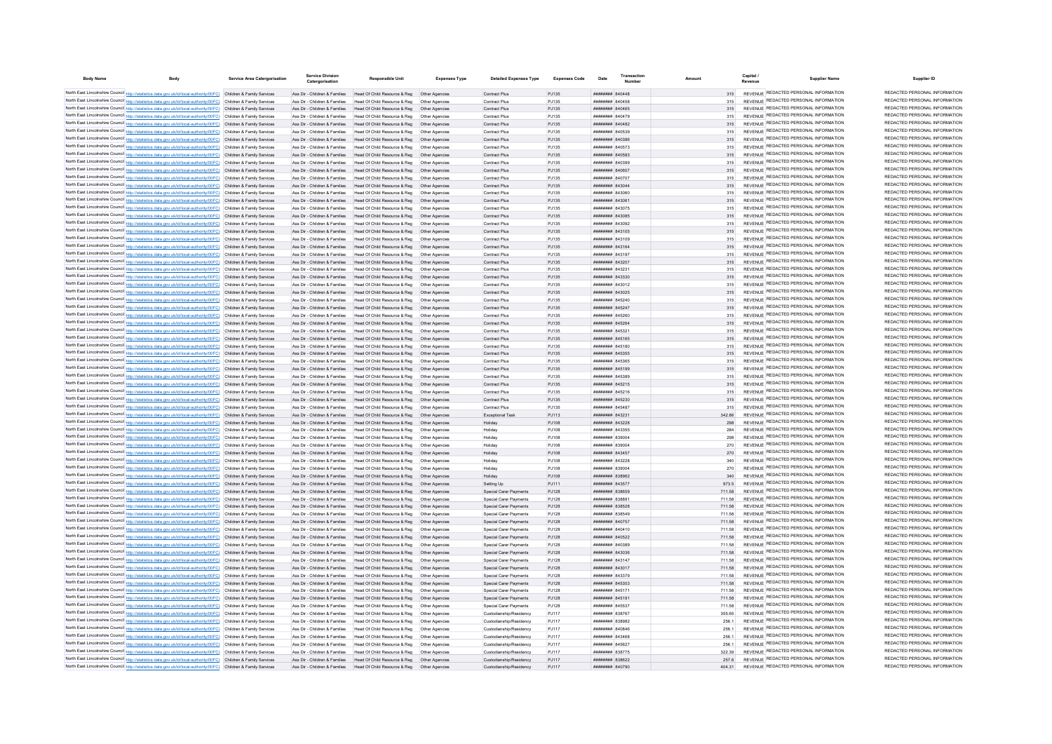| Body Name | Body | Service Area Catergorisation | Service Division Catergorisation | Responsible Unit | Expenses Type | Detailed Expenses Type | Expenses Code | Date | Transaction Number | Amount | Capital / Revenue | Supplier Name | Supplier ID |
|---|---|---|---|---|---|---|---|---|---|---|---|---|---|
| North East Lincolnshire Council | http://statistics.data.gov.uk/id/local-authority/00FC | Children & Family Services | Ass Dir - Children & Families | Head Of Child Resource & Reg | Other Agencies | Contract Plus | PJ135 | ######## | 840448 | 315 | REVENUE | REDACTED PERSONAL INFORMATION | REDACTED PERSONAL INFORMATION |
| North East Lincolnshire Council | http://statistics.data.gov.uk/id/local-authority/00FC | Children & Family Services | Ass Dir - Children & Families | Head Of Child Resource & Reg | Other Agencies | Contract Plus | PJ135 | ######## | 840458 | 315 | REVENUE | REDACTED PERSONAL INFORMATION | REDACTED PERSONAL INFORMATION |
| North East Lincolnshire Council | http://statistics.data.gov.uk/id/local-authority/00FC | Children & Family Services | Ass Dir - Children & Families | Head Of Child Resource & Reg | Other Agencies | Contract Plus | PJ135 | ######## | 840465 | 315 | REVENUE | REDACTED PERSONAL INFORMATION | REDACTED PERSONAL INFORMATION |
| North East Lincolnshire Council | http://statistics.data.gov.uk/id/local-authority/00FC | Children & Family Services | Ass Dir - Children & Families | Head Of Child Resource & Reg | Other Agencies | Contract Plus | PJ135 | ######## | 840479 | 315 | REVENUE | REDACTED PERSONAL INFORMATION | REDACTED PERSONAL INFORMATION |
| North East Lincolnshire Council | http://statistics.data.gov.uk/id/local-authority/00FC | Children & Family Services | Ass Dir - Children & Families | Head Of Child Resource & Reg | Other Agencies | Contract Plus | PJ135 | ######## | 840482 | 315 | REVENUE | REDACTED PERSONAL INFORMATION | REDACTED PERSONAL INFORMATION |
| North East Lincolnshire Council | http://statistics.data.gov.uk/id/local-authority/00FC | Children & Family Services | Ass Dir - Children & Families | Head Of Child Resource & Reg | Other Agencies | Contract Plus | PJ135 | ######## | 840539 | 315 | REVENUE | REDACTED PERSONAL INFORMATION | REDACTED PERSONAL INFORMATION |
| North East Lincolnshire Council | http://statistics.data.gov.uk/id/local-authority/00FC | Children & Family Services | Ass Dir - Children & Families | Head Of Child Resource & Reg | Other Agencies | Contract Plus | PJ135 | ######## | 840386 | 315 | REVENUE | REDACTED PERSONAL INFORMATION | REDACTED PERSONAL INFORMATION |
| North East Lincolnshire Council | http://statistics.data.gov.uk/id/local-authority/00FC | Children & Family Services | Ass Dir - Children & Families | Head Of Child Resource & Reg | Other Agencies | Contract Plus | PJ135 | ######## | 840573 | 315 | REVENUE | REDACTED PERSONAL INFORMATION | REDACTED PERSONAL INFORMATION |
| North East Lincolnshire Council | http://statistics.data.gov.uk/id/local-authority/00FC | Children & Family Services | Ass Dir - Children & Families | Head Of Child Resource & Reg | Other Agencies | Contract Plus | PJ135 | ######## | 840583 | 315 | REVENUE | REDACTED PERSONAL INFORMATION | REDACTED PERSONAL INFORMATION |
| North East Lincolnshire Council | http://statistics.data.gov.uk/id/local-authority/00FC | Children & Family Services | Ass Dir - Children & Families | Head Of Child Resource & Reg | Other Agencies | Contract Plus | PJ135 | ######## | 840399 | 315 | REVENUE | REDACTED PERSONAL INFORMATION | REDACTED PERSONAL INFORMATION |
| North East Lincolnshire Council | http://statistics.data.gov.uk/id/local-authority/00FC | Children & Family Services | Ass Dir - Children & Families | Head Of Child Resource & Reg | Other Agencies | Contract Plus | PJ135 | ######## | 840607 | 315 | REVENUE | REDACTED PERSONAL INFORMATION | REDACTED PERSONAL INFORMATION |
| North East Lincolnshire Council | http://statistics.data.gov.uk/id/local-authority/00FC | Children & Family Services | Ass Dir - Children & Families | Head Of Child Resource & Reg | Other Agencies | Contract Plus | PJ135 | ######## | 840707 | 315 | REVENUE | REDACTED PERSONAL INFORMATION | REDACTED PERSONAL INFORMATION |
| North East Lincolnshire Council | http://statistics.data.gov.uk/id/local-authority/00FC | Children & Family Services | Ass Dir - Children & Families | Head Of Child Resource & Reg | Other Agencies | Contract Plus | PJ135 | ######## | 843044 | 315 | REVENUE | REDACTED PERSONAL INFORMATION | REDACTED PERSONAL INFORMATION |
| North East Lincolnshire Council | http://statistics.data.gov.uk/id/local-authority/00FC | Children & Family Services | Ass Dir - Children & Families | Head Of Child Resource & Reg | Other Agencies | Contract Plus | PJ135 | ######## | 843060 | 315 | REVENUE | REDACTED PERSONAL INFORMATION | REDACTED PERSONAL INFORMATION |
| North East Lincolnshire Council | http://statistics.data.gov.uk/id/local-authority/00FC | Children & Family Services | Ass Dir - Children & Families | Head Of Child Resource & Reg | Other Agencies | Contract Plus | PJ135 | ######## | 843061 | 315 | REVENUE | REDACTED PERSONAL INFORMATION | REDACTED PERSONAL INFORMATION |
| North East Lincolnshire Council | http://statistics.data.gov.uk/id/local-authority/00FC | Children & Family Services | Ass Dir - Children & Families | Head Of Child Resource & Reg | Other Agencies | Contract Plus | PJ135 | ######## | 843075 | 315 | REVENUE | REDACTED PERSONAL INFORMATION | REDACTED PERSONAL INFORMATION |
| North East Lincolnshire Council | http://statistics.data.gov.uk/id/local-authority/00FC | Children & Family Services | Ass Dir - Children & Families | Head Of Child Resource & Reg | Other Agencies | Contract Plus | PJ135 | ######## | 843085 | 315 | REVENUE | REDACTED PERSONAL INFORMATION | REDACTED PERSONAL INFORMATION |
| North East Lincolnshire Council | http://statistics.data.gov.uk/id/local-authority/00FC | Children & Family Services | Ass Dir - Children & Families | Head Of Child Resource & Reg | Other Agencies | Contract Plus | PJ135 | ######## | 843092 | 315 | REVENUE | REDACTED PERSONAL INFORMATION | REDACTED PERSONAL INFORMATION |
| North East Lincolnshire Council | http://statistics.data.gov.uk/id/local-authority/00FC | Children & Family Services | Ass Dir - Children & Families | Head Of Child Resource & Reg | Other Agencies | Contract Plus | PJ135 | ######## | 843105 | 315 | REVENUE | REDACTED PERSONAL INFORMATION | REDACTED PERSONAL INFORMATION |
| North East Lincolnshire Council | http://statistics.data.gov.uk/id/local-authority/00FC | Children & Family Services | Ass Dir - Children & Families | Head Of Child Resource & Reg | Other Agencies | Contract Plus | PJ135 | ######## | 843109 | 315 | REVENUE | REDACTED PERSONAL INFORMATION | REDACTED PERSONAL INFORMATION |
| North East Lincolnshire Council | http://statistics.data.gov.uk/id/local-authority/00FC | Children & Family Services | Ass Dir - Children & Families | Head Of Child Resource & Reg | Other Agencies | Contract Plus | PJ135 | ######## | 843164 | 315 | REVENUE | REDACTED PERSONAL INFORMATION | REDACTED PERSONAL INFORMATION |
| North East Lincolnshire Council | http://statistics.data.gov.uk/id/local-authority/00FC | Children & Family Services | Ass Dir - Children & Families | Head Of Child Resource & Reg | Other Agencies | Contract Plus | PJ135 | ######## | 843197 | 315 | REVENUE | REDACTED PERSONAL INFORMATION | REDACTED PERSONAL INFORMATION |
| North East Lincolnshire Council | http://statistics.data.gov.uk/id/local-authority/00FC | Children & Family Services | Ass Dir - Children & Families | Head Of Child Resource & Reg | Other Agencies | Contract Plus | PJ135 | ######## | 843207 | 315 | REVENUE | REDACTED PERSONAL INFORMATION | REDACTED PERSONAL INFORMATION |
| North East Lincolnshire Council | http://statistics.data.gov.uk/id/local-authority/00FC | Children & Family Services | Ass Dir - Children & Families | Head Of Child Resource & Reg | Other Agencies | Contract Plus | PJ135 | ######## | 843231 | 315 | REVENUE | REDACTED PERSONAL INFORMATION | REDACTED PERSONAL INFORMATION |
| North East Lincolnshire Council | http://statistics.data.gov.uk/id/local-authority/00FC | Children & Family Services | Ass Dir - Children & Families | Head Of Child Resource & Reg | Other Agencies | Contract Plus | PJ135 | ######## | 843330 | 315 | REVENUE | REDACTED PERSONAL INFORMATION | REDACTED PERSONAL INFORMATION |
| North East Lincolnshire Council | http://statistics.data.gov.uk/id/local-authority/00FC | Children & Family Services | Ass Dir - Children & Families | Head Of Child Resource & Reg | Other Agencies | Contract Plus | PJ135 | ######## | 843012 | 315 | REVENUE | REDACTED PERSONAL INFORMATION | REDACTED PERSONAL INFORMATION |
| North East Lincolnshire Council | http://statistics.data.gov.uk/id/local-authority/00FC | Children & Family Services | Ass Dir - Children & Families | Head Of Child Resource & Reg | Other Agencies | Contract Plus | PJ135 | ######## | 843025 | 315 | REVENUE | REDACTED PERSONAL INFORMATION | REDACTED PERSONAL INFORMATION |
| North East Lincolnshire Council | http://statistics.data.gov.uk/id/local-authority/00FC | Children & Family Services | Ass Dir - Children & Families | Head Of Child Resource & Reg | Other Agencies | Contract Plus | PJ135 | ######## | 845240 | 315 | REVENUE | REDACTED PERSONAL INFORMATION | REDACTED PERSONAL INFORMATION |
| North East Lincolnshire Council | http://statistics.data.gov.uk/id/local-authority/00FC | Children & Family Services | Ass Dir - Children & Families | Head Of Child Resource & Reg | Other Agencies | Contract Plus | PJ135 | ######## | 845247 | 315 | REVENUE | REDACTED PERSONAL INFORMATION | REDACTED PERSONAL INFORMATION |
| North East Lincolnshire Council | http://statistics.data.gov.uk/id/local-authority/00FC | Children & Family Services | Ass Dir - Children & Families | Head Of Child Resource & Reg | Other Agencies | Contract Plus | PJ135 | ######## | 845260 | 315 | REVENUE | REDACTED PERSONAL INFORMATION | REDACTED PERSONAL INFORMATION |
| North East Lincolnshire Council | http://statistics.data.gov.uk/id/local-authority/00FC | Children & Family Services | Ass Dir - Children & Families | Head Of Child Resource & Reg | Other Agencies | Contract Plus | PJ135 | ######## | 845264 | 315 | REVENUE | REDACTED PERSONAL INFORMATION | REDACTED PERSONAL INFORMATION |
| North East Lincolnshire Council | http://statistics.data.gov.uk/id/local-authority/00FC | Children & Family Services | Ass Dir - Children & Families | Head Of Child Resource & Reg | Other Agencies | Contract Plus | PJ135 | ######## | 845321 | 315 | REVENUE | REDACTED PERSONAL INFORMATION | REDACTED PERSONAL INFORMATION |
| North East Lincolnshire Council | http://statistics.data.gov.uk/id/local-authority/00FC | Children & Family Services | Ass Dir - Children & Families | Head Of Child Resource & Reg | Other Agencies | Contract Plus | PJ135 | ######## | 845165 | 315 | REVENUE | REDACTED PERSONAL INFORMATION | REDACTED PERSONAL INFORMATION |
| North East Lincolnshire Council | http://statistics.data.gov.uk/id/local-authority/00FC | Children & Family Services | Ass Dir - Children & Families | Head Of Child Resource & Reg | Other Agencies | Contract Plus | PJ135 | ######## | 845180 | 315 | REVENUE | REDACTED PERSONAL INFORMATION | REDACTED PERSONAL INFORMATION |
| North East Lincolnshire Council | http://statistics.data.gov.uk/id/local-authority/00FC | Children & Family Services | Ass Dir - Children & Families | Head Of Child Resource & Reg | Other Agencies | Contract Plus | PJ135 | ######## | 845355 | 315 | REVENUE | REDACTED PERSONAL INFORMATION | REDACTED PERSONAL INFORMATION |
| North East Lincolnshire Council | http://statistics.data.gov.uk/id/local-authority/00FC | Children & Family Services | Ass Dir - Children & Families | Head Of Child Resource & Reg | Other Agencies | Contract Plus | PJ135 | ######## | 845365 | 315 | REVENUE | REDACTED PERSONAL INFORMATION | REDACTED PERSONAL INFORMATION |
| North East Lincolnshire Council | http://statistics.data.gov.uk/id/local-authority/00FC | Children & Family Services | Ass Dir - Children & Families | Head Of Child Resource & Reg | Other Agencies | Contract Plus | PJ135 | ######## | 845199 | 315 | REVENUE | REDACTED PERSONAL INFORMATION | REDACTED PERSONAL INFORMATION |
| North East Lincolnshire Council | http://statistics.data.gov.uk/id/local-authority/00FC | Children & Family Services | Ass Dir - Children & Families | Head Of Child Resource & Reg | Other Agencies | Contract Plus | PJ135 | ######## | 845389 | 315 | REVENUE | REDACTED PERSONAL INFORMATION | REDACTED PERSONAL INFORMATION |
| North East Lincolnshire Council | http://statistics.data.gov.uk/id/local-authority/00FC | Children & Family Services | Ass Dir - Children & Families | Head Of Child Resource & Reg | Other Agencies | Contract Plus | PJ135 | ######## | 845215 | 315 | REVENUE | REDACTED PERSONAL INFORMATION | REDACTED PERSONAL INFORMATION |
| North East Lincolnshire Council | http://statistics.data.gov.uk/id/local-authority/00FC | Children & Family Services | Ass Dir - Children & Families | Head Of Child Resource & Reg | Other Agencies | Contract Plus | PJ135 | ######## | 845216 | 315 | REVENUE | REDACTED PERSONAL INFORMATION | REDACTED PERSONAL INFORMATION |
| North East Lincolnshire Council | http://statistics.data.gov.uk/id/local-authority/00FC | Children & Family Services | Ass Dir - Children & Families | Head Of Child Resource & Reg | Other Agencies | Contract Plus | PJ135 | ######## | 845230 | 315 | REVENUE | REDACTED PERSONAL INFORMATION | REDACTED PERSONAL INFORMATION |
| North East Lincolnshire Council | http://statistics.data.gov.uk/id/local-authority/00FC | Children & Family Services | Ass Dir - Children & Families | Head Of Child Resource & Reg | Other Agencies | Contract Plus | PJ135 | ######## | 845487 | 315 | REVENUE | REDACTED PERSONAL INFORMATION | REDACTED PERSONAL INFORMATION |
| North East Lincolnshire Council | http://statistics.data.gov.uk/id/local-authority/00FC | Children & Family Services | Ass Dir - Children & Families | Head Of Child Resource & Reg | Other Agencies | Exceptional Task | PJ113 | ######## | 843231 | 342.86 | REVENUE | REDACTED PERSONAL INFORMATION | REDACTED PERSONAL INFORMATION |
| North East Lincolnshire Council | http://statistics.data.gov.uk/id/local-authority/00FC | Children & Family Services | Ass Dir - Children & Families | Head Of Child Resource & Reg | Other Agencies | Holiday | PJ108 | ######## | 843228 | 298 | REVENUE | REDACTED PERSONAL INFORMATION | REDACTED PERSONAL INFORMATION |
| North East Lincolnshire Council | http://statistics.data.gov.uk/id/local-authority/00FC | Children & Family Services | Ass Dir - Children & Families | Head Of Child Resource & Reg | Other Agencies | Holiday | PJ108 | ######## | 843355 | 284 | REVENUE | REDACTED PERSONAL INFORMATION | REDACTED PERSONAL INFORMATION |
| North East Lincolnshire Council | http://statistics.data.gov.uk/id/local-authority/00FC | Children & Family Services | Ass Dir - Children & Families | Head Of Child Resource & Reg | Other Agencies | Holiday | PJ108 | ######## | 839004 | 298 | REVENUE | REDACTED PERSONAL INFORMATION | REDACTED PERSONAL INFORMATION |
| North East Lincolnshire Council | http://statistics.data.gov.uk/id/local-authority/00FC | Children & Family Services | Ass Dir - Children & Families | Head Of Child Resource & Reg | Other Agencies | Holiday | PJ108 | ######## | 839004 | 270 | REVENUE | REDACTED PERSONAL INFORMATION | REDACTED PERSONAL INFORMATION |
| North East Lincolnshire Council | http://statistics.data.gov.uk/id/local-authority/00FC | Children & Family Services | Ass Dir - Children & Families | Head Of Child Resource & Reg | Other Agencies | Holiday | PJ108 | ######## | 843457 | 270 | REVENUE | REDACTED PERSONAL INFORMATION | REDACTED PERSONAL INFORMATION |
| North East Lincolnshire Council | http://statistics.data.gov.uk/id/local-authority/00FC | Children & Family Services | Ass Dir - Children & Families | Head Of Child Resource & Reg | Other Agencies | Holiday | PJ108 | ######## | 843226 | 340 | REVENUE | REDACTED PERSONAL INFORMATION | REDACTED PERSONAL INFORMATION |
| North East Lincolnshire Council | http://statistics.data.gov.uk/id/local-authority/00FC | Children & Family Services | Ass Dir - Children & Families | Head Of Child Resource & Reg | Other Agencies | Holiday | PJ108 | ######## | 839004 | 270 | REVENUE | REDACTED PERSONAL INFORMATION | REDACTED PERSONAL INFORMATION |
| North East Lincolnshire Council | http://statistics.data.gov.uk/id/local-authority/00FC | Children & Family Services | Ass Dir - Children & Families | Head Of Child Resource & Reg | Other Agencies | Holiday | PJ108 | ######## | 838962 | 340 | REVENUE | REDACTED PERSONAL INFORMATION | REDACTED PERSONAL INFORMATION |
| North East Lincolnshire Council | http://statistics.data.gov.uk/id/local-authority/00FC | Children & Family Services | Ass Dir - Children & Families | Head Of Child Resource & Reg | Other Agencies | Setting Up | PJ111 | ######## | 843577 | 973.5 | REVENUE | REDACTED PERSONAL INFORMATION | REDACTED PERSONAL INFORMATION |
| North East Lincolnshire Council | http://statistics.data.gov.uk/id/local-authority/00FC | Children & Family Services | Ass Dir - Children & Families | Head Of Child Resource & Reg | Other Agencies | Special Carer Payments | PJ128 | ######## | 838659 | 711.58 | REVENUE | REDACTED PERSONAL INFORMATION | REDACTED PERSONAL INFORMATION |
| North East Lincolnshire Council | http://statistics.data.gov.uk/id/local-authority/00FC | Children & Family Services | Ass Dir - Children & Families | Head Of Child Resource & Reg | Other Agencies | Special Carer Payments | PJ128 | ######## | 838891 | 711.58 | REVENUE | REDACTED PERSONAL INFORMATION | REDACTED PERSONAL INFORMATION |
| North East Lincolnshire Council | http://statistics.data.gov.uk/id/local-authority/00FC | Children & Family Services | Ass Dir - Children & Families | Head Of Child Resource & Reg | Other Agencies | Special Carer Payments | PJ128 | ######## | 838528 | 711.58 | REVENUE | REDACTED PERSONAL INFORMATION | REDACTED PERSONAL INFORMATION |
| North East Lincolnshire Council | http://statistics.data.gov.uk/id/local-authority/00FC | Children & Family Services | Ass Dir - Children & Families | Head Of Child Resource & Reg | Other Agencies | Special Carer Payments | PJ128 | ######## | 838549 | 711.58 | REVENUE | REDACTED PERSONAL INFORMATION | REDACTED PERSONAL INFORMATION |
| North East Lincolnshire Council | http://statistics.data.gov.uk/id/local-authority/00FC | Children & Family Services | Ass Dir - Children & Families | Head Of Child Resource & Reg | Other Agencies | Special Carer Payments | PJ128 | ######## | 840757 | 711.58 | REVENUE | REDACTED PERSONAL INFORMATION | REDACTED PERSONAL INFORMATION |
| North East Lincolnshire Council | http://statistics.data.gov.uk/id/local-authority/00FC | Children & Family Services | Ass Dir - Children & Families | Head Of Child Resource & Reg | Other Agencies | Special Carer Payments | PJ128 | ######## | 840410 | 711.58 | REVENUE | REDACTED PERSONAL INFORMATION | REDACTED PERSONAL INFORMATION |
| North East Lincolnshire Council | http://statistics.data.gov.uk/id/local-authority/00FC | Children & Family Services | Ass Dir - Children & Families | Head Of Child Resource & Reg | Other Agencies | Special Carer Payments | PJ128 | ######## | 840522 | 711.58 | REVENUE | REDACTED PERSONAL INFORMATION | REDACTED PERSONAL INFORMATION |
| North East Lincolnshire Council | http://statistics.data.gov.uk/id/local-authority/00FC | Children & Family Services | Ass Dir - Children & Families | Head Of Child Resource & Reg | Other Agencies | Special Carer Payments | PJ128 | ######## | 840389 | 711.58 | REVENUE | REDACTED PERSONAL INFORMATION | REDACTED PERSONAL INFORMATION |
| North East Lincolnshire Council | http://statistics.data.gov.uk/id/local-authority/00FC | Children & Family Services | Ass Dir - Children & Families | Head Of Child Resource & Reg | Other Agencies | Special Carer Payments | PJ128 | ######## | 843036 | 711.58 | REVENUE | REDACTED PERSONAL INFORMATION | REDACTED PERSONAL INFORMATION |
| North East Lincolnshire Council | http://statistics.data.gov.uk/id/local-authority/00FC | Children & Family Services | Ass Dir - Children & Families | Head Of Child Resource & Reg | Other Agencies | Special Carer Payments | PJ128 | ######## | 843147 | 711.58 | REVENUE | REDACTED PERSONAL INFORMATION | REDACTED PERSONAL INFORMATION |
| North East Lincolnshire Council | http://statistics.data.gov.uk/id/local-authority/00FC | Children & Family Services | Ass Dir - Children & Families | Head Of Child Resource & Reg | Other Agencies | Special Carer Payments | PJ128 | ######## | 843017 | 711.58 | REVENUE | REDACTED PERSONAL INFORMATION | REDACTED PERSONAL INFORMATION |
| North East Lincolnshire Council | http://statistics.data.gov.uk/id/local-authority/00FC | Children & Family Services | Ass Dir - Children & Families | Head Of Child Resource & Reg | Other Agencies | Special Carer Payments | PJ128 | ######## | 843379 | 711.58 | REVENUE | REDACTED PERSONAL INFORMATION | REDACTED PERSONAL INFORMATION |
| North East Lincolnshire Council | http://statistics.data.gov.uk/id/local-authority/00FC | Children & Family Services | Ass Dir - Children & Families | Head Of Child Resource & Reg | Other Agencies | Special Carer Payments | PJ128 | ######## | 845303 | 711.58 | REVENUE | REDACTED PERSONAL INFORMATION | REDACTED PERSONAL INFORMATION |
| North East Lincolnshire Council | http://statistics.data.gov.uk/id/local-authority/00FC | Children & Family Services | Ass Dir - Children & Families | Head Of Child Resource & Reg | Other Agencies | Special Carer Payments | PJ128 | ######## | 845171 | 711.58 | REVENUE | REDACTED PERSONAL INFORMATION | REDACTED PERSONAL INFORMATION |
| North East Lincolnshire Council | http://statistics.data.gov.uk/id/local-authority/00FC | Children & Family Services | Ass Dir - Children & Families | Head Of Child Resource & Reg | Other Agencies | Special Carer Payments | PJ128 | ######## | 845191 | 711.58 | REVENUE | REDACTED PERSONAL INFORMATION | REDACTED PERSONAL INFORMATION |
| North East Lincolnshire Council | http://statistics.data.gov.uk/id/local-authority/00FC | Children & Family Services | Ass Dir - Children & Families | Head Of Child Resource & Reg | Other Agencies | Special Carer Payments | PJ128 | ######## | 845537 | 711.58 | REVENUE | REDACTED PERSONAL INFORMATION | REDACTED PERSONAL INFORMATION |
| North East Lincolnshire Council | http://statistics.data.gov.uk/id/local-authority/00FC | Children & Family Services | Ass Dir - Children & Families | Head Of Child Resource & Reg | Other Agencies | Custodianship/Residency | PJ117 | ######## | 838767 | 355.65 | REVENUE | REDACTED PERSONAL INFORMATION | REDACTED PERSONAL INFORMATION |
| North East Lincolnshire Council | http://statistics.data.gov.uk/id/local-authority/00FC | Children & Family Services | Ass Dir - Children & Families | Head Of Child Resource & Reg | Other Agencies | Custodianship/Residency | PJ117 | ######## | 838982 | 256.1 | REVENUE | REDACTED PERSONAL INFORMATION | REDACTED PERSONAL INFORMATION |
| North East Lincolnshire Council | http://statistics.data.gov.uk/id/local-authority/00FC | Children & Family Services | Ass Dir - Children & Families | Head Of Child Resource & Reg | Other Agencies | Custodianship/Residency | PJ117 | ######## | 840846 | 256.1 | REVENUE | REDACTED PERSONAL INFORMATION | REDACTED PERSONAL INFORMATION |
| North East Lincolnshire Council | http://statistics.data.gov.uk/id/local-authority/00FC | Children & Family Services | Ass Dir - Children & Families | Head Of Child Resource & Reg | Other Agencies | Custodianship/Residency | PJ117 | ######## | 843468 | 256.1 | REVENUE | REDACTED PERSONAL INFORMATION | REDACTED PERSONAL INFORMATION |
| North East Lincolnshire Council | http://statistics.data.gov.uk/id/local-authority/00FC | Children & Family Services | Ass Dir - Children & Families | Head Of Child Resource & Reg | Other Agencies | Custodianship/Residency | PJ117 | ######## | 845627 | 256.1 | REVENUE | REDACTED PERSONAL INFORMATION | REDACTED PERSONAL INFORMATION |
| North East Lincolnshire Council | http://statistics.data.gov.uk/id/local-authority/00FC | Children & Family Services | Ass Dir - Children & Families | Head Of Child Resource & Reg | Other Agencies | Custodianship/Residency | PJ117 | ######## | 838775 | 322.39 | REVENUE | REDACTED PERSONAL INFORMATION | REDACTED PERSONAL INFORMATION |
| North East Lincolnshire Council | http://statistics.data.gov.uk/id/local-authority/00FC | Children & Family Services | Ass Dir - Children & Families | Head Of Child Resource & Reg | Other Agencies | Custodianship/Residency | PJ117 | ######## | 838822 | 257.6 | REVENUE | REDACTED PERSONAL INFORMATION | REDACTED PERSONAL INFORMATION |
| North East Lincolnshire Council | http://statistics.data.gov.uk/id/local-authority/00FC | Children & Family Services | Ass Dir - Children & Families | Head Of Child Resource & Reg | Other Agencies | Custodianship/Residency | PJ117 | ######## | 840790 | 404.31 | REVENUE | REDACTED PERSONAL INFORMATION | REDACTED PERSONAL INFORMATION |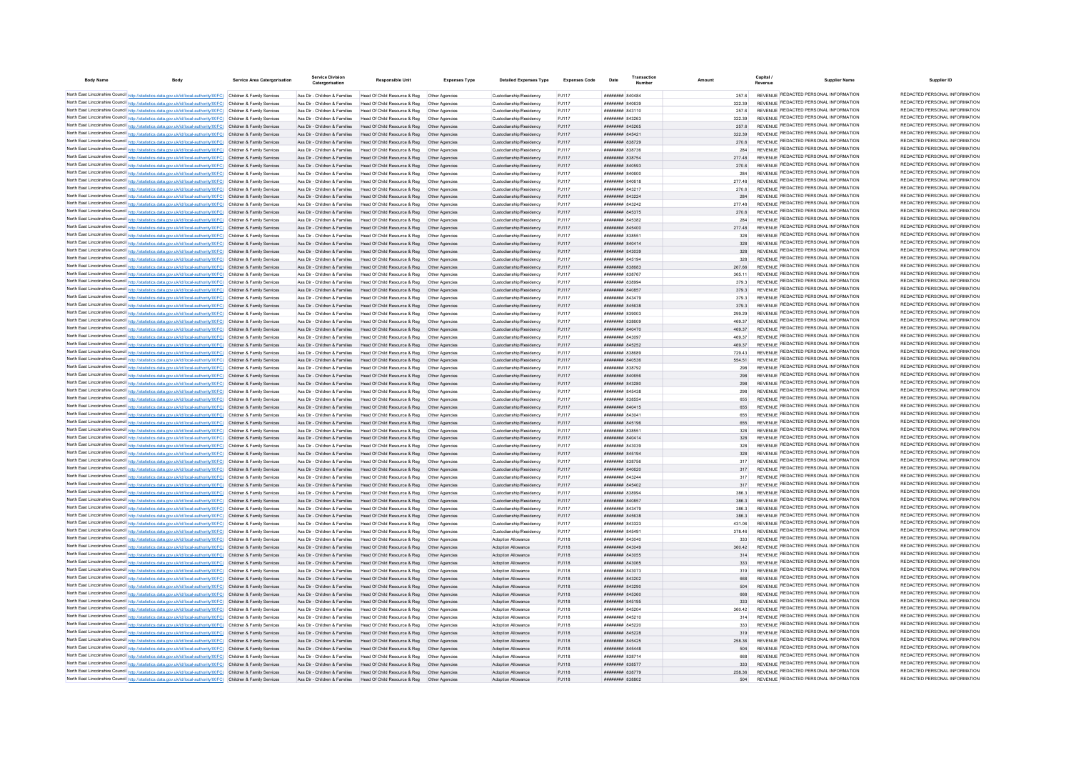| Body Name | Body | Service Area Catergorisation | Service Division Catergorisation | Responsible Unit | Expenses Type | Detailed Expenses Type | Expenses Code | Date | Transaction Number | Amount | Capital / Revenue | Supplier Name | Supplier ID |
|---|---|---|---|---|---|---|---|---|---|---|---|---|---|
| North East Lincolnshire Council | http://statistics.data.gov.uk/id/local-authority/00FC) | Children & Family Services | Ass Dir - Children & Families | Head Of Child Resource & Reg | Other Agencies | Custodianship/Residency | PJ117 | ######## | 840484 | 257.6 | REVENUE | REDACTED PERSONAL INFORMATION | REDACTED PERSONAL INFORMATION |
| North East Lincolnshire Council | http://statistics.data.gov.uk/id/local-authority/00FC) | Children & Family Services | Ass Dir - Children & Families | Head Of Child Resource & Reg | Other Agencies | Custodianship/Residency | PJ117 | ######## | 840639 | 322.39 | REVENUE | REDACTED PERSONAL INFORMATION | REDACTED PERSONAL INFORMATION |
| North East Lincolnshire Council | http://statistics.data.gov.uk/id/local-authority/00FC) | Children & Family Services | Ass Dir - Children & Families | Head Of Child Resource & Reg | Other Agencies | Custodianship/Residency | PJ117 | ######## | 843110 | 257.6 | REVENUE | REDACTED PERSONAL INFORMATION | REDACTED PERSONAL INFORMATION |
| North East Lincolnshire Council | http://statistics.data.gov.uk/id/local-authority/00FC) | Children & Family Services | Ass Dir - Children & Families | Head Of Child Resource & Reg | Other Agencies | Custodianship/Residency | PJ117 | ######## | 843263 | 322.39 | REVENUE | REDACTED PERSONAL INFORMATION | REDACTED PERSONAL INFORMATION |
| North East Lincolnshire Council | http://statistics.data.gov.uk/id/local-authority/00FC) | Children & Family Services | Ass Dir - Children & Families | Head Of Child Resource & Reg | Other Agencies | Custodianship/Residency | PJ117 | ######## | 845265 | 257.6 | REVENUE | REDACTED PERSONAL INFORMATION | REDACTED PERSONAL INFORMATION |
| North East Lincolnshire Council | http://statistics.data.gov.uk/id/local-authority/00FC) | Children & Family Services | Ass Dir - Children & Families | Head Of Child Resource & Reg | Other Agencies | Custodianship/Residency | PJ117 | ######## | 845421 | 322.39 | REVENUE | REDACTED PERSONAL INFORMATION | REDACTED PERSONAL INFORMATION |
| North East Lincolnshire Council | http://statistics.data.gov.uk/id/local-authority/00FC) | Children & Family Services | Ass Dir - Children & Families | Head Of Child Resource & Reg | Other Agencies | Custodianship/Residency | PJ117 | ######## | 838729 | 270.6 | REVENUE | REDACTED PERSONAL INFORMATION | REDACTED PERSONAL INFORMATION |
| North East Lincolnshire Council | http://statistics.data.gov.uk/id/local-authority/00FC) | Children & Family Services | Ass Dir - Children & Families | Head Of Child Resource & Reg | Other Agencies | Custodianship/Residency | PJ117 | ######## | 838736 | 284 | REVENUE | REDACTED PERSONAL INFORMATION | REDACTED PERSONAL INFORMATION |
| North East Lincolnshire Council | http://statistics.data.gov.uk/id/local-authority/00FC) | Children & Family Services | Ass Dir - Children & Families | Head Of Child Resource & Reg | Other Agencies | Custodianship/Residency | PJ117 | ######## | 838754 | 277.48 | REVENUE | REDACTED PERSONAL INFORMATION | REDACTED PERSONAL INFORMATION |
| North East Lincolnshire Council | http://statistics.data.gov.uk/id/local-authority/00FC) | Children & Family Services | Ass Dir - Children & Families | Head Of Child Resource & Reg | Other Agencies | Custodianship/Residency | PJ117 | ######## | 840593 | 270.6 | REVENUE | REDACTED PERSONAL INFORMATION | REDACTED PERSONAL INFORMATION |
| North East Lincolnshire Council | http://statistics.data.gov.uk/id/local-authority/00FC) | Children & Family Services | Ass Dir - Children & Families | Head Of Child Resource & Reg | Other Agencies | Custodianship/Residency | PJ117 | ######## | 840600 | 284 | REVENUE | REDACTED PERSONAL INFORMATION | REDACTED PERSONAL INFORMATION |
| North East Lincolnshire Council | http://statistics.data.gov.uk/id/local-authority/00FC) | Children & Family Services | Ass Dir - Children & Families | Head Of Child Resource & Reg | Other Agencies | Custodianship/Residency | PJ117 | ######## | 840618 | 277.48 | REVENUE | REDACTED PERSONAL INFORMATION | REDACTED PERSONAL INFORMATION |
| North East Lincolnshire Council | http://statistics.data.gov.uk/id/local-authority/00FC) | Children & Family Services | Ass Dir - Children & Families | Head Of Child Resource & Reg | Other Agencies | Custodianship/Residency | PJ117 | ######## | 843217 | 270.6 | REVENUE | REDACTED PERSONAL INFORMATION | REDACTED PERSONAL INFORMATION |
| North East Lincolnshire Council | http://statistics.data.gov.uk/id/local-authority/00FC) | Children & Family Services | Ass Dir - Children & Families | Head Of Child Resource & Reg | Other Agencies | Custodianship/Residency | PJ117 | ######## | 843224 | 284 | REVENUE | REDACTED PERSONAL INFORMATION | REDACTED PERSONAL INFORMATION |
| North East Lincolnshire Council | http://statistics.data.gov.uk/id/local-authority/00FC) | Children & Family Services | Ass Dir - Children & Families | Head Of Child Resource & Reg | Other Agencies | Custodianship/Residency | PJ117 | ######## | 843242 | 277.48 | REVENUE | REDACTED PERSONAL INFORMATION | REDACTED PERSONAL INFORMATION |
| North East Lincolnshire Council | http://statistics.data.gov.uk/id/local-authority/00FC) | Children & Family Services | Ass Dir - Children & Families | Head Of Child Resource & Reg | Other Agencies | Custodianship/Residency | PJ117 | ######## | 845375 | 270.6 | REVENUE | REDACTED PERSONAL INFORMATION | REDACTED PERSONAL INFORMATION |
| North East Lincolnshire Council | http://statistics.data.gov.uk/id/local-authority/00FC) | Children & Family Services | Ass Dir - Children & Families | Head Of Child Resource & Reg | Other Agencies | Custodianship/Residency | PJ117 | ######## | 845382 | 284 | REVENUE | REDACTED PERSONAL INFORMATION | REDACTED PERSONAL INFORMATION |
| North East Lincolnshire Council | http://statistics.data.gov.uk/id/local-authority/00FC) | Children & Family Services | Ass Dir - Children & Families | Head Of Child Resource & Reg | Other Agencies | Custodianship/Residency | PJ117 | ######## | 845400 | 277.48 | REVENUE | REDACTED PERSONAL INFORMATION | REDACTED PERSONAL INFORMATION |
| North East Lincolnshire Council | http://statistics.data.gov.uk/id/local-authority/00FC) | Children & Family Services | Ass Dir - Children & Families | Head Of Child Resource & Reg | Other Agencies | Custodianship/Residency | PJ117 | ######## | 838551 | 328 | REVENUE | REDACTED PERSONAL INFORMATION | REDACTED PERSONAL INFORMATION |
| North East Lincolnshire Council | http://statistics.data.gov.uk/id/local-authority/00FC) | Children & Family Services | Ass Dir - Children & Families | Head Of Child Resource & Reg | Other Agencies | Custodianship/Residency | PJ117 | ######## | 840414 | 328 | REVENUE | REDACTED PERSONAL INFORMATION | REDACTED PERSONAL INFORMATION |
| North East Lincolnshire Council | http://statistics.data.gov.uk/id/local-authority/00FC) | Children & Family Services | Ass Dir - Children & Families | Head Of Child Resource & Reg | Other Agencies | Custodianship/Residency | PJ117 | ######## | 843039 | 328 | REVENUE | REDACTED PERSONAL INFORMATION | REDACTED PERSONAL INFORMATION |
| North East Lincolnshire Council | http://statistics.data.gov.uk/id/local-authority/00FC) | Children & Family Services | Ass Dir - Children & Families | Head Of Child Resource & Reg | Other Agencies | Custodianship/Residency | PJ117 | ######## | 845194 | 328 | REVENUE | REDACTED PERSONAL INFORMATION | REDACTED PERSONAL INFORMATION |
| North East Lincolnshire Council | http://statistics.data.gov.uk/id/local-authority/00FC) | Children & Family Services | Ass Dir - Children & Families | Head Of Child Resource & Reg | Other Agencies | Custodianship/Residency | PJ117 | ######## | 838683 | 267.66 | REVENUE | REDACTED PERSONAL INFORMATION | REDACTED PERSONAL INFORMATION |
| North East Lincolnshire Council | http://statistics.data.gov.uk/id/local-authority/00FC) | Children & Family Services | Ass Dir - Children & Families | Head Of Child Resource & Reg | Other Agencies | Custodianship/Residency | PJ117 | ######## | 838767 | 365.11 | REVENUE | REDACTED PERSONAL INFORMATION | REDACTED PERSONAL INFORMATION |
| North East Lincolnshire Council | http://statistics.data.gov.uk/id/local-authority/00FC) | Children & Family Services | Ass Dir - Children & Families | Head Of Child Resource & Reg | Other Agencies | Custodianship/Residency | PJ117 | ######## | 838994 | 379.3 | REVENUE | REDACTED PERSONAL INFORMATION | REDACTED PERSONAL INFORMATION |
| North East Lincolnshire Council | http://statistics.data.gov.uk/id/local-authority/00FC) | Children & Family Services | Ass Dir - Children & Families | Head Of Child Resource & Reg | Other Agencies | Custodianship/Residency | PJ117 | ######## | 840857 | 379.3 | REVENUE | REDACTED PERSONAL INFORMATION | REDACTED PERSONAL INFORMATION |
| North East Lincolnshire Council | http://statistics.data.gov.uk/id/local-authority/00FC) | Children & Family Services | Ass Dir - Children & Families | Head Of Child Resource & Reg | Other Agencies | Custodianship/Residency | PJ117 | ######## | 843479 | 379.3 | REVENUE | REDACTED PERSONAL INFORMATION | REDACTED PERSONAL INFORMATION |
| North East Lincolnshire Council | http://statistics.data.gov.uk/id/local-authority/00FC) | Children & Family Services | Ass Dir - Children & Families | Head Of Child Resource & Reg | Other Agencies | Custodianship/Residency | PJ117 | ######## | 845638 | 379.3 | REVENUE | REDACTED PERSONAL INFORMATION | REDACTED PERSONAL INFORMATION |
| North East Lincolnshire Council | http://statistics.data.gov.uk/id/local-authority/00FC) | Children & Family Services | Ass Dir - Children & Families | Head Of Child Resource & Reg | Other Agencies | Custodianship/Residency | PJ117 | ######## | 839003 | 299.29 | REVENUE | REDACTED PERSONAL INFORMATION | REDACTED PERSONAL INFORMATION |
| North East Lincolnshire Council | http://statistics.data.gov.uk/id/local-authority/00FC) | Children & Family Services | Ass Dir - Children & Families | Head Of Child Resource & Reg | Other Agencies | Custodianship/Residency | PJ117 | ######## | 838609 | 469.37 | REVENUE | REDACTED PERSONAL INFORMATION | REDACTED PERSONAL INFORMATION |
| North East Lincolnshire Council | http://statistics.data.gov.uk/id/local-authority/00FC) | Children & Family Services | Ass Dir - Children & Families | Head Of Child Resource & Reg | Other Agencies | Custodianship/Residency | PJ117 | ######## | 840470 | 469.37 | REVENUE | REDACTED PERSONAL INFORMATION | REDACTED PERSONAL INFORMATION |
| North East Lincolnshire Council | http://statistics.data.gov.uk/id/local-authority/00FC) | Children & Family Services | Ass Dir - Children & Families | Head Of Child Resource & Reg | Other Agencies | Custodianship/Residency | PJ117 | ######## | 843097 | 469.37 | REVENUE | REDACTED PERSONAL INFORMATION | REDACTED PERSONAL INFORMATION |
| North East Lincolnshire Council | http://statistics.data.gov.uk/id/local-authority/00FC) | Children & Family Services | Ass Dir - Children & Families | Head Of Child Resource & Reg | Other Agencies | Custodianship/Residency | PJ117 | ######## | 845252 | 469.37 | REVENUE | REDACTED PERSONAL INFORMATION | REDACTED PERSONAL INFORMATION |
| North East Lincolnshire Council | http://statistics.data.gov.uk/id/local-authority/00FC) | Children & Family Services | Ass Dir - Children & Families | Head Of Child Resource & Reg | Other Agencies | Custodianship/Residency | PJ117 | ######## | 838689 | 729.43 | REVENUE | REDACTED PERSONAL INFORMATION | REDACTED PERSONAL INFORMATION |
| North East Lincolnshire Council | http://statistics.data.gov.uk/id/local-authority/00FC) | Children & Family Services | Ass Dir - Children & Families | Head Of Child Resource & Reg | Other Agencies | Custodianship/Residency | PJ117 | ######## | 840536 | 554.51 | REVENUE | REDACTED PERSONAL INFORMATION | REDACTED PERSONAL INFORMATION |
| North East Lincolnshire Council | http://statistics.data.gov.uk/id/local-authority/00FC) | Children & Family Services | Ass Dir - Children & Families | Head Of Child Resource & Reg | Other Agencies | Custodianship/Residency | PJ117 | ######## | 838792 | 298 | REVENUE | REDACTED PERSONAL INFORMATION | REDACTED PERSONAL INFORMATION |
| North East Lincolnshire Council | http://statistics.data.gov.uk/id/local-authority/00FC) | Children & Family Services | Ass Dir - Children & Families | Head Of Child Resource & Reg | Other Agencies | Custodianship/Residency | PJ117 | ######## | 840656 | 298 | REVENUE | REDACTED PERSONAL INFORMATION | REDACTED PERSONAL INFORMATION |
| North East Lincolnshire Council | http://statistics.data.gov.uk/id/local-authority/00FC) | Children & Family Services | Ass Dir - Children & Families | Head Of Child Resource & Reg | Other Agencies | Custodianship/Residency | PJ117 | ######## | 843280 | 298 | REVENUE | REDACTED PERSONAL INFORMATION | REDACTED PERSONAL INFORMATION |
| North East Lincolnshire Council | http://statistics.data.gov.uk/id/local-authority/00FC) | Children & Family Services | Ass Dir - Children & Families | Head Of Child Resource & Reg | Other Agencies | Custodianship/Residency | PJ117 | ######## | 845438 | 298 | REVENUE | REDACTED PERSONAL INFORMATION | REDACTED PERSONAL INFORMATION |
| North East Lincolnshire Council | http://statistics.data.gov.uk/id/local-authority/00FC) | Children & Family Services | Ass Dir - Children & Families | Head Of Child Resource & Reg | Other Agencies | Custodianship/Residency | PJ117 | ######## | 838554 | 655 | REVENUE | REDACTED PERSONAL INFORMATION | REDACTED PERSONAL INFORMATION |
| North East Lincolnshire Council | http://statistics.data.gov.uk/id/local-authority/00FC) | Children & Family Services | Ass Dir - Children & Families | Head Of Child Resource & Reg | Other Agencies | Custodianship/Residency | PJ117 | ######## | 840415 | 655 | REVENUE | REDACTED PERSONAL INFORMATION | REDACTED PERSONAL INFORMATION |
| North East Lincolnshire Council | http://statistics.data.gov.uk/id/local-authority/00FC) | Children & Family Services | Ass Dir - Children & Families | Head Of Child Resource & Reg | Other Agencies | Custodianship/Residency | PJ117 | ######## | 843041 | 655 | REVENUE | REDACTED PERSONAL INFORMATION | REDACTED PERSONAL INFORMATION |
| North East Lincolnshire Council | http://statistics.data.gov.uk/id/local-authority/00FC) | Children & Family Services | Ass Dir - Children & Families | Head Of Child Resource & Reg | Other Agencies | Custodianship/Residency | PJ117 | ######## | 845196 | 655 | REVENUE | REDACTED PERSONAL INFORMATION | REDACTED PERSONAL INFORMATION |
| North East Lincolnshire Council | http://statistics.data.gov.uk/id/local-authority/00FC) | Children & Family Services | Ass Dir - Children & Families | Head Of Child Resource & Reg | Other Agencies | Custodianship/Residency | PJ117 | ######## | 838551 | 328 | REVENUE | REDACTED PERSONAL INFORMATION | REDACTED PERSONAL INFORMATION |
| North East Lincolnshire Council | http://statistics.data.gov.uk/id/local-authority/00FC) | Children & Family Services | Ass Dir - Children & Families | Head Of Child Resource & Reg | Other Agencies | Custodianship/Residency | PJ117 | ######## | 840414 | 328 | REVENUE | REDACTED PERSONAL INFORMATION | REDACTED PERSONAL INFORMATION |
| North East Lincolnshire Council | http://statistics.data.gov.uk/id/local-authority/00FC) | Children & Family Services | Ass Dir - Children & Families | Head Of Child Resource & Reg | Other Agencies | Custodianship/Residency | PJ117 | ######## | 843039 | 328 | REVENUE | REDACTED PERSONAL INFORMATION | REDACTED PERSONAL INFORMATION |
| North East Lincolnshire Council | http://statistics.data.gov.uk/id/local-authority/00FC) | Children & Family Services | Ass Dir - Children & Families | Head Of Child Resource & Reg | Other Agencies | Custodianship/Residency | PJ117 | ######## | 845194 | 328 | REVENUE | REDACTED PERSONAL INFORMATION | REDACTED PERSONAL INFORMATION |
| North East Lincolnshire Council | http://statistics.data.gov.uk/id/local-authority/00FC) | Children & Family Services | Ass Dir - Children & Families | Head Of Child Resource & Reg | Other Agencies | Custodianship/Residency | PJ117 | ######## | 838756 | 317 | REVENUE | REDACTED PERSONAL INFORMATION | REDACTED PERSONAL INFORMATION |
| North East Lincolnshire Council | http://statistics.data.gov.uk/id/local-authority/00FC) | Children & Family Services | Ass Dir - Children & Families | Head Of Child Resource & Reg | Other Agencies | Custodianship/Residency | PJ117 | ######## | 840620 | 317 | REVENUE | REDACTED PERSONAL INFORMATION | REDACTED PERSONAL INFORMATION |
| North East Lincolnshire Council | http://statistics.data.gov.uk/id/local-authority/00FC) | Children & Family Services | Ass Dir - Children & Families | Head Of Child Resource & Reg | Other Agencies | Custodianship/Residency | PJ117 | ######## | 843244 | 317 | REVENUE | REDACTED PERSONAL INFORMATION | REDACTED PERSONAL INFORMATION |
| North East Lincolnshire Council | http://statistics.data.gov.uk/id/local-authority/00FC) | Children & Family Services | Ass Dir - Children & Families | Head Of Child Resource & Reg | Other Agencies | Custodianship/Residency | PJ117 | ######## | 845402 | 317 | REVENUE | REDACTED PERSONAL INFORMATION | REDACTED PERSONAL INFORMATION |
| North East Lincolnshire Council | http://statistics.data.gov.uk/id/local-authority/00FC) | Children & Family Services | Ass Dir - Children & Families | Head Of Child Resource & Reg | Other Agencies | Custodianship/Residency | PJ117 | ######## | 838994 | 386.3 | REVENUE | REDACTED PERSONAL INFORMATION | REDACTED PERSONAL INFORMATION |
| North East Lincolnshire Council | http://statistics.data.gov.uk/id/local-authority/00FC) | Children & Family Services | Ass Dir - Children & Families | Head Of Child Resource & Reg | Other Agencies | Custodianship/Residency | PJ117 | ######## | 840857 | 386.3 | REVENUE | REDACTED PERSONAL INFORMATION | REDACTED PERSONAL INFORMATION |
| North East Lincolnshire Council | http://statistics.data.gov.uk/id/local-authority/00FC) | Children & Family Services | Ass Dir - Children & Families | Head Of Child Resource & Reg | Other Agencies | Custodianship/Residency | PJ117 | ######## | 843479 | 386.3 | REVENUE | REDACTED PERSONAL INFORMATION | REDACTED PERSONAL INFORMATION |
| North East Lincolnshire Council | http://statistics.data.gov.uk/id/local-authority/00FC) | Children & Family Services | Ass Dir - Children & Families | Head Of Child Resource & Reg | Other Agencies | Custodianship/Residency | PJ117 | ######## | 845638 | 386.3 | REVENUE | REDACTED PERSONAL INFORMATION | REDACTED PERSONAL INFORMATION |
| North East Lincolnshire Council | http://statistics.data.gov.uk/id/local-authority/00FC) | Children & Family Services | Ass Dir - Children & Families | Head Of Child Resource & Reg | Other Agencies | Custodianship/Residency | PJ117 | ######## | 843323 | 431.06 | REVENUE | REDACTED PERSONAL INFORMATION | REDACTED PERSONAL INFORMATION |
| North East Lincolnshire Council | http://statistics.data.gov.uk/id/local-authority/00FC) | Children & Family Services | Ass Dir - Children & Families | Head Of Child Resource & Reg | Other Agencies | Custodianship/Residency | PJ117 | ######## | 845491 | 378.46 | REVENUE | REDACTED PERSONAL INFORMATION | REDACTED PERSONAL INFORMATION |
| North East Lincolnshire Council | http://statistics.data.gov.uk/id/local-authority/00FC) | Children & Family Services | Ass Dir - Children & Families | Head Of Child Resource & Reg | Other Agencies | Adoption Allowance | PJ118 | ######## | 843040 | 333 | REVENUE | REDACTED PERSONAL INFORMATION | REDACTED PERSONAL INFORMATION |
| North East Lincolnshire Council | http://statistics.data.gov.uk/id/local-authority/00FC) | Children & Family Services | Ass Dir - Children & Families | Head Of Child Resource & Reg | Other Agencies | Adoption Allowance | PJ118 | ######## | 843049 | 360.42 | REVENUE | REDACTED PERSONAL INFORMATION | REDACTED PERSONAL INFORMATION |
| North East Lincolnshire Council | http://statistics.data.gov.uk/id/local-authority/00FC) | Children & Family Services | Ass Dir - Children & Families | Head Of Child Resource & Reg | Other Agencies | Adoption Allowance | PJ118 | ######## | 843055 | 314 | REVENUE | REDACTED PERSONAL INFORMATION | REDACTED PERSONAL INFORMATION |
| North East Lincolnshire Council | http://statistics.data.gov.uk/id/local-authority/00FC) | Children & Family Services | Ass Dir - Children & Families | Head Of Child Resource & Reg | Other Agencies | Adoption Allowance | PJ118 | ######## | 843065 | 333 | REVENUE | REDACTED PERSONAL INFORMATION | REDACTED PERSONAL INFORMATION |
| North East Lincolnshire Council | http://statistics.data.gov.uk/id/local-authority/00FC) | Children & Family Services | Ass Dir - Children & Families | Head Of Child Resource & Reg | Other Agencies | Adoption Allowance | PJ118 | ######## | 843073 | 319 | REVENUE | REDACTED PERSONAL INFORMATION | REDACTED PERSONAL INFORMATION |
| North East Lincolnshire Council | http://statistics.data.gov.uk/id/local-authority/00FC) | Children & Family Services | Ass Dir - Children & Families | Head Of Child Resource & Reg | Other Agencies | Adoption Allowance | PJ118 | ######## | 843202 | 668 | REVENUE | REDACTED PERSONAL INFORMATION | REDACTED PERSONAL INFORMATION |
| North East Lincolnshire Council | http://statistics.data.gov.uk/id/local-authority/00FC) | Children & Family Services | Ass Dir - Children & Families | Head Of Child Resource & Reg | Other Agencies | Adoption Allowance | PJ118 | ######## | 843290 | 504 | REVENUE | REDACTED PERSONAL INFORMATION | REDACTED PERSONAL INFORMATION |
| North East Lincolnshire Council | http://statistics.data.gov.uk/id/local-authority/00FC) | Children & Family Services | Ass Dir - Children & Families | Head Of Child Resource & Reg | Other Agencies | Adoption Allowance | PJ118 | ######## | 845360 | 668 | REVENUE | REDACTED PERSONAL INFORMATION | REDACTED PERSONAL INFORMATION |
| North East Lincolnshire Council | http://statistics.data.gov.uk/id/local-authority/00FC) | Children & Family Services | Ass Dir - Children & Families | Head Of Child Resource & Reg | Other Agencies | Adoption Allowance | PJ118 | ######## | 845195 | 333 | REVENUE | REDACTED PERSONAL INFORMATION | REDACTED PERSONAL INFORMATION |
| North East Lincolnshire Council | http://statistics.data.gov.uk/id/local-authority/00FC) | Children & Family Services | Ass Dir - Children & Families | Head Of Child Resource & Reg | Other Agencies | Adoption Allowance | PJ118 | ######## | 845204 | 360.42 | REVENUE | REDACTED PERSONAL INFORMATION | REDACTED PERSONAL INFORMATION |
| North East Lincolnshire Council | http://statistics.data.gov.uk/id/local-authority/00FC) | Children & Family Services | Ass Dir - Children & Families | Head Of Child Resource & Reg | Other Agencies | Adoption Allowance | PJ118 | ######## | 845210 | 314 | REVENUE | REDACTED PERSONAL INFORMATION | REDACTED PERSONAL INFORMATION |
| North East Lincolnshire Council | http://statistics.data.gov.uk/id/local-authority/00FC) | Children & Family Services | Ass Dir - Children & Families | Head Of Child Resource & Reg | Other Agencies | Adoption Allowance | PJ118 | ######## | 845220 | 333 | REVENUE | REDACTED PERSONAL INFORMATION | REDACTED PERSONAL INFORMATION |
| North East Lincolnshire Council | http://statistics.data.gov.uk/id/local-authority/00FC) | Children & Family Services | Ass Dir - Children & Families | Head Of Child Resource & Reg | Other Agencies | Adoption Allowance | PJ118 | ######## | 845228 | 319 | REVENUE | REDACTED PERSONAL INFORMATION | REDACTED PERSONAL INFORMATION |
| North East Lincolnshire Council | http://statistics.data.gov.uk/id/local-authority/00FC) | Children & Family Services | Ass Dir - Children & Families | Head Of Child Resource & Reg | Other Agencies | Adoption Allowance | PJ118 | ######## | 845425 | 258.36 | REVENUE | REDACTED PERSONAL INFORMATION | REDACTED PERSONAL INFORMATION |
| North East Lincolnshire Council | http://statistics.data.gov.uk/id/local-authority/00FC) | Children & Family Services | Ass Dir - Children & Families | Head Of Child Resource & Reg | Other Agencies | Adoption Allowance | PJ118 | ######## | 845448 | 504 | REVENUE | REDACTED PERSONAL INFORMATION | REDACTED PERSONAL INFORMATION |
| North East Lincolnshire Council | http://statistics.data.gov.uk/id/local-authority/00FC) | Children & Family Services | Ass Dir - Children & Families | Head Of Child Resource & Reg | Other Agencies | Adoption Allowance | PJ118 | ######## | 838714 | 668 | REVENUE | REDACTED PERSONAL INFORMATION | REDACTED PERSONAL INFORMATION |
| North East Lincolnshire Council | http://statistics.data.gov.uk/id/local-authority/00FC) | Children & Family Services | Ass Dir - Children & Families | Head Of Child Resource & Reg | Other Agencies | Adoption Allowance | PJ118 | ######## | 838577 | 333 | REVENUE | REDACTED PERSONAL INFORMATION | REDACTED PERSONAL INFORMATION |
| North East Lincolnshire Council | http://statistics.data.gov.uk/id/local-authority/00FC) | Children & Family Services | Ass Dir - Children & Families | Head Of Child Resource & Reg | Other Agencies | Adoption Allowance | PJ118 | ######## | 838779 | 258.36 | REVENUE | REDACTED PERSONAL INFORMATION | REDACTED PERSONAL INFORMATION |
| North East Lincolnshire Council | http://statistics.data.gov.uk/id/local-authority/00FC) | Children & Family Services | Ass Dir - Children & Families | Head Of Child Resource & Reg | Other Agencies | Adoption Allowance | PJ118 | ######## | 838802 | 504 | REVENUE | REDACTED PERSONAL INFORMATION | REDACTED PERSONAL INFORMATION |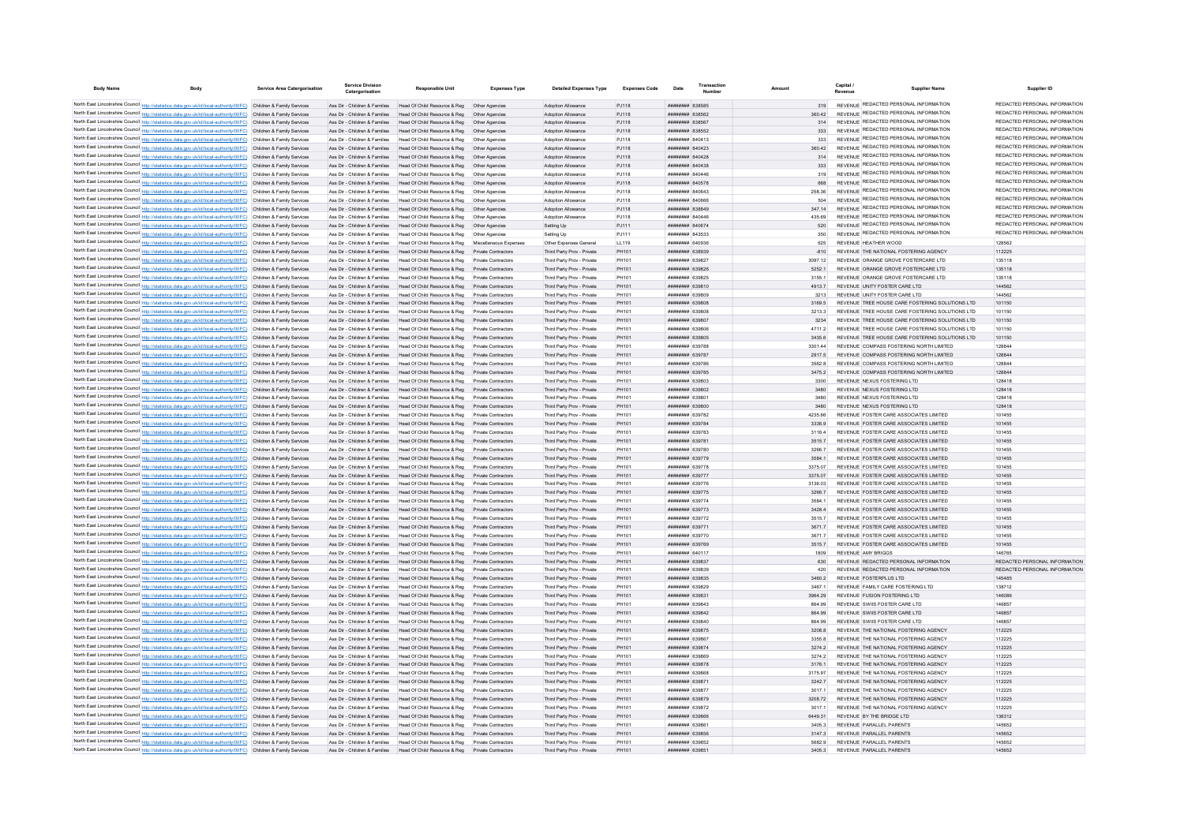| Body Name | Body | Service Area Catergorisation | Service Division Catergorisation | Responsible Unit | Expenses Type | Detailed Expenses Type | Expenses Code | Date | Transaction Number | Amount | Capital / Revenue | Supplier Name | Supplier ID |
|---|---|---|---|---|---|---|---|---|---|---|---|---|---|
| North East Lincolnshire Council | http://statistics.data.gov.uk/id/local-authority/00FC) | Children & Family Services | Ass Dir - Children & Families | Head Of Child Resource & Reg | Other Agencies | Adoption Allowance | PJ118 | ######## | 838585 | 319 | REVENUE | REDACTED PERSONAL INFORMATION | REDACTED PERSONAL INFORMATION |
| North East Lincolnshire Council | http://statistics.data.gov.uk/id/local-authority/00FC) | Children & Family Services | Ass Dir - Children & Families | Head Of Child Resource & Reg | Other Agencies | Adoption Allowance | PJ118 | ######## | 838562 | 360.42 | REVENUE | REDACTED PERSONAL INFORMATION | REDACTED PERSONAL INFORMATION |
| North East Lincolnshire Council | http://statistics.data.gov.uk/id/local-authority/00FC) | Children & Family Services | Ass Dir - Children & Families | Head Of Child Resource & Reg | Other Agencies | Adoption Allowance | PJ118 | ######## | 838567 | 314 | REVENUE | REDACTED PERSONAL INFORMATION | REDACTED PERSONAL INFORMATION |
| North East Lincolnshire Council | http://statistics.data.gov.uk/id/local-authority/00FC) | Children & Family Services | Ass Dir - Children & Families | Head Of Child Resource & Reg | Other Agencies | Adoption Allowance | PJ118 | ######## | 838552 | 333 | REVENUE | REDACTED PERSONAL INFORMATION | REDACTED PERSONAL INFORMATION |
| North East Lincolnshire Council | http://statistics.data.gov.uk/id/local-authority/00FC) | Children & Family Services | Ass Dir - Children & Families | Head Of Child Resource & Reg | Other Agencies | Adoption Allowance | PJ118 | ######## | 840413 | 333 | REVENUE | REDACTED PERSONAL INFORMATION | REDACTED PERSONAL INFORMATION |
| North East Lincolnshire Council | http://statistics.data.gov.uk/id/local-authority/00FC) | Children & Family Services | Ass Dir - Children & Families | Head Of Child Resource & Reg | Other Agencies | Adoption Allowance | PJ118 | ######## | 840423 | 360.42 | REVENUE | REDACTED PERSONAL INFORMATION | REDACTED PERSONAL INFORMATION |
| North East Lincolnshire Council | http://statistics.data.gov.uk/id/local-authority/00FC) | Children & Family Services | Ass Dir - Children & Families | Head Of Child Resource & Reg | Other Agencies | Adoption Allowance | PJ118 | ######## | 840428 | 314 | REVENUE | REDACTED PERSONAL INFORMATION | REDACTED PERSONAL INFORMATION |
| North East Lincolnshire Council | http://statistics.data.gov.uk/id/local-authority/00FC) | Children & Family Services | Ass Dir - Children & Families | Head Of Child Resource & Reg | Other Agencies | Adoption Allowance | PJ118 | ######## | 840438 | 333 | REVENUE | REDACTED PERSONAL INFORMATION | REDACTED PERSONAL INFORMATION |
| North East Lincolnshire Council | http://statistics.data.gov.uk/id/local-authority/00FC) | Children & Family Services | Ass Dir - Children & Families | Head Of Child Resource & Reg | Other Agencies | Adoption Allowance | PJ118 | ######## | 840446 | 319 | REVENUE | REDACTED PERSONAL INFORMATION | REDACTED PERSONAL INFORMATION |
| North East Lincolnshire Council | http://statistics.data.gov.uk/id/local-authority/00FC) | Children & Family Services | Ass Dir - Children & Families | Head Of Child Resource & Reg | Other Agencies | Adoption Allowance | PJ118 | ######## | 840578 | 668 | REVENUE | REDACTED PERSONAL INFORMATION | REDACTED PERSONAL INFORMATION |
| North East Lincolnshire Council | http://statistics.data.gov.uk/id/local-authority/00FC) | Children & Family Services | Ass Dir - Children & Families | Head Of Child Resource & Reg | Other Agencies | Adoption Allowance | PJ118 | ######## | 840643 | 258.36 | REVENUE | REDACTED PERSONAL INFORMATION | REDACTED PERSONAL INFORMATION |
| North East Lincolnshire Council | http://statistics.data.gov.uk/id/local-authority/00FC) | Children & Family Services | Ass Dir - Children & Families | Head Of Child Resource & Reg | Other Agencies | Adoption Allowance | PJ118 | ######## | 840666 | 504 | REVENUE | REDACTED PERSONAL INFORMATION | REDACTED PERSONAL INFORMATION |
| North East Lincolnshire Council | http://statistics.data.gov.uk/id/local-authority/00FC) | Children & Family Services | Ass Dir - Children & Families | Head Of Child Resource & Reg | Other Agencies | Adoption Allowance | PJ118 | ######## | 838649 | 347.14 | REVENUE | REDACTED PERSONAL INFORMATION | REDACTED PERSONAL INFORMATION |
| North East Lincolnshire Council | http://statistics.data.gov.uk/id/local-authority/00FC) | Children & Family Services | Ass Dir - Children & Families | Head Of Child Resource & Reg | Other Agencies | Adoption Allowance | PJ118 | ######## | 840446 | 435.69 | REVENUE | REDACTED PERSONAL INFORMATION | REDACTED PERSONAL INFORMATION |
| North East Lincolnshire Council | http://statistics.data.gov.uk/id/local-authority/00FC) | Children & Family Services | Ass Dir - Children & Families | Head Of Child Resource & Reg | Other Agencies | Setting Up | PJ111 | ######## | 840674 | 520 | REVENUE | REDACTED PERSONAL INFORMATION | REDACTED PERSONAL INFORMATION |
| North East Lincolnshire Council | http://statistics.data.gov.uk/id/local-authority/00FC) | Children & Family Services | Ass Dir - Children & Families | Head Of Child Resource & Reg | Other Agencies | Setting Up | PJ111 | ######## | 843533 | 350 | REVENUE | REDACTED PERSONAL INFORMATION | REDACTED PERSONAL INFORMATION |
| North East Lincolnshire Council | http://statistics.data.gov.uk/id/local-authority/00FC) | Children & Family Services | Ass Dir - Children & Families | Head Of Child Resource & Reg | Miscellaneous Expenses | Other Expenses General | LL119 | ######## | 640936 | 625 | REVENUE | HEATHER WOOD | 128562 |
| North East Lincolnshire Council | http://statistics.data.gov.uk/id/local-authority/00FC) | Children & Family Services | Ass Dir - Children & Families | Head Of Child Resource & Reg | Private Contractors | Third Party Prov - Private | PH101 | ######## | 638939 | -810 | REVENUE | THE NATIONAL FOSTERING AGENCY | 112225 |
| North East Lincolnshire Council | http://statistics.data.gov.uk/id/local-authority/00FC) | Children & Family Services | Ass Dir - Children & Families | Head Of Child Resource & Reg | Private Contractors | Third Party Prov - Private | PH101 | ######## | 639827 | 3097.12 | REVENUE | ORANGE GROVE FOSTERCARE LTD | 135118 |
| North East Lincolnshire Council | http://statistics.data.gov.uk/id/local-authority/00FC) | Children & Family Services | Ass Dir - Children & Families | Head Of Child Resource & Reg | Private Contractors | Third Party Prov - Private | PH101 | ######## | 639826 | 5252.1 | REVENUE | ORANGE GROVE FOSTERCARE LTD | 135118 |
| North East Lincolnshire Council | http://statistics.data.gov.uk/id/local-authority/00FC) | Children & Family Services | Ass Dir - Children & Families | Head Of Child Resource & Reg | Private Contractors | Third Party Prov - Private | PH101 | ######## | 639825 | 3155.1 | REVENUE | ORANGE GROVE FOSTERCARE LTD | 135118 |
| North East Lincolnshire Council | http://statistics.data.gov.uk/id/local-authority/00FC) | Children & Family Services | Ass Dir - Children & Families | Head Of Child Resource & Reg | Private Contractors | Third Party Prov - Private | PH101 | ######## | 639810 | 4913.7 | REVENUE | UNITY FOSTER CARE LTD | 144562 |
| North East Lincolnshire Council | http://statistics.data.gov.uk/id/local-authority/00FC) | Children & Family Services | Ass Dir - Children & Families | Head Of Child Resource & Reg | Private Contractors | Third Party Prov - Private | PH101 | ######## | 639809 | 3213 | REVENUE | UNITY FOSTER CARE LTD | 144562 |
| North East Lincolnshire Council | http://statistics.data.gov.uk/id/local-authority/00FC) | Children & Family Services | Ass Dir - Children & Families | Head Of Child Resource & Reg | Private Contractors | Third Party Prov - Private | PH101 | ######## | 639808 | 3169.5 | REVENUE | TREE HOUSE CARE FOSTERING SOLUTIONS LTD | 101150 |
| North East Lincolnshire Council | http://statistics.data.gov.uk/id/local-authority/00FC) | Children & Family Services | Ass Dir - Children & Families | Head Of Child Resource & Reg | Private Contractors | Third Party Prov - Private | PH101 | ######## | 639808 | 3213.3 | REVENUE | TREE HOUSE CARE FOSTERING SOLUTIONS LTD | 101150 |
| North East Lincolnshire Council | http://statistics.data.gov.uk/id/local-authority/00FC) | Children & Family Services | Ass Dir - Children & Families | Head Of Child Resource & Reg | Private Contractors | Third Party Prov - Private | PH101 | ######## | 639807 | 3234 | REVENUE | TREE HOUSE CARE FOSTERING SOLUTIONS LTD | 101150 |
| North East Lincolnshire Council | http://statistics.data.gov.uk/id/local-authority/00FC) | Children & Family Services | Ass Dir - Children & Families | Head Of Child Resource & Reg | Private Contractors | Third Party Prov - Private | PH101 | ######## | 639806 | 4711.2 | REVENUE | TREE HOUSE CARE FOSTERING SOLUTIONS LTD | 101150 |
| North East Lincolnshire Council | http://statistics.data.gov.uk/id/local-authority/00FC) | Children & Family Services | Ass Dir - Children & Families | Head Of Child Resource & Reg | Private Contractors | Third Party Prov - Private | PH101 | ######## | 639805 | 3435.6 | REVENUE | TREE HOUSE CARE FOSTERING SOLUTIONS LTD | 101150 |
| North East Lincolnshire Council | http://statistics.data.gov.uk/id/local-authority/00FC) | Children & Family Services | Ass Dir - Children & Families | Head Of Child Resource & Reg | Private Contractors | Third Party Prov - Private | PH101 | ######## | 639788 | 3301.44 | REVENUE | COMPASS FOSTERING NORTH LIMITED | 128844 |
| North East Lincolnshire Council | http://statistics.data.gov.uk/id/local-authority/00FC) | Children & Family Services | Ass Dir - Children & Families | Head Of Child Resource & Reg | Private Contractors | Third Party Prov - Private | PH101 | ######## | 639787 | 2917.5 | REVENUE | COMPASS FOSTERING NORTH LIMITED | 128844 |
| North East Lincolnshire Council | http://statistics.data.gov.uk/id/local-authority/00FC) | Children & Family Services | Ass Dir - Children & Families | Head Of Child Resource & Reg | Private Contractors | Third Party Prov - Private | PH101 | ######## | 639786 | 3562.8 | REVENUE | COMPASS FOSTERING NORTH LIMITED | 128844 |
| North East Lincolnshire Council | http://statistics.data.gov.uk/id/local-authority/00FC) | Children & Family Services | Ass Dir - Children & Families | Head Of Child Resource & Reg | Private Contractors | Third Party Prov - Private | PH101 | ######## | 639785 | 3475.2 | REVENUE | COMPASS FOSTERING NORTH LIMITED | 128844 |
| North East Lincolnshire Council | http://statistics.data.gov.uk/id/local-authority/00FC) | Children & Family Services | Ass Dir - Children & Families | Head Of Child Resource & Reg | Private Contractors | Third Party Prov - Private | PH101 | ######## | 639803 | 3300 | REVENUE | NEXUS FOSTERING LTD | 128418 |
| North East Lincolnshire Council | http://statistics.data.gov.uk/id/local-authority/00FC) | Children & Family Services | Ass Dir - Children & Families | Head Of Child Resource & Reg | Private Contractors | Third Party Prov - Private | PH101 | ######## | 639802 | 3480 | REVENUE | NEXUS FOSTERING LTD | 128418 |
| North East Lincolnshire Council | http://statistics.data.gov.uk/id/local-authority/00FC) | Children & Family Services | Ass Dir - Children & Families | Head Of Child Resource & Reg | Private Contractors | Third Party Prov - Private | PH101 | ######## | 639801 | 3480 | REVENUE | NEXUS FOSTERING LTD | 128418 |
| North East Lincolnshire Council | http://statistics.data.gov.uk/id/local-authority/00FC) | Children & Family Services | Ass Dir - Children & Families | Head Of Child Resource & Reg | Private Contractors | Third Party Prov - Private | PH101 | ######## | 639800 | 3480 | REVENUE | NEXUS FOSTERING LTD | 128418 |
| North East Lincolnshire Council | http://statistics.data.gov.uk/id/local-authority/00FC) | Children & Family Services | Ass Dir - Children & Families | Head Of Child Resource & Reg | Private Contractors | Third Party Prov - Private | PH101 | ######## | 639782 | 4235.66 | REVENUE | FOSTER CARE ASSOCIATES LIMITED | 101455 |
| North East Lincolnshire Council | http://statistics.data.gov.uk/id/local-authority/00FC) | Children & Family Services | Ass Dir - Children & Families | Head Of Child Resource & Reg | Private Contractors | Third Party Prov - Private | PH101 | ######## | 639784 | 3336.9 | REVENUE | FOSTER CARE ASSOCIATES LIMITED | 101455 |
| North East Lincolnshire Council | http://statistics.data.gov.uk/id/local-authority/00FC) | Children & Family Services | Ass Dir - Children & Families | Head Of Child Resource & Reg | Private Contractors | Third Party Prov - Private | PH101 | ######## | 639783 | 3116.4 | REVENUE | FOSTER CARE ASSOCIATES LIMITED | 101455 |
| North East Lincolnshire Council | http://statistics.data.gov.uk/id/local-authority/00FC) | Children & Family Services | Ass Dir - Children & Families | Head Of Child Resource & Reg | Private Contractors | Third Party Prov - Private | PH101 | ######## | 639781 | 3515.7 | REVENUE | FOSTER CARE ASSOCIATES LIMITED | 101455 |
| North East Lincolnshire Council | http://statistics.data.gov.uk/id/local-authority/00FC) | Children & Family Services | Ass Dir - Children & Families | Head Of Child Resource & Reg | Private Contractors | Third Party Prov - Private | PH101 | ######## | 639780 | 3266.7 | REVENUE | FOSTER CARE ASSOCIATES LIMITED | 101455 |
| North East Lincolnshire Council | http://statistics.data.gov.uk/id/local-authority/00FC) | Children & Family Services | Ass Dir - Children & Families | Head Of Child Resource & Reg | Private Contractors | Third Party Prov - Private | PH101 | ######## | 639779 | 3584.1 | REVENUE | FOSTER CARE ASSOCIATES LIMITED | 101455 |
| North East Lincolnshire Council | http://statistics.data.gov.uk/id/local-authority/00FC) | Children & Family Services | Ass Dir - Children & Families | Head Of Child Resource & Reg | Private Contractors | Third Party Prov - Private | PH101 | ######## | 639778 | 3375.07 | REVENUE | FOSTER CARE ASSOCIATES LIMITED | 101455 |
| North East Lincolnshire Council | http://statistics.data.gov.uk/id/local-authority/00FC) | Children & Family Services | Ass Dir - Children & Families | Head Of Child Resource & Reg | Private Contractors | Third Party Prov - Private | PH101 | ######## | 639777 | 3375.07 | REVENUE | FOSTER CARE ASSOCIATES LIMITED | 101455 |
| North East Lincolnshire Council | http://statistics.data.gov.uk/id/local-authority/00FC) | Children & Family Services | Ass Dir - Children & Families | Head Of Child Resource & Reg | Private Contractors | Third Party Prov - Private | PH101 | ######## | 639776 | 3136.03 | REVENUE | FOSTER CARE ASSOCIATES LIMITED | 101455 |
| North East Lincolnshire Council | http://statistics.data.gov.uk/id/local-authority/00FC) | Children & Family Services | Ass Dir - Children & Families | Head Of Child Resource & Reg | Private Contractors | Third Party Prov - Private | PH101 | ######## | 639775 | 3266.7 | REVENUE | FOSTER CARE ASSOCIATES LIMITED | 101455 |
| North East Lincolnshire Council | http://statistics.data.gov.uk/id/local-authority/00FC) | Children & Family Services | Ass Dir - Children & Families | Head Of Child Resource & Reg | Private Contractors | Third Party Prov - Private | PH101 | ######## | 639774 | 3584.1 | REVENUE | FOSTER CARE ASSOCIATES LIMITED | 101455 |
| North East Lincolnshire Council | http://statistics.data.gov.uk/id/local-authority/00FC) | Children & Family Services | Ass Dir - Children & Families | Head Of Child Resource & Reg | Private Contractors | Third Party Prov - Private | PH101 | ######## | 639773 | 3428.4 | REVENUE | FOSTER CARE ASSOCIATES LIMITED | 101455 |
| North East Lincolnshire Council | http://statistics.data.gov.uk/id/local-authority/00FC) | Children & Family Services | Ass Dir - Children & Families | Head Of Child Resource & Reg | Private Contractors | Third Party Prov - Private | PH101 | ######## | 639772 | 3515.7 | REVENUE | FOSTER CARE ASSOCIATES LIMITED | 101455 |
| North East Lincolnshire Council | http://statistics.data.gov.uk/id/local-authority/00FC) | Children & Family Services | Ass Dir - Children & Families | Head Of Child Resource & Reg | Private Contractors | Third Party Prov - Private | PH101 | ######## | 639771 | 3671.7 | REVENUE | FOSTER CARE ASSOCIATES LIMITED | 101455 |
| North East Lincolnshire Council | http://statistics.data.gov.uk/id/local-authority/00FC) | Children & Family Services | Ass Dir - Children & Families | Head Of Child Resource & Reg | Private Contractors | Third Party Prov - Private | PH101 | ######## | 639770 | 3671.7 | REVENUE | FOSTER CARE ASSOCIATES LIMITED | 101455 |
| North East Lincolnshire Council | http://statistics.data.gov.uk/id/local-authority/00FC) | Children & Family Services | Ass Dir - Children & Families | Head Of Child Resource & Reg | Private Contractors | Third Party Prov - Private | PH101 | ######## | 639769 | 3515.7 | REVENUE | FOSTER CARE ASSOCIATES LIMITED | 101455 |
| North East Lincolnshire Council | http://statistics.data.gov.uk/id/local-authority/00FC) | Children & Family Services | Ass Dir - Children & Families | Head Of Child Resource & Reg | Private Contractors | Third Party Prov - Private | PH101 | ######## | 640117 | 1809 | REVENUE | AMY BRIGGS | 146765 |
| North East Lincolnshire Council | http://statistics.data.gov.uk/id/local-authority/00FC) | Children & Family Services | Ass Dir - Children & Families | Head Of Child Resource & Reg | Private Contractors | Third Party Prov - Private | PH101 | ######## | 639837 | 630 | REVENUE | REDACTED PERSONAL INFORMATION | REDACTED PERSONAL INFORMATION |
| North East Lincolnshire Council | http://statistics.data.gov.uk/id/local-authority/00FC) | Children & Family Services | Ass Dir - Children & Families | Head Of Child Resource & Reg | Private Contractors | Third Party Prov - Private | PH101 | ######## | 639839 | 420 | REVENUE | REDACTED PERSONAL INFORMATION | REDACTED PERSONAL INFORMATION |
| North East Lincolnshire Council | http://statistics.data.gov.uk/id/local-authority/00FC) | Children & Family Services | Ass Dir - Children & Families | Head Of Child Resource & Reg | Private Contractors | Third Party Prov - Private | PH101 | ######## | 639835 | 3460.2 | REVENUE | FOSTERPLUS LTD | 145485 |
| North East Lincolnshire Council | http://statistics.data.gov.uk/id/local-authority/00FC) | Children & Family Services | Ass Dir - Children & Families | Head Of Child Resource & Reg | Private Contractors | Third Party Prov - Private | PH101 | ######## | 639829 | 3467.1 | REVENUE | FAMILY CARE FOSTERING LTD | 138712 |
| North East Lincolnshire Council | http://statistics.data.gov.uk/id/local-authority/00FC) | Children & Family Services | Ass Dir - Children & Families | Head Of Child Resource & Reg | Private Contractors | Third Party Prov - Private | PH101 | ######## | 639831 | 3964.29 | REVENUE | FUSION FOSTERING LTD | 148086 |
| North East Lincolnshire Council | http://statistics.data.gov.uk/id/local-authority/00FC) | Children & Family Services | Ass Dir - Children & Families | Head Of Child Resource & Reg | Private Contractors | Third Party Prov - Private | PH101 | ######## | 639843 | 864.99 | REVENUE | SWIIS FOSTER CARE LTD | 146857 |
| North East Lincolnshire Council | http://statistics.data.gov.uk/id/local-authority/00FC) | Children & Family Services | Ass Dir - Children & Families | Head Of Child Resource & Reg | Private Contractors | Third Party Prov - Private | PH101 | ######## | 639842 | 864.99 | REVENUE | SWIIS FOSTER CARE LTD | 146857 |
| North East Lincolnshire Council | http://statistics.data.gov.uk/id/local-authority/00FC) | Children & Family Services | Ass Dir - Children & Families | Head Of Child Resource & Reg | Private Contractors | Third Party Prov - Private | PH101 | ######## | 639840 | 864.99 | REVENUE | SWIIS FOSTER CARE LTD | 146857 |
| North East Lincolnshire Council | http://statistics.data.gov.uk/id/local-authority/00FC) | Children & Family Services | Ass Dir - Children & Families | Head Of Child Resource & Reg | Private Contractors | Third Party Prov - Private | PH101 | ######## | 639875 | 3208.8 | REVENUE | THE NATIONAL FOSTERING AGENCY | 112225 |
| North East Lincolnshire Council | http://statistics.data.gov.uk/id/local-authority/00FC) | Children & Family Services | Ass Dir - Children & Families | Head Of Child Resource & Reg | Private Contractors | Third Party Prov - Private | PH101 | ######## | 639867 | 3355.8 | REVENUE | THE NATIONAL FOSTERING AGENCY | 112225 |
| North East Lincolnshire Council | http://statistics.data.gov.uk/id/local-authority/00FC) | Children & Family Services | Ass Dir - Children & Families | Head Of Child Resource & Reg | Private Contractors | Third Party Prov - Private | PH101 | ######## | 639874 | 3274.2 | REVENUE | THE NATIONAL FOSTERING AGENCY | 112225 |
| North East Lincolnshire Council | http://statistics.data.gov.uk/id/local-authority/00FC) | Children & Family Services | Ass Dir - Children & Families | Head Of Child Resource & Reg | Private Contractors | Third Party Prov - Private | PH101 | ######## | 639869 | 3274.2 | REVENUE | THE NATIONAL FOSTERING AGENCY | 112225 |
| North East Lincolnshire Council | http://statistics.data.gov.uk/id/local-authority/00FC) | Children & Family Services | Ass Dir - Children & Families | Head Of Child Resource & Reg | Private Contractors | Third Party Prov - Private | PH101 | ######## | 639878 | 3176.1 | REVENUE | THE NATIONAL FOSTERING AGENCY | 112225 |
| North East Lincolnshire Council | http://statistics.data.gov.uk/id/local-authority/00FC) | Children & Family Services | Ass Dir - Children & Families | Head Of Child Resource & Reg | Private Contractors | Third Party Prov - Private | PH101 | ######## | 639868 | 3175.97 | REVENUE | THE NATIONAL FOSTERING AGENCY | 112225 |
| North East Lincolnshire Council | http://statistics.data.gov.uk/id/local-authority/00FC) | Children & Family Services | Ass Dir - Children & Families | Head Of Child Resource & Reg | Private Contractors | Third Party Prov - Private | PH101 | ######## | 639871 | 3242.7 | REVENUE | THE NATIONAL FOSTERING AGENCY | 112225 |
| North East Lincolnshire Council | http://statistics.data.gov.uk/id/local-authority/00FC) | Children & Family Services | Ass Dir - Children & Families | Head Of Child Resource & Reg | Private Contractors | Third Party Prov - Private | PH101 | ######## | 639877 | 3017.1 | REVENUE | THE NATIONAL FOSTERING AGENCY | 112225 |
| North East Lincolnshire Council | http://statistics.data.gov.uk/id/local-authority/00FC) | Children & Family Services | Ass Dir - Children & Families | Head Of Child Resource & Reg | Private Contractors | Third Party Prov - Private | PH101 | ######## | 639879 | 3208.72 | REVENUE | THE NATIONAL FOSTERING AGENCY | 112225 |
| North East Lincolnshire Council | http://statistics.data.gov.uk/id/local-authority/00FC) | Children & Family Services | Ass Dir - Children & Families | Head Of Child Resource & Reg | Private Contractors | Third Party Prov - Private | PH101 | ######## | 639872 | 3017.1 | REVENUE | THE NATIONAL FOSTERING AGENCY | 112225 |
| North East Lincolnshire Council | http://statistics.data.gov.uk/id/local-authority/00FC) | Children & Family Services | Ass Dir - Children & Families | Head Of Child Resource & Reg | Private Contractors | Third Party Prov - Private | PH101 | ######## | 639866 | 6449.31 | REVENUE | BY THE BRIDGE LTD | 138312 |
| North East Lincolnshire Council | http://statistics.data.gov.uk/id/local-authority/00FC) | Children & Family Services | Ass Dir - Children & Families | Head Of Child Resource & Reg | Private Contractors | Third Party Prov - Private | PH101 | ######## | 639861 | 3405.3 | REVENUE | PARALLEL PARENTS | 145652 |
| North East Lincolnshire Council | http://statistics.data.gov.uk/id/local-authority/00FC) | Children & Family Services | Ass Dir - Children & Families | Head Of Child Resource & Reg | Private Contractors | Third Party Prov - Private | PH101 | ######## | 639856 | 3147.3 | REVENUE | PARALLEL PARENTS | 145652 |
| North East Lincolnshire Council | http://statistics.data.gov.uk/id/local-authority/00FC) | Children & Family Services | Ass Dir - Children & Families | Head Of Child Resource & Reg | Private Contractors | Third Party Prov - Private | PH101 | ######## | 639852 | 5682.9 | REVENUE | PARALLEL PARENTS | 145652 |
| North East Lincolnshire Council | http://statistics.data.gov.uk/id/local-authority/00FC) | Children & Family Services | Ass Dir - Children & Families | Head Of Child Resource & Reg | Private Contractors | Third Party Prov - Private | PH101 | ######## | 639851 | 3405.3 | REVENUE | PARALLEL PARENTS | 145652 |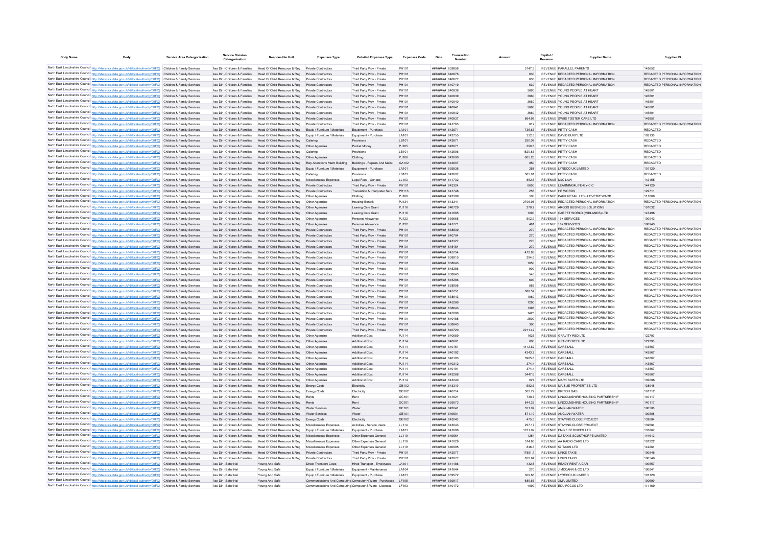| Body Name | Body | Service Area Catergorisation | Service Division Catergorisation | Responsible Unit | Expenses Type | Detailed Expenses Type | Expenses Code | Date | Transaction Number | Amount | Capital / Revenue | Supplier Name | Supplier ID |
|---|---|---|---|---|---|---|---|---|---|---|---|---|---|
| North East Lincolnshire Council | http://statistics.data.gov.uk/id/local-authority/00FC) | Children & Family Services | Ass Dir - Children & Families | Head Of Child Resource & Reg | Private Contractors | Third Party Prov - Private | PH101 | ######## | 639858 | 3147.3 | REVENUE | PARALLEL PARENTS | 145652 |
| North East Lincolnshire Council | http://statistics.data.gov.uk/id/local-authority/00FC) | Children & Family Services | Ass Dir - Children & Families | Head Of Child Resource & Reg | Private Contractors | Third Party Prov - Private | PH101 | ######## | 640676 | 630 | REVENUE | REDACTED PERSONAL INFORMATION | REDACTED PERSONAL INFORMATION |
| North East Lincolnshire Council | http://statistics.data.gov.uk/id/local-authority/00FC) | Children & Family Services | Ass Dir - Children & Families | Head Of Child Resource & Reg | Private Contractors | Third Party Prov - Private | PH101 | ######## | 640677 | 630 | REVENUE | REDACTED PERSONAL INFORMATION | REDACTED PERSONAL INFORMATION |
| North East Lincolnshire Council | http://statistics.data.gov.uk/id/local-authority/00FC) | Children & Family Services | Ass Dir - Children & Families | Head Of Child Resource & Reg | Private Contractors | Third Party Prov - Private | PH101 | ######## | 640719 | 630 | REVENUE | REDACTED PERSONAL INFORMATION | REDACTED PERSONAL INFORMATION |
| North East Lincolnshire Council | http://statistics.data.gov.uk/id/local-authority/00FC) | Children & Family Services | Ass Dir - Children & Families | Head Of Child Resource & Reg | Private Contractors | Third Party Prov - Private | PH101 | ######## | 640938 | 3660 | REVENUE | YOUNG PEOPLE AT HEART | 145801 |
| North East Lincolnshire Council | http://statistics.data.gov.uk/id/local-authority/00FC) | Children & Family Services | Ass Dir - Children & Families | Head Of Child Resource & Reg | Private Contractors | Third Party Prov - Private | PH101 | ######## | 640939 | 3660 | REVENUE | YOUNG PEOPLE AT HEART | 145801 |
| North East Lincolnshire Council | http://statistics.data.gov.uk/id/local-authority/00FC) | Children & Family Services | Ass Dir - Children & Families | Head Of Child Resource & Reg | Private Contractors | Third Party Prov - Private | PH101 | ######## | 640940 | 3660 | REVENUE | YOUNG PEOPLE AT HEART | 145801 |
| North East Lincolnshire Council | http://statistics.data.gov.uk/id/local-authority/00FC) | Children & Family Services | Ass Dir - Children & Families | Head Of Child Resource & Reg | Private Contractors | Third Party Prov - Private | PH101 | ######## | 640941 | 3660 | REVENUE | YOUNG PEOPLE AT HEART | 145801 |
| North East Lincolnshire Council | http://statistics.data.gov.uk/id/local-authority/00FC) | Children & Family Services | Ass Dir - Children & Families | Head Of Child Resource & Reg | Private Contractors | Third Party Prov - Private | PH101 | ######## | 640942 | 3660 | REVENUE | YOUNG PEOPLE AT HEART | 145801 |
| North East Lincolnshire Council | http://statistics.data.gov.uk/id/local-authority/00FC) | Children & Family Services | Ass Dir - Children & Families | Head Of Child Resource & Reg | Private Contractors | Third Party Prov - Private | PH101 | ######## | 640937 | 864.99 | REVENUE | SWIIS FOSTER CARE LTD | 146857 |
| North East Lincolnshire Council | http://statistics.data.gov.uk/id/local-authority/00FC) | Children & Family Services | Ass Dir - Children & Families | Head Of Child Resource & Reg | Private Contractors | Third Party Prov - Private | PH101 | ######## | 641763 | 812 | REVENUE | REDACTED PERSONAL INFORMATION | REDACTED PERSONAL INFORMATION |
| North East Lincolnshire Council | http://statistics.data.gov.uk/id/local-authority/00FC) | Children & Family Services | Ass Dir - Children & Families | Head Of Child Resource & Reg | Equip / Furniture / Materials | Equipment - Purchase | LA101 | ######## | 642671 | 736.63 | REVENUE | PETTY CASH | REDACTED |
| North East Lincolnshire Council | http://statistics.data.gov.uk/id/local-authority/00FC) | Children & Family Services | Ass Dir - Children & Families | Head Of Child Resource & Reg | Equip / Furniture / Materials | Equipment - Purchase | LA101 | ######## | 642755 | 332.5 | REVENUE | DAVID BURY LTD | 103135 |
| North East Lincolnshire Council | http://statistics.data.gov.uk/id/local-authority/00FC) | Children & Family Services | Ass Dir - Children & Families | Head Of Child Resource & Reg | Catering | Provisions | LB101 | ######## | 642671 | 250.09 | REVENUE | PETTY CASH | REDACTED |
| North East Lincolnshire Council | http://statistics.data.gov.uk/id/local-authority/00FC) | Children & Family Services | Ass Dir - Children & Families | Head Of Child Resource & Reg | Other Agencies | Pocket Money | PJ105 | ######## | 642671 | 390.5 | REVENUE | PETTY CASH | REDACTED |
| North East Lincolnshire Council | http://statistics.data.gov.uk/id/local-authority/00FC) | Children & Family Services | Ass Dir - Children & Families | Head Of Child Resource & Reg | Catering | Provisions | LB101 | ######## | 642606 | 1520.83 | REVENUE | PETTY CASH | REDACTED |
| North East Lincolnshire Council | http://statistics.data.gov.uk/id/local-authority/00FC) | Children & Family Services | Ass Dir - Children & Families | Head Of Child Resource & Reg | Other Agencies | Clothing | PJ106 | ######## | 642606 | 605.26 | REVENUE | PETTY CASH | REDACTED |
| North East Lincolnshire Council | http://statistics.data.gov.uk/id/local-authority/00FC) | Children & Family Services | Ass Dir - Children & Families | Head Of Child Resource & Reg | Rep Alterations Maint Building | Buildings - Repairs And Maint | GA102 | ######## | 642607 | 850 | REVENUE | PETTY CASH | REDACTED |
| North East Lincolnshire Council | http://statistics.data.gov.uk/id/local-authority/00FC) | Children & Family Services | Ass Dir - Children & Families | Head Of Child Resource & Reg | Equip / Furniture / Materials | Equipment - Purchase | LA101 | ######## | 639536 | 258 | REVENUE | LYRECO UK LIMITED | 101120 |
| North East Lincolnshire Council | http://statistics.data.gov.uk/id/local-authority/00FC) | Children & Family Services | Ass Dir - Children & Families | Head Of Child Resource & Reg | Catering | Provisions | LB101 | ######## | 642607 | 365.61 | REVENUE | PETTY CASH | REDACTED |
| North East Lincolnshire Council | http://statistics.data.gov.uk/id/local-authority/00FC) | Children & Family Services | Ass Dir - Children & Families | Head Of Child Resource & Reg | Miscellaneous Expenses | Legal Fees - General | LL103 | ######## | 641732 | 852.5 | REVENUE | MJC LAW | 142455 |
| North East Lincolnshire Council | http://statistics.data.gov.uk/id/local-authority/00FC) | Children & Family Services | Ass Dir - Children & Families | Head Of Child Resource & Reg | Private Contractors | Third Party Prov - Private | PH101 | ######## | 643324 | 6650 | REVENUE | LEARNING4LIFE-GY-CIC | 144120 |
| North East Lincolnshire Council | http://statistics.data.gov.uk/id/local-authority/00FC) | Children & Family Services | Ass Dir - Children & Families | Head Of Child Resource & Reg | Private Contractors | Translation & Interpreter Serv | PH113 | ######## | 641748 | 255 | REVENUE | HE WORDS | 122711 |
| North East Lincolnshire Council | http://statistics.data.gov.uk/id/local-authority/00FC) | Children & Family Services | Ass Dir - Children & Families | Head Of Child Resource & Reg | Other Agencies | Clothing | PJ106 | ######## | 642399 | 500 | REVENUE | PARK RETAIL LTD - LOVE2REWARD | 111869 |
| North East Lincolnshire Council | http://statistics.data.gov.uk/id/local-authority/00FC) | Children & Family Services | Ass Dir - Children & Families | Head Of Child Resource & Reg | Other Agencies | Housing Benefit | PJ134 | ######## | 643341 | 2706.96 | REVENUE | REDACTED PERSONAL INFORMATION | REDACTED PERSONAL INFORMATION |
| North East Lincolnshire Council | http://statistics.data.gov.uk/id/local-authority/00FC) | Children & Family Services | Ass Dir - Children & Families | Head Of Child Resource & Reg | Other Agencies | Leaving Care Grant | PJ116 | ######## | 640729 | 279.2 | REVENUE | ARGOS BUSINESS SOLUTIONS | 101032 |
| North East Lincolnshire Council | http://statistics.data.gov.uk/id/local-authority/00FC) | Children & Family Services | Ass Dir - Children & Families | Head Of Child Resource & Reg | Other Agencies | Leaving Care Grant | PJ116 | ######## | 641685 | 1090 | REVENUE | CARPET WORLD (MIDLANDS) LTD | 147498 |
| North East Lincolnshire Council | http://statistics.data.gov.uk/id/local-authority/00FC) | Children & Family Services | Ass Dir - Children & Families | Head Of Child Resource & Reg | Other Agencies | Personal Allowance | PJ122 | ######## | 639668 | 502.9 | REVENUE | 16+ SERVICES | 100943 |
| North East Lincolnshire Council | http://statistics.data.gov.uk/id/local-authority/00FC) | Children & Family Services | Ass Dir - Children & Families | Head Of Child Resource & Reg | Other Agencies | Personal Allowance | PJ122 | ######## | 641771 | 481 | REVENUE | 16+ SERVICES | 100943 |
| North East Lincolnshire Council | http://statistics.data.gov.uk/id/local-authority/00FC) | Children & Family Services | Ass Dir - Children & Families | Head Of Child Resource & Reg | Private Contractors | Third Party Prov - Private | PH101 | ######## | 838839 | 270 | REVENUE | REDACTED PERSONAL INFORMATION | REDACTED PERSONAL INFORMATION |
| North East Lincolnshire Council | http://statistics.data.gov.uk/id/local-authority/00FC) | Children & Family Services | Ass Dir - Children & Families | Head Of Child Resource & Reg | Private Contractors | Third Party Prov - Private | PH101 | ######## | 840704 | 270 | REVENUE | REDACTED PERSONAL INFORMATION | REDACTED PERSONAL INFORMATION |
| North East Lincolnshire Council | http://statistics.data.gov.uk/id/local-authority/00FC) | Children & Family Services | Ass Dir - Children & Families | Head Of Child Resource & Reg | Private Contractors | Third Party Prov - Private | PH101 | ######## | 843327 | 270 | REVENUE | REDACTED PERSONAL INFORMATION | REDACTED PERSONAL INFORMATION |
| North East Lincolnshire Council | http://statistics.data.gov.uk/id/local-authority/00FC) | Children & Family Services | Ass Dir - Children & Families | Head Of Child Resource & Reg | Private Contractors | Third Party Prov - Private | PH101 | ######## | 845484 | 270 | REVENUE | REDACTED PERSONAL INFORMATION | REDACTED PERSONAL INFORMATION |
| North East Lincolnshire Council | http://statistics.data.gov.uk/id/local-authority/00FC) | Children & Family Services | Ass Dir - Children & Families | Head Of Child Resource & Reg | Private Contractors | Third Party Prov - Private | PH101 | ######## | 845754 | 412.93 | REVENUE | REDACTED PERSONAL INFORMATION | REDACTED PERSONAL INFORMATION |
| North East Lincolnshire Council | http://statistics.data.gov.uk/id/local-authority/00FC) | Children & Family Services | Ass Dir - Children & Families | Head Of Child Resource & Reg | Private Contractors | Third Party Prov - Private | PH101 | ######## | 838915 | 294.5 | REVENUE | REDACTED PERSONAL INFORMATION | REDACTED PERSONAL INFORMATION |
| North East Lincolnshire Council | http://statistics.data.gov.uk/id/local-authority/00FC) | Children & Family Services | Ass Dir - Children & Families | Head Of Child Resource & Reg | Private Contractors | Third Party Prov - Private | PH101 | ######## | 838643 | 1050 | REVENUE | REDACTED PERSONAL INFORMATION | REDACTED PERSONAL INFORMATION |
| North East Lincolnshire Council | http://statistics.data.gov.uk/id/local-authority/00FC) | Children & Family Services | Ass Dir - Children & Families | Head Of Child Resource & Reg | Private Contractors | Third Party Prov - Private | PH101 | ######## | 845286 | 900 | REVENUE | REDACTED PERSONAL INFORMATION | REDACTED PERSONAL INFORMATION |
| North East Lincolnshire Council | http://statistics.data.gov.uk/id/local-authority/00FC) | Children & Family Services | Ass Dir - Children & Families | Head Of Child Resource & Reg | Private Contractors | Third Party Prov - Private | PH101 | ######## | 838643 | 540 | REVENUE | REDACTED PERSONAL INFORMATION | REDACTED PERSONAL INFORMATION |
| North East Lincolnshire Council | http://statistics.data.gov.uk/id/local-authority/00FC) | Children & Family Services | Ass Dir - Children & Families | Head Of Child Resource & Reg | Private Contractors | Third Party Prov - Private | PH101 | ######## | 845286 | 600 | REVENUE | REDACTED PERSONAL INFORMATION | REDACTED PERSONAL INFORMATION |
| North East Lincolnshire Council | http://statistics.data.gov.uk/id/local-authority/00FC) | Children & Family Services | Ass Dir - Children & Families | Head Of Child Resource & Reg | Private Contractors | Third Party Prov - Private | PH101 | ######## | 838995 | 585 | REVENUE | REDACTED PERSONAL INFORMATION | REDACTED PERSONAL INFORMATION |
| North East Lincolnshire Council | http://statistics.data.gov.uk/id/local-authority/00FC) | Children & Family Services | Ass Dir - Children & Families | Head Of Child Resource & Reg | Private Contractors | Third Party Prov - Private | PH101 | ######## | 845751 | 388.57 | REVENUE | REDACTED PERSONAL INFORMATION | REDACTED PERSONAL INFORMATION |
| North East Lincolnshire Council | http://statistics.data.gov.uk/id/local-authority/00FC) | Children & Family Services | Ass Dir - Children & Families | Head Of Child Resource & Reg | Private Contractors | Third Party Prov - Private | PH101 | ######## | 838643 | 1080 | REVENUE | REDACTED PERSONAL INFORMATION | REDACTED PERSONAL INFORMATION |
| North East Lincolnshire Council | http://statistics.data.gov.uk/id/local-authority/00FC) | Children & Family Services | Ass Dir - Children & Families | Head Of Child Resource & Reg | Private Contractors | Third Party Prov - Private | PH101 | ######## | 845286 | 1290 | REVENUE | REDACTED PERSONAL INFORMATION | REDACTED PERSONAL INFORMATION |
| North East Lincolnshire Council | http://statistics.data.gov.uk/id/local-authority/00FC) | Children & Family Services | Ass Dir - Children & Families | Head Of Child Resource & Reg | Private Contractors | Third Party Prov - Private | PH101 | ######## | 838643 | 1395 | REVENUE | REDACTED PERSONAL INFORMATION | REDACTED PERSONAL INFORMATION |
| North East Lincolnshire Council | http://statistics.data.gov.uk/id/local-authority/00FC) | Children & Family Services | Ass Dir - Children & Families | Head Of Child Resource & Reg | Private Contractors | Third Party Prov - Private | PH101 | ######## | 845286 | 1425 | REVENUE | REDACTED PERSONAL INFORMATION | REDACTED PERSONAL INFORMATION |
| North East Lincolnshire Council | http://statistics.data.gov.uk/id/local-authority/00FC) | Children & Family Services | Ass Dir - Children & Families | Head Of Child Resource & Reg | Private Contractors | Third Party Prov - Private | PH101 | ######## | 840485 | 2500 | REVENUE | REDACTED PERSONAL INFORMATION | REDACTED PERSONAL INFORMATION |
| North East Lincolnshire Council | http://statistics.data.gov.uk/id/local-authority/00FC) | Children & Family Services | Ass Dir - Children & Families | Head Of Child Resource & Reg | Private Contractors | Third Party Prov - Private | PH101 | ######## | 838643 | 300 | REVENUE | REDACTED PERSONAL INFORMATION | REDACTED PERSONAL INFORMATION |
| North East Lincolnshire Council | http://statistics.data.gov.uk/id/local-authority/00FC) | Children & Family Services | Ass Dir - Children & Families | Head Of Child Resource & Reg | Private Contractors | Third Party Prov - Private | PH101 | ######## | 640720 | 2211.42 | REVENUE | REDACTED PERSONAL INFORMATION | REDACTED PERSONAL INFORMATION |
| North East Lincolnshire Council | http://statistics.data.gov.uk/id/local-authority/00FC) | Children & Family Services | Ass Dir - Children & Families | Head Of Child Resource & Reg | Other Agencies | Additional Cost | PJ114 | ######## | 640659 | 1625 | REVENUE | GRAVITY RED LTD | 122793 |
| North East Lincolnshire Council | http://statistics.data.gov.uk/id/local-authority/00FC) | Children & Family Services | Ass Dir - Children & Families | Head Of Child Resource & Reg | Other Agencies | Additional Cost | PJ114 | ######## | 640661 | 800 | REVENUE | GRAVITY RED LTD | 122793 |
| North East Lincolnshire Council | http://statistics.data.gov.uk/id/local-authority/00FC) | Children & Family Services | Ass Dir - Children & Families | Head Of Child Resource & Reg | Other Agencies | Additional Cost | PJ114 | ######## | 640151 | 4412.62 | REVENUE | CARE4ALL | 143867 |
| North East Lincolnshire Council | http://statistics.data.gov.uk/id/local-authority/00FC) | Children & Family Services | Ass Dir - Children & Families | Head Of Child Resource & Reg | Other Agencies | Additional Cost | PJ114 | ######## | 640192 | 4243.2 | REVENUE | CARE4ALL | 143867 |
| North East Lincolnshire Council | http://statistics.data.gov.uk/id/local-authority/00FC) | Children & Family Services | Ass Dir - Children & Families | Head Of Child Resource & Reg | Other Agencies | Additional Cost | PJ114 | ######## | 640193 | 3985.8 | REVENUE | CARE4ALL | 143867 |
| North East Lincolnshire Council | http://statistics.data.gov.uk/id/local-authority/00FC) | Children & Family Services | Ass Dir - Children & Families | Head Of Child Resource & Reg | Other Agencies | Additional Cost | PJ114 | ######## | 640312 | 374.4 | REVENUE | CARE4ALL | 143867 |
| North East Lincolnshire Council | http://statistics.data.gov.uk/id/local-authority/00FC) | Children & Family Services | Ass Dir - Children & Families | Head Of Child Resource & Reg | Other Agencies | Additional Cost | PJ114 | ######## | 640191 | 374.4 | REVENUE | CARE4ALL | 143867 |
| North East Lincolnshire Council | http://statistics.data.gov.uk/id/local-authority/00FC) | Children & Family Services | Ass Dir - Children & Families | Head Of Child Resource & Reg | Other Agencies | Additional Cost | PJ114 | ######## | 643268 | 3447.6 | REVENUE | CARE4ALL | 143867 |
| North East Lincolnshire Council | http://statistics.data.gov.uk/id/local-authority/00FC) | Children & Family Services | Ass Dir - Children & Families | Head Of Child Resource & Reg | Other Agencies | Additional Cost | PJ114 | ######## | 643240 | 627 | REVENUE | MARK BATES LTD | 102688 |
| North East Lincolnshire Council | http://statistics.data.gov.uk/id/local-authority/00FC) | Children & Family Services | Ass Dir - Children & Families | Head Of Child Resource & Reg | Energy Costs | Electricity | GB102 | ######## | 643319 | 582.6 | REVENUE | MA & JE PROPERTIES LTD | 138948 |
| North East Lincolnshire Council | http://statistics.data.gov.uk/id/local-authority/00FC) | Children & Family Services | Ass Dir - Children & Families | Head Of Child Resource & Reg | Energy Costs | Electricity | GB102 | ######## | 640714 | 302.79 | REVENUE | BRITISH GAS | 101712 |
| North East Lincolnshire Council | http://statistics.data.gov.uk/id/local-authority/00FC) | Children & Family Services | Ass Dir - Children & Families | Head Of Child Resource & Reg | Rents | Rent | GC101 | ######## | 641621 | 738.7 | REVENUE | LINCOLNSHIRE HOUSING PARTNERSHIP | 140117 |
| North East Lincolnshire Council | http://statistics.data.gov.uk/id/local-authority/00FC) | Children & Family Services | Ass Dir - Children & Families | Head Of Child Resource & Reg | Rents | Rent | GC101 | ######## | 639073 | 844.32 | REVENUE | LINCOLNSHIRE HOUSING PARTNERSHIP | 140117 |
| North East Lincolnshire Council | http://statistics.data.gov.uk/id/local-authority/00FC) | Children & Family Services | Ass Dir - Children & Families | Head Of Child Resource & Reg | Water Services | Water | GE101 | ######## | 642041 | 351.07 | REVENUE | ANGLIAN WATER | 100508 |
| North East Lincolnshire Council | http://statistics.data.gov.uk/id/local-authority/00FC) | Children & Family Services | Ass Dir - Children & Families | Head Of Child Resource & Reg | Water Services | Water | GE101 | ######## | 640501 | 571.19 | REVENUE | ANGLIAN WATER | 100508 |
| North East Lincolnshire Council | http://statistics.data.gov.uk/id/local-authority/00FC) | Children & Family Services | Ass Dir - Children & Families | Head Of Child Resource & Reg | Energy Costs | Electricity | GB102 | ######## | 643043 | 475.3 | REVENUE | STAYING CLOSE PROJECT | 139584 |
| North East Lincolnshire Council | http://statistics.data.gov.uk/id/local-authority/00FC) | Children & Family Services | Ass Dir - Children & Families | Head Of Child Resource & Reg | Miscellaneous Expenses | Activities - Service Users | LL114 | ######## | 643043 | 257.17 | REVENUE | STAYING CLOSE PROJECT | 139584 |
| North East Lincolnshire Council | http://statistics.data.gov.uk/id/local-authority/00FC) | Children & Family Services | Ass Dir - Children & Families | Head Of Child Resource & Reg | Equip / Furniture / Materials | Equipment - Purchase | LA101 | ######## | 641686 | 1731.09 | REVENUE | ENGIE SERVICES LTD | 133267 |
| North East Lincolnshire Council | http://statistics.data.gov.uk/id/local-authority/00FC) | Children & Family Services | Ass Dir - Children & Families | Head Of Child Resource & Reg | Miscellaneous Expenses | Other Expenses General | LL119 | ######## | 640564 | 1254 | REVENUE | DJ TAXIS SCUNTHORPE LIMITED | 144612 |
| North East Lincolnshire Council | http://statistics.data.gov.uk/id/local-authority/00FC) | Children & Family Services | Ass Dir - Children & Families | Head Of Child Resource & Reg | Miscellaneous Expenses | Other Expenses General | LL119 | ######## | 641029 | 574.86 | REVENUE | AA RADIO CARS LTD | 101222 |
| North East Lincolnshire Council | http://statistics.data.gov.uk/id/local-authority/00FC) | Children & Family Services | Ass Dir - Children & Families | Head Of Child Resource & Reg | Miscellaneous Expenses | Other Expenses General | LL119 | ######## | 640995 | 846.3 | REVENUE | 57 TAXIS LTD | 142284 |
| North East Lincolnshire Council | http://statistics.data.gov.uk/id/local-authority/00FC) | Children & Family Services | Ass Dir - Children & Families | Head Of Child Resource & Reg | Private Contractors | Third Party Prov - Private | PH101 | ######## | 642077 | 17851.1 | REVENUE | LINKS TAXIS | 100546 |
| North East Lincolnshire Council | http://statistics.data.gov.uk/id/local-authority/00FC) | Children & Family Services | Ass Dir - Children & Families | Head Of Child Resource & Reg | Private Contractors | Third Party Prov - Private | PH101 | ######## | 642077 | 852.94 | REVENUE | LINKS TAXIS | 100546 |
| North East Lincolnshire Council | http://statistics.data.gov.uk/id/local-authority/00FC) | Children & Family Services | Ass Dir - Safer Nel | Young And Safe | Direct Transport Costs | Hired Transport - Employees | JA101 | ######## | 641486 | 432.5 | REVENUE | READY RENT A CAR | 100557 |
| North East Lincolnshire Council | http://statistics.data.gov.uk/id/local-authority/00FC) | Children & Family Services | Ass Dir - Safer Nel | Young And Safe | Equip / Furniture / Materials | Equipment - Maintenance | LA104 | ######## | 641644 | 270 | REVENUE | J MCCANN & CO LTD | 100841 |
| North East Lincolnshire Council | http://statistics.data.gov.uk/id/local-authority/00FC) | Children & Family Services | Ass Dir - Safer Nel | Young And Safe | Equip / Furniture / Materials | Equipment - Purchase | LA101 | ######## | 639572 | 309.88 | REVENUE | LYRECO UK LIMITED | 101120 |
| North East Lincolnshire Council | http://statistics.data.gov.uk/id/local-authority/00FC) | Children & Family Services | Ass Dir - Safer Nel | Young And Safe | Communications And Computing | Computer H/Ware - Purchases | LF105 | ######## | 639917 | 689.66 | REVENUE | XMA LIMITED | 100699 |
| North East Lincolnshire Council | http://statistics.data.gov.uk/id/local-authority/00FC) | Children & Family Services | Ass Dir - Safer Nel | Young And Safe | Communications And Computing | Computer S/Ware - Licences | LF103 | ######## | 640172 | 4999 | REVENUE | EDU FOCUS LTD | 111169 |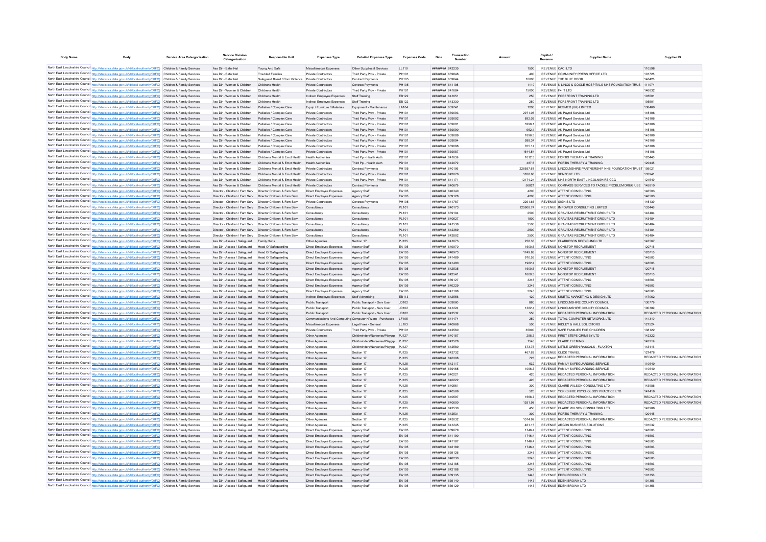| Body Name | Body | Service Area Catergorisation | Service Division Catergorisation | Responsible Unit | Expenses Type | Detailed Expenses Type | Expenses Code | Date | Transaction Number | Amount | Capital / Revenue | Supplier Name | Supplier ID |
|---|---|---|---|---|---|---|---|---|---|---|---|---|---|
| North East Lincolnshire Council | http://statistics.data.gov.uk/id/local-authority/00FC | Children & Family Services | Ass Dir - Safer Nel | Young And Safe | Miscellaneous Expenses | Other Supplies & Services | LL110 | ######## | 642235 | 1500 | REVENUE | CACI LTD | 110598 |
| North East Lincolnshire Council | http://statistics.data.gov.uk/id/local-authority/00FC | Children & Family Services | Ass Dir - Safer Nel | Troubled Families | Private Contractors | Third Party Prov - Private | PH101 | ######## | 639848 | 400 | REVENUE | COMMUNITY PRESS OFFICE LTD | 101728 |
| North East Lincolnshire Council | http://statistics.data.gov.uk/id/local-authority/00FC | Children & Family Services | Ass Dir - Safer Nel | Safeguard Board / Dom Violence | Private Contractors | Contract Payments | PH105 | ######## | 639644 | 10000 | REVENUE | THE BLUE DOOR | 146428 |
| North East Lincolnshire Council | http://statistics.data.gov.uk/id/local-authority/00FC | Children & Family Services | Ass Dir - Women & Children | Childrens Health | Private Contractors | Contract Payments | PH105 | ######## | 641198 | 1110 | REVENUE | N LINCS & GOOLE HOSPITALS NHS FOUNDATION TRUS | 111074 |
| North East Lincolnshire Council | http://statistics.data.gov.uk/id/local-authority/00FC | Children & Family Services | Ass Dir - Women & Children | Childrens Health | Private Contractors | Third Party Prov - Private | PH101 | ######## | 641684 | 15000 | REVENUE | F4 IT LTD | 146832 |
| North East Lincolnshire Council | http://statistics.data.gov.uk/id/local-authority/00FC | Children & Family Services | Ass Dir - Women & Children | Childrens Health | Indirect Employees Expenses | Staff Training | EB122 | ######## | 641651 | 250 | REVENUE | FOREFRONT TRAINING LTD | 105501 |
| North East Lincolnshire Council | http://statistics.data.gov.uk/id/local-authority/00FC | Children & Family Services | Ass Dir - Women & Children | Childrens Health | Indirect Employees Expenses | Staff Training | EB122 | ######## | 643330 | 250 | REVENUE | FOREFRONT TRAINING LTD | 105501 |
| North East Lincolnshire Council | http://statistics.data.gov.uk/id/local-authority/00FC | Children & Family Services | Ass Dir - Women & Children | Palliative / Complex Care | Equip / Furniture / Materials | Equipment - Maintenance | LA104 | ######## | 639741 | 1200 | REVENUE | RESMED (UK) LIMITED | 138460 |
| North East Lincolnshire Council | http://statistics.data.gov.uk/id/local-authority/00FC | Children & Family Services | Ass Dir - Women & Children | Palliative / Complex Care | Private Contractors | Third Party Prov - Private | PH101 | ######## | 639093 | 2971.06 | REVENUE | AK Payroll Services Ltd | 145106 |
| North East Lincolnshire Council | http://statistics.data.gov.uk/id/local-authority/00FC | Children & Family Services | Ass Dir - Women & Children | Palliative / Complex Care | Private Contractors | Third Party Prov - Private | PH101 | ######## | 639092 | 892.02 | REVENUE | AK Payroll Services Ltd | 145106 |
| North East Lincolnshire Council | http://statistics.data.gov.uk/id/local-authority/00FC | Children & Family Services | Ass Dir - Women & Children | Palliative / Complex Care | Private Contractors | Third Party Prov - Private | PH101 | ######## | 639091 | 3298.1 | REVENUE | AK Payroll Services Ltd | 145106 |
| North East Lincolnshire Council | http://statistics.data.gov.uk/id/local-authority/00FC | Children & Family Services | Ass Dir - Women & Children | Palliative / Complex Care | Private Contractors | Third Party Prov - Private | PH101 | ######## | 639090 | 962.1 | REVENUE | AK Payroll Services Ltd | 145106 |
| North East Lincolnshire Council | http://statistics.data.gov.uk/id/local-authority/00FC | Children & Family Services | Ass Dir - Women & Children | Palliative / Complex Care | Private Contractors | Third Party Prov - Private | PH101 | ######## | 639089 | 1896.5 | REVENUE | AK Payroll Services Ltd | 145106 |
| North East Lincolnshire Council | http://statistics.data.gov.uk/id/local-authority/00FC | Children & Family Services | Ass Dir - Women & Children | Palliative / Complex Care | Private Contractors | Third Party Prov - Private | PH101 | ######## | 639094 | 588.34 | REVENUE | AK Payroll Services Ltd | 145106 |
| North East Lincolnshire Council | http://statistics.data.gov.uk/id/local-authority/00FC | Children & Family Services | Ass Dir - Women & Children | Palliative / Complex Care | Private Contractors | Third Party Prov - Private | PH101 | ######## | 639088 | 705.14 | REVENUE | AK Payroll Services Ltd | 145106 |
| North East Lincolnshire Council | http://statistics.data.gov.uk/id/local-authority/00FC | Children & Family Services | Ass Dir - Women & Children | Palliative / Complex Care | Private Contractors | Third Party Prov - Private | PH101 | ######## | 639087 | 1644.54 | REVENUE | AK Payroll Services Ltd | 145106 |
| North East Lincolnshire Council | http://statistics.data.gov.uk/id/local-authority/00FC | Children & Family Services | Ass Dir - Women & Children | Childrens Mental & Emot Health | Health Authorities | Third Pp - Health Auth | PD101 | ######## | 641659 | 1012.5 | REVENUE | FORTIS THERAPY & TRAINING | 120445 |
| North East Lincolnshire Council | http://statistics.data.gov.uk/id/local-authority/00FC | Children & Family Services | Ass Dir - Women & Children | Childrens Mental & Emot Health | Health Authorities | Third Pp - Health Auth | PD101 | ######## | 642079 | 487.5 | REVENUE | FORTIS THERAPY & TRAINING | 120445 |
| North East Lincolnshire Council | http://statistics.data.gov.uk/id/local-authority/00FC | Children & Family Services | Ass Dir - Women & Children | Childrens Mental & Emot Health | Private Contractors | Contract Payments | PH105 | ######## | 640106 | 226557.67 | REVENUE | LINCOLNSHIRE PARTNERSHIP NHS FOUNDATION TRUST | 105021 |
| North East Lincolnshire Council | http://statistics.data.gov.uk/id/local-authority/00FC | Children & Family Services | Ass Dir - Women & Children | Childrens Mental & Emot Health | Private Contractors | Third Party Prov - Private | PH101 | ######## | 642076 | 1858.66 | REVENUE | XENZONE LTD | 135941 |
| North East Lincolnshire Council | http://statistics.data.gov.uk/id/local-authority/00FC | Children & Family Services | Ass Dir - Women & Children | Childrens Mental & Emot Health | Private Contractors | Third Party Prov - Private | PH101 | ######## | 641171 | 12174.24 | REVENUE | NHS NORTH EAST LINCOLNSHIRE CCG | 121549 |
| North East Lincolnshire Council | http://statistics.data.gov.uk/id/local-authority/00FC | Children & Family Services | Ass Dir - Women & Children | Childrens Mental & Emot Health | Private Contractors | Contract Payments | PH105 | ######## | 640679 | 56821 | REVENUE | COMPASS SERVICES TO TACKLE PROBLEM DRUG USE | 145810 |
| North East Lincolnshire Council | http://statistics.data.gov.uk/id/local-authority/00FC | Children & Family Services | Director - Children / Fam Serv | Director Children & Fam Serv | Direct Employee Expenses | Agency Staff | EA105 | ######## | 640340 | 4200 | REVENUE | ATTENTI CONSULTING | 146503 |
| North East Lincolnshire Council | http://statistics.data.gov.uk/id/local-authority/00FC | Children & Family Services | Director - Children / Fam Serv | Director Children & Fam Serv | Direct Employee Expenses | Agency Staff | EA105 | ######## | 639128 | 4200 | REVENUE | ATTENTI CONSULTING | 146503 |
| North East Lincolnshire Council | http://statistics.data.gov.uk/id/local-authority/00FC | Children & Family Services | Director - Children / Fam Serv | Director Children & Fam Serv | Private Contractors | Contract Payments | PH105 | ######## | 641787 | 2291.66 | REVENUE | SIGNIS LTD | 145139 |
| North East Lincolnshire Council | http://statistics.data.gov.uk/id/local-authority/00FC | Children & Family Services | Director - Children / Fam Serv | Director Children & Fam Serv | Consultancy | Consultancy | PL101 | ######## | 640173 | 125908.74 | REVENUE | IMPOWER CONSULTING LIMITED | 133446 |
| North East Lincolnshire Council | http://statistics.data.gov.uk/id/local-authority/00FC | Children & Family Services | Director - Children / Fam Serv | Director Children & Fam Serv | Consultancy | Consultancy | PL101 | ######## | 639104 | 2500 | REVENUE | GRAVITAS RECRUITMENT GROUP LTD | 143484 |
| North East Lincolnshire Council | http://statistics.data.gov.uk/id/local-authority/00FC | Children & Family Services | Director - Children / Fam Serv | Director Children & Fam Serv | Consultancy | Consultancy | PL101 | ######## | 640627 | 1500 | REVENUE | GRAVITAS RECRUITMENT GROUP LTD | 143484 |
| North East Lincolnshire Council | http://statistics.data.gov.uk/id/local-authority/00FC | Children & Family Services | Director - Children / Fam Serv | Director Children & Fam Serv | Consultancy | Consultancy | PL101 | ######## | 641538 | 3500 | REVENUE | GRAVITAS RECRUITMENT GROUP LTD | 143484 |
| North East Lincolnshire Council | http://statistics.data.gov.uk/id/local-authority/00FC | Children & Family Services | Director - Children / Fam Serv | Director Children & Fam Serv | Consultancy | Consultancy | PL101 | ######## | 642369 | 2500 | REVENUE | GRAVITAS RECRUITMENT GROUP LTD | 143484 |
| North East Lincolnshire Council | http://statistics.data.gov.uk/id/local-authority/00FC | Children & Family Services | Director - Children / Fam Serv | Director Children & Fam Serv | Consultancy | Consultancy | PL101 | ######## | 642802 | 2500 | REVENUE | GRAVITAS RECRUITMENT GROUP LTD | 143484 |
| North East Lincolnshire Council | http://statistics.data.gov.uk/id/local-authority/00FC | Children & Family Services | Ass Dir - Assess / Safeguard | Family Hubs | Other Agencies | Section 17 | PJ125 | ######## | 641673 | 256.33 | REVENUE | CLARKESON RECYCLING LTD | 143567 |
| North East Lincolnshire Council | http://statistics.data.gov.uk/id/local-authority/00FC | Children & Family Services | Ass Dir - Assess / Safeguard | Head Of Safeguarding | Direct Employee Expenses | Agency Staff | EA105 | ######## | 640970 | 1600.5 | REVENUE | NONSTOP RECRUITMENT | 120715 |
| North East Lincolnshire Council | http://statistics.data.gov.uk/id/local-authority/00FC | Children & Family Services | Ass Dir - Assess / Safeguard | Head Of Safeguarding | Direct Employee Expenses | Agency Staff | EA105 | ######## | 640973 | 1749.88 | REVENUE | NONSTOP RECRUITMENT | 120715 |
| North East Lincolnshire Council | http://statistics.data.gov.uk/id/local-authority/00FC | Children & Family Services | Ass Dir - Assess / Safeguard | Head Of Safeguarding | Direct Employee Expenses | Agency Staff | EA105 | ######## | 641489 | 970.55 | REVENUE | ATTENTI CONSULTING | 146503 |
| North East Lincolnshire Council | http://statistics.data.gov.uk/id/local-authority/00FC | Children & Family Services | Ass Dir - Assess / Safeguard | Head Of Safeguarding | Direct Employee Expenses | Agency Staff | EA105 | ######## | 641490 | 1982.4 | REVENUE | ATTENTI CONSULTING | 146503 |
| North East Lincolnshire Council | http://statistics.data.gov.uk/id/local-authority/00FC | Children & Family Services | Ass Dir - Assess / Safeguard | Head Of Safeguarding | Direct Employee Expenses | Agency Staff | EA105 | ######## | 642535 | 1600.5 | REVENUE | NONSTOP RECRUITMENT | 120715 |
| North East Lincolnshire Council | http://statistics.data.gov.uk/id/local-authority/00FC | Children & Family Services | Ass Dir - Assess / Safeguard | Head Of Safeguarding | Direct Employee Expenses | Agency Staff | EA105 | ######## | 642541 | 1600.5 | REVENUE | NONSTOP RECRUITMENT | 120715 |
| North East Lincolnshire Council | http://statistics.data.gov.uk/id/local-authority/00FC | Children & Family Services | Ass Dir - Assess / Safeguard | Head Of Safeguarding | Direct Employee Expenses | Agency Staff | EA105 | ######## | 639127 | 3245 | REVENUE | ATTENTI CONSULTING | 146503 |
| North East Lincolnshire Council | http://statistics.data.gov.uk/id/local-authority/00FC | Children & Family Services | Ass Dir - Assess / Safeguard | Head Of Safeguarding | Direct Employee Expenses | Agency Staff | EA105 | ######## | 640229 | 3245 | REVENUE | ATTENTI CONSULTING | 146503 |
| North East Lincolnshire Council | http://statistics.data.gov.uk/id/local-authority/00FC | Children & Family Services | Ass Dir - Assess / Safeguard | Head Of Safeguarding | Direct Employee Expenses | Agency Staff | EA105 | ######## | 641188 | 3245 | REVENUE | ATTENTI CONSULTING | 146503 |
| North East Lincolnshire Council | http://statistics.data.gov.uk/id/local-authority/00FC | Children & Family Services | Ass Dir - Assess / Safeguard | Head Of Safeguarding | Indirect Employees Expenses | Staff Advertising | EB113 | ######## | 642556 | 420 | REVENUE | KINETIC MARKETING & DESIGN LTD | 147062 |
| North East Lincolnshire Council | http://statistics.data.gov.uk/id/local-authority/00FC | Children & Family Services | Ass Dir - Assess / Safeguard | Head Of Safeguarding | Public Transport | Public Transport - Serv User | JD102 | ######## | 639060 | 880 | REVENUE | LINCOLNSHIRE COUNTY COUNCIL | 130779 |
| North East Lincolnshire Council | http://statistics.data.gov.uk/id/local-authority/00FC | Children & Family Services | Ass Dir - Assess / Safeguard | Head Of Safeguarding | Public Transport | Public Transport - Serv User | JD102 | ######## | 641224 | 1382.4 | REVENUE | LINCOLNSHIRE COUNTY COUNCIL | 100389 |
| North East Lincolnshire Council | http://statistics.data.gov.uk/id/local-authority/00FC | Children & Family Services | Ass Dir - Assess / Safeguard | Head Of Safeguarding | Public Transport | Public Transport - Serv User | JD102 | ######## | 642532 | 550 | REVENUE | REDACTED PERSONAL INFORMATION | REDACTED PERSONAL INFORMATION |
| North East Lincolnshire Council | http://statistics.data.gov.uk/id/local-authority/00FC | Children & Family Services | Ass Dir - Assess / Safeguard | Head Of Safeguarding | Communications And Computing | Computer H/Ware - Purchases | LF105 | ######## | 641474 | 250 | REVENUE | TOTAL COMPUTER NETWORKS LTD | 141310 |
| North East Lincolnshire Council | http://statistics.data.gov.uk/id/local-authority/00FC | Children & Family Services | Ass Dir - Assess / Safeguard | Head Of Safeguarding | Miscellaneous Expenses | Legal Fees - General | LL103 | ######## | 640968 | 500 | REVENUE | RIDLEY & HALL SOLICITORS | 127524 |
| North East Lincolnshire Council | http://statistics.data.gov.uk/id/local-authority/00FC | Children & Family Services | Ass Dir - Assess / Safeguard | Head Of Safeguarding | Private Contractors | Third Party Prov - Private | PH101 | ######## | 642560 | 35000 | REVENUE | SAFE FAMILIES FOR CHILDREN | 138122 |
| North East Lincolnshire Council | http://statistics.data.gov.uk/id/local-authority/00FC | Children & Family Services | Ass Dir - Assess / Safeguard | Head Of Safeguarding | Other Agencies | Childminders/Nurseries/Playgrp | PJ127 | ######## | 640157 | 258.3 | REVENUE | FIRST STEPS GRIMSBY LTD | 142322 |
| North East Lincolnshire Council | http://statistics.data.gov.uk/id/local-authority/00FC | Children & Family Services | Ass Dir - Assess / Safeguard | Head Of Safeguarding | Other Agencies | Childminders/Nurseries/Playgrp | PJ127 | ######## | 642528 | 1540 | REVENUE | CLAIRE FLEMING | 143219 |
| North East Lincolnshire Council | http://statistics.data.gov.uk/id/local-authority/00FC | Children & Family Services | Ass Dir - Assess / Safeguard | Head Of Safeguarding | Other Agencies | Childminders/Nurseries/Playgrp | PJ127 | ######## | 642580 | 373.76 | REVENUE | LITTLE GREEN RASCALS - FLAXTON | 143416 |
| North East Lincolnshire Council | http://statistics.data.gov.uk/id/local-authority/00FC | Children & Family Services | Ass Dir - Assess / Safeguard | Head Of Safeguarding | Other Agencies | Section 17 | PJ125 | ######## | 642732 | 467.62 | REVENUE | CLICK TRAVEL | 127476 |
| North East Lincolnshire Council | http://statistics.data.gov.uk/id/local-authority/00FC | Children & Family Services | Ass Dir - Assess / Safeguard | Head Of Safeguarding | Other Agencies | Section 17 | PJ125 | ######## | 640308 | 725 | REVENUE | REDACTED PERSONAL INFORMATION | REDACTED PERSONAL INFORMATION |
| North East Lincolnshire Council | http://statistics.data.gov.uk/id/local-authority/00FC | Children & Family Services | Ass Dir - Assess / Safeguard | Head Of Safeguarding | Other Agencies | Section 17 | PJ125 | ######## | 642117 | 632 | REVENUE | FAMILY SAFEGUARDING SERVICE | 110640 |
| North East Lincolnshire Council | http://statistics.data.gov.uk/id/local-authority/00FC | Children & Family Services | Ass Dir - Assess / Safeguard | Head Of Safeguarding | Other Agencies | Section 17 | PJ125 | ######## | 639465 | 1098.3 | REVENUE | FAMILY SAFEGUARDING SERVICE | 110640 |
| North East Lincolnshire Council | http://statistics.data.gov.uk/id/local-authority/00FC | Children & Family Services | Ass Dir - Assess / Safeguard | Head Of Safeguarding | Other Agencies | Section 17 | PJ125 | ######## | 640221 | 420 | REVENUE | REDACTED PERSONAL INFORMATION | REDACTED PERSONAL INFORMATION |
| North East Lincolnshire Council | http://statistics.data.gov.uk/id/local-authority/00FC | Children & Family Services | Ass Dir - Assess / Safeguard | Head Of Safeguarding | Other Agencies | Section 17 | PJ125 | ######## | 640222 | 420 | REVENUE | REDACTED PERSONAL INFORMATION | REDACTED PERSONAL INFORMATION |
| North East Lincolnshire Council | http://statistics.data.gov.uk/id/local-authority/00FC | Children & Family Services | Ass Dir - Assess / Safeguard | Head Of Safeguarding | Other Agencies | Section 17 | PJ125 | ######## | 640561 | 300 | REVENUE | CLAIRE WILSON CONSULTING LTD | 143986 |
| North East Lincolnshire Council | http://statistics.data.gov.uk/id/local-authority/00FC | Children & Family Services | Ass Dir - Assess / Safeguard | Head Of Safeguarding | Other Agencies | Section 17 | PJ125 | ######## | 640569 | 520 | REVENUE | YORKSHIRE PSYCHOLOGY PRACTICE LTD | 147416 |
| North East Lincolnshire Council | http://statistics.data.gov.uk/id/local-authority/00FC | Children & Family Services | Ass Dir - Assess / Safeguard | Head Of Safeguarding | Other Agencies | Section 17 | PJ125 | ######## | 640597 | 1568.7 | REVENUE | REDACTED PERSONAL INFORMATION | REDACTED PERSONAL INFORMATION |
| North East Lincolnshire Council | http://statistics.data.gov.uk/id/local-authority/00FC | Children & Family Services | Ass Dir - Assess / Safeguard | Head Of Safeguarding | Other Agencies | Section 17 | PJ125 | ######## | 640600 | 1351.98 | REVENUE | REDACTED PERSONAL INFORMATION | REDACTED PERSONAL INFORMATION |
| North East Lincolnshire Council | http://statistics.data.gov.uk/id/local-authority/00FC | Children & Family Services | Ass Dir - Assess / Safeguard | Head Of Safeguarding | Other Agencies | Section 17 | PJ125 | ######## | 642530 | 450 | REVENUE | CLAIRE WILSON CONSULTING LTD | 143986 |
| North East Lincolnshire Council | http://statistics.data.gov.uk/id/local-authority/00FC | Children & Family Services | Ass Dir - Assess / Safeguard | Head Of Safeguarding | Other Agencies | Section 17 | PJ125 | ######## | 642531 | 300 | REVENUE | FORTIS THERAPY & TRAINING | 120445 |
| North East Lincolnshire Council | http://statistics.data.gov.uk/id/local-authority/00FC | Children & Family Services | Ass Dir - Assess / Safeguard | Head Of Safeguarding | Other Agencies | Section 17 | PJ125 | ######## | 643032 | 1014.99 | REVENUE | REDACTED PERSONAL INFORMATION | REDACTED PERSONAL INFORMATION |
| North East Lincolnshire Council | http://statistics.data.gov.uk/id/local-authority/00FC | Children & Family Services | Ass Dir - Assess / Safeguard | Head Of Safeguarding | Other Agencies | Section 17 | PJ125 | ######## | 641245 | 461.15 | REVENUE | ARGOS BUSINESS SOLUTIONS | 101032 |
| North East Lincolnshire Council | http://statistics.data.gov.uk/id/local-authority/00FC | Children & Family Services | Ass Dir - Assess / Safeguard | Head Of Safeguarding | Direct Employee Expenses | Agency Staff | EA105 | ######## | 639679 | 1746.4 | REVENUE | ATTENTI CONSULTING | 146503 |
| North East Lincolnshire Council | http://statistics.data.gov.uk/id/local-authority/00FC | Children & Family Services | Ass Dir - Assess / Safeguard | Head Of Safeguarding | Direct Employee Expenses | Agency Staff | EA105 | ######## | 641190 | 1746.4 | REVENUE | ATTENTI CONSULTING | 146503 |
| North East Lincolnshire Council | http://statistics.data.gov.uk/id/local-authority/00FC | Children & Family Services | Ass Dir - Assess / Safeguard | Head Of Safeguarding | Direct Employee Expenses | Agency Staff | EA105 | ######## | 641187 | 1746.4 | REVENUE | ATTENTI CONSULTING | 146503 |
| North East Lincolnshire Council | http://statistics.data.gov.uk/id/local-authority/00FC | Children & Family Services | Ass Dir - Assess / Safeguard | Head Of Safeguarding | Direct Employee Expenses | Agency Staff | EA105 | ######## | 642189 | 1746.4 | REVENUE | ATTENTI CONSULTING | 146503 |
| North East Lincolnshire Council | http://statistics.data.gov.uk/id/local-authority/00FC | Children & Family Services | Ass Dir - Assess / Safeguard | Head Of Safeguarding | Direct Employee Expenses | Agency Staff | EA105 | ######## | 639126 | 3245 | REVENUE | ATTENTI CONSULTING | 146503 |
| North East Lincolnshire Council | http://statistics.data.gov.uk/id/local-authority/00FC | Children & Family Services | Ass Dir - Assess / Safeguard | Head Of Safeguarding | Direct Employee Expenses | Agency Staff | EA105 | ######## | 640230 | 3245 | REVENUE | ATTENTI CONSULTING | 146503 |
| North East Lincolnshire Council | http://statistics.data.gov.uk/id/local-authority/00FC | Children & Family Services | Ass Dir - Assess / Safeguard | Head Of Safeguarding | Direct Employee Expenses | Agency Staff | EA105 | ######## | 642185 | 3245 | REVENUE | ATTENTI CONSULTING | 146503 |
| North East Lincolnshire Council | http://statistics.data.gov.uk/id/local-authority/00FC | Children & Family Services | Ass Dir - Assess / Safeguard | Head Of Safeguarding | Direct Employee Expenses | Agency Staff | EA105 | ######## | 642188 | 3245 | REVENUE | ATTENTI CONSULTING | 146503 |
| North East Lincolnshire Council | http://statistics.data.gov.uk/id/local-authority/00FC | Children & Family Services | Ass Dir - Assess / Safeguard | Head Of Safeguarding | Direct Employee Expenses | Agency Staff | EA105 | ######## | 639135 | 1443 | REVENUE | EDEN BROWN LTD | 101356 |
| North East Lincolnshire Council | http://statistics.data.gov.uk/id/local-authority/00FC | Children & Family Services | Ass Dir - Assess / Safeguard | Head Of Safeguarding | Direct Employee Expenses | Agency Staff | EA105 | ######## | 639140 | 1443 | REVENUE | EDEN BROWN LTD | 101356 |
| North East Lincolnshire Council | http://statistics.data.gov.uk/id/local-authority/00FC | Children & Family Services | Ass Dir - Assess / Safeguard | Head Of Safeguarding | Direct Employee Expenses | Agency Staff | EA105 | ######## | 639129 | 1443 | REVENUE | EDEN BROWN LTD | 101356 |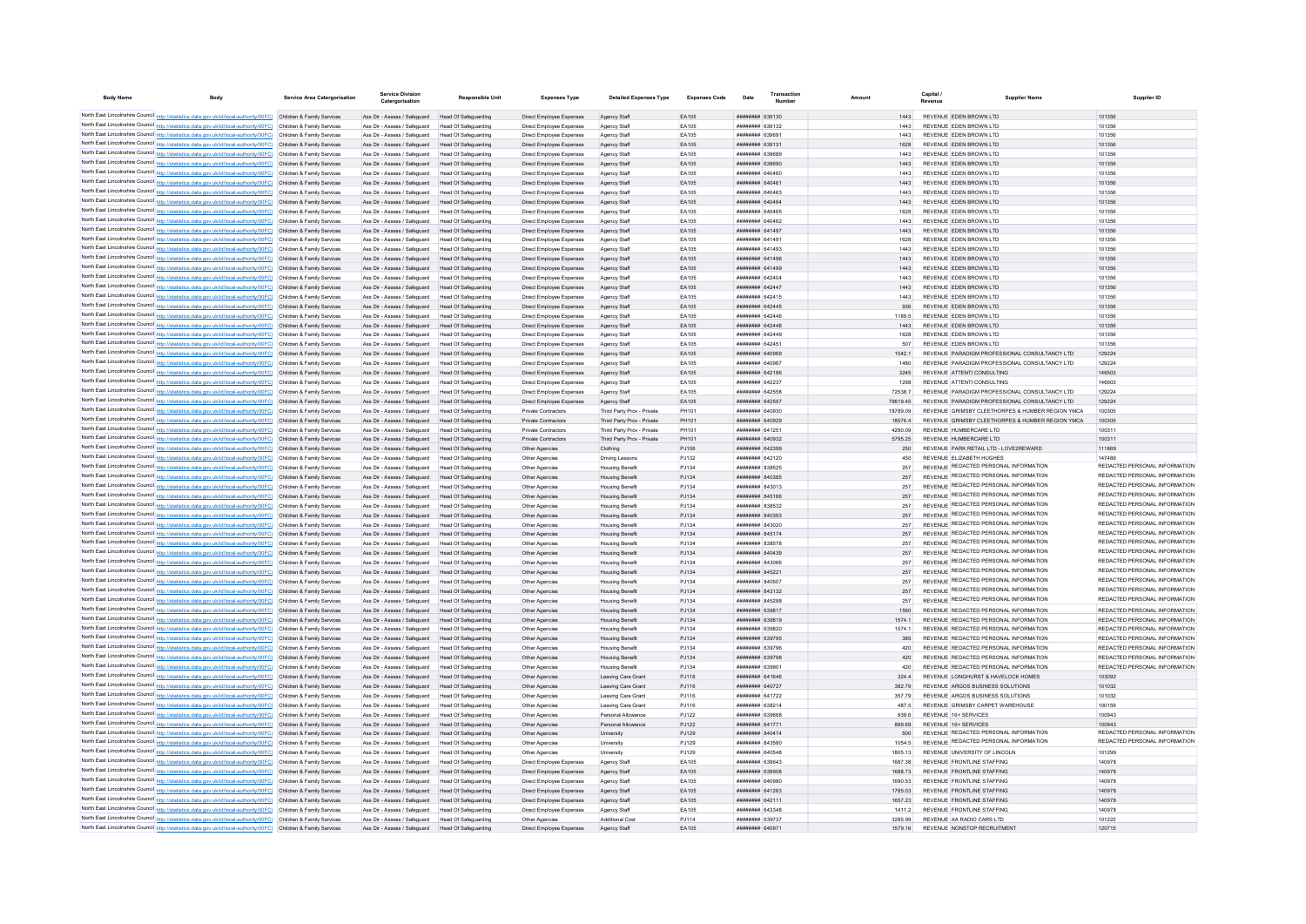| Body Name | Body | Service Area Catergorisation | Service Division Catergorisation | Responsible Unit | Expenses Type | Detailed Expenses Type | Expenses Code | Date | Transaction Number | Amount | Capital / Revenue | Supplier Name | Supplier ID |
|---|---|---|---|---|---|---|---|---|---|---|---|---|---|
| North East Lincolnshire Council | http://statistics.data.gov.uk/id/local-authority/00FC) | Children & Family Services | Ass Dir - Assess / Safeguard | Head Of Safeguarding | Direct Employee Expenses | Agency Staff | EA105 | ######## | 639130 | 1443 | REVENUE | EDEN BROWN LTD | 101356 |
| North East Lincolnshire Council | http://statistics.data.gov.uk/id/local-authority/00FC) | Children & Family Services | Ass Dir - Assess / Safeguard | Head Of Safeguarding | Direct Employee Expenses | Agency Staff | EA105 | ######## | 639132 | 1443 | REVENUE | EDEN BROWN LTD | 101356 |
| North East Lincolnshire Council | http://statistics.data.gov.uk/id/local-authority/00FC) | Children & Family Services | Ass Dir - Assess / Safeguard | Head Of Safeguarding | Direct Employee Expenses | Agency Staff | EA105 | ######## | 639691 | 1443 | REVENUE | EDEN BROWN LTD | 101356 |
| North East Lincolnshire Council | http://statistics.data.gov.uk/id/local-authority/00FC) | Children & Family Services | Ass Dir - Assess / Safeguard | Head Of Safeguarding | Direct Employee Expenses | Agency Staff | EA105 | ######## | 639131 | 1628 | REVENUE | EDEN BROWN LTD | 101356 |
| North East Lincolnshire Council | http://statistics.data.gov.uk/id/local-authority/00FC) | Children & Family Services | Ass Dir - Assess / Safeguard | Head Of Safeguarding | Direct Employee Expenses | Agency Staff | EA105 | ######## | 639689 | 1443 | REVENUE | EDEN BROWN LTD | 101356 |
| North East Lincolnshire Council | http://statistics.data.gov.uk/id/local-authority/00FC) | Children & Family Services | Ass Dir - Assess / Safeguard | Head Of Safeguarding | Direct Employee Expenses | Agency Staff | EA105 | ######## | 639690 | 1443 | REVENUE | EDEN BROWN LTD | 101356 |
| North East Lincolnshire Council | http://statistics.data.gov.uk/id/local-authority/00FC) | Children & Family Services | Ass Dir - Assess / Safeguard | Head Of Safeguarding | Direct Employee Expenses | Agency Staff | EA105 | ######## | 640460 | 1443 | REVENUE | EDEN BROWN LTD | 101356 |
| North East Lincolnshire Council | http://statistics.data.gov.uk/id/local-authority/00FC) | Children & Family Services | Ass Dir - Assess / Safeguard | Head Of Safeguarding | Direct Employee Expenses | Agency Staff | EA105 | ######## | 640461 | 1443 | REVENUE | EDEN BROWN LTD | 101356 |
| North East Lincolnshire Council | http://statistics.data.gov.uk/id/local-authority/00FC) | Children & Family Services | Ass Dir - Assess / Safeguard | Head Of Safeguarding | Direct Employee Expenses | Agency Staff | EA105 | ######## | 640463 | 1443 | REVENUE | EDEN BROWN LTD | 101356 |
| North East Lincolnshire Council | http://statistics.data.gov.uk/id/local-authority/00FC) | Children & Family Services | Ass Dir - Assess / Safeguard | Head Of Safeguarding | Direct Employee Expenses | Agency Staff | EA105 | ######## | 640464 | 1443 | REVENUE | EDEN BROWN LTD | 101356 |
| North East Lincolnshire Council | http://statistics.data.gov.uk/id/local-authority/00FC) | Children & Family Services | Ass Dir - Assess / Safeguard | Head Of Safeguarding | Direct Employee Expenses | Agency Staff | EA105 | ######## | 640465 | 1628 | REVENUE | EDEN BROWN LTD | 101356 |
| North East Lincolnshire Council | http://statistics.data.gov.uk/id/local-authority/00FC) | Children & Family Services | Ass Dir - Assess / Safeguard | Head Of Safeguarding | Direct Employee Expenses | Agency Staff | EA105 | ######## | 640462 | 1443 | REVENUE | EDEN BROWN LTD | 101356 |
| North East Lincolnshire Council | http://statistics.data.gov.uk/id/local-authority/00FC) | Children & Family Services | Ass Dir - Assess / Safeguard | Head Of Safeguarding | Direct Employee Expenses | Agency Staff | EA105 | ######## | 641497 | 1443 | REVENUE | EDEN BROWN LTD | 101356 |
| North East Lincolnshire Council | http://statistics.data.gov.uk/id/local-authority/00FC) | Children & Family Services | Ass Dir - Assess / Safeguard | Head Of Safeguarding | Direct Employee Expenses | Agency Staff | EA105 | ######## | 641491 | 1628 | REVENUE | EDEN BROWN LTD | 101356 |
| North East Lincolnshire Council | http://statistics.data.gov.uk/id/local-authority/00FC) | Children & Family Services | Ass Dir - Assess / Safeguard | Head Of Safeguarding | Direct Employee Expenses | Agency Staff | EA105 | ######## | 641493 | 1443 | REVENUE | EDEN BROWN LTD | 101356 |
| North East Lincolnshire Council | http://statistics.data.gov.uk/id/local-authority/00FC) | Children & Family Services | Ass Dir - Assess / Safeguard | Head Of Safeguarding | Direct Employee Expenses | Agency Staff | EA105 | ######## | 641496 | 1443 | REVENUE | EDEN BROWN LTD | 101356 |
| North East Lincolnshire Council | http://statistics.data.gov.uk/id/local-authority/00FC) | Children & Family Services | Ass Dir - Assess / Safeguard | Head Of Safeguarding | Direct Employee Expenses | Agency Staff | EA105 | ######## | 641499 | 1443 | REVENUE | EDEN BROWN LTD | 101356 |
| North East Lincolnshire Council | http://statistics.data.gov.uk/id/local-authority/00FC) | Children & Family Services | Ass Dir - Assess / Safeguard | Head Of Safeguarding | Direct Employee Expenses | Agency Staff | EA105 | ######## | 642404 | 1443 | REVENUE | EDEN BROWN LTD | 101356 |
| North East Lincolnshire Council | http://statistics.data.gov.uk/id/local-authority/00FC) | Children & Family Services | Ass Dir - Assess / Safeguard | Head Of Safeguarding | Direct Employee Expenses | Agency Staff | EA105 | ######## | 642447 | 1443 | REVENUE | EDEN BROWN LTD | 101356 |
| North East Lincolnshire Council | http://statistics.data.gov.uk/id/local-authority/00FC) | Children & Family Services | Ass Dir - Assess / Safeguard | Head Of Safeguarding | Direct Employee Expenses | Agency Staff | EA105 | ######## | 642415 | 1443 | REVENUE | EDEN BROWN LTD | 101356 |
| North East Lincolnshire Council | http://statistics.data.gov.uk/id/local-authority/00FC) | Children & Family Services | Ass Dir - Assess / Safeguard | Head Of Safeguarding | Direct Employee Expenses | Agency Staff | EA105 | ######## | 642445 | 936 | REVENUE | EDEN BROWN LTD | 101356 |
| North East Lincolnshire Council | http://statistics.data.gov.uk/id/local-authority/00FC) | Children & Family Services | Ass Dir - Assess / Safeguard | Head Of Safeguarding | Direct Employee Expenses | Agency Staff | EA105 | ######## | 642446 | 1189.5 | REVENUE | EDEN BROWN LTD | 101356 |
| North East Lincolnshire Council | http://statistics.data.gov.uk/id/local-authority/00FC) | Children & Family Services | Ass Dir - Assess / Safeguard | Head Of Safeguarding | Direct Employee Expenses | Agency Staff | EA105 | ######## | 642448 | 1443 | REVENUE | EDEN BROWN LTD | 101356 |
| North East Lincolnshire Council | http://statistics.data.gov.uk/id/local-authority/00FC) | Children & Family Services | Ass Dir - Assess / Safeguard | Head Of Safeguarding | Direct Employee Expenses | Agency Staff | EA105 | ######## | 642449 | 1628 | REVENUE | EDEN BROWN LTD | 101356 |
| North East Lincolnshire Council | http://statistics.data.gov.uk/id/local-authority/00FC) | Children & Family Services | Ass Dir - Assess / Safeguard | Head Of Safeguarding | Direct Employee Expenses | Agency Staff | EA105 | ######## | 642451 | 507 | REVENUE | EDEN BROWN LTD | 101356 |
| North East Lincolnshire Council | http://statistics.data.gov.uk/id/local-authority/00FC) | Children & Family Services | Ass Dir - Assess / Safeguard | Head Of Safeguarding | Direct Employee Expenses | Agency Staff | EA105 | ######## | 640969 | 1542.1 | REVENUE | PARADIGM PROFESSIONAL CONSULTANCY LTD | 129224 |
| North East Lincolnshire Council | http://statistics.data.gov.uk/id/local-authority/00FC) | Children & Family Services | Ass Dir - Assess / Safeguard | Head Of Safeguarding | Direct Employee Expenses | Agency Staff | EA105 | ######## | 640967 | 1480 | REVENUE | PARADIGM PROFESSIONAL CONSULTANCY LTD | 129224 |
| North East Lincolnshire Council | http://statistics.data.gov.uk/id/local-authority/00FC) | Children & Family Services | Ass Dir - Assess / Safeguard | Head Of Safeguarding | Direct Employee Expenses | Agency Staff | EA105 | ######## | 642186 | 3245 | REVENUE | ATTENTI CONSULTING | 146503 |
| North East Lincolnshire Council | http://statistics.data.gov.uk/id/local-authority/00FC) | Children & Family Services | Ass Dir - Assess / Safeguard | Head Of Safeguarding | Direct Employee Expenses | Agency Staff | EA105 | ######## | 642237 | 1298 | REVENUE | ATTENTI CONSULTING | 146503 |
| North East Lincolnshire Council | http://statistics.data.gov.uk/id/local-authority/00FC) | Children & Family Services | Ass Dir - Assess / Safeguard | Head Of Safeguarding | Direct Employee Expenses | Agency Staff | EA105 | ######## | 642558 | 72538.7 | REVENUE | PARADIGM PROFESSIONAL CONSULTANCY LTD | 129224 |
| North East Lincolnshire Council | http://statistics.data.gov.uk/id/local-authority/00FC) | Children & Family Services | Ass Dir - Assess / Safeguard | Head Of Safeguarding | Direct Employee Expenses | Agency Staff | EA105 | ######## | 642557 | 79619.45 | REVENUE | PARADIGM PROFESSIONAL CONSULTANCY LTD | 129224 |
| North East Lincolnshire Council | http://statistics.data.gov.uk/id/local-authority/00FC) | Children & Family Services | Ass Dir - Assess / Safeguard | Head Of Safeguarding | Private Contractors | Third Party Prov - Private | PH101 | ######## | 640930 | 18789.09 | REVENUE | GRIMSBY CLEETHORPES & HUMBER REGION YMCA | 100305 |
| North East Lincolnshire Council | http://statistics.data.gov.uk/id/local-authority/00FC) | Children & Family Services | Ass Dir - Assess / Safeguard | Head Of Safeguarding | Private Contractors | Third Party Prov - Private | PH101 | ######## | 640929 | 18576.4 | REVENUE | GRIMSBY CLEETHORPES & HUMBER REGION YMCA | 100305 |
| North East Lincolnshire Council | http://statistics.data.gov.uk/id/local-authority/00FC) | Children & Family Services | Ass Dir - Assess / Safeguard | Head Of Safeguarding | Private Contractors | Third Party Prov - Private | PH101 | ######## | 641251 | 4290.09 | REVENUE | HUMBERCARE LTD | 100311 |
| North East Lincolnshire Council | http://statistics.data.gov.uk/id/local-authority/00FC) | Children & Family Services | Ass Dir - Assess / Safeguard | Head Of Safeguarding | Private Contractors | Third Party Prov - Private | PH101 | ######## | 640932 | 5795.25 | REVENUE | HUMBERCARE LTD | 100311 |
| North East Lincolnshire Council | http://statistics.data.gov.uk/id/local-authority/00FC) | Children & Family Services | Ass Dir - Assess / Safeguard | Head Of Safeguarding | Other Agencies | Clothing | PJ106 | ######## | 642399 | 250 | REVENUE | PARK RETAIL LTD - LOVE2REWARD | 111869 |
| North East Lincolnshire Council | http://statistics.data.gov.uk/id/local-authority/00FC) | Children & Family Services | Ass Dir - Assess / Safeguard | Head Of Safeguarding | Other Agencies | Driving Lessons | PJ132 | ######## | 642120 | 450 | REVENUE | ELIZABETH HUGHES | 147486 |
| North East Lincolnshire Council | http://statistics.data.gov.uk/id/local-authority/00FC) | Children & Family Services | Ass Dir - Assess / Safeguard | Head Of Safeguarding | Other Agencies | Housing Benefit | PJ134 | ######## | 838525 | 257 | REVENUE | REDACTED PERSONAL INFORMATION | REDACTED PERSONAL INFORMATION |
| North East Lincolnshire Council | http://statistics.data.gov.uk/id/local-authority/00FC) | Children & Family Services | Ass Dir - Assess / Safeguard | Head Of Safeguarding | Other Agencies | Housing Benefit | PJ134 | ######## | 840385 | 257 | REVENUE | REDACTED PERSONAL INFORMATION | REDACTED PERSONAL INFORMATION |
| North East Lincolnshire Council | http://statistics.data.gov.uk/id/local-authority/00FC) | Children & Family Services | Ass Dir - Assess / Safeguard | Head Of Safeguarding | Other Agencies | Housing Benefit | PJ134 | ######## | 843013 | 257 | REVENUE | REDACTED PERSONAL INFORMATION | REDACTED PERSONAL INFORMATION |
| North East Lincolnshire Council | http://statistics.data.gov.uk/id/local-authority/00FC) | Children & Family Services | Ass Dir - Assess / Safeguard | Head Of Safeguarding | Other Agencies | Housing Benefit | PJ134 | ######## | 845166 | 257 | REVENUE | REDACTED PERSONAL INFORMATION | REDACTED PERSONAL INFORMATION |
| North East Lincolnshire Council | http://statistics.data.gov.uk/id/local-authority/00FC) | Children & Family Services | Ass Dir - Assess / Safeguard | Head Of Safeguarding | Other Agencies | Housing Benefit | PJ134 | ######## | 838532 | 257 | REVENUE | REDACTED PERSONAL INFORMATION | REDACTED PERSONAL INFORMATION |
| North East Lincolnshire Council | http://statistics.data.gov.uk/id/local-authority/00FC) | Children & Family Services | Ass Dir - Assess / Safeguard | Head Of Safeguarding | Other Agencies | Housing Benefit | PJ134 | ######## | 840393 | 257 | REVENUE | REDACTED PERSONAL INFORMATION | REDACTED PERSONAL INFORMATION |
| North East Lincolnshire Council | http://statistics.data.gov.uk/id/local-authority/00FC) | Children & Family Services | Ass Dir - Assess / Safeguard | Head Of Safeguarding | Other Agencies | Housing Benefit | PJ134 | ######## | 843020 | 257 | REVENUE | REDACTED PERSONAL INFORMATION | REDACTED PERSONAL INFORMATION |
| North East Lincolnshire Council | http://statistics.data.gov.uk/id/local-authority/00FC) | Children & Family Services | Ass Dir - Assess / Safeguard | Head Of Safeguarding | Other Agencies | Housing Benefit | PJ134 | ######## | 845174 | 257 | REVENUE | REDACTED PERSONAL INFORMATION | REDACTED PERSONAL INFORMATION |
| North East Lincolnshire Council | http://statistics.data.gov.uk/id/local-authority/00FC) | Children & Family Services | Ass Dir - Assess / Safeguard | Head Of Safeguarding | Other Agencies | Housing Benefit | PJ134 | ######## | 838578 | 257 | REVENUE | REDACTED PERSONAL INFORMATION | REDACTED PERSONAL INFORMATION |
| North East Lincolnshire Council | http://statistics.data.gov.uk/id/local-authority/00FC) | Children & Family Services | Ass Dir - Assess / Safeguard | Head Of Safeguarding | Other Agencies | Housing Benefit | PJ134 | ######## | 840439 | 257 | REVENUE | REDACTED PERSONAL INFORMATION | REDACTED PERSONAL INFORMATION |
| North East Lincolnshire Council | http://statistics.data.gov.uk/id/local-authority/00FC) | Children & Family Services | Ass Dir - Assess / Safeguard | Head Of Safeguarding | Other Agencies | Housing Benefit | PJ134 | ######## | 843066 | 257 | REVENUE | REDACTED PERSONAL INFORMATION | REDACTED PERSONAL INFORMATION |
| North East Lincolnshire Council | http://statistics.data.gov.uk/id/local-authority/00FC) | Children & Family Services | Ass Dir - Assess / Safeguard | Head Of Safeguarding | Other Agencies | Housing Benefit | PJ134 | ######## | 845221 | 257 | REVENUE | REDACTED PERSONAL INFORMATION | REDACTED PERSONAL INFORMATION |
| North East Lincolnshire Council | http://statistics.data.gov.uk/id/local-authority/00FC) | Children & Family Services | Ass Dir - Assess / Safeguard | Head Of Safeguarding | Other Agencies | Housing Benefit | PJ134 | ######## | 840507 | 257 | REVENUE | REDACTED PERSONAL INFORMATION | REDACTED PERSONAL INFORMATION |
| North East Lincolnshire Council | http://statistics.data.gov.uk/id/local-authority/00FC) | Children & Family Services | Ass Dir - Assess / Safeguard | Head Of Safeguarding | Other Agencies | Housing Benefit | PJ134 | ######## | 843132 | 257 | REVENUE | REDACTED PERSONAL INFORMATION | REDACTED PERSONAL INFORMATION |
| North East Lincolnshire Council | http://statistics.data.gov.uk/id/local-authority/00FC) | Children & Family Services | Ass Dir - Assess / Safeguard | Head Of Safeguarding | Other Agencies | Housing Benefit | PJ134 | ######## | 845288 | 257 | REVENUE | REDACTED PERSONAL INFORMATION | REDACTED PERSONAL INFORMATION |
| North East Lincolnshire Council | http://statistics.data.gov.uk/id/local-authority/00FC) | Children & Family Services | Ass Dir - Assess / Safeguard | Head Of Safeguarding | Other Agencies | Housing Benefit | PJ134 | ######## | 639817 | 1560 | REVENUE | REDACTED PERSONAL INFORMATION | REDACTED PERSONAL INFORMATION |
| North East Lincolnshire Council | http://statistics.data.gov.uk/id/local-authority/00FC) | Children & Family Services | Ass Dir - Assess / Safeguard | Head Of Safeguarding | Other Agencies | Housing Benefit | PJ134 | ######## | 639819 | 1574.1 | REVENUE | REDACTED PERSONAL INFORMATION | REDACTED PERSONAL INFORMATION |
| North East Lincolnshire Council | http://statistics.data.gov.uk/id/local-authority/00FC) | Children & Family Services | Ass Dir - Assess / Safeguard | Head Of Safeguarding | Other Agencies | Housing Benefit | PJ134 | ######## | 639820 | 1574.1 | REVENUE | REDACTED PERSONAL INFORMATION | REDACTED PERSONAL INFORMATION |
| North East Lincolnshire Council | http://statistics.data.gov.uk/id/local-authority/00FC) | Children & Family Services | Ass Dir - Assess / Safeguard | Head Of Safeguarding | Other Agencies | Housing Benefit | PJ134 | ######## | 639795 | 385 | REVENUE | REDACTED PERSONAL INFORMATION | REDACTED PERSONAL INFORMATION |
| North East Lincolnshire Council | http://statistics.data.gov.uk/id/local-authority/00FC) | Children & Family Services | Ass Dir - Assess / Safeguard | Head Of Safeguarding | Other Agencies | Housing Benefit | PJ134 | ######## | 639796 | 420 | REVENUE | REDACTED PERSONAL INFORMATION | REDACTED PERSONAL INFORMATION |
| North East Lincolnshire Council | http://statistics.data.gov.uk/id/local-authority/00FC) | Children & Family Services | Ass Dir - Assess / Safeguard | Head Of Safeguarding | Other Agencies | Housing Benefit | PJ134 | ######## | 639798 | 420 | REVENUE | REDACTED PERSONAL INFORMATION | REDACTED PERSONAL INFORMATION |
| North East Lincolnshire Council | http://statistics.data.gov.uk/id/local-authority/00FC) | Children & Family Services | Ass Dir - Assess / Safeguard | Head Of Safeguarding | Other Agencies | Housing Benefit | PJ134 | ######## | 639901 | 420 | REVENUE | REDACTED PERSONAL INFORMATION | REDACTED PERSONAL INFORMATION |
| North East Lincolnshire Council | http://statistics.data.gov.uk/id/local-authority/00FC) | Children & Family Services | Ass Dir - Assess / Safeguard | Head Of Safeguarding | Other Agencies | Leaving Care Grant | PJ116 | ######## | 641646 | 324.4 | REVENUE | LONGHURST & HAVELOCK HOMES | 103092 |
| North East Lincolnshire Council | http://statistics.data.gov.uk/id/local-authority/00FC) | Children & Family Services | Ass Dir - Assess / Safeguard | Head Of Safeguarding | Other Agencies | Leaving Care Grant | PJ116 | ######## | 640727 | 382.79 | REVENUE | ARGOS BUSINESS SOLUTIONS | 101032 |
| North East Lincolnshire Council | http://statistics.data.gov.uk/id/local-authority/00FC) | Children & Family Services | Ass Dir - Assess / Safeguard | Head Of Safeguarding | Other Agencies | Leaving Care Grant | PJ116 | ######## | 641722 | 357.79 | REVENUE | ARGOS BUSINESS SOLUTIONS | 101032 |
| North East Lincolnshire Council | http://statistics.data.gov.uk/id/local-authority/00FC) | Children & Family Services | Ass Dir - Assess / Safeguard | Head Of Safeguarding | Other Agencies | Leaving Care Grant | PJ116 | ######## | 638214 | 487.5 | REVENUE | GRIMSBY CARPET WAREHOUSE | 100159 |
| North East Lincolnshire Council | http://statistics.data.gov.uk/id/local-authority/00FC) | Children & Family Services | Ass Dir - Assess / Safeguard | Head Of Safeguarding | Other Agencies | Personal Allowance | PJ122 | ######## | 639668 | 939.6 | REVENUE | 16+ SERVICES | 100943 |
| North East Lincolnshire Council | http://statistics.data.gov.uk/id/local-authority/00FC) | Children & Family Services | Ass Dir - Assess / Safeguard | Head Of Safeguarding | Other Agencies | Personal Allowance | PJ122 | ######## | 641771 | 889.69 | REVENUE | 16+ SERVICES | 100943 |
| North East Lincolnshire Council | http://statistics.data.gov.uk/id/local-authority/00FC) | Children & Family Services | Ass Dir - Assess / Safeguard | Head Of Safeguarding | Other Agencies | University | PJ129 | ######## | 840474 | 500 | REVENUE | REDACTED PERSONAL INFORMATION | REDACTED PERSONAL INFORMATION |
| North East Lincolnshire Council | http://statistics.data.gov.uk/id/local-authority/00FC) | Children & Family Services | Ass Dir - Assess / Safeguard | Head Of Safeguarding | Other Agencies | University | PJ129 | ######## | 843580 | 1054.5 | REVENUE | REDACTED PERSONAL INFORMATION | REDACTED PERSONAL INFORMATION |
| North East Lincolnshire Council | http://statistics.data.gov.uk/id/local-authority/00FC) | Children & Family Services | Ass Dir - Assess / Safeguard | Head Of Safeguarding | Other Agencies | University | PJ129 | ######## | 640548 | 1805.13 | REVENUE | UNIVERSITY OF LINCOLN | 101299 |
| North East Lincolnshire Council | http://statistics.data.gov.uk/id/local-authority/00FC) | Children & Family Services | Ass Dir - Assess / Safeguard | Head Of Safeguarding | Direct Employee Expenses | Agency Staff | EA105 | ######## | 639643 | 1687.38 | REVENUE | FRONTLINE STAFFING | 140978 |
| North East Lincolnshire Council | http://statistics.data.gov.uk/id/local-authority/00FC) | Children & Family Services | Ass Dir - Assess / Safeguard | Head Of Safeguarding | Direct Employee Expenses | Agency Staff | EA105 | ######## | 639908 | 1688.73 | REVENUE | FRONTLINE STAFFING | 140978 |
| North East Lincolnshire Council | http://statistics.data.gov.uk/id/local-authority/00FC) | Children & Family Services | Ass Dir - Assess / Safeguard | Head Of Safeguarding | Direct Employee Expenses | Agency Staff | EA105 | ######## | 640980 | 1690.53 | REVENUE | FRONTLINE STAFFING | 140978 |
| North East Lincolnshire Council | http://statistics.data.gov.uk/id/local-authority/00FC) | Children & Family Services | Ass Dir - Assess / Safeguard | Head Of Safeguarding | Direct Employee Expenses | Agency Staff | EA105 | ######## | 641263 | 1785.03 | REVENUE | FRONTLINE STAFFING | 140978 |
| North East Lincolnshire Council | http://statistics.data.gov.uk/id/local-authority/00FC) | Children & Family Services | Ass Dir - Assess / Safeguard | Head Of Safeguarding | Direct Employee Expenses | Agency Staff | EA105 | ######## | 642111 | 1657.23 | REVENUE | FRONTLINE STAFFING | 140978 |
| North East Lincolnshire Council | http://statistics.data.gov.uk/id/local-authority/00FC) | Children & Family Services | Ass Dir - Assess / Safeguard | Head Of Safeguarding | Direct Employee Expenses | Agency Staff | EA105 | ######## | 643348 | 1411.2 | REVENUE | FRONTLINE STAFFING | 140978 |
| North East Lincolnshire Council | http://statistics.data.gov.uk/id/local-authority/00FC) | Children & Family Services | Ass Dir - Assess / Safeguard | Head Of Safeguarding | Other Agencies | Additional Cost | PJ114 | ######## | 639737 | 3285.99 | REVENUE | AA RADIO CARS LTD | 101222 |
| North East Lincolnshire Council | http://statistics.data.gov.uk/id/local-authority/00FC) | Children & Family Services | Ass Dir - Assess / Safeguard | Head Of Safeguarding | Direct Employee Expenses | Agency Staff | EA105 | ######## | 640971 | 1579.16 | REVENUE | NONSTOP RECRUITMENT | 120715 |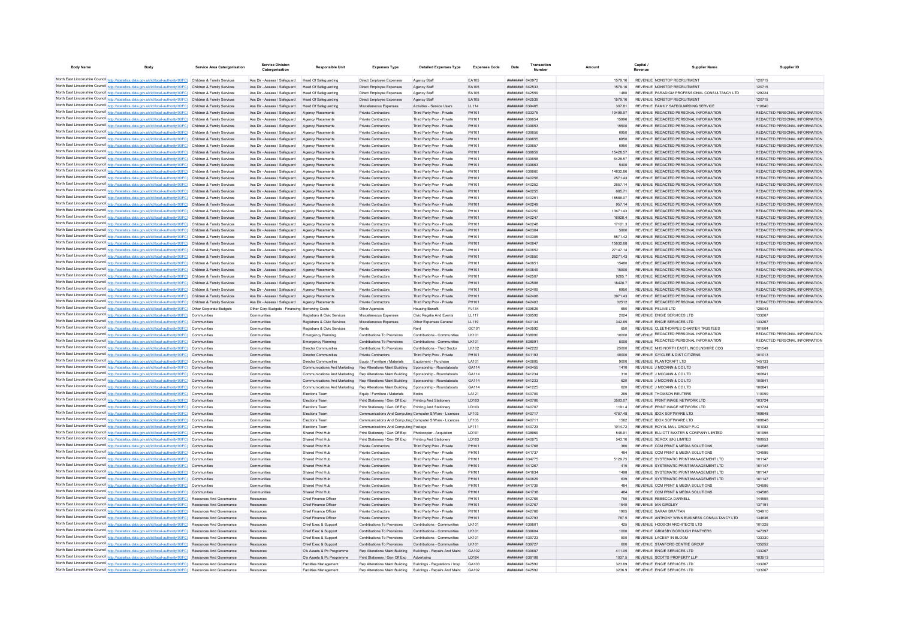| Body Name | Body | Service Area Catergorisation | Service Division Catergorisation | Responsible Unit | Expenses Type | Detailed Expenses Type | Expenses Code | Date | Transaction Number | Amount | Capital / Revenue | Supplier Name | Supplier ID |
|---|---|---|---|---|---|---|---|---|---|---|---|---|---|
| North East Lincolnshire Council | http://statistics.data.gov.uk/id/local-authority/00FC | Children & Family Services | Ass Dir - Assess / Safeguard | Head Of Safeguarding | Direct Employee Expenses | Agency Staff | EA105 | ######## | 640972 | 1579.16 | REVENUE | NONSTOP RECRUITMENT | 120715 |
| North East Lincolnshire Council | http://statistics.data.gov.uk/id/local-authority/00FC | Children & Family Services | Ass Dir - Assess / Safeguard | Head Of Safeguarding | Direct Employee Expenses | Agency Staff | EA105 | ######## | 642533 | 1579.16 | REVENUE | NONSTOP RECRUITMENT | 120715 |
| North East Lincolnshire Council | http://statistics.data.gov.uk/id/local-authority/00FC | Children & Family Services | Ass Dir - Assess / Safeguard | Head Of Safeguarding | Direct Employee Expenses | Agency Staff | EA105 | ######## | 642559 | 1480 | REVENUE | PARADIGM PROFESSIONAL CONSULTANCY LTD | 129224 |
| North East Lincolnshire Council | http://statistics.data.gov.uk/id/local-authority/00FC | Children & Family Services | Ass Dir - Assess / Safeguard | Head Of Safeguarding | Direct Employee Expenses | Agency Staff | EA105 | ######## | 642539 | 1579.16 | REVENUE | NONSTOP RECRUITMENT | 120715 |
| North East Lincolnshire Council | http://statistics.data.gov.uk/id/local-authority/00FC | Children & Family Services | Ass Dir - Assess / Safeguard | Head Of Safeguarding | Miscellaneous Expenses | Activities - Service Users | LL114 | ######## | 639465 | 307.81 | REVENUE | FAMILY SAFEGUARDING SERVICE | 110640 |
| North East Lincolnshire Council | http://statistics.data.gov.uk/id/local-authority/00FC | Children & Family Services | Ass Dir - Assess / Safeguard | Agency Placements | Private Contractors | Third Party Prov - Private | PH101 | ######## | 633375 | 19499.97 | REVENUE | REDACTED PERSONAL INFORMATION | REDACTED PERSONAL INFORMATION |
| North East Lincolnshire Council | http://statistics.data.gov.uk/id/local-authority/00FC | Children & Family Services | Ass Dir - Assess / Safeguard | Agency Placements | Private Contractors | Third Party Prov - Private | PH101 | ######## | 639654 | 15996 | REVENUE | REDACTED PERSONAL INFORMATION | REDACTED PERSONAL INFORMATION |
| North East Lincolnshire Council | http://statistics.data.gov.uk/id/local-authority/00FC | Children & Family Services | Ass Dir - Assess / Safeguard | Agency Placements | Private Contractors | Third Party Prov - Private | PH101 | ######## | 639653 | 15500 | REVENUE | REDACTED PERSONAL INFORMATION | REDACTED PERSONAL INFORMATION |
| North East Lincolnshire Council | http://statistics.data.gov.uk/id/local-authority/00FC | Children & Family Services | Ass Dir - Assess / Safeguard | Agency Placements | Private Contractors | Third Party Prov - Private | PH101 | ######## | 639656 | 6950 | REVENUE | REDACTED PERSONAL INFORMATION | REDACTED PERSONAL INFORMATION |
| North East Lincolnshire Council | http://statistics.data.gov.uk/id/local-authority/00FC | Children & Family Services | Ass Dir - Assess / Safeguard | Agency Placements | Private Contractors | Third Party Prov - Private | PH101 | ######## | 639655 | 6950 | REVENUE | REDACTED PERSONAL INFORMATION | REDACTED PERSONAL INFORMATION |
| North East Lincolnshire Council | http://statistics.data.gov.uk/id/local-authority/00FC | Children & Family Services | Ass Dir - Assess / Safeguard | Agency Placements | Private Contractors | Third Party Prov - Private | PH101 | ######## | 639657 | 6950 | REVENUE | REDACTED PERSONAL INFORMATION | REDACTED PERSONAL INFORMATION |
| North East Lincolnshire Council | http://statistics.data.gov.uk/id/local-authority/00FC | Children & Family Services | Ass Dir - Assess / Safeguard | Agency Placements | Private Contractors | Third Party Prov - Private | PH101 | ######## | 639659 | 15428.57 | REVENUE | REDACTED PERSONAL INFORMATION | REDACTED PERSONAL INFORMATION |
| North East Lincolnshire Council | http://statistics.data.gov.uk/id/local-authority/00FC | Children & Family Services | Ass Dir - Assess / Safeguard | Agency Placements | Private Contractors | Third Party Prov - Private | PH101 | ######## | 639658 | 6428.57 | REVENUE | REDACTED PERSONAL INFORMATION | REDACTED PERSONAL INFORMATION |
| North East Lincolnshire Council | http://statistics.data.gov.uk/id/local-authority/00FC | Children & Family Services | Ass Dir - Assess / Safeguard | Agency Placements | Private Contractors | Third Party Prov - Private | PH101 | ######## | 639663 | 5400 | REVENUE | REDACTED PERSONAL INFORMATION | REDACTED PERSONAL INFORMATION |
| North East Lincolnshire Council | http://statistics.data.gov.uk/id/local-authority/00FC | Children & Family Services | Ass Dir - Assess / Safeguard | Agency Placements | Private Contractors | Third Party Prov - Private | PH101 | ######## | 639660 | 14832.86 | REVENUE | REDACTED PERSONAL INFORMATION | REDACTED PERSONAL INFORMATION |
| North East Lincolnshire Council | http://statistics.data.gov.uk/id/local-authority/00FC | Children & Family Services | Ass Dir - Assess / Safeguard | Agency Placements | Private Contractors | Third Party Prov - Private | PH101 | ######## | 640256 | 2571.43 | REVENUE | REDACTED PERSONAL INFORMATION | REDACTED PERSONAL INFORMATION |
| North East Lincolnshire Council | http://statistics.data.gov.uk/id/local-authority/00FC | Children & Family Services | Ass Dir - Assess / Safeguard | Agency Placements | Private Contractors | Third Party Prov - Private | PH101 | ######## | 640252 | 2657.14 | REVENUE | REDACTED PERSONAL INFORMATION | REDACTED PERSONAL INFORMATION |
| North East Lincolnshire Council | http://statistics.data.gov.uk/id/local-authority/00FC | Children & Family Services | Ass Dir - Assess / Safeguard | Agency Placements | Private Contractors | Third Party Prov - Private | PH101 | ######## | 640255 | 685.71 | REVENUE | REDACTED PERSONAL INFORMATION | REDACTED PERSONAL INFORMATION |
| North East Lincolnshire Council | http://statistics.data.gov.uk/id/local-authority/00FC | Children & Family Services | Ass Dir - Assess / Safeguard | Agency Placements | Private Contractors | Third Party Prov - Private | PH101 | ######## | 640251 | 18586.07 | REVENUE | REDACTED PERSONAL INFORMATION | REDACTED PERSONAL INFORMATION |
| North East Lincolnshire Council | http://statistics.data.gov.uk/id/local-authority/00FC | Children & Family Services | Ass Dir - Assess / Safeguard | Agency Placements | Private Contractors | Third Party Prov - Private | PH101 | ######## | 640249 | 957.14 | REVENUE | REDACTED PERSONAL INFORMATION | REDACTED PERSONAL INFORMATION |
| North East Lincolnshire Council | http://statistics.data.gov.uk/id/local-authority/00FC | Children & Family Services | Ass Dir - Assess / Safeguard | Agency Placements | Private Contractors | Third Party Prov - Private | PH101 | ######## | 640250 | 13671.43 | REVENUE | REDACTED PERSONAL INFORMATION | REDACTED PERSONAL INFORMATION |
| North East Lincolnshire Council | http://statistics.data.gov.uk/id/local-authority/00FC | Children & Family Services | Ass Dir - Assess / Safeguard | Agency Placements | Private Contractors | Third Party Prov - Private | PH101 | ######## | 640247 | 16928.4 | REVENUE | REDACTED PERSONAL INFORMATION | REDACTED PERSONAL INFORMATION |
| North East Lincolnshire Council | http://statistics.data.gov.uk/id/local-authority/00FC | Children & Family Services | Ass Dir - Assess / Safeguard | Agency Placements | Private Contractors | Third Party Prov - Private | PH101 | ######## | 640248 | 17121.3 | REVENUE | REDACTED PERSONAL INFORMATION | REDACTED PERSONAL INFORMATION |
| North East Lincolnshire Council | http://statistics.data.gov.uk/id/local-authority/00FC | Children & Family Services | Ass Dir - Assess / Safeguard | Agency Placements | Private Contractors | Third Party Prov - Private | PH101 | ######## | 640304 | 5000 | REVENUE | REDACTED PERSONAL INFORMATION | REDACTED PERSONAL INFORMATION |
| North East Lincolnshire Council | http://statistics.data.gov.uk/id/local-authority/00FC | Children & Family Services | Ass Dir - Assess / Safeguard | Agency Placements | Private Contractors | Third Party Prov - Private | PH101 | ######## | 640305 | 8571.42 | REVENUE | REDACTED PERSONAL INFORMATION | REDACTED PERSONAL INFORMATION |
| North East Lincolnshire Council | http://statistics.data.gov.uk/id/local-authority/00FC | Children & Family Services | Ass Dir - Assess / Safeguard | Agency Placements | Private Contractors | Third Party Prov - Private | PH101 | ######## | 640647 | 15632.68 | REVENUE | REDACTED PERSONAL INFORMATION | REDACTED PERSONAL INFORMATION |
| North East Lincolnshire Council | http://statistics.data.gov.uk/id/local-authority/00FC | Children & Family Services | Ass Dir - Assess / Safeguard | Agency Placements | Private Contractors | Third Party Prov - Private | PH101 | ######## | 640652 | 27147.14 | REVENUE | REDACTED PERSONAL INFORMATION | REDACTED PERSONAL INFORMATION |
| North East Lincolnshire Council | http://statistics.data.gov.uk/id/local-authority/00FC | Children & Family Services | Ass Dir - Assess / Safeguard | Agency Placements | Private Contractors | Third Party Prov - Private | PH101 | ######## | 640650 | 26271.43 | REVENUE | REDACTED PERSONAL INFORMATION | REDACTED PERSONAL INFORMATION |
| North East Lincolnshire Council | http://statistics.data.gov.uk/id/local-authority/00FC | Children & Family Services | Ass Dir - Assess / Safeguard | Agency Placements | Private Contractors | Third Party Prov - Private | PH101 | ######## | 640651 | 15480 | REVENUE | REDACTED PERSONAL INFORMATION | REDACTED PERSONAL INFORMATION |
| North East Lincolnshire Council | http://statistics.data.gov.uk/id/local-authority/00FC | Children & Family Services | Ass Dir - Assess / Safeguard | Agency Placements | Private Contractors | Third Party Prov - Private | PH101 | ######## | 640649 | 15000 | REVENUE | REDACTED PERSONAL INFORMATION | REDACTED PERSONAL INFORMATION |
| North East Lincolnshire Council | http://statistics.data.gov.uk/id/local-authority/00FC | Children & Family Services | Ass Dir - Assess / Safeguard | Agency Placements | Private Contractors | Third Party Prov - Private | PH101 | ######## | 642507 | 9285.7 | REVENUE | REDACTED PERSONAL INFORMATION | REDACTED PERSONAL INFORMATION |
| North East Lincolnshire Council | http://statistics.data.gov.uk/id/local-authority/00FC | Children & Family Services | Ass Dir - Assess / Safeguard | Agency Placements | Private Contractors | Third Party Prov - Private | PH101 | ######## | 642508 | 18428.7 | REVENUE | REDACTED PERSONAL INFORMATION | REDACTED PERSONAL INFORMATION |
| North East Lincolnshire Council | http://statistics.data.gov.uk/id/local-authority/00FC | Children & Family Services | Ass Dir - Assess / Safeguard | Agency Placements | Private Contractors | Third Party Prov - Private | PH101 | ######## | 642409 | 6950 | REVENUE | REDACTED PERSONAL INFORMATION | REDACTED PERSONAL INFORMATION |
| North East Lincolnshire Council | http://statistics.data.gov.uk/id/local-authority/00FC | Children & Family Services | Ass Dir - Assess / Safeguard | Agency Placements | Private Contractors | Third Party Prov - Private | PH101 | ######## | 642408 | 3971.43 | REVENUE | REDACTED PERSONAL INFORMATION | REDACTED PERSONAL INFORMATION |
| North East Lincolnshire Council | http://statistics.data.gov.uk/id/local-authority/00FC | Children & Family Services | Ass Dir - Assess / Safeguard | Agency Placements | Private Contractors | Third Party Prov - Private | PH101 | ######## | 642403 | 32512 | REVENUE | REDACTED PERSONAL INFORMATION | REDACTED PERSONAL INFORMATION |
| North East Lincolnshire Council | http://statistics.data.gov.uk/id/local-authority/00FC | Other Corporate Budgets | Other Corp Budgets - Financing | Borrowing Costs | Other Agencies | Housing Benefit | PJ134 | ######## | 639626 | 650 | REVENUE | PSLIVE LTD | 125043 |
| North East Lincolnshire Council | http://statistics.data.gov.uk/id/local-authority/00FC | Communities | Communities | Registrars & Civic Services | Miscellaneous Expenses | Civic Regalia And Events | LL117 | ######## | 639592 | 2024 | REVENUE | ENGIE SERVICES LTD | 133267 |
| North East Lincolnshire Council | http://statistics.data.gov.uk/id/local-authority/00FC | Communities | Communities | Registrars & Civic Services | Miscellaneous Expenses | Other Expenses General | LL119 | ######## | 640134 | 342.65 | REVENUE | ENGIE SERVICES LTD | 133267 |
| North East Lincolnshire Council | http://statistics.data.gov.uk/id/local-authority/00FC | Communities | Communities | Registrars & Civic Services | Rents | Rent | GC101 | ######## | 640592 | 650 | REVENUE | CLEETHORPES CHARTER TRUSTEES | 101604 |
| North East Lincolnshire Council | http://statistics.data.gov.uk/id/local-authority/00FC | Communities | Communities | Emergency Planning | Contributions To Provisions | Contributions - Communities | LK101 | ######## | 638090 | 10000 | REVENUE | REDACTED PERSONAL INFORMATION | REDACTED PERSONAL INFORMATION |
| North East Lincolnshire Council | http://statistics.data.gov.uk/id/local-authority/00FC | Communities | Communities | Emergency Planning | Contributions To Provisions | Contributions - Communities | LK101 | ######## | 638091 | 5000 | REVENUE | REDACTED PERSONAL INFORMATION | REDACTED PERSONAL INFORMATION |
| North East Lincolnshire Council | http://statistics.data.gov.uk/id/local-authority/00FC | Communities | Communities | Director Communities | Contributions To Provisions | Contributions - Third Sector | LK102 | ######## | 642222 | 25000 | REVENUE | NHS NORTH EAST LINCOLNSHIRE CCG | 121549 |
| North East Lincolnshire Council | http://statistics.data.gov.uk/id/local-authority/00FC | Communities | Communities | Director Communities | Private Contractors | Third Party Prov - Private | PH101 | ######## | 641193 | 40000 | REVENUE | GY/CLEE & DIST CITIZENS | 101013 |
| North East Lincolnshire Council | http://statistics.data.gov.uk/id/local-authority/00FC | Communities | Communities | Director Communities | Equip / Furniture / Materials | Equipment - Purchase | LA101 | ######## | 640605 | 9000 | REVENUE | PLANTCRAFT LTD | 145133 |
| North East Lincolnshire Council | http://statistics.data.gov.uk/id/local-authority/00FC | Communities | Communities | Communications And Marketing | Rep Alterations Maint Building | Sponsorship - Roundabouts | GA114 | ######## | 640455 | 1410 | REVENUE | J MCCANN & CO LTD | 100841 |
| North East Lincolnshire Council | http://statistics.data.gov.uk/id/local-authority/00FC | Communities | Communities | Communications And Marketing | Rep Alterations Maint Building | Sponsorship - Roundabouts | GA114 | ######## | 641234 | 310 | REVENUE | J MCCANN & CO LTD | 100841 |
| North East Lincolnshire Council | http://statistics.data.gov.uk/id/local-authority/00FC | Communities | Communities | Communications And Marketing | Rep Alterations Maint Building | Sponsorship - Roundabouts | GA114 | ######## | 641233 | 620 | REVENUE | J MCCANN & CO LTD | 100841 |
| North East Lincolnshire Council | http://statistics.data.gov.uk/id/local-authority/00FC | Communities | Communities | Communications And Marketing | Rep Alterations Maint Building | Sponsorship - Roundabouts | GA114 | ######## | 641225 | 620 | REVENUE | J MCCANN & CO LTD | 100841 |
| North East Lincolnshire Council | http://statistics.data.gov.uk/id/local-authority/00FC | Communities | Communities | Elections Team | Equip / Furniture / Materials | Books | LA121 | ######## | 640709 | 265 | REVENUE | THOMSON REUTERS | 110059 |
| North East Lincolnshire Council | http://statistics.data.gov.uk/id/local-authority/00FC | Communities | Communities | Elections Team | Print Stationery / Gen Off Exp | Printing And Stationery | LD103 | ######## | 640706 | 3503.07 | REVENUE | PRINT IMAGE NETWORK LTD | 103724 |
| North East Lincolnshire Council | http://statistics.data.gov.uk/id/local-authority/00FC | Communities | Communities | Elections Team | Print Stationery / Gen Off Exp | Printing And Stationery | LD103 | ######## | 640707 | 1191.4 | REVENUE | PRINT IMAGE NETWORK LTD | 103724 |
| North East Lincolnshire Council | http://statistics.data.gov.uk/id/local-authority/00FC | Communities | Communities | Elections Team | Communications And Computing | Computer S/Ware - Licences | LF103 | ######## | 640717 | 4757.48 | REVENUE | IDOX SOFTWARE LTD | 109848 |
| North East Lincolnshire Council | http://statistics.data.gov.uk/id/local-authority/00FC | Communities | Communities | Elections Team | Communications And Computing | Computer S/Ware - Licences | LF103 | ######## | 640711 | 1562 | REVENUE | IDOX SOFTWARE LTD | 109848 |
| North East Lincolnshire Council | http://statistics.data.gov.uk/id/local-authority/00FC | Communities | Communities | Elections Team | Communications And Computing | Postage | LF111 | ######## | 640723 | 1014.72 | REVENUE | ROYAL MAIL GROUP PLC | 101082 |
| North East Lincolnshire Council | http://statistics.data.gov.uk/id/local-authority/00FC | Communities | Communities | Shared Print Hub | Print Stationery / Gen Off Exp | Photocopier - Acquisition | LD101 | ######## | 638969 | 546.91 | REVENUE | ELLIOTT BAXTER & COMPANY LIMITED | 101996 |
| North East Lincolnshire Council | http://statistics.data.gov.uk/id/local-authority/00FC | Communities | Communities | Shared Print Hub | Print Stationery / Gen Off Exp | Printing And Stationery | LD103 | ######## | 640675 | 543.16 | REVENUE | XEROX (UK) LIMITED | 100953 |
| North East Lincolnshire Council | http://statistics.data.gov.uk/id/local-authority/00FC | Communities | Communities | Shared Print Hub | Private Contractors | Third Party Prov - Private | PH101 | ######## | 641768 | 380 | REVENUE | CCM PRINT & MEDIA SOLUTIONS | 134586 |
| North East Lincolnshire Council | http://statistics.data.gov.uk/id/local-authority/00FC | Communities | Communities | Shared Print Hub | Private Contractors | Third Party Prov - Private | PH101 | ######## | 641737 | 484 | REVENUE | CCM PRINT & MEDIA SOLUTIONS | 134586 |
| North East Lincolnshire Council | http://statistics.data.gov.uk/id/local-authority/00FC | Communities | Communities | Shared Print Hub | Private Contractors | Third Party Prov - Private | PH101 | ######## | 634775 | 5129.75 | REVENUE | SYSTEMATIC PRINT MANAGEMENT LTD | 101147 |
| North East Lincolnshire Council | http://statistics.data.gov.uk/id/local-authority/00FC | Communities | Communities | Shared Print Hub | Private Contractors | Third Party Prov - Private | PH101 | ######## | 641267 | 415 | REVENUE | SYSTEMATIC PRINT MANAGEMENT LTD | 101147 |
| North East Lincolnshire Council | http://statistics.data.gov.uk/id/local-authority/00FC | Communities | Communities | Shared Print Hub | Private Contractors | Third Party Prov - Private | PH101 | ######## | 641634 | 1498 | REVENUE | SYSTEMATIC PRINT MANAGEMENT LTD | 101147 |
| North East Lincolnshire Council | http://statistics.data.gov.uk/id/local-authority/00FC | Communities | Communities | Shared Print Hub | Private Contractors | Third Party Prov - Private | PH101 | ######## | 640629 | 639 | REVENUE | SYSTEMATIC PRINT MANAGEMENT LTD | 101147 |
| North East Lincolnshire Council | http://statistics.data.gov.uk/id/local-authority/00FC | Communities | Communities | Shared Print Hub | Private Contractors | Third Party Prov - Private | PH101 | ######## | 641739 | 484 | REVENUE | CCM PRINT & MEDIA SOLUTIONS | 134586 |
| North East Lincolnshire Council | http://statistics.data.gov.uk/id/local-authority/00FC | Communities | Communities | Shared Print Hub | Private Contractors | Third Party Prov - Private | PH101 | ######## | 641738 | 484 | REVENUE | CCM PRINT & MEDIA SOLUTIONS | 134586 |
| North East Lincolnshire Council | http://statistics.data.gov.uk/id/local-authority/00FC | Resources And Governance | Resources | Chief Finance Officer | Private Contractors | Third Party Prov - Private | PH101 | ######## | 642766 | 750 | REVENUE | REBECCA DARNELL | 144555 |
| North East Lincolnshire Council | http://statistics.data.gov.uk/id/local-authority/00FC | Resources And Governance | Resources | Chief Finance Officer | Private Contractors | Third Party Prov - Private | PH101 | ######## | 642767 | 1540 | REVENUE | IAN GIRDLEY | 137191 |
| North East Lincolnshire Council | http://statistics.data.gov.uk/id/local-authority/00FC | Resources And Governance | Resources | Chief Finance Officer | Private Contractors | Third Party Prov - Private | PH101 | ######## | 642768 | 1905 | REVENUE | SARAH BRATTAN | 134910 |
| North East Lincolnshire Council | http://statistics.data.gov.uk/id/local-authority/00FC | Resources And Governance | Resources | Chief Finance Officer | Private Contractors | Third Party Prov - Private | PH101 | ######## | 642793 | 787.5 | REVENUE | ANTHONY WINN BUSINESS CONSULTANCY LTD | 134636 |
| North East Lincolnshire Council | http://statistics.data.gov.uk/id/local-authority/00FC | Resources And Governance | Resources | Chief Exec & Support | Contributions To Provisions | Contributions - Communities | LK101 | ######## | 639601 | 425 | REVENUE | HODSON ARCHITECTS LTD | 101328 |
| North East Lincolnshire Council | http://statistics.data.gov.uk/id/local-authority/00FC | Resources And Governance | Resources | Chief Exec & Support | Contributions To Provisions | Contributions - Communities | LK101 | ######## | 639604 | 1000 | REVENUE | GRIMSBY BOROUGH PANTHERS | 147397 |
| North East Lincolnshire Council | http://statistics.data.gov.uk/id/local-authority/00FC | Resources And Governance | Resources | Chief Exec & Support | Contributions To Provisions | Contributions - Communities | LK101 | ######## | 639723 | 500 | REVENUE | LACEBY IN BLOOM | 133330 |
| North East Lincolnshire Council | http://statistics.data.gov.uk/id/local-authority/00FC | Resources And Governance | Resources | Chief Exec & Support | Contributions To Provisions | Contributions - Communities | LK101 | ######## | 639727 | 600 | REVENUE | STANFORD CENTRE GROUP | 135252 |
| North East Lincolnshire Council | http://statistics.data.gov.uk/id/local-authority/00FC | Resources And Governance | Resources | Cfs Assets & Pc Programme | Rep Alterations Maint Building | Buildings - Repairs And Maint | GA102 | ######## | 639687 | 411.05 | REVENUE | ENGIE SERVICES LTD | 133267 |
| North East Lincolnshire Council | http://statistics.data.gov.uk/id/local-authority/00FC | Resources And Governance | Resources | Cfs Assets & Pc Programme | Print Stationery / Gen Off Exp | Advertising | LD104 | ######## | 639108 | 1037.5 | REVENUE | SCOTTS PROPERTY LLP | 103513 |
| North East Lincolnshire Council | http://statistics.data.gov.uk/id/local-authority/00FC | Resources And Governance | Resources | Facilities Management | Rep Alterations Maint Building | Buildings - Regulations / Insp | GA103 | ######## | 642592 | 323.69 | REVENUE | ENGIE SERVICES LTD | 133267 |
| North East Lincolnshire Council | http://statistics.data.gov.uk/id/local-authority/00FC | Resources And Governance | Resources | Facilities Management | Rep Alterations Maint Building | Buildings - Repairs And Maint | GA102 | ######## | 642592 | 3236.9 | REVENUE | ENGIE SERVICES LTD | 133267 |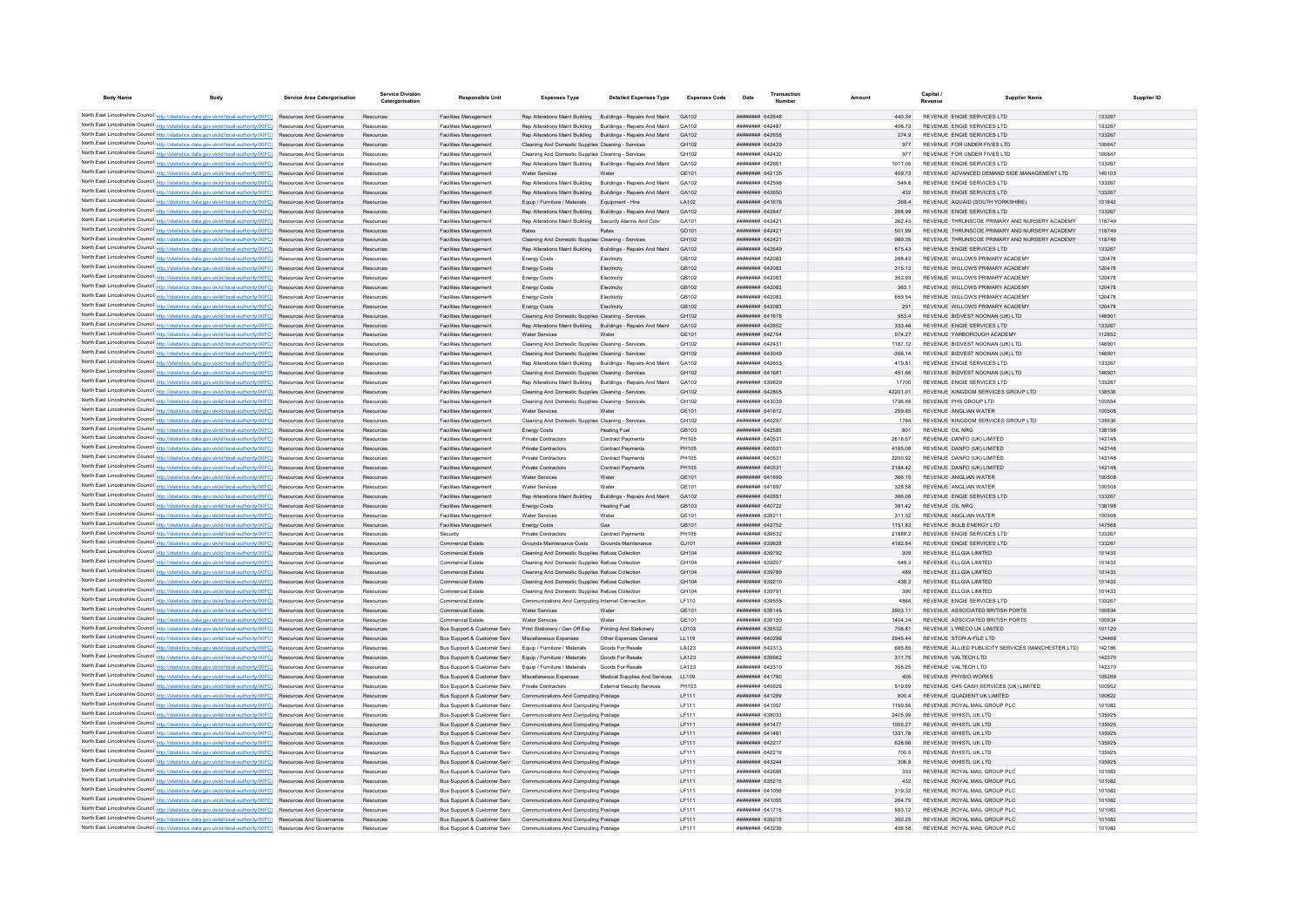| Body Name | Body | Service Area Catergorisation | Service Division Catergorisation | Responsible Unit | Expenses Type | Detailed Expenses Type | Expenses Code | Date | Transaction Number | Amount | Capital / Revenue | Supplier Name | Supplier ID |
|---|---|---|---|---|---|---|---|---|---|---|---|---|---|
| North East Lincolnshire Council | http://statistics.data.gov.uk/id/local-authority/00FC | Resources And Governance | Resources | Facilities Management | Rep Alterations Maint Building | Buildings - Repairs And Maint | GA102 | ######## | 642648 | 440.34 | REVENUE | ENGIE SERVICES LTD | 133267 |
| North East Lincolnshire Council | http://statistics.data.gov.uk/id/local-authority/00FC | Resources And Governance | Resources | Facilities Management | Rep Alterations Maint Building | Buildings - Repairs And Maint | GA102 | ######## | 642487 | 408.73 | REVENUE | ENGIE SERVICES LTD | 133267 |
| North East Lincolnshire Council | http://statistics.data.gov.uk/id/local-authority/00FC | Resources And Governance | Resources | Facilities Management | Rep Alterations Maint Building | Buildings - Repairs And Maint | GA102 | ######## | 642658 | 274.9 | REVENUE | ENGIE SERVICES LTD | 133267 |
| North East Lincolnshire Council | http://statistics.data.gov.uk/id/local-authority/00FC | Resources And Governance | Resources | Facilities Management | Cleaning And Domestic Supplies | Cleaning - Services | GH102 | ######## | 642429 | 977 | REVENUE | FOR UNDER FIVES LTD | 100647 |
| North East Lincolnshire Council | http://statistics.data.gov.uk/id/local-authority/00FC | Resources And Governance | Resources | Facilities Management | Cleaning And Domestic Supplies | Cleaning - Services | GH102 | ######## | 642430 | 977 | REVENUE | FOR UNDER FIVES LTD | 100647 |
| North East Lincolnshire Council | http://statistics.data.gov.uk/id/local-authority/00FC | Resources And Governance | Resources | Facilities Management | Rep Alterations Maint Building | Buildings - Repairs And Maint | GA102 | ######## | 642661 | 1011.05 | REVENUE | ENGIE SERVICES LTD | 133267 |
| North East Lincolnshire Council | http://statistics.data.gov.uk/id/local-authority/00FC | Resources And Governance | Resources | Facilities Management | Water Services | Water | GE101 | ######## | 642135 | 459.73 | REVENUE | ADVANCED DEMAND SIDE MANAGEMENT LTD | 140103 |
| North East Lincolnshire Council | http://statistics.data.gov.uk/id/local-authority/00FC | Resources And Governance | Resources | Facilities Management | Rep Alterations Maint Building | Buildings - Repairs And Maint | GA102 | ######## | 642596 | 549.8 | REVENUE | ENGIE SERVICES LTD | 133267 |
| North East Lincolnshire Council | http://statistics.data.gov.uk/id/local-authority/00FC | Resources And Governance | Resources | Facilities Management | Rep Alterations Maint Building | Buildings - Repairs And Maint | GA102 | ######## | 642650 | 432 | REVENUE | ENGIE SERVICES LTD | 133267 |
| North East Lincolnshire Council | http://statistics.data.gov.uk/id/local-authority/00FC | Resources And Governance | Resources | Facilities Management | Equip / Furniture / Materials | Equipment - Hire | LA102 | ######## | 641676 | 268.4 | REVENUE | AQUAID (SOUTH YORKSHIRE) | 101842 |
| North East Lincolnshire Council | http://statistics.data.gov.uk/id/local-authority/00FC | Resources And Governance | Resources | Facilities Management | Rep Alterations Maint Building | Buildings - Repairs And Maint | GA102 | ######## | 642647 | 268.99 | REVENUE | ENGIE SERVICES LTD | 133267 |
| North East Lincolnshire Council | http://statistics.data.gov.uk/id/local-authority/00FC | Resources And Governance | Resources | Facilities Management | Rep Alterations Maint Building | Security Alarms And Cctv | GA101 | ######## | 642421 | 262.43 | REVENUE | THRUNSCOE PRIMARY AND NURSERY ACADEMY | 118749 |
| North East Lincolnshire Council | http://statistics.data.gov.uk/id/local-authority/00FC | Resources And Governance | Resources | Facilities Management | Rates | Rates | GD101 | ######## | 642421 | 501.99 | REVENUE | THRUNSCOE PRIMARY AND NURSERY ACADEMY | 118749 |
| North East Lincolnshire Council | http://statistics.data.gov.uk/id/local-authority/00FC | Resources And Governance | Resources | Facilities Management | Cleaning And Domestic Supplies | Cleaning - Services | GH102 | ######## | 642421 | 989.35 | REVENUE | THRUNSCOE PRIMARY AND NURSERY ACADEMY | 118749 |
| North East Lincolnshire Council | http://statistics.data.gov.uk/id/local-authority/00FC | Resources And Governance | Resources | Facilities Management | Rep Alterations Maint Building | Buildings - Repairs And Maint | GA102 | ######## | 642649 | 875.43 | REVENUE | ENGIE SERVICES LTD | 133267 |
| North East Lincolnshire Council | http://statistics.data.gov.uk/id/local-authority/00FC | Resources And Governance | Resources | Facilities Management | Energy Costs | Electricity | GB102 | ######## | 642083 | 268.43 | REVENUE | WILLOWS PRIMARY ACADEMY | 120478 |
| North East Lincolnshire Council | http://statistics.data.gov.uk/id/local-authority/00FC | Resources And Governance | Resources | Facilities Management | Energy Costs | Electricity | GB102 | ######## | 642083 | 315.13 | REVENUE | WILLOWS PRIMARY ACADEMY | 120478 |
| North East Lincolnshire Council | http://statistics.data.gov.uk/id/local-authority/00FC | Resources And Governance | Resources | Facilities Management | Energy Costs | Electricity | GB102 | ######## | 642083 | 353.93 | REVENUE | WILLOWS PRIMARY ACADEMY | 120478 |
| North East Lincolnshire Council | http://statistics.data.gov.uk/id/local-authority/00FC | Resources And Governance | Resources | Facilities Management | Energy Costs | Electricity | GB102 | ######## | 642083 | 363.1 | REVENUE | WILLOWS PRIMARY ACADEMY | 120478 |
| North East Lincolnshire Council | http://statistics.data.gov.uk/id/local-authority/00FC | Resources And Governance | Resources | Facilities Management | Energy Costs | Electricity | GB102 | ######## | 642083 | 659.54 | REVENUE | WILLOWS PRIMARY ACADEMY | 120478 |
| North East Lincolnshire Council | http://statistics.data.gov.uk/id/local-authority/00FC | Resources And Governance | Resources | Facilities Management | Energy Costs | Electricity | GB102 | ######## | 642083 | 291 | REVENUE | WILLOWS PRIMARY ACADEMY | 120478 |
| North East Lincolnshire Council | http://statistics.data.gov.uk/id/local-authority/00FC | Resources And Governance | Resources | Facilities Management | Cleaning And Domestic Supplies | Cleaning - Services | GH102 | ######## | 641678 | 953.4 | REVENUE | BIDVEST NOONAN (UK) LTD | 146901 |
| North East Lincolnshire Council | http://statistics.data.gov.uk/id/local-authority/00FC | Resources And Governance | Resources | Facilities Management | Rep Alterations Maint Building | Buildings - Repairs And Maint | GA102 | ######## | 642652 | 333.48 | REVENUE | ENGIE SERVICES LTD | 133267 |
| North East Lincolnshire Council | http://statistics.data.gov.uk/id/local-authority/00FC | Resources And Governance | Resources | Facilities Management | Water Services | Water | GE101 | ######## | 642754 | 574.27 | REVENUE | YARBOROUGH ACADEMY | 112852 |
| North East Lincolnshire Council | http://statistics.data.gov.uk/id/local-authority/00FC | Resources And Governance | Resources | Facilities Management | Cleaning And Domestic Supplies | Cleaning - Services | GH102 | ######## | 642431 | 1187.12 | REVENUE | BIDVEST NOONAN (UK) LTD | 146901 |
| North East Lincolnshire Council | http://statistics.data.gov.uk/id/local-authority/00FC | Resources And Governance | Resources | Facilities Management | Cleaning And Domestic Supplies | Cleaning - Services | GH102 | ######## | 643049 | -356.14 | REVENUE | BIDVEST NOONAN (UK) LTD | 146901 |
| North East Lincolnshire Council | http://statistics.data.gov.uk/id/local-authority/00FC | Resources And Governance | Resources | Facilities Management | Rep Alterations Maint Building | Buildings - Repairs And Maint | GA102 | ######## | 642653 | 419.81 | REVENUE | ENGIE SERVICES LTD | 133267 |
| North East Lincolnshire Council | http://statistics.data.gov.uk/id/local-authority/00FC | Resources And Governance | Resources | Facilities Management | Cleaning And Domestic Supplies | Cleaning - Services | GH102 | ######## | 641681 | 451.66 | REVENUE | BIDVEST NOONAN (UK) LTD | 146901 |
| North East Lincolnshire Council | http://statistics.data.gov.uk/id/local-authority/00FC | Resources And Governance | Resources | Facilities Management | Rep Alterations Maint Building | Buildings - Repairs And Maint | GA102 | ######## | 639629 | 17700 | REVENUE | ENGIE SERVICES LTD | 133267 |
| North East Lincolnshire Council | http://statistics.data.gov.uk/id/local-authority/00FC | Resources And Governance | Resources | Facilities Management | Cleaning And Domestic Supplies | Cleaning - Services | GH102 | ######## | 642805 | 42201.01 | REVENUE | KINGDOM SERVICES GROUP LTD | 138536 |
| North East Lincolnshire Council | http://statistics.data.gov.uk/id/local-authority/00FC | Resources And Governance | Resources | Facilities Management | Cleaning And Domestic Supplies | Cleaning - Services | GH102 | ######## | 643039 | 1736.65 | REVENUE | PHS GROUP LTD | 100554 |
| North East Lincolnshire Council | http://statistics.data.gov.uk/id/local-authority/00FC | Resources And Governance | Resources | Facilities Management | Water Services | Water | GE101 | ######## | 641612 | 259.65 | REVENUE | ANGLIAN WATER | 100508 |
| North East Lincolnshire Council | http://statistics.data.gov.uk/id/local-authority/00FC | Resources And Governance | Resources | Facilities Management | Cleaning And Domestic Supplies | Cleaning - Services | GH102 | ######## | 640297 | 1764 | REVENUE | KINGDOM SERVICES GROUP LTD | 138536 |
| North East Lincolnshire Council | http://statistics.data.gov.uk/id/local-authority/00FC | Resources And Governance | Resources | Facilities Management | Energy Costs | Heating Fuel | GB103 | ######## | 642585 | 801 | REVENUE | OIL NRG | 138198 |
| North East Lincolnshire Council | http://statistics.data.gov.uk/id/local-authority/00FC | Resources And Governance | Resources | Facilities Management | Private Contractors | Contract Payments | PH105 | ######## | 640531 | 2618.67 | REVENUE | DANFO (UK) LIMITED | 142148 |
| North East Lincolnshire Council | http://statistics.data.gov.uk/id/local-authority/00FC | Resources And Governance | Resources | Facilities Management | Private Contractors | Contract Payments | PH105 | ######## | 640531 | 4185.08 | REVENUE | DANFO (UK) LIMITED | 142148 |
| North East Lincolnshire Council | http://statistics.data.gov.uk/id/local-authority/00FC | Resources And Governance | Resources | Facilities Management | Private Contractors | Contract Payments | PH105 | ######## | 640531 | 2200.92 | REVENUE | DANFO (UK) LIMITED | 142148 |
| North East Lincolnshire Council | http://statistics.data.gov.uk/id/local-authority/00FC | Resources And Governance | Resources | Facilities Management | Private Contractors | Contract Payments | PH105 | ######## | 640531 | 2184.42 | REVENUE | DANFO (UK) LIMITED | 142148 |
| North East Lincolnshire Council | http://statistics.data.gov.uk/id/local-authority/00FC | Resources And Governance | Resources | Facilities Management | Water Services | Water | GE101 | ######## | 641699 | 366.15 | REVENUE | ANGLIAN WATER | 100508 |
| North East Lincolnshire Council | http://statistics.data.gov.uk/id/local-authority/00FC | Resources And Governance | Resources | Facilities Management | Water Services | Water | GE101 | ######## | 641697 | 328.58 | REVENUE | ANGLIAN WATER | 100508 |
| North East Lincolnshire Council | http://statistics.data.gov.uk/id/local-authority/00FC | Resources And Governance | Resources | Facilities Management | Rep Alterations Maint Building | Buildings - Repairs And Maint | GA102 | ######## | 642651 | 366.08 | REVENUE | ENGIE SERVICES LTD | 133267 |
| North East Lincolnshire Council | http://statistics.data.gov.uk/id/local-authority/00FC | Resources And Governance | Resources | Facilities Management | Energy Costs | Heating Fuel | GB103 | ######## | 640722 | 391.42 | REVENUE | OIL NRG | 138198 |
| North East Lincolnshire Council | http://statistics.data.gov.uk/id/local-authority/00FC | Resources And Governance | Resources | Facilities Management | Water Services | Water | GE101 | ######## | 639211 | 311.32 | REVENUE | ANGLIAN WATER | 100508 |
| North East Lincolnshire Council | http://statistics.data.gov.uk/id/local-authority/00FC | Resources And Governance | Resources | Facilities Management | Energy Costs | Gas | GB101 | ######## | 642752 | 1151.83 | REVENUE | BULB ENERGY LTD | 147568 |
| North East Lincolnshire Council | http://statistics.data.gov.uk/id/local-authority/00FC | Resources And Governance | Resources | Security | Private Contractors | Contract Payments | PH105 | ######## | 639632 | 21889.2 | REVENUE | ENGIE SERVICES LTD | 133267 |
| North East Lincolnshire Council | http://statistics.data.gov.uk/id/local-authority/00FC | Resources And Governance | Resources | Commercial Estate | Grounds Maintenance Costs | Grounds Maintenance | GJ101 | ######## | 639628 | 4182.84 | REVENUE | ENGIE SERVICES LTD | 133267 |
| North East Lincolnshire Council | http://statistics.data.gov.uk/id/local-authority/00FC | Resources And Governance | Resources | Commercial Estate | Cleaning And Domestic Supplies | Refuse Collection | GH104 | ######## | 639792 | 309 | REVENUE | ELLGIA LIMITED | 101433 |
| North East Lincolnshire Council | http://statistics.data.gov.uk/id/local-authority/00FC | Resources And Governance | Resources | Commercial Estate | Cleaning And Domestic Supplies | Refuse Collection | GH104 | ######## | 639207 | 549.3 | REVENUE | ELLGIA LIMITED | 101433 |
| North East Lincolnshire Council | http://statistics.data.gov.uk/id/local-authority/00FC | Resources And Governance | Resources | Commercial Estate | Cleaning And Domestic Supplies | Refuse Collection | GH104 | ######## | 639789 | 489 | REVENUE | ELLGIA LIMITED | 101433 |
| North East Lincolnshire Council | http://statistics.data.gov.uk/id/local-authority/00FC | Resources And Governance | Resources | Commercial Estate | Cleaning And Domestic Supplies | Refuse Collection | GH104 | ######## | 639210 | 438.2 | REVENUE | ELLGIA LIMITED | 101433 |
| North East Lincolnshire Council | http://statistics.data.gov.uk/id/local-authority/00FC | Resources And Governance | Resources | Commercial Estate | Cleaning And Domestic Supplies | Refuse Collection | GH104 | ######## | 639791 | 390 | REVENUE | ELLGIA LIMITED | 101433 |
| North East Lincolnshire Council | http://statistics.data.gov.uk/id/local-authority/00FC | Resources And Governance | Resources | Commercial Estate | Communications And Computing | Internet Connection | LF110 | ######## | 639555 | 4864 | REVENUE | ENGIE SERVICES LTD | 133267 |
| North East Lincolnshire Council | http://statistics.data.gov.uk/id/local-authority/00FC | Resources And Governance | Resources | Commercial Estate | Water Services | Water | GE101 | ######## | 639145 | 2903.11 | REVENUE | ASSOCIATED BRITISH PORTS | 100834 |
| North East Lincolnshire Council | http://statistics.data.gov.uk/id/local-authority/00FC | Resources And Governance | Resources | Commercial Estate | Water Services | Water | GE101 | ######## | 639150 | 1404.34 | REVENUE | ASSOCIATED BRITISH PORTS | 100834 |
| North East Lincolnshire Council | http://statistics.data.gov.uk/id/local-authority/00FC | Resources And Governance | Resources | Bus Support & Customer Serv | Print Stationery / Gen Off Exp | Printing And Stationery | LD103 | ######## | 639532 | 708.81 | REVENUE | LYRECO UK LIMITED | 101120 |
| North East Lincolnshire Council | http://statistics.data.gov.uk/id/local-authority/00FC | Resources And Governance | Resources | Bus Support & Customer Serv | Miscellaneous Expenses | Other Expenses General | LL119 | ######## | 640296 | 2945.44 | REVENUE | STOR-A-FILE LTD | 124466 |
| North East Lincolnshire Council | http://statistics.data.gov.uk/id/local-authority/00FC | Resources And Governance | Resources | Bus Support & Customer Serv | Equip / Furniture / Materials | Goods For Resale | LA123 | ######## | 643313 | 685.85 | REVENUE | ALLIED PUBLICITY SERVICES (MANCHESTER LTD) | 142186 |
| North East Lincolnshire Council | http://statistics.data.gov.uk/id/local-authority/00FC | Resources And Governance | Resources | Bus Support & Customer Serv | Equip / Furniture / Materials | Goods For Resale | LA123 | ######## | 639662 | 311.75 | REVENUE | VALTECH LTD | 142370 |
| North East Lincolnshire Council | http://statistics.data.gov.uk/id/local-authority/00FC | Resources And Governance | Resources | Bus Support & Customer Serv | Equip / Furniture / Materials | Goods For Resale | LA123 | ######## | 643310 | 355.25 | REVENUE | VALTECH LTD | 142370 |
| North East Lincolnshire Council | http://statistics.data.gov.uk/id/local-authority/00FC | Resources And Governance | Resources | Bus Support & Customer Serv | Miscellaneous Expenses | Medical Supplies And Services | LL109 | ######## | 641790 | 405 | REVENUE | PHYSIO-WORKS | 105269 |
| North East Lincolnshire Council | http://statistics.data.gov.uk/id/local-authority/00FC | Resources And Governance | Resources | Bus Support & Customer Serv | Private Contractors | External Security Services | PH103 | ######## | 640626 | 519.69 | REVENUE | G4S CASH SERVICES (UK) LIMITED | 100952 |
| North East Lincolnshire Council | http://statistics.data.gov.uk/id/local-authority/00FC | Resources And Governance | Resources | Bus Support & Customer Serv | Communications And Computing | Postage | LF111 | ######## | 641269 | 800.4 | REVENUE | QUADIENT UK LIMITED | 100822 |
| North East Lincolnshire Council | http://statistics.data.gov.uk/id/local-authority/00FC | Resources And Governance | Resources | Bus Support & Customer Serv | Communications And Computing | Postage | LF111 | ######## | 641057 | 1159.56 | REVENUE | ROYAL MAIL GROUP PLC | 101082 |
| North East Lincolnshire Council | http://statistics.data.gov.uk/id/local-authority/00FC | Resources And Governance | Resources | Bus Support & Customer Serv | Communications And Computing | Postage | LF111 | ######## | 638033 | 2405.99 | REVENUE | WHISTL UK LTD | 135925 |
| North East Lincolnshire Council | http://statistics.data.gov.uk/id/local-authority/00FC | Resources And Governance | Resources | Bus Support & Customer Serv | Communications And Computing | Postage | LF111 | ######## | 641477 | 1005.27 | REVENUE | WHISTL UK LTD | 135925 |
| North East Lincolnshire Council | http://statistics.data.gov.uk/id/local-authority/00FC | Resources And Governance | Resources | Bus Support & Customer Serv | Communications And Computing | Postage | LF111 | ######## | 641481 | 1331.78 | REVENUE | WHISTL UK LTD | 135925 |
| North East Lincolnshire Council | http://statistics.data.gov.uk/id/local-authority/00FC | Resources And Governance | Resources | Bus Support & Customer Serv | Communications And Computing | Postage | LF111 | ######## | 642217 | 628.66 | REVENUE | WHISTL UK LTD | 135925 |
| North East Lincolnshire Council | http://statistics.data.gov.uk/id/local-authority/00FC | Resources And Governance | Resources | Bus Support & Customer Serv | Communications And Computing | Postage | LF111 | ######## | 642219 | 700.5 | REVENUE | WHISTL UK LTD | 135925 |
| North East Lincolnshire Council | http://statistics.data.gov.uk/id/local-authority/00FC | Resources And Governance | Resources | Bus Support & Customer Serv | Communications And Computing | Postage | LF111 | ######## | 643244 | 306.8 | REVENUE | WHISTL UK LTD | 135925 |
| North East Lincolnshire Council | http://statistics.data.gov.uk/id/local-authority/00FC | Resources And Governance | Resources | Bus Support & Customer Serv | Communications And Computing | Postage | LF111 | ######## | 642688 | 333 | REVENUE | ROYAL MAIL GROUP PLC | 101082 |
| North East Lincolnshire Council | http://statistics.data.gov.uk/id/local-authority/00FC | Resources And Governance | Resources | Bus Support & Customer Serv | Communications And Computing | Postage | LF111 | ######## | 635215 | 432 | REVENUE | ROYAL MAIL GROUP PLC | 101082 |
| North East Lincolnshire Council | http://statistics.data.gov.uk/id/local-authority/00FC | Resources And Governance | Resources | Bus Support & Customer Serv | Communications And Computing | Postage | LF111 | ######## | 641056 | 319.32 | REVENUE | ROYAL MAIL GROUP PLC | 101082 |
| North East Lincolnshire Council | http://statistics.data.gov.uk/id/local-authority/00FC | Resources And Governance | Resources | Bus Support & Customer Serv | Communications And Computing | Postage | LF111 | ######## | 641055 | 264.79 | REVENUE | ROYAL MAIL GROUP PLC | 101082 |
| North East Lincolnshire Council | http://statistics.data.gov.uk/id/local-authority/00FC | Resources And Governance | Resources | Bus Support & Customer Serv | Communications And Computing | Postage | LF111 | ######## | 641715 | 593.12 | REVENUE | ROYAL MAIL GROUP PLC | 101082 |
| North East Lincolnshire Council | http://statistics.data.gov.uk/id/local-authority/00FC | Resources And Governance | Resources | Bus Support & Customer Serv | Communications And Computing | Postage | LF111 | ######## | 635215 | 350.25 | REVENUE | ROYAL MAIL GROUP PLC | 101082 |
| North East Lincolnshire Council | http://statistics.data.gov.uk/id/local-authority/00FC | Resources And Governance | Resources | Bus Support & Customer Serv | Communications And Computing | Postage | LF111 | ######## | 643239 | 456.58 | REVENUE | ROYAL MAIL GROUP PLC | 101082 |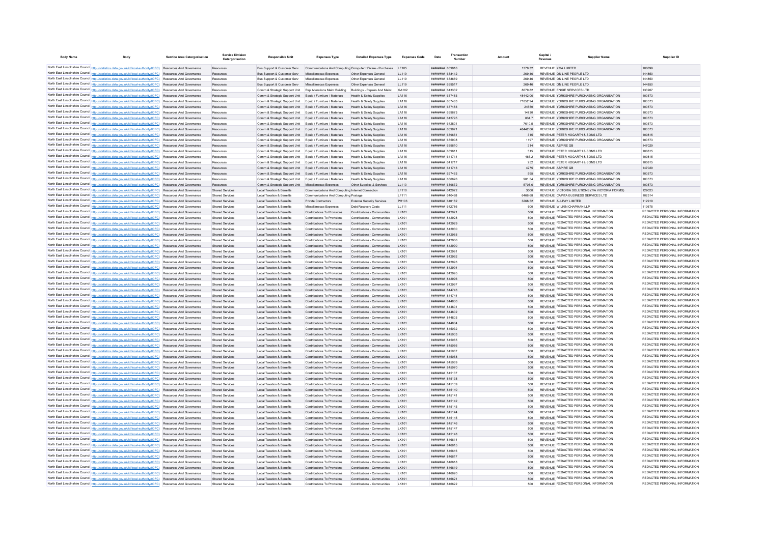| Body Name | Body | Service Area Catergorisation | Service Division Catergorisation | Responsible Unit | Expenses Type | Detailed Expenses Type | Expenses Code | Date | Transaction Number | Amount | Capital / Revenue | Supplier Name | Supplier ID |
|---|---|---|---|---|---|---|---|---|---|---|---|---|---|
| North East Lincolnshire Council | http://statistics.data.gov.uk/id/local-authority/00FC) | Resources And Governance | Resources | Bus Support & Customer Serv | Communications And Computing | Computer H/Ware - Purchases | LF105 | ######## | 639916 | 1379.32 | REVENUE | XMA LIMITED | 100699 |
| North East Lincolnshire Council | http://statistics.data.gov.uk/id/local-authority/00FC) | Resources And Governance | Resources | Bus Support & Customer Serv | Miscellaneous Expenses | Other Expenses General | LL119 | ######## | 638412 | 269.46 | REVENUE | ON LINE PEOPLE LTD | 144850 |
| North East Lincolnshire Council | http://statistics.data.gov.uk/id/local-authority/00FC) | Resources And Governance | Resources | Bus Support & Customer Serv | Miscellaneous Expenses | Other Expenses General | LL119 | ######## | 638669 | 269.46 | REVENUE | ON LINE PEOPLE LTD | 144850 |
| North East Lincolnshire Council | http://statistics.data.gov.uk/id/local-authority/00FC) | Resources And Governance | Resources | Bus Support & Customer Serv | Miscellaneous Expenses | Other Expenses General | LL119 | ######## | 639517 | 269.46 | REVENUE | ON LINE PEOPLE LTD | 144850 |
| North East Lincolnshire Council | http://statistics.data.gov.uk/id/local-authority/00FC) | Resources And Governance | Resources | Comm & Strategic Support Unit | Rep Alterations Maint Building | Buildings - Repairs And Maint | GA102 | ######## | 643332 | 8679.62 | REVENUE | ENGIE SERVICES LTD | 133267 |
| North East Lincolnshire Council | http://statistics.data.gov.uk/id/local-authority/00FC) | Resources And Governance | Resources | Comm & Strategic Support Unit | Equip / Furniture / Materials | Health & Safety Supplies | LA116 | ######## | 637483 | 48442.06 | REVENUE | YORKSHIRE PURCHASING ORGANISATION | 100573 |
| North East Lincolnshire Council | http://statistics.data.gov.uk/id/local-authority/00FC) | Resources And Governance | Resources | Comm & Strategic Support Unit | Equip / Furniture / Materials | Health & Safety Supplies | LA116 | ######## | 637483 | 71652.94 | REVENUE | YORKSHIRE PURCHASING ORGANISATION | 100573 |
| North East Lincolnshire Council | http://statistics.data.gov.uk/id/local-authority/00FC) | Resources And Governance | Resources | Comm & Strategic Support Unit | Equip / Furniture / Materials | Health & Safety Supplies | LA116 | ######## | 637483 | 24650 | REVENUE | YORKSHIRE PURCHASING ORGANISATION | 100573 |
| North East Lincolnshire Council | http://statistics.data.gov.uk/id/local-authority/00FC) | Resources And Governance | Resources | Comm & Strategic Support Unit | Equip / Furniture / Materials | Health & Safety Supplies | LA116 | ######## | 639673 | 14730 | REVENUE | YORKSHIRE PURCHASING ORGANISATION | 100573 |
| North East Lincolnshire Council | http://statistics.data.gov.uk/id/local-authority/00FC) | Resources And Governance | Resources | Comm & Strategic Support Unit | Equip / Furniture / Materials | Health & Safety Supplies | LA116 | ######## | 642795 | 834.7 | REVENUE | YORKSHIRE PURCHASING ORGANISATION | 100573 |
| North East Lincolnshire Council | http://statistics.data.gov.uk/id/local-authority/00FC) | Resources And Governance | Resources | Comm & Strategic Support Unit | Equip / Furniture / Materials | Health & Safety Supplies | LA116 | ######## | 642801 | 7610.5 | REVENUE | YORKSHIRE PURCHASING ORGANISATION | 100573 |
| North East Lincolnshire Council | http://statistics.data.gov.uk/id/local-authority/00FC) | Resources And Governance | Resources | Comm & Strategic Support Unit | Equip / Furniture / Materials | Health & Safety Supplies | LA116 | ######## | 639671 | 48442.06 | REVENUE | YORKSHIRE PURCHASING ORGANISATION | 100573 |
| North East Lincolnshire Council | http://statistics.data.gov.uk/id/local-authority/00FC) | Resources And Governance | Resources | Comm & Strategic Support Unit | Equip / Furniture / Materials | Health & Safety Supplies | LA116 | ######## | 639661 | 315 | REVENUE | PETER HOGARTH & SONS LTD | 100815 |
| North East Lincolnshire Council | http://statistics.data.gov.uk/id/local-authority/00FC) | Resources And Governance | Resources | Comm & Strategic Support Unit | Equip / Furniture / Materials | Health & Safety Supplies | LA116 | ######## | 635908 | 1197 | REVENUE | YORKSHIRE PURCHASING ORGANISATION | 100573 |
| North East Lincolnshire Council | http://statistics.data.gov.uk/id/local-authority/00FC) | Resources And Governance | Resources | Comm & Strategic Support Unit | Equip / Furniture / Materials | Health & Safety Supplies | LA116 | ######## | 639610 | 314 | REVENUE | ASPIRE GB | 147029 |
| North East Lincolnshire Council | http://statistics.data.gov.uk/id/local-authority/00FC) | Resources And Governance | Resources | Comm & Strategic Support Unit | Equip / Furniture / Materials | Health & Safety Supplies | LA116 | ######## | 639611 | 515 | REVENUE | PETER HOGARTH & SONS LTD | 100815 |
| North East Lincolnshire Council | http://statistics.data.gov.uk/id/local-authority/00FC) | Resources And Governance | Resources | Comm & Strategic Support Unit | Equip / Furniture / Materials | Health & Safety Supplies | LA116 | ######## | 641714 | 466.2 | REVENUE | PETER HOGARTH & SONS LTD | 100815 |
| North East Lincolnshire Council | http://statistics.data.gov.uk/id/local-authority/00FC) | Resources And Governance | Resources | Comm & Strategic Support Unit | Equip / Furniture / Materials | Health & Safety Supplies | LA116 | ######## | 641717 | 252 | REVENUE | PETER HOGARTH & SONS LTD | 100815 |
| North East Lincolnshire Council | http://statistics.data.gov.uk/id/local-authority/00FC) | Resources And Governance | Resources | Comm & Strategic Support Unit | Equip / Furniture / Materials | Health & Safety Supplies | LA116 | ######## | 641713 | 4275 | REVENUE | ASPIRE GB | 147029 |
| North East Lincolnshire Council | http://statistics.data.gov.uk/id/local-authority/00FC) | Resources And Governance | Resources | Comm & Strategic Support Unit | Equip / Furniture / Materials | Health & Safety Supplies | LA116 | ######## | 627463 | 595 | REVENUE | YORKSHIRE PURCHASING ORGANISATION | 100573 |
| North East Lincolnshire Council | http://statistics.data.gov.uk/id/local-authority/00FC) | Resources And Governance | Resources | Comm & Strategic Support Unit | Equip / Furniture / Materials | Health & Safety Supplies | LA116 | ######## | 636626 | 981.54 | REVENUE | YORKSHIRE PURCHASING ORGANISATION | 100573 |
| North East Lincolnshire Council | http://statistics.data.gov.uk/id/local-authority/00FC) | Resources And Governance | Resources | Comm & Strategic Support Unit | Miscellaneous Expenses | Other Supplies & Services | LL110 | ######## | 639672 | 5703.6 | REVENUE | YORKSHIRE PURCHASING ORGANISATION | 100573 |
| North East Lincolnshire Council | http://statistics.data.gov.uk/id/local-authority/00FC) | Resources And Governance | Shared Services | Local Taxation & Benefits | Communications And Computing | Internet Connection | LF110 | ######## | 642072 | 3000 | REVENUE | VICTORIA SOLUTIONS (T/A VICTORIA FORMS) | 129023 |
| North East Lincolnshire Council | http://statistics.data.gov.uk/id/local-authority/00FC) | Resources And Governance | Shared Services | Local Taxation & Benefits | Communications And Computing | Postage | LF111 | ######## | 640488 | 6466.68 | REVENUE | CAPITA BUSINESS SERVICES LTD | 102314 |
| North East Lincolnshire Council | http://statistics.data.gov.uk/id/local-authority/00FC) | Resources And Governance | Shared Services | Local Taxation & Benefits | Private Contractors | External Security Services | PH103 | ######## | 640182 | 3268.52 | REVENUE | ALLPAY LIMITED | 112919 |
| North East Lincolnshire Council | http://statistics.data.gov.uk/id/local-authority/00FC) | Resources And Governance | Shared Services | Local Taxation & Benefits | Miscellaneous Expenses | Debt Recovery Costs | LL111 | ######## | 642786 | 600 | REVENUE | WILKIN CHAPMAN LLP | 110675 |
| North East Lincolnshire Council | http://statistics.data.gov.uk/id/local-authority/00FC) | Resources And Governance | Shared Services | Local Taxation & Benefits | Contributions To Provisions | Contributions - Communities | LK101 | ######## | 842021 | 500 | REVENUE | REDACTED PERSONAL INFORMATION | REDACTED PERSONAL INFORMATION |
| North East Lincolnshire Council | http://statistics.data.gov.uk/id/local-authority/00FC) | Resources And Governance | Shared Services | Local Taxation & Benefits | Contributions To Provisions | Contributions - Communities | LK101 | ######## | 842928 | 500 | REVENUE | REDACTED PERSONAL INFORMATION | REDACTED PERSONAL INFORMATION |
| North East Lincolnshire Council | http://statistics.data.gov.uk/id/local-authority/00FC) | Resources And Governance | Shared Services | Local Taxation & Benefits | Contributions To Provisions | Contributions - Communities | LK101 | ######## | 842929 | 500 | REVENUE | REDACTED PERSONAL INFORMATION | REDACTED PERSONAL INFORMATION |
| North East Lincolnshire Council | http://statistics.data.gov.uk/id/local-authority/00FC) | Resources And Governance | Shared Services | Local Taxation & Benefits | Contributions To Provisions | Contributions - Communities | LK101 | ######## | 842930 | 500 | REVENUE | REDACTED PERSONAL INFORMATION | REDACTED PERSONAL INFORMATION |
| North East Lincolnshire Council | http://statistics.data.gov.uk/id/local-authority/00FC) | Resources And Governance | Shared Services | Local Taxation & Benefits | Contributions To Provisions | Contributions - Communities | LK101 | ######## | 842965 | 500 | REVENUE | REDACTED PERSONAL INFORMATION | REDACTED PERSONAL INFORMATION |
| North East Lincolnshire Council | http://statistics.data.gov.uk/id/local-authority/00FC) | Resources And Governance | Shared Services | Local Taxation & Benefits | Contributions To Provisions | Contributions - Communities | LK101 | ######## | 842966 | 500 | REVENUE | REDACTED PERSONAL INFORMATION | REDACTED PERSONAL INFORMATION |
| North East Lincolnshire Council | http://statistics.data.gov.uk/id/local-authority/00FC) | Resources And Governance | Shared Services | Local Taxation & Benefits | Contributions To Provisions | Contributions - Communities | LK101 | ######## | 842990 | 500 | REVENUE | REDACTED PERSONAL INFORMATION | REDACTED PERSONAL INFORMATION |
| North East Lincolnshire Council | http://statistics.data.gov.uk/id/local-authority/00FC) | Resources And Governance | Shared Services | Local Taxation & Benefits | Contributions To Provisions | Contributions - Communities | LK101 | ######## | 842991 | 500 | REVENUE | REDACTED PERSONAL INFORMATION | REDACTED PERSONAL INFORMATION |
| North East Lincolnshire Council | http://statistics.data.gov.uk/id/local-authority/00FC) | Resources And Governance | Shared Services | Local Taxation & Benefits | Contributions To Provisions | Contributions - Communities | LK101 | ######## | 842992 | 500 | REVENUE | REDACTED PERSONAL INFORMATION | REDACTED PERSONAL INFORMATION |
| North East Lincolnshire Council | http://statistics.data.gov.uk/id/local-authority/00FC) | Resources And Governance | Shared Services | Local Taxation & Benefits | Contributions To Provisions | Contributions - Communities | LK101 | ######## | 842993 | 500 | REVENUE | REDACTED PERSONAL INFORMATION | REDACTED PERSONAL INFORMATION |
| North East Lincolnshire Council | http://statistics.data.gov.uk/id/local-authority/00FC) | Resources And Governance | Shared Services | Local Taxation & Benefits | Contributions To Provisions | Contributions - Communities | LK101 | ######## | 842994 | 500 | REVENUE | REDACTED PERSONAL INFORMATION | REDACTED PERSONAL INFORMATION |
| North East Lincolnshire Council | http://statistics.data.gov.uk/id/local-authority/00FC) | Resources And Governance | Shared Services | Local Taxation & Benefits | Contributions To Provisions | Contributions - Communities | LK101 | ######## | 842995 | 500 | REVENUE | REDACTED PERSONAL INFORMATION | REDACTED PERSONAL INFORMATION |
| North East Lincolnshire Council | http://statistics.data.gov.uk/id/local-authority/00FC) | Resources And Governance | Shared Services | Local Taxation & Benefits | Contributions To Provisions | Contributions - Communities | LK101 | ######## | 842996 | 500 | REVENUE | REDACTED PERSONAL INFORMATION | REDACTED PERSONAL INFORMATION |
| North East Lincolnshire Council | http://statistics.data.gov.uk/id/local-authority/00FC) | Resources And Governance | Shared Services | Local Taxation & Benefits | Contributions To Provisions | Contributions - Communities | LK101 | ######## | 842997 | 500 | REVENUE | REDACTED PERSONAL INFORMATION | REDACTED PERSONAL INFORMATION |
| North East Lincolnshire Council | http://statistics.data.gov.uk/id/local-authority/00FC) | Resources And Governance | Shared Services | Local Taxation & Benefits | Contributions To Provisions | Contributions - Communities | LK101 | ######## | 844743 | 500 | REVENUE | REDACTED PERSONAL INFORMATION | REDACTED PERSONAL INFORMATION |
| North East Lincolnshire Council | http://statistics.data.gov.uk/id/local-authority/00FC) | Resources And Governance | Shared Services | Local Taxation & Benefits | Contributions To Provisions | Contributions - Communities | LK101 | ######## | 844744 | 500 | REVENUE | REDACTED PERSONAL INFORMATION | REDACTED PERSONAL INFORMATION |
| North East Lincolnshire Council | http://statistics.data.gov.uk/id/local-authority/00FC) | Resources And Governance | Shared Services | Local Taxation & Benefits | Contributions To Provisions | Contributions - Communities | LK101 | ######## | 844800 | 500 | REVENUE | REDACTED PERSONAL INFORMATION | REDACTED PERSONAL INFORMATION |
| North East Lincolnshire Council | http://statistics.data.gov.uk/id/local-authority/00FC) | Resources And Governance | Shared Services | Local Taxation & Benefits | Contributions To Provisions | Contributions - Communities | LK101 | ######## | 844801 | 500 | REVENUE | REDACTED PERSONAL INFORMATION | REDACTED PERSONAL INFORMATION |
| North East Lincolnshire Council | http://statistics.data.gov.uk/id/local-authority/00FC) | Resources And Governance | Shared Services | Local Taxation & Benefits | Contributions To Provisions | Contributions - Communities | LK101 | ######## | 844802 | 500 | REVENUE | REDACTED PERSONAL INFORMATION | REDACTED PERSONAL INFORMATION |
| North East Lincolnshire Council | http://statistics.data.gov.uk/id/local-authority/00FC) | Resources And Governance | Shared Services | Local Taxation & Benefits | Contributions To Provisions | Contributions - Communities | LK101 | ######## | 844803 | 500 | REVENUE | REDACTED PERSONAL INFORMATION | REDACTED PERSONAL INFORMATION |
| North East Lincolnshire Council | http://statistics.data.gov.uk/id/local-authority/00FC) | Resources And Governance | Shared Services | Local Taxation & Benefits | Contributions To Provisions | Contributions - Communities | LK101 | ######## | 844804 | 500 | REVENUE | REDACTED PERSONAL INFORMATION | REDACTED PERSONAL INFORMATION |
| North East Lincolnshire Council | http://statistics.data.gov.uk/id/local-authority/00FC) | Resources And Governance | Shared Services | Local Taxation & Benefits | Contributions To Provisions | Contributions - Communities | LK101 | ######## | 845032 | 500 | REVENUE | REDACTED PERSONAL INFORMATION | REDACTED PERSONAL INFORMATION |
| North East Lincolnshire Council | http://statistics.data.gov.uk/id/local-authority/00FC) | Resources And Governance | Shared Services | Local Taxation & Benefits | Contributions To Provisions | Contributions - Communities | LK101 | ######## | 845033 | 500 | REVENUE | REDACTED PERSONAL INFORMATION | REDACTED PERSONAL INFORMATION |
| North East Lincolnshire Council | http://statistics.data.gov.uk/id/local-authority/00FC) | Resources And Governance | Shared Services | Local Taxation & Benefits | Contributions To Provisions | Contributions - Communities | LK101 | ######## | 845065 | 500 | REVENUE | REDACTED PERSONAL INFORMATION | REDACTED PERSONAL INFORMATION |
| North East Lincolnshire Council | http://statistics.data.gov.uk/id/local-authority/00FC) | Resources And Governance | Shared Services | Local Taxation & Benefits | Contributions To Provisions | Contributions - Communities | LK101 | ######## | 845066 | 500 | REVENUE | REDACTED PERSONAL INFORMATION | REDACTED PERSONAL INFORMATION |
| North East Lincolnshire Council | http://statistics.data.gov.uk/id/local-authority/00FC) | Resources And Governance | Shared Services | Local Taxation & Benefits | Contributions To Provisions | Contributions - Communities | LK101 | ######## | 845067 | 500 | REVENUE | REDACTED PERSONAL INFORMATION | REDACTED PERSONAL INFORMATION |
| North East Lincolnshire Council | http://statistics.data.gov.uk/id/local-authority/00FC) | Resources And Governance | Shared Services | Local Taxation & Benefits | Contributions To Provisions | Contributions - Communities | LK101 | ######## | 845068 | 500 | REVENUE | REDACTED PERSONAL INFORMATION | REDACTED PERSONAL INFORMATION |
| North East Lincolnshire Council | http://statistics.data.gov.uk/id/local-authority/00FC) | Resources And Governance | Shared Services | Local Taxation & Benefits | Contributions To Provisions | Contributions - Communities | LK101 | ######## | 845069 | 500 | REVENUE | REDACTED PERSONAL INFORMATION | REDACTED PERSONAL INFORMATION |
| North East Lincolnshire Council | http://statistics.data.gov.uk/id/local-authority/00FC) | Resources And Governance | Shared Services | Local Taxation & Benefits | Contributions To Provisions | Contributions - Communities | LK101 | ######## | 845070 | 500 | REVENUE | REDACTED PERSONAL INFORMATION | REDACTED PERSONAL INFORMATION |
| North East Lincolnshire Council | http://statistics.data.gov.uk/id/local-authority/00FC) | Resources And Governance | Shared Services | Local Taxation & Benefits | Contributions To Provisions | Contributions - Communities | LK101 | ######## | 845137 | 500 | REVENUE | REDACTED PERSONAL INFORMATION | REDACTED PERSONAL INFORMATION |
| North East Lincolnshire Council | http://statistics.data.gov.uk/id/local-authority/00FC) | Resources And Governance | Shared Services | Local Taxation & Benefits | Contributions To Provisions | Contributions - Communities | LK101 | ######## | 845138 | 500 | REVENUE | REDACTED PERSONAL INFORMATION | REDACTED PERSONAL INFORMATION |
| North East Lincolnshire Council | http://statistics.data.gov.uk/id/local-authority/00FC) | Resources And Governance | Shared Services | Local Taxation & Benefits | Contributions To Provisions | Contributions - Communities | LK101 | ######## | 845139 | 500 | REVENUE | REDACTED PERSONAL INFORMATION | REDACTED PERSONAL INFORMATION |
| North East Lincolnshire Council | http://statistics.data.gov.uk/id/local-authority/00FC) | Resources And Governance | Shared Services | Local Taxation & Benefits | Contributions To Provisions | Contributions - Communities | LK101 | ######## | 845140 | 500 | REVENUE | REDACTED PERSONAL INFORMATION | REDACTED PERSONAL INFORMATION |
| North East Lincolnshire Council | http://statistics.data.gov.uk/id/local-authority/00FC) | Resources And Governance | Shared Services | Local Taxation & Benefits | Contributions To Provisions | Contributions - Communities | LK101 | ######## | 845141 | 500 | REVENUE | REDACTED PERSONAL INFORMATION | REDACTED PERSONAL INFORMATION |
| North East Lincolnshire Council | http://statistics.data.gov.uk/id/local-authority/00FC) | Resources And Governance | Shared Services | Local Taxation & Benefits | Contributions To Provisions | Contributions - Communities | LK101 | ######## | 845142 | 500 | REVENUE | REDACTED PERSONAL INFORMATION | REDACTED PERSONAL INFORMATION |
| North East Lincolnshire Council | http://statistics.data.gov.uk/id/local-authority/00FC) | Resources And Governance | Shared Services | Local Taxation & Benefits | Contributions To Provisions | Contributions - Communities | LK101 | ######## | 845143 | 500 | REVENUE | REDACTED PERSONAL INFORMATION | REDACTED PERSONAL INFORMATION |
| North East Lincolnshire Council | http://statistics.data.gov.uk/id/local-authority/00FC) | Resources And Governance | Shared Services | Local Taxation & Benefits | Contributions To Provisions | Contributions - Communities | LK101 | ######## | 845144 | 500 | REVENUE | REDACTED PERSONAL INFORMATION | REDACTED PERSONAL INFORMATION |
| North East Lincolnshire Council | http://statistics.data.gov.uk/id/local-authority/00FC) | Resources And Governance | Shared Services | Local Taxation & Benefits | Contributions To Provisions | Contributions - Communities | LK101 | ######## | 845145 | 500 | REVENUE | REDACTED PERSONAL INFORMATION | REDACTED PERSONAL INFORMATION |
| North East Lincolnshire Council | http://statistics.data.gov.uk/id/local-authority/00FC) | Resources And Governance | Shared Services | Local Taxation & Benefits | Contributions To Provisions | Contributions - Communities | LK101 | ######## | 845146 | 500 | REVENUE | REDACTED PERSONAL INFORMATION | REDACTED PERSONAL INFORMATION |
| North East Lincolnshire Council | http://statistics.data.gov.uk/id/local-authority/00FC) | Resources And Governance | Shared Services | Local Taxation & Benefits | Contributions To Provisions | Contributions - Communities | LK101 | ######## | 845147 | 500 | REVENUE | REDACTED PERSONAL INFORMATION | REDACTED PERSONAL INFORMATION |
| North East Lincolnshire Council | http://statistics.data.gov.uk/id/local-authority/00FC) | Resources And Governance | Shared Services | Local Taxation & Benefits | Contributions To Provisions | Contributions - Communities | LK101 | ######## | 845148 | 500 | REVENUE | REDACTED PERSONAL INFORMATION | REDACTED PERSONAL INFORMATION |
| North East Lincolnshire Council | http://statistics.data.gov.uk/id/local-authority/00FC) | Resources And Governance | Shared Services | Local Taxation & Benefits | Contributions To Provisions | Contributions - Communities | LK101 | ######## | 846614 | 500 | REVENUE | REDACTED PERSONAL INFORMATION | REDACTED PERSONAL INFORMATION |
| North East Lincolnshire Council | http://statistics.data.gov.uk/id/local-authority/00FC) | Resources And Governance | Shared Services | Local Taxation & Benefits | Contributions To Provisions | Contributions - Communities | LK101 | ######## | 846615 | 500 | REVENUE | REDACTED PERSONAL INFORMATION | REDACTED PERSONAL INFORMATION |
| North East Lincolnshire Council | http://statistics.data.gov.uk/id/local-authority/00FC) | Resources And Governance | Shared Services | Local Taxation & Benefits | Contributions To Provisions | Contributions - Communities | LK101 | ######## | 846616 | 500 | REVENUE | REDACTED PERSONAL INFORMATION | REDACTED PERSONAL INFORMATION |
| North East Lincolnshire Council | http://statistics.data.gov.uk/id/local-authority/00FC) | Resources And Governance | Shared Services | Local Taxation & Benefits | Contributions To Provisions | Contributions - Communities | LK101 | ######## | 846617 | 500 | REVENUE | REDACTED PERSONAL INFORMATION | REDACTED PERSONAL INFORMATION |
| North East Lincolnshire Council | http://statistics.data.gov.uk/id/local-authority/00FC) | Resources And Governance | Shared Services | Local Taxation & Benefits | Contributions To Provisions | Contributions - Communities | LK101 | ######## | 846618 | 500 | REVENUE | REDACTED PERSONAL INFORMATION | REDACTED PERSONAL INFORMATION |
| North East Lincolnshire Council | http://statistics.data.gov.uk/id/local-authority/00FC) | Resources And Governance | Shared Services | Local Taxation & Benefits | Contributions To Provisions | Contributions - Communities | LK101 | ######## | 846619 | 500 | REVENUE | REDACTED PERSONAL INFORMATION | REDACTED PERSONAL INFORMATION |
| North East Lincolnshire Council | http://statistics.data.gov.uk/id/local-authority/00FC) | Resources And Governance | Shared Services | Local Taxation & Benefits | Contributions To Provisions | Contributions - Communities | LK101 | ######## | 846620 | 500 | REVENUE | REDACTED PERSONAL INFORMATION | REDACTED PERSONAL INFORMATION |
| North East Lincolnshire Council | http://statistics.data.gov.uk/id/local-authority/00FC) | Resources And Governance | Shared Services | Local Taxation & Benefits | Contributions To Provisions | Contributions - Communities | LK101 | ######## | 846621 | 500 | REVENUE | REDACTED PERSONAL INFORMATION | REDACTED PERSONAL INFORMATION |
| North East Lincolnshire Council | http://statistics.data.gov.uk/id/local-authority/00FC) | Resources And Governance | Shared Services | Local Taxation & Benefits | Contributions To Provisions | Contributions - Communities | LK101 | ######## | 846622 | 500 | REVENUE | REDACTED PERSONAL INFORMATION | REDACTED PERSONAL INFORMATION |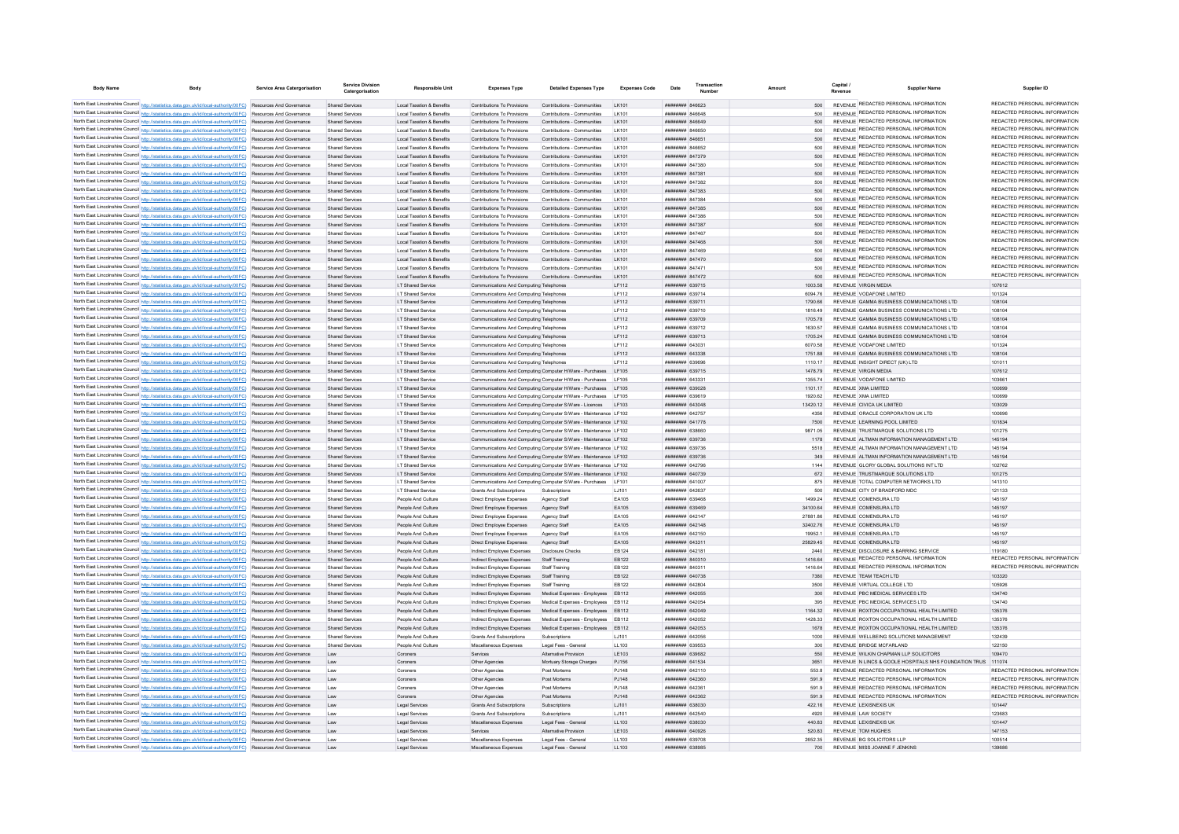| Body Name | Body | Service Area Catergorisation | Service Division Catergorisation | Responsible Unit | Expenses Type | Detailed Expenses Type | Expenses Code | Date | Transaction Number | Amount | Capital / Revenue | Supplier Name | Supplier ID |
|---|---|---|---|---|---|---|---|---|---|---|---|---|---|
| North East Lincolnshire Council | http://statistics.data.gov.uk/id/local-authority/00FC) | Resources And Governance | Shared Services | Local Taxation & Benefits | Contributions To Provisions | Contributions - Communities | LK101 | ######## | 846623 | 500 | REVENUE | REDACTED PERSONAL INFORMATION | REDACTED PERSONAL INFORMATION |
| North East Lincolnshire Council | http://statistics.data.gov.uk/id/local-authority/00FC) | Resources And Governance | Shared Services | Local Taxation & Benefits | Contributions To Provisions | Contributions - Communities | LK101 | ######## | 846648 | 500 | REVENUE | REDACTED PERSONAL INFORMATION | REDACTED PERSONAL INFORMATION |
| North East Lincolnshire Council | http://statistics.data.gov.uk/id/local-authority/00FC) | Resources And Governance | Shared Services | Local Taxation & Benefits | Contributions To Provisions | Contributions - Communities | LK101 | ######## | 846649 | 500 | REVENUE | REDACTED PERSONAL INFORMATION | REDACTED PERSONAL INFORMATION |
| North East Lincolnshire Council | http://statistics.data.gov.uk/id/local-authority/00FC) | Resources And Governance | Shared Services | Local Taxation & Benefits | Contributions To Provisions | Contributions - Communities | LK101 | ######## | 846650 | 500 | REVENUE | REDACTED PERSONAL INFORMATION | REDACTED PERSONAL INFORMATION |
| North East Lincolnshire Council | http://statistics.data.gov.uk/id/local-authority/00FC) | Resources And Governance | Shared Services | Local Taxation & Benefits | Contributions To Provisions | Contributions - Communities | LK101 | ######## | 846651 | 500 | REVENUE | REDACTED PERSONAL INFORMATION | REDACTED PERSONAL INFORMATION |
| North East Lincolnshire Council | http://statistics.data.gov.uk/id/local-authority/00FC) | Resources And Governance | Shared Services | Local Taxation & Benefits | Contributions To Provisions | Contributions - Communities | LK101 | ######## | 846652 | 500 | REVENUE | REDACTED PERSONAL INFORMATION | REDACTED PERSONAL INFORMATION |
| North East Lincolnshire Council | http://statistics.data.gov.uk/id/local-authority/00FC) | Resources And Governance | Shared Services | Local Taxation & Benefits | Contributions To Provisions | Contributions - Communities | LK101 | ######## | 847379 | 500 | REVENUE | REDACTED PERSONAL INFORMATION | REDACTED PERSONAL INFORMATION |
| North East Lincolnshire Council | http://statistics.data.gov.uk/id/local-authority/00FC) | Resources And Governance | Shared Services | Local Taxation & Benefits | Contributions To Provisions | Contributions - Communities | LK101 | ######## | 847380 | 500 | REVENUE | REDACTED PERSONAL INFORMATION | REDACTED PERSONAL INFORMATION |
| North East Lincolnshire Council | http://statistics.data.gov.uk/id/local-authority/00FC) | Resources And Governance | Shared Services | Local Taxation & Benefits | Contributions To Provisions | Contributions - Communities | LK101 | ######## | 847381 | 500 | REVENUE | REDACTED PERSONAL INFORMATION | REDACTED PERSONAL INFORMATION |
| North East Lincolnshire Council | http://statistics.data.gov.uk/id/local-authority/00FC) | Resources And Governance | Shared Services | Local Taxation & Benefits | Contributions To Provisions | Contributions - Communities | LK101 | ######## | 847382 | 500 | REVENUE | REDACTED PERSONAL INFORMATION | REDACTED PERSONAL INFORMATION |
| North East Lincolnshire Council | http://statistics.data.gov.uk/id/local-authority/00FC) | Resources And Governance | Shared Services | Local Taxation & Benefits | Contributions To Provisions | Contributions - Communities | LK101 | ######## | 847383 | 500 | REVENUE | REDACTED PERSONAL INFORMATION | REDACTED PERSONAL INFORMATION |
| North East Lincolnshire Council | http://statistics.data.gov.uk/id/local-authority/00FC) | Resources And Governance | Shared Services | Local Taxation & Benefits | Contributions To Provisions | Contributions - Communities | LK101 | ######## | 847384 | 500 | REVENUE | REDACTED PERSONAL INFORMATION | REDACTED PERSONAL INFORMATION |
| North East Lincolnshire Council | http://statistics.data.gov.uk/id/local-authority/00FC) | Resources And Governance | Shared Services | Local Taxation & Benefits | Contributions To Provisions | Contributions - Communities | LK101 | ######## | 847385 | 500 | REVENUE | REDACTED PERSONAL INFORMATION | REDACTED PERSONAL INFORMATION |
| North East Lincolnshire Council | http://statistics.data.gov.uk/id/local-authority/00FC) | Resources And Governance | Shared Services | Local Taxation & Benefits | Contributions To Provisions | Contributions - Communities | LK101 | ######## | 847386 | 500 | REVENUE | REDACTED PERSONAL INFORMATION | REDACTED PERSONAL INFORMATION |
| North East Lincolnshire Council | http://statistics.data.gov.uk/id/local-authority/00FC) | Resources And Governance | Shared Services | Local Taxation & Benefits | Contributions To Provisions | Contributions - Communities | LK101 | ######## | 847387 | 500 | REVENUE | REDACTED PERSONAL INFORMATION | REDACTED PERSONAL INFORMATION |
| North East Lincolnshire Council | http://statistics.data.gov.uk/id/local-authority/00FC) | Resources And Governance | Shared Services | Local Taxation & Benefits | Contributions To Provisions | Contributions - Communities | LK101 | ######## | 847467 | 500 | REVENUE | REDACTED PERSONAL INFORMATION | REDACTED PERSONAL INFORMATION |
| North East Lincolnshire Council | http://statistics.data.gov.uk/id/local-authority/00FC) | Resources And Governance | Shared Services | Local Taxation & Benefits | Contributions To Provisions | Contributions - Communities | LK101 | ######## | 847468 | 500 | REVENUE | REDACTED PERSONAL INFORMATION | REDACTED PERSONAL INFORMATION |
| North East Lincolnshire Council | http://statistics.data.gov.uk/id/local-authority/00FC) | Resources And Governance | Shared Services | Local Taxation & Benefits | Contributions To Provisions | Contributions - Communities | LK101 | ######## | 847469 | 500 | REVENUE | REDACTED PERSONAL INFORMATION | REDACTED PERSONAL INFORMATION |
| North East Lincolnshire Council | http://statistics.data.gov.uk/id/local-authority/00FC) | Resources And Governance | Shared Services | Local Taxation & Benefits | Contributions To Provisions | Contributions - Communities | LK101 | ######## | 847470 | 500 | REVENUE | REDACTED PERSONAL INFORMATION | REDACTED PERSONAL INFORMATION |
| North East Lincolnshire Council | http://statistics.data.gov.uk/id/local-authority/00FC) | Resources And Governance | Shared Services | Local Taxation & Benefits | Contributions To Provisions | Contributions - Communities | LK101 | ######## | 847471 | 500 | REVENUE | REDACTED PERSONAL INFORMATION | REDACTED PERSONAL INFORMATION |
| North East Lincolnshire Council | http://statistics.data.gov.uk/id/local-authority/00FC) | Resources And Governance | Shared Services | Local Taxation & Benefits | Contributions To Provisions | Contributions - Communities | LK101 | ######## | 847472 | 500 | REVENUE | REDACTED PERSONAL INFORMATION | REDACTED PERSONAL INFORMATION |
| North East Lincolnshire Council | http://statistics.data.gov.uk/id/local-authority/00FC) | Resources And Governance | Shared Services | I.T Shared Service | Communications And Computing | Telephones | LF112 | ######## | 639715 | 1003.58 | REVENUE | VIRGIN MEDIA | 107612 |
| North East Lincolnshire Council | http://statistics.data.gov.uk/id/local-authority/00FC) | Resources And Governance | Shared Services | I.T Shared Service | Communications And Computing | Telephones | LF112 | ######## | 639714 | 6094.76 | REVENUE | VODAFONE LIMITED | 101324 |
| North East Lincolnshire Council | http://statistics.data.gov.uk/id/local-authority/00FC) | Resources And Governance | Shared Services | I.T Shared Service | Communications And Computing | Telephones | LF112 | ######## | 639711 | 1790.66 | REVENUE | GAMMA BUSINESS COMMUNICATIONS LTD | 108104 |
| North East Lincolnshire Council | http://statistics.data.gov.uk/id/local-authority/00FC) | Resources And Governance | Shared Services | I.T Shared Service | Communications And Computing | Telephones | LF112 | ######## | 639710 | 1816.49 | REVENUE | GAMMA BUSINESS COMMUNICATIONS LTD | 108104 |
| North East Lincolnshire Council | http://statistics.data.gov.uk/id/local-authority/00FC) | Resources And Governance | Shared Services | I.T Shared Service | Communications And Computing | Telephones | LF112 | ######## | 639709 | 1705.78 | REVENUE | GAMMA BUSINESS COMMUNICATIONS LTD | 108104 |
| North East Lincolnshire Council | http://statistics.data.gov.uk/id/local-authority/00FC) | Resources And Governance | Shared Services | I.T Shared Service | Communications And Computing | Telephones | LF112 | ######## | 639712 | 1630.57 | REVENUE | GAMMA BUSINESS COMMUNICATIONS LTD | 108104 |
| North East Lincolnshire Council | http://statistics.data.gov.uk/id/local-authority/00FC) | Resources And Governance | Shared Services | I.T Shared Service | Communications And Computing | Telephones | LF112 | ######## | 639713 | 1705.24 | REVENUE | GAMMA BUSINESS COMMUNICATIONS LTD | 108104 |
| North East Lincolnshire Council | http://statistics.data.gov.uk/id/local-authority/00FC) | Resources And Governance | Shared Services | I.T Shared Service | Communications And Computing | Telephones | LF112 | ######## | 643031 | 6070.58 | REVENUE | VODAFONE LIMITED | 101324 |
| North East Lincolnshire Council | http://statistics.data.gov.uk/id/local-authority/00FC) | Resources And Governance | Shared Services | I.T Shared Service | Communications And Computing | Telephones | LF112 | ######## | 643338 | 1751.88 | REVENUE | GAMMA BUSINESS COMMUNICATIONS LTD | 108104 |
| North East Lincolnshire Council | http://statistics.data.gov.uk/id/local-authority/00FC) | Resources And Governance | Shared Services | I.T Shared Service | Communications And Computing | Telephones | LF112 | ######## | 639696 | 1110.17 | REVENUE | INSIGHT DIRECT (UK) LTD | 101011 |
| North East Lincolnshire Council | http://statistics.data.gov.uk/id/local-authority/00FC) | Resources And Governance | Shared Services | I.T Shared Service | Communications And Computing | Computer H/Ware - Purchases | LF105 | ######## | 639715 | 1478.79 | REVENUE | VIRGIN MEDIA | 107612 |
| North East Lincolnshire Council | http://statistics.data.gov.uk/id/local-authority/00FC) | Resources And Governance | Shared Services | I.T Shared Service | Communications And Computing | Computer H/Ware - Purchases | LF105 | ######## | 643331 | 1355.74 | REVENUE | VODAFONE LIMITED | 103661 |
| North East Lincolnshire Council | http://statistics.data.gov.uk/id/local-authority/00FC) | Resources And Governance | Shared Services | I.T Shared Service | Communications And Computing | Computer H/Ware - Purchases | LF105 | ######## | 639028 | 1101.17 | REVENUE | XMA LIMITED | 100699 |
| North East Lincolnshire Council | http://statistics.data.gov.uk/id/local-authority/00FC) | Resources And Governance | Shared Services | I.T Shared Service | Communications And Computing | Computer H/Ware - Purchases | LF105 | ######## | 639619 | 1920.62 | REVENUE | XMA LIMITED | 100699 |
| North East Lincolnshire Council | http://statistics.data.gov.uk/id/local-authority/00FC) | Resources And Governance | Shared Services | I.T Shared Service | Communications And Computing | Computer S/Ware - Licences | LF103 | ######## | 643048 | 13420.12 | REVENUE | CIVICA UK LIMITED | 103026 |
| North East Lincolnshire Council | http://statistics.data.gov.uk/id/local-authority/00FC) | Resources And Governance | Shared Services | I.T Shared Service | Communications And Computing | Computer S/Ware - Maintenance | LF102 | ######## | 642757 | 4356 | REVENUE | ORACLE CORPORATION UK LTD | 100696 |
| North East Lincolnshire Council | http://statistics.data.gov.uk/id/local-authority/00FC) | Resources And Governance | Shared Services | I.T Shared Service | Communications And Computing | Computer S/Ware - Maintenance | LF102 | ######## | 641778 | 7500 | REVENUE | LEARNING POOL LIMITED | 101834 |
| North East Lincolnshire Council | http://statistics.data.gov.uk/id/local-authority/00FC) | Resources And Governance | Shared Services | I.T Shared Service | Communications And Computing | Computer S/Ware - Maintenance | LF102 | ######## | 638660 | 9871.05 | REVENUE | TRUSTMARQUE SOLUTIONS LTD | 101275 |
| North East Lincolnshire Council | http://statistics.data.gov.uk/id/local-authority/00FC) | Resources And Governance | Shared Services | I.T Shared Service | Communications And Computing | Computer S/Ware - Maintenance | LF102 | ######## | 639736 | 1178 | REVENUE | ALTMAN INFORMATION MANAGEMENT LTD | 145194 |
| North East Lincolnshire Council | http://statistics.data.gov.uk/id/local-authority/00FC) | Resources And Governance | Shared Services | I.T Shared Service | Communications And Computing | Computer S/Ware - Maintenance | LF102 | ######## | 639736 | 5518 | REVENUE | ALTMAN INFORMATION MANAGEMENT LTD | 145194 |
| North East Lincolnshire Council | http://statistics.data.gov.uk/id/local-authority/00FC) | Resources And Governance | Shared Services | I.T Shared Service | Communications And Computing | Computer S/Ware - Maintenance | LF102 | ######## | 639736 | 349 | REVENUE | ALTMAN INFORMATION MANAGEMENT LTD | 145194 |
| North East Lincolnshire Council | http://statistics.data.gov.uk/id/local-authority/00FC) | Resources And Governance | Shared Services | I.T Shared Service | Communications And Computing | Computer S/Ware - Maintenance | LF102 | ######## | 642796 | 1144 | REVENUE | GLORY GLOBAL SOLUTIONS INT LTD | 102762 |
| North East Lincolnshire Council | http://statistics.data.gov.uk/id/local-authority/00FC) | Resources And Governance | Shared Services | I.T Shared Service | Communications And Computing | Computer S/Ware - Maintenance | LF102 | ######## | 640739 | 672 | REVENUE | TRUSTMARQUE SOLUTIONS LTD | 101275 |
| North East Lincolnshire Council | http://statistics.data.gov.uk/id/local-authority/00FC) | Resources And Governance | Shared Services | I.T Shared Service | Communications And Computing | Computer S/Ware - Purchases | LF101 | ######## | 641007 | 875 | REVENUE | TOTAL COMPUTER NETWORKS LTD | 141310 |
| North East Lincolnshire Council | http://statistics.data.gov.uk/id/local-authority/00FC) | Resources And Governance | Shared Services | I.T Shared Service | Grants And Subscriptions | Subscriptions | LJ101 | ######## | 642637 | 500 | REVENUE | CITY OF BRADFORD MDC | 121133 |
| North East Lincolnshire Council | http://statistics.data.gov.uk/id/local-authority/00FC) | Resources And Governance | Shared Services | People And Culture | Direct Employee Expenses | Agency Staff | EA105 | ######## | 639468 | 1499.24 | REVENUE | COMENSURA LTD | 145197 |
| North East Lincolnshire Council | http://statistics.data.gov.uk/id/local-authority/00FC) | Resources And Governance | Shared Services | People And Culture | Direct Employee Expenses | Agency Staff | EA105 | ######## | 639469 | 34100.64 | REVENUE | COMENSURA LTD | 145197 |
| North East Lincolnshire Council | http://statistics.data.gov.uk/id/local-authority/00FC) | Resources And Governance | Shared Services | People And Culture | Direct Employee Expenses | Agency Staff | EA105 | ######## | 642147 | 27881.86 | REVENUE | COMENSURA LTD | 145197 |
| North East Lincolnshire Council | http://statistics.data.gov.uk/id/local-authority/00FC) | Resources And Governance | Shared Services | People And Culture | Direct Employee Expenses | Agency Staff | EA105 | ######## | 642148 | 32402.76 | REVENUE | COMENSURA LTD | 145197 |
| North East Lincolnshire Council | http://statistics.data.gov.uk/id/local-authority/00FC) | Resources And Governance | Shared Services | People And Culture | Direct Employee Expenses | Agency Staff | EA105 | ######## | 642150 | 19952.1 | REVENUE | COMENSURA LTD | 145197 |
| North East Lincolnshire Council | http://statistics.data.gov.uk/id/local-authority/00FC) | Resources And Governance | Shared Services | People And Culture | Direct Employee Expenses | Agency Staff | EA105 | ######## | 643311 | 25829.45 | REVENUE | COMENSURA LTD | 145197 |
| North East Lincolnshire Council | http://statistics.data.gov.uk/id/local-authority/00FC) | Resources And Governance | Shared Services | People And Culture | Indirect Employee Expenses | Disclosure Checks | EB124 | ######## | 642181 | 2440 | REVENUE | DISCLOSURE & BARRING SERVICE | 119180 |
| North East Lincolnshire Council | http://statistics.data.gov.uk/id/local-authority/00FC) | Resources And Governance | Shared Services | People And Culture | Indirect Employee Expenses | Staff Training | EB122 | ######## | 640310 | 1416.64 | REVENUE | REDACTED PERSONAL INFORMATION | REDACTED PERSONAL INFORMATION |
| North East Lincolnshire Council | http://statistics.data.gov.uk/id/local-authority/00FC) | Resources And Governance | Shared Services | People And Culture | Indirect Employee Expenses | Staff Training | EB122 | ######## | 640311 | 1416.64 | REVENUE | REDACTED PERSONAL INFORMATION | REDACTED PERSONAL INFORMATION |
| North East Lincolnshire Council | http://statistics.data.gov.uk/id/local-authority/00FC) | Resources And Governance | Shared Services | People And Culture | Indirect Employee Expenses | Staff Training | EB122 | ######## | 640738 | 7380 | REVENUE | TEAM TEACH LTD | 103320 |
| North East Lincolnshire Council | http://statistics.data.gov.uk/id/local-authority/00FC) | Resources And Governance | Shared Services | People And Culture | Indirect Employee Expenses | Staff Training | EB122 | ######## | 642804 | 3500 | REVENUE | VIRTUAL COLLEGE LTD | 105926 |
| North East Lincolnshire Council | http://statistics.data.gov.uk/id/local-authority/00FC) | Resources And Governance | Shared Services | People And Culture | Indirect Employee Expenses | Medical Expenses - Employees | EB112 | ######## | 642055 | 300 | REVENUE | PBC MEDICAL SERVICES LTD | 134740 |
| North East Lincolnshire Council | http://statistics.data.gov.uk/id/local-authority/00FC) | Resources And Governance | Shared Services | People And Culture | Indirect Employee Expenses | Medical Expenses - Employees | EB112 | ######## | 642054 | 395 | REVENUE | PBC MEDICAL SERVICES LTD | 134740 |
| North East Lincolnshire Council | http://statistics.data.gov.uk/id/local-authority/00FC) | Resources And Governance | Shared Services | People And Culture | Indirect Employee Expenses | Medical Expenses - Employees | EB112 | ######## | 642049 | 1164.32 | REVENUE | ROXTON OCCUPATIONAL HEALTH LIMITED | 135376 |
| North East Lincolnshire Council | http://statistics.data.gov.uk/id/local-authority/00FC) | Resources And Governance | Shared Services | People And Culture | Indirect Employee Expenses | Medical Expenses - Employees | EB112 | ######## | 642052 | 1428.33 | REVENUE | ROXTON OCCUPATIONAL HEALTH LIMITED | 135376 |
| North East Lincolnshire Council | http://statistics.data.gov.uk/id/local-authority/00FC) | Resources And Governance | Shared Services | People And Culture | Indirect Employee Expenses | Medical Expenses - Employees | EB112 | ######## | 642053 | 1678 | REVENUE | ROXTON OCCUPATIONAL HEALTH LIMITED | 135376 |
| North East Lincolnshire Council | http://statistics.data.gov.uk/id/local-authority/00FC) | Resources And Governance | Shared Services | People And Culture | Grants And Subscriptions | Subscriptions | LJ101 | ######## | 642058 | 1000 | REVENUE | WELLBEING SOLUTIONS MANAGEMENT | 132439 |
| North East Lincolnshire Council | http://statistics.data.gov.uk/id/local-authority/00FC) | Resources And Governance | Shared Services | People And Culture | Miscellaneous Expenses | Legal Fees - General | LL103 | ######## | 639553 | 300 | REVENUE | BRIDGE MCFARLAND | 122150 |
| North East Lincolnshire Council | http://statistics.data.gov.uk/id/local-authority/00FC) | Resources And Governance | Law | Coroners | Services | Alternative Provision | LE103 | ######## | 639682 | 550 | REVENUE | WILKIN CHAPMAN LLP SOLICITORS | 109470 |
| North East Lincolnshire Council | http://statistics.data.gov.uk/id/local-authority/00FC) | Resources And Governance | Law | Coroners | Other Agencies | Mortuary Storage Charges | PJ156 | ######## | 641534 | 3651 | REVENUE | N LINCS & GOOLE HOSPITALS NHS FOUNDATION TRUS | 111074 |
| North East Lincolnshire Council | http://statistics.data.gov.uk/id/local-authority/00FC) | Resources And Governance | Law | Coroners | Other Agencies | Post Mortems | PJ148 | ######## | 642110 | 553.8 | REVENUE | REDACTED PERSONAL INFORMATION | REDACTED PERSONAL INFORMATION |
| North East Lincolnshire Council | http://statistics.data.gov.uk/id/local-authority/00FC) | Resources And Governance | Law | Coroners | Other Agencies | Post Mortems | PJ148 | ######## | 642360 | 591.9 | REVENUE | REDACTED PERSONAL INFORMATION | REDACTED PERSONAL INFORMATION |
| North East Lincolnshire Council | http://statistics.data.gov.uk/id/local-authority/00FC) | Resources And Governance | Law | Coroners | Other Agencies | Post Mortems | PJ148 | ######## | 642361 | 591.9 | REVENUE | REDACTED PERSONAL INFORMATION | REDACTED PERSONAL INFORMATION |
| North East Lincolnshire Council | http://statistics.data.gov.uk/id/local-authority/00FC) | Resources And Governance | Law | Coroners | Other Agencies | Post Mortems | PJ148 | ######## | 642362 | 591.9 | REVENUE | REDACTED PERSONAL INFORMATION | REDACTED PERSONAL INFORMATION |
| North East Lincolnshire Council | http://statistics.data.gov.uk/id/local-authority/00FC) | Resources And Governance | Law | Legal Services | Grants And Subscriptions | Subscriptions | LJ101 | ######## | 638030 | 422.16 | REVENUE | LEXISNEXIS UK | 101447 |
| North East Lincolnshire Council | http://statistics.data.gov.uk/id/local-authority/00FC) | Resources And Governance | Law | Legal Services | Grants And Subscriptions | Subscriptions | LJ101 | ######## | 642540 | 4920 | REVENUE | LAW SOCIETY | 123683 |
| North East Lincolnshire Council | http://statistics.data.gov.uk/id/local-authority/00FC) | Resources And Governance | Law | Legal Services | Miscellaneous Expenses | Legal Fees - General | LL103 | ######## | 638030 | 440.83 | REVENUE | LEXISNEXIS UK | 101447 |
| North East Lincolnshire Council | http://statistics.data.gov.uk/id/local-authority/00FC) | Resources And Governance | Law | Legal Services | Services | Alternative Provision | LE103 | ######## | 640926 | 520.83 | REVENUE | TOM HUGHES | 147153 |
| North East Lincolnshire Council | http://statistics.data.gov.uk/id/local-authority/00FC) | Resources And Governance | Law | Legal Services | Miscellaneous Expenses | Legal Fees - General | LL103 | ######## | 639708 | 2652.35 | REVENUE | BG SOLICITORS LLP | 100514 |
| North East Lincolnshire Council | http://statistics.data.gov.uk/id/local-authority/00FC) | Resources And Governance | Law | Legal Services | Miscellaneous Expenses | Legal Fees - General | LL103 | ######## | 638985 | 700 | REVENUE | MISS JOANNE F JENKINS | 139686 |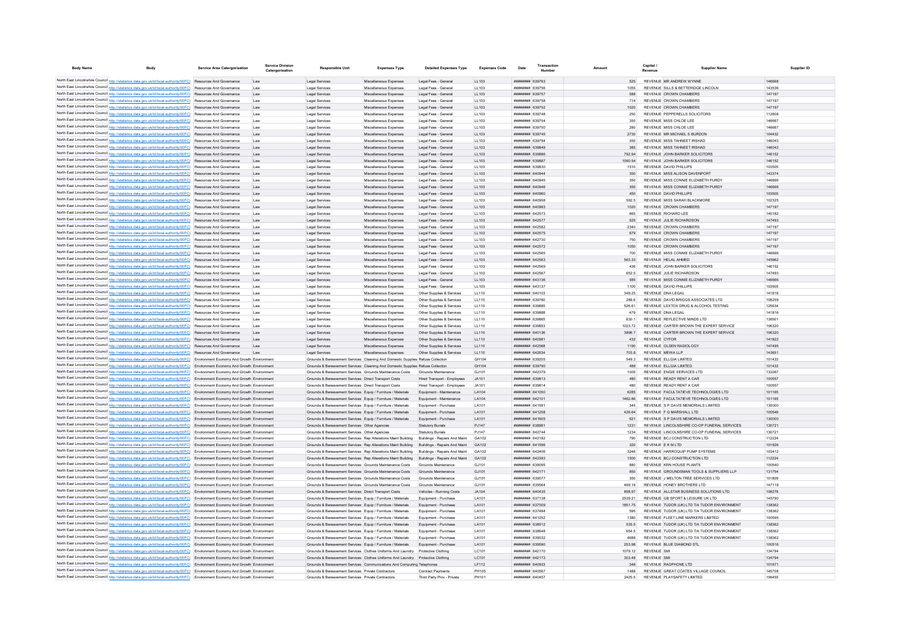| Body Name | Body | Service Area Catergorisation | Service Division Catergorisation | Responsible Unit | Expenses Type | Detailed Expenses Type | Expenses Code | Date | Transaction Number | Amount | Capital / Revenue | Supplier Name | Supplier ID |
|---|---|---|---|---|---|---|---|---|---|---|---|---|---|
| North East Lincolnshire Council | http://statistics.data.gov.uk/id/local-authority/00FC) | Resources And Governance | Law | Legal Services | Miscellaneous Expenses | Legal Fees - General | LL103 | ######## | 639763 | 525 | REVENUE | MR ANDREW WYNNE | 146868 |
| North East Lincolnshire Council | http://statistics.data.gov.uk/id/local-authority/00FC) | Resources And Governance | Law | Legal Services | Miscellaneous Expenses | Legal Fees - General | LL103 | ######## | 639756 | 1055 | REVENUE | SILLS & BETTERIDGE LINCOLN | 143536 |
| North East Lincolnshire Council | http://statistics.data.gov.uk/id/local-authority/00FC) | Resources And Governance | Law | Legal Services | Miscellaneous Expenses | Legal Fees - General | LL103 | ######## | 639757 | 588 | REVENUE | CROWN CHAMBERS | 147197 |
| North East Lincolnshire Council | http://statistics.data.gov.uk/id/local-authority/00FC) | Resources And Governance | Law | Legal Services | Miscellaneous Expenses | Legal Fees - General | LL103 | ######## | 639758 | 714 | REVENUE | CROWN CHAMBERS | 147197 |
| North East Lincolnshire Council | http://statistics.data.gov.uk/id/local-authority/00FC) | Resources And Governance | Law | Legal Services | Miscellaneous Expenses | Legal Fees - General | LL103 | ######## | 639752 | 1020 | REVENUE | CROWN CHAMBERS | 147197 |
| North East Lincolnshire Council | http://statistics.data.gov.uk/id/local-authority/00FC) | Resources And Governance | Law | Legal Services | Miscellaneous Expenses | Legal Fees - General | LL103 | ######## | 639748 | 250 | REVENUE | PEPPERELLS SOLICITORS | 112808 |
| North East Lincolnshire Council | http://statistics.data.gov.uk/id/local-authority/00FC) | Resources And Governance | Law | Legal Services | Miscellaneous Expenses | Legal Fees - General | LL103 | ######## | 639754 | 350 | REVENUE | MISS CHLOE LEE | 146667 |
| North East Lincolnshire Council | http://statistics.data.gov.uk/id/local-authority/00FC) | Resources And Governance | Law | Legal Services | Miscellaneous Expenses | Legal Fees - General | LL103 | ######## | 639750 | 280 | REVENUE | MISS CHLOE LEE | 146667 |
| North East Lincolnshire Council | http://statistics.data.gov.uk/id/local-authority/00FC) | Resources And Governance | Law | Legal Services | Miscellaneous Expenses | Legal Fees - General | LL103 | ######## | 639745 | 2730 | REVENUE | MR MICHAEL S BURDON | 104432 |
| North East Lincolnshire Council | http://statistics.data.gov.uk/id/local-authority/00FC) | Resources And Governance | Law | Legal Services | Miscellaneous Expenses | Legal Fees - General | LL103 | ######## | 639794 | 350 | REVENUE | MISS TAHNEET IRSHAD | 146043 |
| North East Lincolnshire Council | http://statistics.data.gov.uk/id/local-authority/00FC) | Resources And Governance | Law | Legal Services | Miscellaneous Expenses | Legal Fees - General | LL103 | ######## | 639849 | 385 | REVENUE | MISS TAHNEET IRSHAD | 146043 |
| North East Lincolnshire Council | http://statistics.data.gov.uk/id/local-authority/00FC) | Resources And Governance | Law | Legal Services | Miscellaneous Expenses | Legal Fees - General | LL103 | ######## | 639886 | 792.94 | REVENUE | JOHN BARKER SOLICITORS | 146152 |
| North East Lincolnshire Council | http://statistics.data.gov.uk/id/local-authority/00FC) | Resources And Governance | Law | Legal Services | Miscellaneous Expenses | Legal Fees - General | LL103 | ######## | 639887 | 1090.54 | REVENUE | JOHN BARKER SOLICITORS | 146152 |
| North East Lincolnshire Council | http://statistics.data.gov.uk/id/local-authority/00FC) | Resources And Governance | Law | Legal Services | Miscellaneous Expenses | Legal Fees - General | LL103 | ######## | 639830 | 1510 | REVENUE | DAVID PHILLIPS | 103505 |
| North East Lincolnshire Council | http://statistics.data.gov.uk/id/local-authority/00FC) | Resources And Governance | Law | Legal Services | Miscellaneous Expenses | Legal Fees - General | LL103 | ######## | 640944 | 350 | REVENUE | MISS ALISON DAVENPORT | 143374 |
| North East Lincolnshire Council | http://statistics.data.gov.uk/id/local-authority/00FC) | Resources And Governance | Law | Legal Services | Miscellaneous Expenses | Legal Fees - General | LL103 | ######## | 640945 | 350 | REVENUE | MISS CONNIE ELIZABETH PURDY | 146666 |
| North East Lincolnshire Council | http://statistics.data.gov.uk/id/local-authority/00FC) | Resources And Governance | Law | Legal Services | Miscellaneous Expenses | Legal Fees - General | LL103 | ######## | 640946 | 350 | REVENUE | MISS CONNIE ELIZABETH PURDY | 146666 |
| North East Lincolnshire Council | http://statistics.data.gov.uk/id/local-authority/00FC) | Resources And Governance | Law | Legal Services | Miscellaneous Expenses | Legal Fees - General | LL103 | ######## | 640960 | 450 | REVENUE | DAVID PHILLIPS | 103505 |
| North East Lincolnshire Council | http://statistics.data.gov.uk/id/local-authority/00FC) | Resources And Governance | Law | Legal Services | Miscellaneous Expenses | Legal Fees - General | LL103 | ######## | 640958 | 592.5 | REVENUE | MISS SARAH BLACKMORE | 102325 |
| North East Lincolnshire Council | http://statistics.data.gov.uk/id/local-authority/00FC) | Resources And Governance | Law | Legal Services | Miscellaneous Expenses | Legal Fees - General | LL103 | ######## | 640983 | 1020 | REVENUE | CROWN CHAMBERS | 147197 |
| North East Lincolnshire Council | http://statistics.data.gov.uk/id/local-authority/00FC) | Resources And Governance | Law | Legal Services | Miscellaneous Expenses | Legal Fees - General | LL103 | ######## | 642573 | 665 | REVENUE | RICHARD LEE | 145182 |
| North East Lincolnshire Council | http://statistics.data.gov.uk/id/local-authority/00FC) | Resources And Governance | Law | Legal Services | Miscellaneous Expenses | Legal Fees - General | LL103 | ######## | 642577 | 525 | REVENUE | JULIE RICHARDSON | 147493 |
| North East Lincolnshire Council | http://statistics.data.gov.uk/id/local-authority/00FC) | Resources And Governance | Law | Legal Services | Miscellaneous Expenses | Legal Fees - General | LL103 | ######## | 642582 | 2340 | REVENUE | CROWN CHAMBERS | 147197 |
| North East Lincolnshire Council | http://statistics.data.gov.uk/id/local-authority/00FC) | Resources And Governance | Law | Legal Services | Miscellaneous Expenses | Legal Fees - General | LL103 | ######## | 642575 | 679 | REVENUE | CROWN CHAMBERS | 147197 |
| North East Lincolnshire Council | http://statistics.data.gov.uk/id/local-authority/00FC) | Resources And Governance | Law | Legal Services | Miscellaneous Expenses | Legal Fees - General | LL103 | ######## | 642730 | 750 | REVENUE | CROWN CHAMBERS | 147197 |
| North East Lincolnshire Council | http://statistics.data.gov.uk/id/local-authority/00FC) | Resources And Governance | Law | Legal Services | Miscellaneous Expenses | Legal Fees - General | LL103 | ######## | 642572 | 1050 | REVENUE | CROWN CHAMBERS | 147197 |
| North East Lincolnshire Council | http://statistics.data.gov.uk/id/local-authority/00FC) | Resources And Governance | Law | Legal Services | Miscellaneous Expenses | Legal Fees - General | LL103 | ######## | 642565 | 700 | REVENUE | MISS CONNIE ELIZABETH PURDY | 146666 |
| North East Lincolnshire Council | http://statistics.data.gov.uk/id/local-authority/00FC) | Resources And Governance | Law | Legal Services | Miscellaneous Expenses | Legal Fees - General | LL103 | ######## | 642563 | 563.33 | REVENUE | HELAL AHMED | 145962 |
| North East Lincolnshire Council | http://statistics.data.gov.uk/id/local-authority/00FC) | Resources And Governance | Law | Legal Services | Miscellaneous Expenses | Legal Fees - General | LL103 | ######## | 642569 | 436 | REVENUE | JOHN BARKER SOLICITORS | 146152 |
| North East Lincolnshire Council | http://statistics.data.gov.uk/id/local-authority/00FC) | Resources And Governance | Law | Legal Services | Miscellaneous Expenses | Legal Fees - General | LL103 | ######## | 642567 | 652.5 | REVENUE | JULIE RICHARDSON | 147493 |
| North East Lincolnshire Council | http://statistics.data.gov.uk/id/local-authority/00FC) | Resources And Governance | Law | Legal Services | Miscellaneous Expenses | Legal Fees - General | LL103 | ######## | 643136 | 585 | REVENUE | MISS CONNIE ELIZABETH PURDY | 146666 |
| North East Lincolnshire Council | http://statistics.data.gov.uk/id/local-authority/00FC) | Resources And Governance | Law | Legal Services | Miscellaneous Expenses | Legal Fees - General | LL103 | ######## | 643137 | 1100 | REVENUE | DAVID PHILLIPS | 103505 |
| North East Lincolnshire Council | http://statistics.data.gov.uk/id/local-authority/00FC) | Resources And Governance | Law | Legal Services | Miscellaneous Expenses | Other Supplies & Services | LL110 | ######## | 640103 | 349.25 | REVENUE | DNA LEGAL | 141816 |
| North East Lincolnshire Council | http://statistics.data.gov.uk/id/local-authority/00FC) | Resources And Governance | Law | Legal Services | Miscellaneous Expenses | Other Supplies & Services | LL110 | ######## | 639760 | 288.6 | REVENUE | DAVID BRIGGS ASSOCIATES LTD | 108259 |
| North East Lincolnshire Council | http://statistics.data.gov.uk/id/local-authority/00FC) | Resources And Governance | Law | Legal Services | Miscellaneous Expenses | Other Supplies & Services | LL110 | ######## | 639885 | 526.61 | REVENUE | LEXTOX DRUG & ALCOHOL TESTING | 125634 |
| North East Lincolnshire Council | http://statistics.data.gov.uk/id/local-authority/00FC) | Resources And Governance | Law | Legal Services | Miscellaneous Expenses | Other Supplies & Services | LL110 | ######## | 639888 | 479 | REVENUE | DNA LEGAL | 141816 |
| North East Lincolnshire Council | http://statistics.data.gov.uk/id/local-authority/00FC) | Resources And Governance | Law | Legal Services | Miscellaneous Expenses | Other Supplies & Services | LL110 | ######## | 639865 | 630.1 | REVENUE | REFLECTIVE MINDS LTD | 136501 |
| North East Lincolnshire Council | http://statistics.data.gov.uk/id/local-authority/00FC) | Resources And Governance | Law | Legal Services | Miscellaneous Expenses | Other Supplies & Services | LL110 | ######## | 639853 | 1023.72 | REVENUE | CARTER BROWN THE EXPERT SERVICE | 106320 |
| North East Lincolnshire Council | http://statistics.data.gov.uk/id/local-authority/00FC) | Resources And Governance | Law | Legal Services | Miscellaneous Expenses | Other Supplies & Services | LL110 | ######## | 640136 | 3896.7 | REVENUE | CARTER BROWN THE EXPERT SERVICE | 106320 |
| North East Lincolnshire Council | http://statistics.data.gov.uk/id/local-authority/00FC) | Resources And Governance | Law | Legal Services | Miscellaneous Expenses | Other Supplies & Services | LL110 | ######## | 640981 | 432 | REVENUE | CYFOR | 141822 |
| North East Lincolnshire Council | http://statistics.data.gov.uk/id/local-authority/00FC) | Resources And Governance | Law | Legal Services | Miscellaneous Expenses | Other Supplies & Services | LL110 | ######## | 642568 | 1190 | REVENUE | OLSEN RADIOLOGY | 147495 |
| North East Lincolnshire Council | http://statistics.data.gov.uk/id/local-authority/00FC) | Resources And Governance | Law | Legal Services | Miscellaneous Expenses | Other Supplies & Services | LL110 | ######## | 642634 | 703.8 | REVENUE | MEWA LLP | 143651 |
| North East Lincolnshire Council | http://statistics.data.gov.uk/id/local-authority/00FC) | Environment Economy And Growth | Environment | Grounds & Bereavement Services | Cleaning And Domestic Supplies | Refuse Collection | GH104 | ######## | 639205 | 549.3 | REVENUE | ELLGIA LIMITED | 101433 |
| North East Lincolnshire Council | http://statistics.data.gov.uk/id/local-authority/00FC) | Environment Economy And Growth | Environment | Grounds & Bereavement Services | Cleaning And Domestic Supplies | Refuse Collection | GH104 | ######## | 639790 | 489 | REVENUE | ELLGIA LIMITED | 101433 |
| North East Lincolnshire Council | http://statistics.data.gov.uk/id/local-authority/00FC) | Environment Economy And Growth | Environment | Grounds & Bereavement Services | Grounds Maintenance Costs | Grounds Maintenance | GJ101 | ######## | 642379 | 1005 | REVENUE | ENGIE SERVICES LTD | 133267 |
| North East Lincolnshire Council | http://statistics.data.gov.uk/id/local-authority/00FC) | Environment Economy And Growth | Environment | Grounds & Bereavement Services | Direct Transport Costs | Hired Transport - Employees | JA101 | ######## | 639813 | 480 | REVENUE | READY RENT A CAR | 100557 |
| North East Lincolnshire Council | http://statistics.data.gov.uk/id/local-authority/00FC) | Environment Economy And Growth | Environment | Grounds & Bereavement Services | Direct Transport Costs | Hired Transport - Employees | JA101 | ######## | 639814 | 480 | REVENUE | READY RENT A CAR | 100557 |
| North East Lincolnshire Council | http://statistics.data.gov.uk/id/local-authority/00FC) | Environment Economy And Growth | Environment | Grounds & Bereavement Services | Equip / Furniture / Materials | Equipment - Maintenance | LA104 | ######## | 641050 | 6285 | REVENUE | FACULTATIEVE TECHNOLOGIES LTD | 101165 |
| North East Lincolnshire Council | http://statistics.data.gov.uk/id/local-authority/00FC) | Environment Economy And Growth | Environment | Grounds & Bereavement Services | Equip / Furniture / Materials | Equipment - Maintenance | LA104 | ######## | 642101 | 1462.86 | REVENUE | FACULTATIEVE TECHNOLOGIES LTD | 101165 |
| North East Lincolnshire Council | http://statistics.data.gov.uk/id/local-authority/00FC) | Environment Economy And Growth | Environment | Grounds & Bereavement Services | Equip / Furniture / Materials | Equipment - Purchase | LA101 | ######## | 641591 | 345 | REVENUE | S P DAVIS MEMORIALS LIMITED | 130000 |
| North East Lincolnshire Council | http://statistics.data.gov.uk/id/local-authority/00FC) | Environment Economy And Growth | Environment | Grounds & Bereavement Services | Equip / Furniture / Materials | Equipment - Purchase | LA101 | ######## | 641258 | 426.64 | REVENUE | F G MARSHALL LTD | 100549 |
| North East Lincolnshire Council | http://statistics.data.gov.uk/id/local-authority/00FC) | Environment Economy And Growth | Environment | Grounds & Bereavement Services | Equip / Furniture / Materials | Equipment - Purchase | LA101 | ######## | 641605 | 621 | REVENUE | S P DAVIS MEMORIALS LIMITED | 130000 |
| North East Lincolnshire Council | http://statistics.data.gov.uk/id/local-authority/00FC) | Environment Economy And Growth | Environment | Grounds & Bereavement Services | Other Agencies | Statutory Burials | PJ147 | ######## | 638981 | 1231 | REVENUE | LINCOLNSHIRE CO-OP FUNERAL SERVICES | 130721 |
| North East Lincolnshire Council | http://statistics.data.gov.uk/id/local-authority/00FC) | Environment Economy And Growth | Environment | Grounds & Bereavement Services | Other Agencies | Statutory Burials | PJ147 | ######## | 642744 | 1234 | REVENUE | LINCOLNSHIRE CO-OP FUNERAL SERVICES | 130721 |
| North East Lincolnshire Council | http://statistics.data.gov.uk/id/local-authority/00FC) | Environment Economy And Growth | Environment | Grounds & Bereavement Services | Rep Alterations Maint Building | Buildings - Repairs And Maint | GA102 | ######## | 642182 | 790 | REVENUE | BCJ CONSTRUCTION LTD | 112224 |
| North East Lincolnshire Council | http://statistics.data.gov.uk/id/local-authority/00FC) | Environment Economy And Growth | Environment | Grounds & Bereavement Services | Rep Alterations Maint Building | Buildings - Repairs And Maint | GA102 | ######## | 641596 | 320 | REVENUE | E K M LTD | 101926 |
| North East Lincolnshire Council | http://statistics.data.gov.uk/id/local-authority/00FC) | Environment Economy And Growth | Environment | Grounds & Bereavement Services | Rep Alterations Maint Building | Buildings - Repairs And Maint | GA102 | ######## | 642406 | 3246 | REVENUE | HARROQUIP PUMP SYSTEMS | 103412 |
| North East Lincolnshire Council | http://statistics.data.gov.uk/id/local-authority/00FC) | Environment Economy And Growth | Environment | Grounds & Bereavement Services | Rep Alterations Maint Building | Buildings - Repairs And Maint | GA102 | ######## | 642393 | 1500 | REVENUE | BCJ CONSTRUCTION LTD | 112224 |
| North East Lincolnshire Council | http://statistics.data.gov.uk/id/local-authority/00FC) | Environment Economy And Growth | Environment | Grounds & Bereavement Services | Grounds Maintenance Costs | Grounds Maintenance | GJ101 | ######## | 639095 | 880 | REVENUE | KRN HOUSE PLANTS | 100540 |
| North East Lincolnshire Council | http://statistics.data.gov.uk/id/local-authority/00FC) | Environment Economy And Growth | Environment | Grounds & Bereavement Services | Grounds Maintenance Costs | Grounds Maintenance | GJ101 | ######## | 642171 | 850 | REVENUE | GROUNDSMAN TOOLS & SUPPLIERS LLP | 131794 |
| North East Lincolnshire Council | http://statistics.data.gov.uk/id/local-authority/00FC) | Environment Economy And Growth | Environment | Grounds & Bereavement Services | Grounds Maintenance Costs | Grounds Maintenance | GJ101 | ######## | 639077 | 350 | REVENUE | J MELTON TREE SERVICES LTD | 101809 |
| North East Lincolnshire Council | http://statistics.data.gov.uk/id/local-authority/00FC) | Environment Economy And Growth | Environment | Grounds & Bereavement Services | Grounds Maintenance Costs | Grounds Maintenance | GJ101 | ######## | 639564 | 469.19 | REVENUE | HONEY BROTHERS LTD | 147119 |
| North East Lincolnshire Council | http://statistics.data.gov.uk/id/local-authority/00FC) | Environment Economy And Growth | Environment | Grounds & Bereavement Services | Direct Transport Costs | Vehicles - Running Costs | JA104 | ######## | 640435 | 898.97 | REVENUE | ALLSTAR BUSINESS SOLUTIONS LTD | 108278 |
| North East Lincolnshire Council | http://statistics.data.gov.uk/id/local-authority/00FC) | Environment Economy And Growth | Environment | Grounds & Bereavement Services | Equip / Furniture / Materials | Equipment - Purchase | LA101 | ######## | 637138 | 2539.21 | REVENUE | GB SPORT & LEISURE UK LTD | 145790 |
| North East Lincolnshire Council | http://statistics.data.gov.uk/id/local-authority/00FC) | Environment Economy And Growth | Environment | Grounds & Bereavement Services | Equip / Furniture / Materials | Equipment - Purchase | LA101 | ######## | 637009 | 1851.75 | REVENUE | TUDOR (UK) LTD T/A TUDOR ENVIRONMENT | 138362 |
| North East Lincolnshire Council | http://statistics.data.gov.uk/id/local-authority/00FC) | Environment Economy And Growth | Environment | Grounds & Bereavement Services | Equip / Furniture / Materials | Equipment - Purchase | LA101 | ######## | 637484 | 595 | REVENUE | TUDOR (UK) LTD T/A TUDOR ENVIRONMENT | 138362 |
| North East Lincolnshire Council | http://statistics.data.gov.uk/id/local-authority/00FC) | Environment Economy And Growth | Environment | Grounds & Bereavement Services | Equip / Furniture / Materials | Equipment - Purchase | LA101 | ######## | 641252 | 1380 | REVENUE | FLEET LINE MARKERS LIMITED | 100595 |
| North East Lincolnshire Council | http://statistics.data.gov.uk/id/local-authority/00FC) | Environment Economy And Growth | Environment | Grounds & Bereavement Services | Equip / Furniture / Materials | Equipment - Purchase | LA101 | ######## | 638512 | 535.5 | REVENUE | TUDOR (UK) LTD T/A TUDOR ENVIRONMENT | 138362 |
| North East Lincolnshire Council | http://statistics.data.gov.uk/id/local-authority/00FC) | Environment Economy And Growth | Environment | Grounds & Bereavement Services | Equip / Furniture / Materials | Equipment - Purchase | LA101 | ######## | 638648 | 654.5 | REVENUE | TUDOR (UK) LTD T/A TUDOR ENVIRONMENT | 138362 |
| North East Lincolnshire Council | http://statistics.data.gov.uk/id/local-authority/00FC) | Environment Economy And Growth | Environment | Grounds & Bereavement Services | Equip / Furniture / Materials | Equipment - Purchase | LA101 | ######## | 639032 | 4688 | REVENUE | TUDOR (UK) LTD T/A TUDOR ENVIRONMENT | 138362 |
| North East Lincolnshire Council | http://statistics.data.gov.uk/id/local-authority/00FC) | Environment Economy And Growth | Environment | Grounds & Bereavement Services | Equip / Furniture / Materials | Equipment - Purchase | LA101 | ######## | 639590 | 253.98 | REVENUE | BLUE DIAMOND STL | 100516 |
| North East Lincolnshire Council | http://statistics.data.gov.uk/id/local-authority/00FC) | Environment Economy And Growth | Environment | Grounds & Bereavement Services | Clothes Uniforms And Laundry | Protective Clothing | LC101 | ######## | 642170 | 1079.12 | REVENUE | SMI | 134794 |
| North East Lincolnshire Council | http://statistics.data.gov.uk/id/local-authority/00FC) | Environment Economy And Growth | Environment | Grounds & Bereavement Services | Clothes Uniforms And Laundry | Protective Clothing | LC101 | ######## | 642173 | 303.48 | REVENUE | SMI | 134794 |
| North East Lincolnshire Council | http://statistics.data.gov.uk/id/local-authority/00FC) | Environment Economy And Growth | Environment | Grounds & Bereavement Services | Communications And Computing | Telephones | LF112 | ######## | 640933 | 348 | REVENUE | RADPHONE LTD | 101671 |
| North East Lincolnshire Council | http://statistics.data.gov.uk/id/local-authority/00FC) | Environment Economy And Growth | Environment | Grounds & Bereavement Services | Private Contractors | Contract Payments | PH105 | ######## | 640567 | 1488 | REVENUE | GREAT COATES VILLAGE COUNCIL | 145708 |
| North East Lincolnshire Council | http://statistics.data.gov.uk/id/local-authority/00FC) | Environment Economy And Growth | Environment | Grounds & Bereavement Services | Private Contractors | Third Party Prov - Private | PH101 | ######## | 640457 | 2425.5 | REVENUE | PLAYSAFETY LIMITED | 106455 |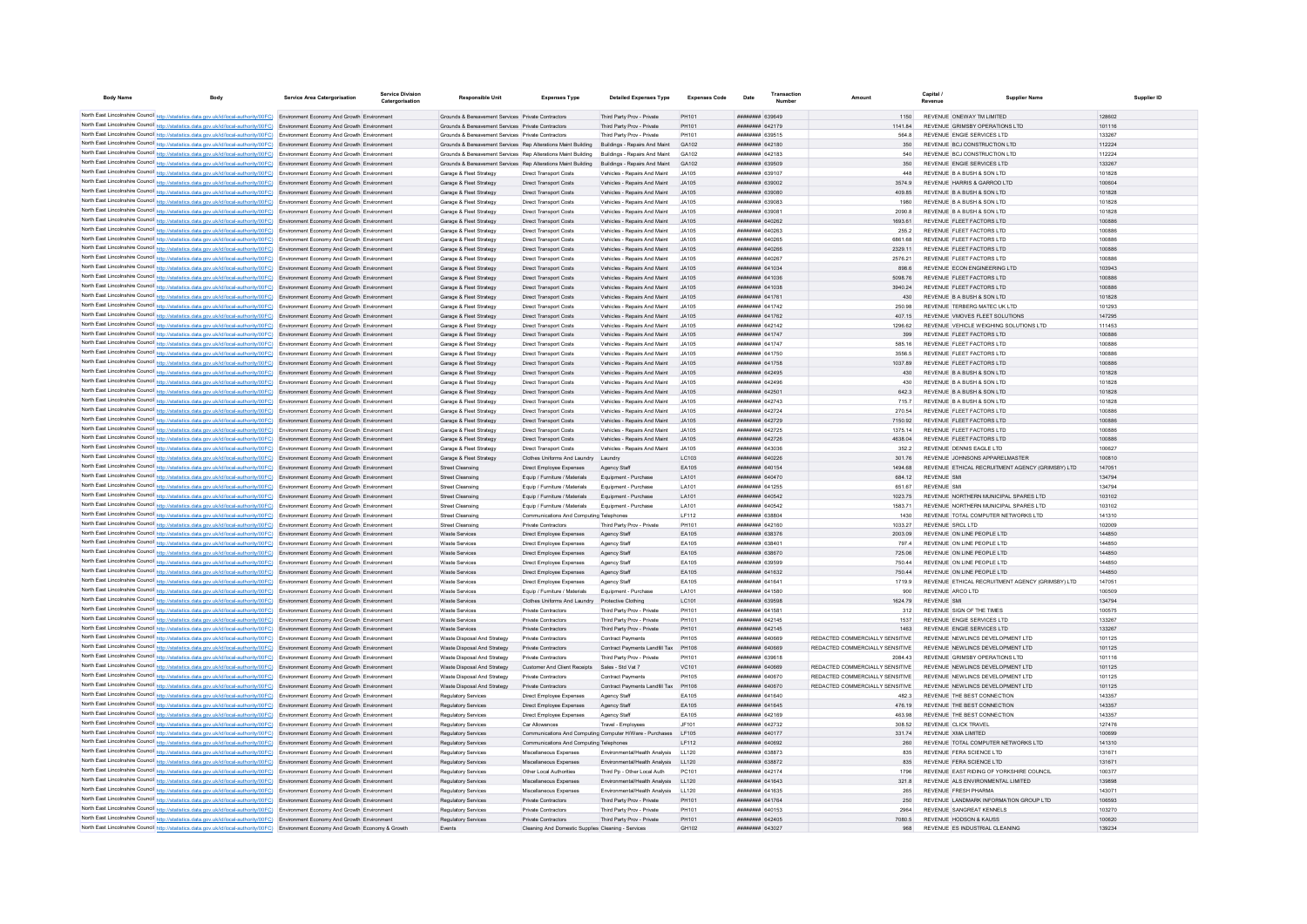| Body Name | Body | Service Area Catergorisation | Service Division Catergorisation | Responsible Unit | Expenses Type | Detailed Expenses Type | Expenses Code | Date | Transaction Number | Amount | Capital / Revenue | Supplier Name | Supplier ID |
|---|---|---|---|---|---|---|---|---|---|---|---|---|---|
| North East Lincolnshire Council | http://statistics.data.gov.uk/id/local-authority/00FC) | Environment Economy And Growth | Environment | Grounds & Bereavement Services | Private Contractors | Third Party Prov - Private | PH101 | ######## | 639649 | 1150 | REVENUE | ONEWAY TM LIMITED | 128602 |
| North East Lincolnshire Council | http://statistics.data.gov.uk/id/local-authority/00FC) | Environment Economy And Growth | Environment | Grounds & Bereavement Services | Private Contractors | Third Party Prov - Private | PH101 | ######## | 642179 | 1141.84 | REVENUE | GRIMSBY OPERATIONS LTD | 101116 |
| North East Lincolnshire Council | http://statistics.data.gov.uk/id/local-authority/00FC) | Environment Economy And Growth | Environment | Grounds & Bereavement Services | Private Contractors | Third Party Prov - Private | PH101 | ######## | 639515 | 564.8 | REVENUE | ENGIE SERVICES LTD | 133267 |
| North East Lincolnshire Council | http://statistics.data.gov.uk/id/local-authority/00FC) | Environment Economy And Growth | Environment | Grounds & Bereavement Services | Rep Alterations Maint Building | Buildings - Repairs And Maint | GA102 | ######## | 642180 | 350 | REVENUE | BCJ CONSTRUCTION LTD | 112224 |
| North East Lincolnshire Council | http://statistics.data.gov.uk/id/local-authority/00FC) | Environment Economy And Growth | Environment | Grounds & Bereavement Services | Rep Alterations Maint Building | Buildings - Repairs And Maint | GA102 | ######## | 642183 | 540 | REVENUE | BCJ CONSTRUCTION LTD | 112224 |
| North East Lincolnshire Council | http://statistics.data.gov.uk/id/local-authority/00FC) | Environment Economy And Growth | Environment | Grounds & Bereavement Services | Rep Alterations Maint Building | Buildings - Repairs And Maint | GA102 | ######## | 639509 | 350 | REVENUE | ENGIE SERVICES LTD | 133267 |
| North East Lincolnshire Council | http://statistics.data.gov.uk/id/local-authority/00FC) | Environment Economy And Growth | Environment | Garage & Fleet Strategy | Direct Transport Costs | Vehicles - Repairs And Maint | JA105 | ######## | 639107 | 448 | REVENUE | B A BUSH & SON LTD | 101828 |
| North East Lincolnshire Council | http://statistics.data.gov.uk/id/local-authority/00FC) | Environment Economy And Growth | Environment | Garage & Fleet Strategy | Direct Transport Costs | Vehicles - Repairs And Maint | JA105 | ######## | 639002 | 3574.9 | REVENUE | HARRIS & GARROD LTD | 100604 |
| North East Lincolnshire Council | http://statistics.data.gov.uk/id/local-authority/00FC) | Environment Economy And Growth | Environment | Garage & Fleet Strategy | Direct Transport Costs | Vehicles - Repairs And Maint | JA105 | ######## | 639080 | 409.85 | REVENUE | B A BUSH & SON LTD | 101828 |
| North East Lincolnshire Council | http://statistics.data.gov.uk/id/local-authority/00FC) | Environment Economy And Growth | Environment | Garage & Fleet Strategy | Direct Transport Costs | Vehicles - Repairs And Maint | JA105 | ######## | 639083 | 1980 | REVENUE | B A BUSH & SON LTD | 101828 |
| North East Lincolnshire Council | http://statistics.data.gov.uk/id/local-authority/00FC) | Environment Economy And Growth | Environment | Garage & Fleet Strategy | Direct Transport Costs | Vehicles - Repairs And Maint | JA105 | ######## | 639081 | 2090.8 | REVENUE | B A BUSH & SON LTD | 101828 |
| North East Lincolnshire Council | http://statistics.data.gov.uk/id/local-authority/00FC) | Environment Economy And Growth | Environment | Garage & Fleet Strategy | Direct Transport Costs | Vehicles - Repairs And Maint | JA105 | ######## | 640262 | 1693.61 | REVENUE | FLEET FACTORS LTD | 100886 |
| North East Lincolnshire Council | http://statistics.data.gov.uk/id/local-authority/00FC) | Environment Economy And Growth | Environment | Garage & Fleet Strategy | Direct Transport Costs | Vehicles - Repairs And Maint | JA105 | ######## | 640263 | 255.2 | REVENUE | FLEET FACTORS LTD | 100886 |
| North East Lincolnshire Council | http://statistics.data.gov.uk/id/local-authority/00FC) | Environment Economy And Growth | Environment | Garage & Fleet Strategy | Direct Transport Costs | Vehicles - Repairs And Maint | JA105 | ######## | 640265 | 6861.68 | REVENUE | FLEET FACTORS LTD | 100886 |
| North East Lincolnshire Council | http://statistics.data.gov.uk/id/local-authority/00FC) | Environment Economy And Growth | Environment | Garage & Fleet Strategy | Direct Transport Costs | Vehicles - Repairs And Maint | JA105 | ######## | 640266 | 2329.11 | REVENUE | FLEET FACTORS LTD | 100886 |
| North East Lincolnshire Council | http://statistics.data.gov.uk/id/local-authority/00FC) | Environment Economy And Growth | Environment | Garage & Fleet Strategy | Direct Transport Costs | Vehicles - Repairs And Maint | JA105 | ######## | 640267 | 2576.21 | REVENUE | FLEET FACTORS LTD | 100886 |
| North East Lincolnshire Council | http://statistics.data.gov.uk/id/local-authority/00FC) | Environment Economy And Growth | Environment | Garage & Fleet Strategy | Direct Transport Costs | Vehicles - Repairs And Maint | JA105 | ######## | 641034 | 898.6 | REVENUE | ECON ENGINEERING LTD | 103943 |
| North East Lincolnshire Council | http://statistics.data.gov.uk/id/local-authority/00FC) | Environment Economy And Growth | Environment | Garage & Fleet Strategy | Direct Transport Costs | Vehicles - Repairs And Maint | JA105 | ######## | 641036 | 5098.76 | REVENUE | FLEET FACTORS LTD | 100886 |
| North East Lincolnshire Council | http://statistics.data.gov.uk/id/local-authority/00FC) | Environment Economy And Growth | Environment | Garage & Fleet Strategy | Direct Transport Costs | Vehicles - Repairs And Maint | JA105 | ######## | 641038 | 3940.24 | REVENUE | FLEET FACTORS LTD | 100886 |
| North East Lincolnshire Council | http://statistics.data.gov.uk/id/local-authority/00FC) | Environment Economy And Growth | Environment | Garage & Fleet Strategy | Direct Transport Costs | Vehicles - Repairs And Maint | JA105 | ######## | 641761 | 430 | REVENUE | B A BUSH & SON LTD | 101828 |
| North East Lincolnshire Council | http://statistics.data.gov.uk/id/local-authority/00FC) | Environment Economy And Growth | Environment | Garage & Fleet Strategy | Direct Transport Costs | Vehicles - Repairs And Maint | JA105 | ######## | 641742 | 250.98 | REVENUE | TERBERG MATEC UK LTD | 101293 |
| North East Lincolnshire Council | http://statistics.data.gov.uk/id/local-authority/00FC) | Environment Economy And Growth | Environment | Garage & Fleet Strategy | Direct Transport Costs | Vehicles - Repairs And Maint | JA105 | ######## | 641762 | 407.15 | REVENUE | VMOVES FLEET SOLUTIONS | 147295 |
| North East Lincolnshire Council | http://statistics.data.gov.uk/id/local-authority/00FC) | Environment Economy And Growth | Environment | Garage & Fleet Strategy | Direct Transport Costs | Vehicles - Repairs And Maint | JA105 | ######## | 642142 | 1296.62 | REVENUE | VEHICLE WEIGHING SOLUTIONS LTD | 111453 |
| North East Lincolnshire Council | http://statistics.data.gov.uk/id/local-authority/00FC) | Environment Economy And Growth | Environment | Garage & Fleet Strategy | Direct Transport Costs | Vehicles - Repairs And Maint | JA105 | ######## | 641747 | 399 | REVENUE | FLEET FACTORS LTD | 100886 |
| North East Lincolnshire Council | http://statistics.data.gov.uk/id/local-authority/00FC) | Environment Economy And Growth | Environment | Garage & Fleet Strategy | Direct Transport Costs | Vehicles - Repairs And Maint | JA105 | ######## | 641747 | 585.16 | REVENUE | FLEET FACTORS LTD | 100886 |
| North East Lincolnshire Council | http://statistics.data.gov.uk/id/local-authority/00FC) | Environment Economy And Growth | Environment | Garage & Fleet Strategy | Direct Transport Costs | Vehicles - Repairs And Maint | JA105 | ######## | 641750 | 3556.5 | REVENUE | FLEET FACTORS LTD | 100886 |
| North East Lincolnshire Council | http://statistics.data.gov.uk/id/local-authority/00FC) | Environment Economy And Growth | Environment | Garage & Fleet Strategy | Direct Transport Costs | Vehicles - Repairs And Maint | JA105 | ######## | 641758 | 1037.89 | REVENUE | FLEET FACTORS LTD | 100886 |
| North East Lincolnshire Council | http://statistics.data.gov.uk/id/local-authority/00FC) | Environment Economy And Growth | Environment | Garage & Fleet Strategy | Direct Transport Costs | Vehicles - Repairs And Maint | JA105 | ######## | 642495 | 430 | REVENUE | B A BUSH & SON LTD | 101828 |
| North East Lincolnshire Council | http://statistics.data.gov.uk/id/local-authority/00FC) | Environment Economy And Growth | Environment | Garage & Fleet Strategy | Direct Transport Costs | Vehicles - Repairs And Maint | JA105 | ######## | 642496 | 430 | REVENUE | B A BUSH & SON LTD | 101828 |
| North East Lincolnshire Council | http://statistics.data.gov.uk/id/local-authority/00FC) | Environment Economy And Growth | Environment | Garage & Fleet Strategy | Direct Transport Costs | Vehicles - Repairs And Maint | JA105 | ######## | 642501 | 642.3 | REVENUE | B A BUSH & SON LTD | 101828 |
| North East Lincolnshire Council | http://statistics.data.gov.uk/id/local-authority/00FC) | Environment Economy And Growth | Environment | Garage & Fleet Strategy | Direct Transport Costs | Vehicles - Repairs And Maint | JA105 | ######## | 642743 | 715.7 | REVENUE | B A BUSH & SON LTD | 101828 |
| North East Lincolnshire Council | http://statistics.data.gov.uk/id/local-authority/00FC) | Environment Economy And Growth | Environment | Garage & Fleet Strategy | Direct Transport Costs | Vehicles - Repairs And Maint | JA105 | ######## | 642724 | 270.54 | REVENUE | FLEET FACTORS LTD | 100886 |
| North East Lincolnshire Council | http://statistics.data.gov.uk/id/local-authority/00FC) | Environment Economy And Growth | Environment | Garage & Fleet Strategy | Direct Transport Costs | Vehicles - Repairs And Maint | JA105 | ######## | 642729 | 7150.92 | REVENUE | FLEET FACTORS LTD | 100886 |
| North East Lincolnshire Council | http://statistics.data.gov.uk/id/local-authority/00FC) | Environment Economy And Growth | Environment | Garage & Fleet Strategy | Direct Transport Costs | Vehicles - Repairs And Maint | JA105 | ######## | 642725 | 1375.14 | REVENUE | FLEET FACTORS LTD | 100886 |
| North East Lincolnshire Council | http://statistics.data.gov.uk/id/local-authority/00FC) | Environment Economy And Growth | Environment | Garage & Fleet Strategy | Direct Transport Costs | Vehicles - Repairs And Maint | JA105 | ######## | 642726 | 4638.04 | REVENUE | FLEET FACTORS LTD | 100886 |
| North East Lincolnshire Council | http://statistics.data.gov.uk/id/local-authority/00FC) | Environment Economy And Growth | Environment | Garage & Fleet Strategy | Direct Transport Costs | Vehicles - Repairs And Maint | JA105 | ######## | 643036 | 352.2 | REVENUE | DENNIS EAGLE LTD | 100627 |
| North East Lincolnshire Council | http://statistics.data.gov.uk/id/local-authority/00FC) | Environment Economy And Growth | Environment | Garage & Fleet Strategy | Clothes Uniforms And Laundry | Laundry | LC103 | ######## | 640226 | 301.76 | REVENUE | JOHNSONS APPARELMASTER | 100810 |
| North East Lincolnshire Council | http://statistics.data.gov.uk/id/local-authority/00FC) | Environment Economy And Growth | Environment | Street Cleansing | Direct Employee Expenses | Agency Staff | EA105 | ######## | 640154 | 1494.68 | REVENUE | ETHICAL RECRUITMENT AGENCY (GRIMSBY) LTD | 147051 |
| North East Lincolnshire Council | http://statistics.data.gov.uk/id/local-authority/00FC) | Environment Economy And Growth | Environment | Street Cleansing | Equip / Furniture / Materials | Equipment - Purchase | LA101 | ######## | 640470 | 684.12 | REVENUE | SMI | 134794 |
| North East Lincolnshire Council | http://statistics.data.gov.uk/id/local-authority/00FC) | Environment Economy And Growth | Environment | Street Cleansing | Equip / Furniture / Materials | Equipment - Purchase | LA101 | ######## | 641255 | 651.67 | REVENUE | SMI | 134794 |
| North East Lincolnshire Council | http://statistics.data.gov.uk/id/local-authority/00FC) | Environment Economy And Growth | Environment | Street Cleansing | Equip / Furniture / Materials | Equipment - Purchase | LA101 | ######## | 640542 | 1023.75 | REVENUE | NORTHERN MUNICIPAL SPARES LTD | 103102 |
| North East Lincolnshire Council | http://statistics.data.gov.uk/id/local-authority/00FC) | Environment Economy And Growth | Environment | Street Cleansing | Equip / Furniture / Materials | Equipment - Purchase | LA101 | ######## | 640542 | 1583.71 | REVENUE | NORTHERN MUNICIPAL SPARES LTD | 103102 |
| North East Lincolnshire Council | http://statistics.data.gov.uk/id/local-authority/00FC) | Environment Economy And Growth | Environment | Street Cleansing | Communications And Computing | Telephones | LF112 | ######## | 638804 | 1430 | REVENUE | TOTAL COMPUTER NETWORKS LTD | 141310 |
| North East Lincolnshire Council | http://statistics.data.gov.uk/id/local-authority/00FC) | Environment Economy And Growth | Environment | Street Cleansing | Private Contractors | Third Party Prov - Private | PH101 | ######## | 642160 | 1033.27 | REVENUE | SRCL LTD | 102009 |
| North East Lincolnshire Council | http://statistics.data.gov.uk/id/local-authority/00FC) | Environment Economy And Growth | Environment | Waste Services | Direct Employee Expenses | Agency Staff | EA105 | ######## | 638376 | 2003.09 | REVENUE | ON LINE PEOPLE LTD | 144850 |
| North East Lincolnshire Council | http://statistics.data.gov.uk/id/local-authority/00FC) | Environment Economy And Growth | Environment | Waste Services | Direct Employee Expenses | Agency Staff | EA105 | ######## | 638401 | 797.4 | REVENUE | ON LINE PEOPLE LTD | 144850 |
| North East Lincolnshire Council | http://statistics.data.gov.uk/id/local-authority/00FC) | Environment Economy And Growth | Environment | Waste Services | Direct Employee Expenses | Agency Staff | EA105 | ######## | 638670 | 725.06 | REVENUE | ON LINE PEOPLE LTD | 144850 |
| North East Lincolnshire Council | http://statistics.data.gov.uk/id/local-authority/00FC) | Environment Economy And Growth | Environment | Waste Services | Direct Employee Expenses | Agency Staff | EA105 | ######## | 639599 | 750.44 | REVENUE | ON LINE PEOPLE LTD | 144850 |
| North East Lincolnshire Council | http://statistics.data.gov.uk/id/local-authority/00FC) | Environment Economy And Growth | Environment | Waste Services | Direct Employee Expenses | Agency Staff | EA105 | ######## | 641632 | 750.44 | REVENUE | ON LINE PEOPLE LTD | 144850 |
| North East Lincolnshire Council | http://statistics.data.gov.uk/id/local-authority/00FC) | Environment Economy And Growth | Environment | Waste Services | Direct Employee Expenses | Agency Staff | EA105 | ######## | 641641 | 1719.9 | REVENUE | ETHICAL RECRUITMENT AGENCY (GRIMSBY) LTD | 147051 |
| North East Lincolnshire Council | http://statistics.data.gov.uk/id/local-authority/00FC) | Environment Economy And Growth | Environment | Waste Services | Equip / Furniture / Materials | Equipment - Purchase | LA101 | ######## | 641580 | 900 | REVENUE | ARCO LTD | 100509 |
| North East Lincolnshire Council | http://statistics.data.gov.uk/id/local-authority/00FC) | Environment Economy And Growth | Environment | Waste Services | Clothes Uniforms And Laundry | Protective Clothing | LC101 | ######## | 639598 | 1624.79 | REVENUE | SMI | 134794 |
| North East Lincolnshire Council | http://statistics.data.gov.uk/id/local-authority/00FC) | Environment Economy And Growth | Environment | Waste Services | Private Contractors | Third Party Prov - Private | PH101 | ######## | 641581 | 312 | REVENUE | SIGN OF THE TIMES | 100575 |
| North East Lincolnshire Council | http://statistics.data.gov.uk/id/local-authority/00FC) | Environment Economy And Growth | Environment | Waste Services | Private Contractors | Third Party Prov - Private | PH101 | ######## | 642145 | 1537 | REVENUE | ENGIE SERVICES LTD | 133267 |
| North East Lincolnshire Council | http://statistics.data.gov.uk/id/local-authority/00FC) | Environment Economy And Growth | Environment | Waste Services | Private Contractors | Third Party Prov - Private | PH101 | ######## | 642145 | 1463 | REVENUE | ENGIE SERVICES LTD | 133267 |
| North East Lincolnshire Council | http://statistics.data.gov.uk/id/local-authority/00FC) | Environment Economy And Growth | Environment | Waste Disposal And Strategy | Private Contractors | Contract Payments | PH105 | ######## | 640669 | REDACTED COMMERCIALLY SENSITIVE | REVENUE | NEWLINCS DEVELOPMENT LTD | 101125 |
| North East Lincolnshire Council | http://statistics.data.gov.uk/id/local-authority/00FC) | Environment Economy And Growth | Environment | Waste Disposal And Strategy | Private Contractors | Contract Payments Landfill Tax | PH106 | ######## | 640669 | REDACTED COMMERCIALLY SENSITIVE | REVENUE | NEWLINCS DEVELOPMENT LTD | 101125 |
| North East Lincolnshire Council | http://statistics.data.gov.uk/id/local-authority/00FC) | Environment Economy And Growth | Environment | Waste Disposal And Strategy | Private Contractors | Third Party Prov - Private | PH101 | ######## | 639618 | 2084.43 | REVENUE | GRIMSBY OPERATIONS LTD | 101116 |
| North East Lincolnshire Council | http://statistics.data.gov.uk/id/local-authority/00FC) | Environment Economy And Growth | Environment | Waste Disposal And Strategy | Customer And Client Receipts | Sales - Std Vat 7 | VC101 | ######## | 640669 | REDACTED COMMERCIALLY SENSITIVE | REVENUE | NEWLINCS DEVELOPMENT LTD | 101125 |
| North East Lincolnshire Council | http://statistics.data.gov.uk/id/local-authority/00FC) | Environment Economy And Growth | Environment | Waste Disposal And Strategy | Private Contractors | Contract Payments | PH105 | ######## | 640670 | REDACTED COMMERCIALLY SENSITIVE | REVENUE | NEWLINCS DEVELOPMENT LTD | 101125 |
| North East Lincolnshire Council | http://statistics.data.gov.uk/id/local-authority/00FC) | Environment Economy And Growth | Environment | Waste Disposal And Strategy | Private Contractors | Contract Payments Landfill Tax | PH106 | ######## | 640670 | REDACTED COMMERCIALLY SENSITIVE | REVENUE | NEWLINCS DEVELOPMENT LTD | 101125 |
| North East Lincolnshire Council | http://statistics.data.gov.uk/id/local-authority/00FC) | Environment Economy And Growth | Environment | Regulatory Services | Direct Employee Expenses | Agency Staff | EA105 | ######## | 641640 | 482.3 | REVENUE | THE BEST CONNECTION | 143357 |
| North East Lincolnshire Council | http://statistics.data.gov.uk/id/local-authority/00FC) | Environment Economy And Growth | Environment | Regulatory Services | Direct Employee Expenses | Agency Staff | EA105 | ######## | 641645 | 476.19 | REVENUE | THE BEST CONNECTION | 143357 |
| North East Lincolnshire Council | http://statistics.data.gov.uk/id/local-authority/00FC) | Environment Economy And Growth | Environment | Regulatory Services | Direct Employee Expenses | Agency Staff | EA105 | ######## | 642169 | 463.98 | REVENUE | THE BEST CONNECTION | 143357 |
| North East Lincolnshire Council | http://statistics.data.gov.uk/id/local-authority/00FC) | Environment Economy And Growth | Environment | Regulatory Services | Car Allowances | Travel - Employees | JF101 | ######## | 642732 | 308.52 | REVENUE | CLICK TRAVEL | 127476 |
| North East Lincolnshire Council | http://statistics.data.gov.uk/id/local-authority/00FC) | Environment Economy And Growth | Environment | Regulatory Services | Communications And Computing | Computer H/Ware - Purchases | LF105 | ######## | 640177 | 331.74 | REVENUE | XMA LIMITED | 100699 |
| North East Lincolnshire Council | http://statistics.data.gov.uk/id/local-authority/00FC) | Environment Economy And Growth | Environment | Regulatory Services | Communications And Computing | Telephones | LF112 | ######## | 640692 | 260 | REVENUE | TOTAL COMPUTER NETWORKS LTD | 141310 |
| North East Lincolnshire Council | http://statistics.data.gov.uk/id/local-authority/00FC) | Environment Economy And Growth | Environment | Regulatory Services | Miscellaneous Expenses | Environmental/Health Analysis | LL120 | ######## | 638873 | 835 | REVENUE | FERA SCIENCE LTD | 131671 |
| North East Lincolnshire Council | http://statistics.data.gov.uk/id/local-authority/00FC) | Environment Economy And Growth | Environment | Regulatory Services | Miscellaneous Expenses | Environmental/Health Analysis | LL120 | ######## | 638872 | 835 | REVENUE | FERA SCIENCE LTD | 131671 |
| North East Lincolnshire Council | http://statistics.data.gov.uk/id/local-authority/00FC) | Environment Economy And Growth | Environment | Regulatory Services | Other Local Authorities | Third Pp - Other Local Auth | PC101 | ######## | 642174 | 1796 | REVENUE | EAST RIDING OF YORKSHIRE COUNCIL | 100377 |
| North East Lincolnshire Council | http://statistics.data.gov.uk/id/local-authority/00FC) | Environment Economy And Growth | Environment | Regulatory Services | Miscellaneous Expenses | Environmental/Health Analysis | LL120 | ######## | 641643 | 321.8 | REVENUE | ALS ENVIRONMENTAL LIMITED | 139898 |
| North East Lincolnshire Council | http://statistics.data.gov.uk/id/local-authority/00FC) | Environment Economy And Growth | Environment | Regulatory Services | Miscellaneous Expenses | Environmental/Health Analysis | LL120 | ######## | 641635 | 265 | REVENUE | FRESH PHARMA | 143071 |
| North East Lincolnshire Council | http://statistics.data.gov.uk/id/local-authority/00FC) | Environment Economy And Growth | Environment | Regulatory Services | Private Contractors | Third Party Prov - Private | PH101 | ######## | 641764 | 250 | REVENUE | LANDMARK INFORMATION GROUP LTD | 106593 |
| North East Lincolnshire Council | http://statistics.data.gov.uk/id/local-authority/00FC) | Environment Economy And Growth | Environment | Regulatory Services | Private Contractors | Third Party Prov - Private | PH101 | ######## | 640153 | 2964 | REVENUE | SANGREAT KENNELS | 103270 |
| North East Lincolnshire Council | http://statistics.data.gov.uk/id/local-authority/00FC) | Environment Economy And Growth | Environment | Regulatory Services | Private Contractors | Third Party Prov - Private | PH101 | ######## | 642405 | 7080.5 | REVENUE | HODSON & KAUSS | 100620 |
| North East Lincolnshire Council | http://statistics.data.gov.uk/id/local-authority/00FC) | Environment Economy And Growth | Economy & Growth | Events | Cleaning And Domestic Supplies | Cleaning - Services | GH102 | ######## | 643027 | 968 | REVENUE | ES INDUSTRIAL CLEANING | 139234 |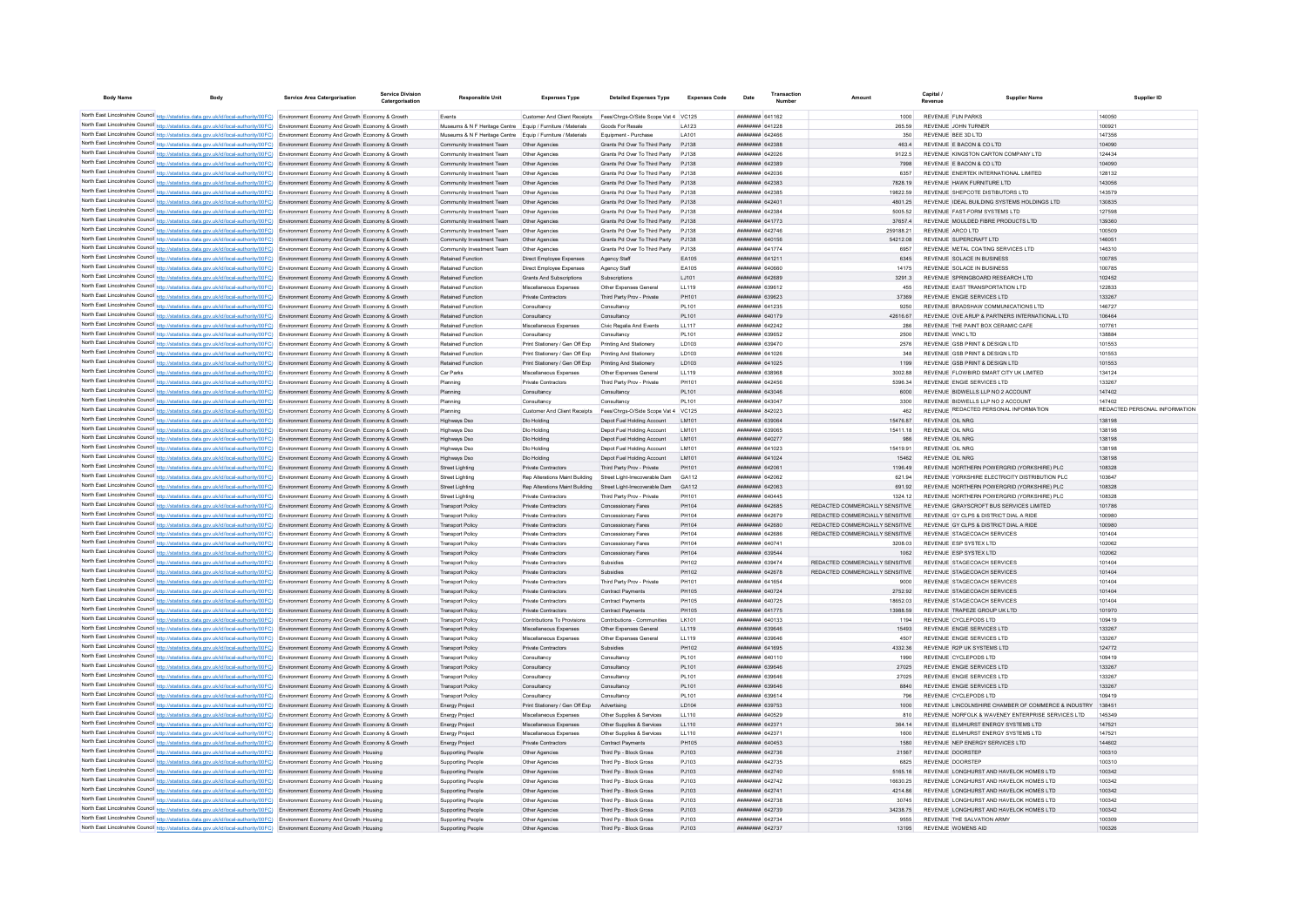| Body Name | Body | Service Area Catergorisation | Service Division Catergorisation | Responsible Unit | Expenses Type | Detailed Expenses Type | Expenses Code | Date | Transaction Number | Amount | Capital / Revenue | Supplier Name | Supplier ID |
|---|---|---|---|---|---|---|---|---|---|---|---|---|---|
| North East Lincolnshire Council | http://statistics.data.gov.uk/id/local-authority/00FC) | Environment Economy And Growth | Economy & Growth | Events | Customer And Client Receipts | Fees/Chrgs-O/Side Scope Vat 4 | VC125 | ######## | 641162 | 1000 | REVENUE | FUN PARKS | 140050 |
| North East Lincolnshire Council | http://statistics.data.gov.uk/id/local-authority/00FC) | Environment Economy And Growth | Economy & Growth | Museums & N F Heritage Centre | Equip / Furniture / Materials | Goods For Resale | LA123 | ######## | 641228 | 265.59 | REVENUE | JOHN TURNER | 100921 |
| North East Lincolnshire Council | http://statistics.data.gov.uk/id/local-authority/00FC) | Environment Economy And Growth | Economy & Growth | Museums & N F Heritage Centre | Equip / Furniture / Materials | Equipment - Purchase | LA101 | ######## | 642466 | 350 | REVENUE | BEE 3D LTD | 147356 |
| North East Lincolnshire Council | http://statistics.data.gov.uk/id/local-authority/00FC) | Environment Economy And Growth | Economy & Growth | Community Investment Team | Other Agencies | Grants Pd Over To Third Party | PJ138 | ######## | 642388 | 463.4 | REVENUE | E BACON & CO LTD | 104090 |
| North East Lincolnshire Council | http://statistics.data.gov.uk/id/local-authority/00FC) | Environment Economy And Growth | Economy & Growth | Community Investment Team | Other Agencies | Grants Pd Over To Third Party | PJ138 | ######## | 642026 | 9122.5 | REVENUE | KINGSTON CARTON COMPANY LTD | 124434 |
| North East Lincolnshire Council | http://statistics.data.gov.uk/id/local-authority/00FC) | Environment Economy And Growth | Economy & Growth | Community Investment Team | Other Agencies | Grants Pd Over To Third Party | PJ138 | ######## | 642389 | 7998 | REVENUE | E BACON & CO LTD | 104090 |
| North East Lincolnshire Council | http://statistics.data.gov.uk/id/local-authority/00FC) | Environment Economy And Growth | Economy & Growth | Community Investment Team | Other Agencies | Grants Pd Over To Third Party | PJ138 | ######## | 642036 | 6357 | REVENUE | ENERTEK INTERNATIONAL LIMITED | 128132 |
| North East Lincolnshire Council | http://statistics.data.gov.uk/id/local-authority/00FC) | Environment Economy And Growth | Economy & Growth | Community Investment Team | Other Agencies | Grants Pd Over To Third Party | PJ138 | ######## | 642383 | 7828.19 | REVENUE | HAWK FURNITURE LTD | 143058 |
| North East Lincolnshire Council | http://statistics.data.gov.uk/id/local-authority/00FC) | Environment Economy And Growth | Economy & Growth | Community Investment Team | Other Agencies | Grants Pd Over To Third Party | PJ138 | ######## | 642385 | 19622.59 | REVENUE | SHEPCOTE DISTIBUTORS LTD | 143579 |
| North East Lincolnshire Council | http://statistics.data.gov.uk/id/local-authority/00FC) | Environment Economy And Growth | Economy & Growth | Community Investment Team | Other Agencies | Grants Pd Over To Third Party | PJ138 | ######## | 642401 | 4801.25 | REVENUE | IDEAL BUILDING SYSTEMS HOLDINGS LTD | 130835 |
| North East Lincolnshire Council | http://statistics.data.gov.uk/id/local-authority/00FC) | Environment Economy And Growth | Economy & Growth | Community Investment Team | Other Agencies | Grants Pd Over To Third Party | PJ138 | ######## | 642384 | 5005.52 | REVENUE | FAST-FORM SYSTEMS LTD | 127598 |
| North East Lincolnshire Council | http://statistics.data.gov.uk/id/local-authority/00FC) | Environment Economy And Growth | Economy & Growth | Community Investment Team | Other Agencies | Grants Pd Over To Third Party | PJ138 | ######## | 641773 | 37657.4 | REVENUE | MOULDED FIBRE PRODUCTS LTD | 139360 |
| North East Lincolnshire Council | http://statistics.data.gov.uk/id/local-authority/00FC) | Environment Economy And Growth | Economy & Growth | Community Investment Team | Other Agencies | Grants Pd Over To Third Party | PJ138 | ######## | 642746 | 259188.21 | REVENUE | ARCO LTD | 100509 |
| North East Lincolnshire Council | http://statistics.data.gov.uk/id/local-authority/00FC) | Environment Economy And Growth | Economy & Growth | Community Investment Team | Other Agencies | Grants Pd Over To Third Party | PJ138 | ######## | 640156 | 54212.08 | REVENUE | SUPERCRAFT LTD | 146051 |
| North East Lincolnshire Council | http://statistics.data.gov.uk/id/local-authority/00FC) | Environment Economy And Growth | Economy & Growth | Community Investment Team | Other Agencies | Grants Pd Over To Third Party | PJ138 | ######## | 641774 | 6957 | REVENUE | METAL COATING SERVICES LTD | 146310 |
| North East Lincolnshire Council | http://statistics.data.gov.uk/id/local-authority/00FC) | Environment Economy And Growth | Economy & Growth | Retained Function | Direct Employee Expenses | Agency Staff | EA105 | ######## | 641211 | 6345 | REVENUE | SOLACE IN BUSINESS | 100785 |
| North East Lincolnshire Council | http://statistics.data.gov.uk/id/local-authority/00FC) | Environment Economy And Growth | Economy & Growth | Retained Function | Direct Employee Expenses | Agency Staff | EA105 | ######## | 640660 | 14175 | REVENUE | SOLACE IN BUSINESS | 100785 |
| North East Lincolnshire Council | http://statistics.data.gov.uk/id/local-authority/00FC) | Environment Economy And Growth | Economy & Growth | Retained Function | Grants And Subscriptions | Subscriptions | LJ101 | ######## | 642689 | 3291.3 | REVENUE | SPRINGBOARD RESEARCH LTD | 102452 |
| North East Lincolnshire Council | http://statistics.data.gov.uk/id/local-authority/00FC) | Environment Economy And Growth | Economy & Growth | Retained Function | Miscellaneous Expenses | Other Expenses General | LL119 | ######## | 639612 | 455 | REVENUE | EAST TRANSPORTATION LTD | 122833 |
| North East Lincolnshire Council | http://statistics.data.gov.uk/id/local-authority/00FC) | Environment Economy And Growth | Economy & Growth | Retained Function | Private Contractors | Third Party Prov - Private | PH101 | ######## | 639623 | 37369 | REVENUE | ENGIE SERVICES LTD | 133267 |
| North East Lincolnshire Council | http://statistics.data.gov.uk/id/local-authority/00FC) | Environment Economy And Growth | Economy & Growth | Retained Function | Consultancy | Consultancy | PL101 | ######## | 641235 | 9250 | REVENUE | BRADSHAW COMMUNICATIONS LTD | 146727 |
| North East Lincolnshire Council | http://statistics.data.gov.uk/id/local-authority/00FC) | Environment Economy And Growth | Economy & Growth | Retained Function | Consultancy | Consultancy | PL101 | ######## | 640179 | 42616.67 | REVENUE | OVE ARUP & PARTNERS INTERNATIONAL LTD | 106464 |
| North East Lincolnshire Council | http://statistics.data.gov.uk/id/local-authority/00FC) | Environment Economy And Growth | Economy & Growth | Retained Function | Miscellaneous Expenses | Civic Regalia And Events | LL117 | ######## | 642242 | 286 | REVENUE | THE PAINT BOX CERAMIC CAFE | 107761 |
| North East Lincolnshire Council | http://statistics.data.gov.uk/id/local-authority/00FC) | Environment Economy And Growth | Economy & Growth | Retained Function | Consultancy | Consultancy | PL101 | ######## | 639652 | 2500 | REVENUE | WNC LTD | 138884 |
| North East Lincolnshire Council | http://statistics.data.gov.uk/id/local-authority/00FC) | Environment Economy And Growth | Economy & Growth | Retained Function | Print Stationery / Gen Off Exp | Printing And Stationery | LD103 | ######## | 639470 | 2576 | REVENUE | GSB PRINT & DESIGN LTD | 101553 |
| North East Lincolnshire Council | http://statistics.data.gov.uk/id/local-authority/00FC) | Environment Economy And Growth | Economy & Growth | Retained Function | Print Stationery / Gen Off Exp | Printing And Stationery | LD103 | ######## | 641026 | 348 | REVENUE | GSB PRINT & DESIGN LTD | 101553 |
| North East Lincolnshire Council | http://statistics.data.gov.uk/id/local-authority/00FC) | Environment Economy And Growth | Economy & Growth | Retained Function | Print Stationery / Gen Off Exp | Printing And Stationery | LD103 | ######## | 641025 | 1199 | REVENUE | GSB PRINT & DESIGN LTD | 101553 |
| North East Lincolnshire Council | http://statistics.data.gov.uk/id/local-authority/00FC) | Environment Economy And Growth | Economy & Growth | Car Parks | Miscellaneous Expenses | Other Expenses General | LL119 | ######## | 638968 | 3002.88 | REVENUE | FLOWBIRD SMART CITY UK LIMITED | 134124 |
| North East Lincolnshire Council | http://statistics.data.gov.uk/id/local-authority/00FC) | Environment Economy And Growth | Economy & Growth | Planning | Private Contractors | Third Party Prov - Private | PH101 | ######## | 642456 | 5396.34 | REVENUE | ENGIE SERVICES LTD | 133267 |
| North East Lincolnshire Council | http://statistics.data.gov.uk/id/local-authority/00FC) | Environment Economy And Growth | Economy & Growth | Planning | Consultancy | Consultancy | PL101 | ######## | 643048 | 6000 | REVENUE | BIDWELLS LLP NO 2 ACCOUNT | 147402 |
| North East Lincolnshire Council | http://statistics.data.gov.uk/id/local-authority/00FC) | Environment Economy And Growth | Economy & Growth | Planning | Consultancy | Consultancy | PL101 | ######## | 643047 | 3300 | REVENUE | BIDWELLS LLP NO 2 ACCOUNT | 147402 |
| North East Lincolnshire Council | http://statistics.data.gov.uk/id/local-authority/00FC) | Environment Economy And Growth | Economy & Growth | Planning | Customer And Client Receipts | Fees/Chrgs-O/Side Scope Vat 4 | VC125 | ######## | 642023 | 462 | REVENUE | REDACTED PERSONAL INFORMATION | REDACTED PERSONAL INFORMATION |
| North East Lincolnshire Council | http://statistics.data.gov.uk/id/local-authority/00FC) | Environment Economy And Growth | Economy & Growth | Highways Dso | Dlo Holding | Depot Fuel Holding Account | LM101 | ######## | 639064 | 15476.87 | REVENUE | OIL NRG | 138198 |
| North East Lincolnshire Council | http://statistics.data.gov.uk/id/local-authority/00FC) | Environment Economy And Growth | Economy & Growth | Highways Dso | Dlo Holding | Depot Fuel Holding Account | LM101 | ######## | 639065 | 15411.18 | REVENUE | OIL NRG | 138198 |
| North East Lincolnshire Council | http://statistics.data.gov.uk/id/local-authority/00FC) | Environment Economy And Growth | Economy & Growth | Highways Dso | Dlo Holding | Depot Fuel Holding Account | LM101 | ######## | 640277 | 986 | REVENUE | OIL NRG | 138198 |
| North East Lincolnshire Council | http://statistics.data.gov.uk/id/local-authority/00FC) | Environment Economy And Growth | Economy & Growth | Highways Dso | Dlo Holding | Depot Fuel Holding Account | LM101 | ######## | 641023 | 15419.91 | REVENUE | OIL NRG | 138198 |
| North East Lincolnshire Council | http://statistics.data.gov.uk/id/local-authority/00FC) | Environment Economy And Growth | Economy & Growth | Highways Dso | Dlo Holding | Depot Fuel Holding Account | LM101 | ######## | 641024 | 15462 | REVENUE | OIL NRG | 138198 |
| North East Lincolnshire Council | http://statistics.data.gov.uk/id/local-authority/00FC) | Environment Economy And Growth | Economy & Growth | Street Lighting | Private Contractors | Third Party Prov - Private | PH101 | ######## | 642061 | 1196.49 | REVENUE | NORTHERN POWERGRID (YORKSHIRE) PLC | 108328 |
| North East Lincolnshire Council | http://statistics.data.gov.uk/id/local-authority/00FC) | Environment Economy And Growth | Economy & Growth | Street Lighting | Rep Alterations Maint Building | Street Light-Irrecoverable Dam | GA112 | ######## | 642062 | 621.94 | REVENUE | YORKSHIRE ELECTRICITY DISTRIBUTION PLC | 103647 |
| North East Lincolnshire Council | http://statistics.data.gov.uk/id/local-authority/00FC) | Environment Economy And Growth | Economy & Growth | Street Lighting | Rep Alterations Maint Building | Street Light-Irrecoverable Dam | GA112 | ######## | 642063 | 691.92 | REVENUE | NORTHERN POWERGRID (YORKSHIRE) PLC | 108328 |
| North East Lincolnshire Council | http://statistics.data.gov.uk/id/local-authority/00FC) | Environment Economy And Growth | Economy & Growth | Street Lighting | Private Contractors | Third Party Prov - Private | PH101 | ######## | 640445 | 1324.12 | REVENUE | NORTHERN POWERGRID (YORKSHIRE) PLC | 108328 |
| North East Lincolnshire Council | http://statistics.data.gov.uk/id/local-authority/00FC) | Environment Economy And Growth | Economy & Growth | Transport Policy | Private Contractors | Concessionary Fares | PH104 | ######## | 642685 | REDACTED COMMERCIALLY SENSITIVE | REVENUE | GRAYSCROFT BUS SERVICES LIMITED | 101786 |
| North East Lincolnshire Council | http://statistics.data.gov.uk/id/local-authority/00FC) | Environment Economy And Growth | Economy & Growth | Transport Policy | Private Contractors | Concessionary Fares | PH104 | ######## | 642679 | REDACTED COMMERCIALLY SENSITIVE | REVENUE | GY CLPS & DISTRICT DIAL A RIDE | 100980 |
| North East Lincolnshire Council | http://statistics.data.gov.uk/id/local-authority/00FC) | Environment Economy And Growth | Economy & Growth | Transport Policy | Private Contractors | Concessionary Fares | PH104 | ######## | 642680 | REDACTED COMMERCIALLY SENSITIVE | REVENUE | GY CLPS & DISTRICT DIAL A RIDE | 100980 |
| North East Lincolnshire Council | http://statistics.data.gov.uk/id/local-authority/00FC) | Environment Economy And Growth | Economy & Growth | Transport Policy | Private Contractors | Concessionary Fares | PH104 | ######## | 642686 | REDACTED COMMERCIALLY SENSITIVE | REVENUE | STAGECOACH SERVICES | 101404 |
| North East Lincolnshire Council | http://statistics.data.gov.uk/id/local-authority/00FC) | Environment Economy And Growth | Economy & Growth | Transport Policy | Private Contractors | Concessionary Fares | PH104 | ######## | 640741 | 3208.03 | REVENUE | ESP SYSTEX LTD | 102062 |
| North East Lincolnshire Council | http://statistics.data.gov.uk/id/local-authority/00FC) | Environment Economy And Growth | Economy & Growth | Transport Policy | Private Contractors | Concessionary Fares | PH104 | ######## | 639544 | 1062 | REVENUE | ESP SYSTEX LTD | 102062 |
| North East Lincolnshire Council | http://statistics.data.gov.uk/id/local-authority/00FC) | Environment Economy And Growth | Economy & Growth | Transport Policy | Private Contractors | Subsidies | PH102 | ######## | 639474 | REDACTED COMMERCIALLY SENSITIVE | REVENUE | STAGECOACH SERVICES | 101404 |
| North East Lincolnshire Council | http://statistics.data.gov.uk/id/local-authority/00FC) | Environment Economy And Growth | Economy & Growth | Transport Policy | Private Contractors | Subsidies | PH102 | ######## | 642678 | REDACTED COMMERCIALLY SENSITIVE | REVENUE | STAGECOACH SERVICES | 101404 |
| North East Lincolnshire Council | http://statistics.data.gov.uk/id/local-authority/00FC) | Environment Economy And Growth | Economy & Growth | Transport Policy | Private Contractors | Third Party Prov - Private | PH101 | ######## | 641654 | 9000 | REVENUE | STAGECOACH SERVICES | 101404 |
| North East Lincolnshire Council | http://statistics.data.gov.uk/id/local-authority/00FC) | Environment Economy And Growth | Economy & Growth | Transport Policy | Private Contractors | Contract Payments | PH105 | ######## | 640724 | 2752.92 | REVENUE | STAGECOACH SERVICES | 101404 |
| North East Lincolnshire Council | http://statistics.data.gov.uk/id/local-authority/00FC) | Environment Economy And Growth | Economy & Growth | Transport Policy | Private Contractors | Contract Payments | PH105 | ######## | 640725 | 18652.03 | REVENUE | STAGECOACH SERVICES | 101404 |
| North East Lincolnshire Council | http://statistics.data.gov.uk/id/local-authority/00FC) | Environment Economy And Growth | Economy & Growth | Transport Policy | Private Contractors | Contract Payments | PH105 | ######## | 641775 | 13968.59 | REVENUE | TRAPEZE GROUP UK LTD | 101970 |
| North East Lincolnshire Council | http://statistics.data.gov.uk/id/local-authority/00FC) | Environment Economy And Growth | Economy & Growth | Transport Policy | Contributions To Provisions | Contributions - Communities | LK101 | ######## | 640133 | 1194 | REVENUE | CYCLEPODS LTD | 109419 |
| North East Lincolnshire Council | http://statistics.data.gov.uk/id/local-authority/00FC) | Environment Economy And Growth | Economy & Growth | Transport Policy | Miscellaneous Expenses | Other Expenses General | LL119 | ######## | 639646 | 15493 | REVENUE | ENGIE SERVICES LTD | 133267 |
| North East Lincolnshire Council | http://statistics.data.gov.uk/id/local-authority/00FC) | Environment Economy And Growth | Economy & Growth | Transport Policy | Miscellaneous Expenses | Other Expenses General | LL119 | ######## | 639646 | 4507 | REVENUE | ENGIE SERVICES LTD | 133267 |
| North East Lincolnshire Council | http://statistics.data.gov.uk/id/local-authority/00FC) | Environment Economy And Growth | Economy & Growth | Transport Policy | Private Contractors | Subsidies | PH102 | ######## | 641695 | 4332.36 | REVENUE | R2P UK SYSTEMS LTD | 124772 |
| North East Lincolnshire Council | http://statistics.data.gov.uk/id/local-authority/00FC) | Environment Economy And Growth | Economy & Growth | Transport Policy | Consultancy | Consultancy | PL101 | ######## | 640110 | 1990 | REVENUE | CYCLEPODS LTD | 109419 |
| North East Lincolnshire Council | http://statistics.data.gov.uk/id/local-authority/00FC) | Environment Economy And Growth | Economy & Growth | Transport Policy | Consultancy | Consultancy | PL101 | ######## | 639646 | 27025 | REVENUE | ENGIE SERVICES LTD | 133267 |
| North East Lincolnshire Council | http://statistics.data.gov.uk/id/local-authority/00FC) | Environment Economy And Growth | Economy & Growth | Transport Policy | Consultancy | Consultancy | PL101 | ######## | 639646 | 27025 | REVENUE | ENGIE SERVICES LTD | 133267 |
| North East Lincolnshire Council | http://statistics.data.gov.uk/id/local-authority/00FC) | Environment Economy And Growth | Economy & Growth | Transport Policy | Consultancy | Consultancy | PL101 | ######## | 639646 | 8840 | REVENUE | ENGIE SERVICES LTD | 133267 |
| North East Lincolnshire Council | http://statistics.data.gov.uk/id/local-authority/00FC) | Environment Economy And Growth | Economy & Growth | Transport Policy | Consultancy | Consultancy | PL101 | ######## | 639614 | 796 | REVENUE | CYCLEPODS LTD | 109419 |
| North East Lincolnshire Council | http://statistics.data.gov.uk/id/local-authority/00FC) | Environment Economy And Growth | Economy & Growth | Energy Project | Print Stationery / Gen Off Exp | Advertising | LD104 | ######## | 639753 | 1000 | REVENUE | LINCOLNSHIRE CHAMBER OF COMMERCE & INDUSTRY | 138451 |
| North East Lincolnshire Council | http://statistics.data.gov.uk/id/local-authority/00FC) | Environment Economy And Growth | Economy & Growth | Energy Project | Miscellaneous Expenses | Other Supplies & Services | LL110 | ######## | 640529 | 810 | REVENUE | NORFOLK & WAVENEY ENTERPRISE SERVICES LTD | 145349 |
| North East Lincolnshire Council | http://statistics.data.gov.uk/id/local-authority/00FC) | Environment Economy And Growth | Economy & Growth | Energy Project | Miscellaneous Expenses | Other Supplies & Services | LL110 | ######## | 642371 | 364.14 | REVENUE | ELMHURST ENERGY SYSTEMS LTD | 147521 |
| North East Lincolnshire Council | http://statistics.data.gov.uk/id/local-authority/00FC) | Environment Economy And Growth | Economy & Growth | Energy Project | Miscellaneous Expenses | Other Supplies & Services | LL110 | ######## | 642371 | 1600 | REVENUE | ELMHURST ENERGY SYSTEMS LTD | 147521 |
| North East Lincolnshire Council | http://statistics.data.gov.uk/id/local-authority/00FC) | Environment Economy And Growth | Economy & Growth | Energy Project | Private Contractors | Contract Payments | PH105 | ######## | 640453 | 1580 | REVENUE | NEP ENERGY SERVICES LTD | 144602 |
| North East Lincolnshire Council | http://statistics.data.gov.uk/id/local-authority/00FC) | Environment Economy And Growth | Housing | Supporting People | Other Agencies | Third Pp - Block Gross | PJ103 | ######## | 642736 | 21567 | REVENUE | DOORSTEP | 100310 |
| North East Lincolnshire Council | http://statistics.data.gov.uk/id/local-authority/00FC) | Environment Economy And Growth | Housing | Supporting People | Other Agencies | Third Pp - Block Gross | PJ103 | ######## | 642735 | 6825 | REVENUE | DOORSTEP | 100310 |
| North East Lincolnshire Council | http://statistics.data.gov.uk/id/local-authority/00FC) | Environment Economy And Growth | Housing | Supporting People | Other Agencies | Third Pp - Block Gross | PJ103 | ######## | 642740 | 5165.16 | REVENUE | LONGHURST AND HAVELOK HOMES LTD | 100342 |
| North East Lincolnshire Council | http://statistics.data.gov.uk/id/local-authority/00FC) | Environment Economy And Growth | Housing | Supporting People | Other Agencies | Third Pp - Block Gross | PJ103 | ######## | 642742 | 16630.25 | REVENUE | LONGHURST AND HAVELOK HOMES LTD | 100342 |
| North East Lincolnshire Council | http://statistics.data.gov.uk/id/local-authority/00FC) | Environment Economy And Growth | Housing | Supporting People | Other Agencies | Third Pp - Block Gross | PJ103 | ######## | 642741 | 4214.86 | REVENUE | LONGHURST AND HAVELOK HOMES LTD | 100342 |
| North East Lincolnshire Council | http://statistics.data.gov.uk/id/local-authority/00FC) | Environment Economy And Growth | Housing | Supporting People | Other Agencies | Third Pp - Block Gross | PJ103 | ######## | 642738 | 30745 | REVENUE | LONGHURST AND HAVELOK HOMES LTD | 100342 |
| North East Lincolnshire Council | http://statistics.data.gov.uk/id/local-authority/00FC) | Environment Economy And Growth | Housing | Supporting People | Other Agencies | Third Pp - Block Gross | PJ103 | ######## | 642739 | 34238.75 | REVENUE | LONGHURST AND HAVELOK HOMES LTD | 100342 |
| North East Lincolnshire Council | http://statistics.data.gov.uk/id/local-authority/00FC) | Environment Economy And Growth | Housing | Supporting People | Other Agencies | Third Pp - Block Gross | PJ103 | ######## | 642734 | 9555 | REVENUE | THE SALVATION ARMY | 100309 |
| North East Lincolnshire Council | http://statistics.data.gov.uk/id/local-authority/00FC) | Environment Economy And Growth | Housing | Supporting People | Other Agencies | Third Pp - Block Gross | PJ103 | ######## | 642737 | 13195 | REVENUE | WOMENS AID | 100326 |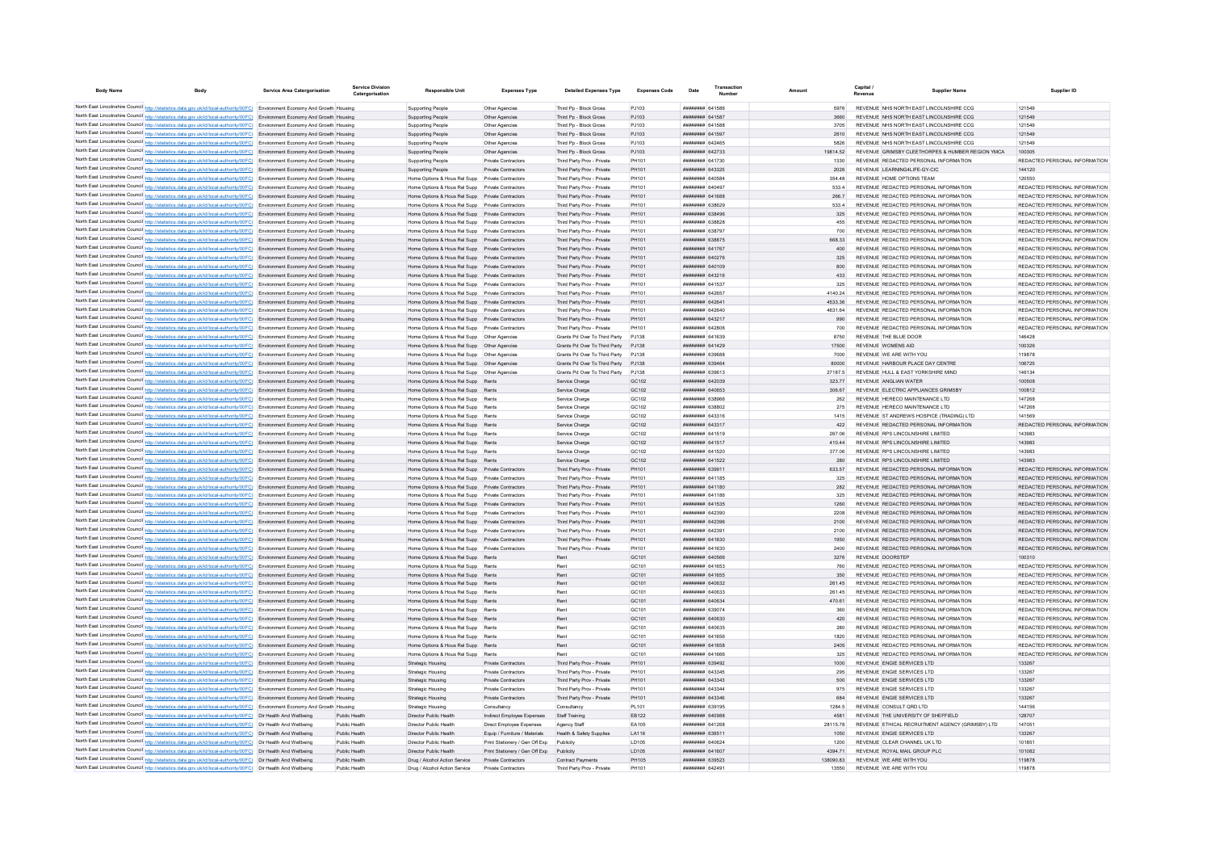| Body Name | Body | Service Area Catergorisation | Service Division Catergorisation | Responsible Unit | Expenses Type | Detailed Expenses Type | Expenses Code | Date | Transaction Number | Amount | Capital / Revenue | Supplier Name | Supplier ID |
|---|---|---|---|---|---|---|---|---|---|---|---|---|---|
| North East Lincolnshire Council | http://statistics.data.gov.uk/id/local-authority/00FC | Environment Economy And Growth | Housing | Supporting People | Other Agencies | Third Pp - Block Gross | PJ103 | ######## | 641586 | 5976 | REVENUE | NHS NORTH EAST LINCOLNSHIRE CCG | 121549 |
| North East Lincolnshire Council | http://statistics.data.gov.uk/id/local-authority/00FC | Environment Economy And Growth | Housing | Supporting People | Other Agencies | Third Pp - Block Gross | PJ103 | ######## | 641587 | 3660 | REVENUE | NHS NORTH EAST LINCOLNSHIRE CCG | 121549 |
| North East Lincolnshire Council | http://statistics.data.gov.uk/id/local-authority/00FC | Environment Economy And Growth | Housing | Supporting People | Other Agencies | Third Pp - Block Gross | PJ103 | ######## | 641588 | 3705 | REVENUE | NHS NORTH EAST LINCOLNSHIRE CCG | 121549 |
| North East Lincolnshire Council | http://statistics.data.gov.uk/id/local-authority/00FC | Environment Economy And Growth | Housing | Supporting People | Other Agencies | Third Pp - Block Gross | PJ103 | ######## | 641597 | 2610 | REVENUE | NHS NORTH EAST LINCOLNSHIRE CCG | 121549 |
| North East Lincolnshire Council | http://statistics.data.gov.uk/id/local-authority/00FC | Environment Economy And Growth | Housing | Supporting People | Other Agencies | Third Pp - Block Gross | PJ103 | ######## | 642465 | 5826 | REVENUE | NHS NORTH EAST LINCOLNSHIRE CCG | 121549 |
| North East Lincolnshire Council | http://statistics.data.gov.uk/id/local-authority/00FC | Environment Economy And Growth | Housing | Supporting People | Other Agencies | Third Pp - Block Gross | PJ103 | ######## | 642733 | 19814.52 | REVENUE | GRIMSBY CLEETHORPES & HUMBER REGION YMCA | 100305 |
| North East Lincolnshire Council | http://statistics.data.gov.uk/id/local-authority/00FC | Environment Economy And Growth | Housing | Supporting People | Private Contractors | Third Party Prov - Private | PH101 | ######## | 641730 | 1330 | REVENUE | REDACTED PERSONAL INFORMATION | REDACTED PERSONAL INFORMATION |
| North East Lincolnshire Council | http://statistics.data.gov.uk/id/local-authority/00FC | Environment Economy And Growth | Housing | Supporting People | Private Contractors | Third Party Prov - Private | PH101 | ######## | 643325 | 2028 | REVENUE | LEARNING4LIFE-GY-CIC | 144120 |
| North East Lincolnshire Council | http://statistics.data.gov.uk/id/local-authority/00FC | Environment Economy And Growth | Housing | Home Options & Hous Rel Supp | Private Contractors | Third Party Prov - Private | PH101 | ######## | 640584 | 354.48 | REVENUE | HOME OPTIONS TEAM | 120550 |
| North East Lincolnshire Council | http://statistics.data.gov.uk/id/local-authority/00FC | Environment Economy And Growth | Housing | Home Options & Hous Rel Supp | Private Contractors | Third Party Prov - Private | PH101 | ######## | 640497 | 533.4 | REVENUE | REDACTED PERSONAL INFORMATION | REDACTED PERSONAL INFORMATION |
| North East Lincolnshire Council | http://statistics.data.gov.uk/id/local-authority/00FC | Environment Economy And Growth | Housing | Home Options & Hous Rel Supp | Private Contractors | Third Party Prov - Private | PH101 | ######## | 641688 | 266.7 | REVENUE | REDACTED PERSONAL INFORMATION | REDACTED PERSONAL INFORMATION |
| North East Lincolnshire Council | http://statistics.data.gov.uk/id/local-authority/00FC | Environment Economy And Growth | Housing | Home Options & Hous Rel Supp | Private Contractors | Third Party Prov - Private | PH101 | ######## | 638629 | 533.4 | REVENUE | REDACTED PERSONAL INFORMATION | REDACTED PERSONAL INFORMATION |
| North East Lincolnshire Council | http://statistics.data.gov.uk/id/local-authority/00FC | Environment Economy And Growth | Housing | Home Options & Hous Rel Supp | Private Contractors | Third Party Prov - Private | PH101 | ######## | 638495 | 325 | REVENUE | REDACTED PERSONAL INFORMATION | REDACTED PERSONAL INFORMATION |
| North East Lincolnshire Council | http://statistics.data.gov.uk/id/local-authority/00FC | Environment Economy And Growth | Housing | Home Options & Hous Rel Supp | Private Contractors | Third Party Prov - Private | PH101 | ######## | 638828 | 455 | REVENUE | REDACTED PERSONAL INFORMATION | REDACTED PERSONAL INFORMATION |
| North East Lincolnshire Council | http://statistics.data.gov.uk/id/local-authority/00FC | Environment Economy And Growth | Housing | Home Options & Hous Rel Supp | Private Contractors | Third Party Prov - Private | PH101 | ######## | 638797 | 700 | REVENUE | REDACTED PERSONAL INFORMATION | REDACTED PERSONAL INFORMATION |
| North East Lincolnshire Council | http://statistics.data.gov.uk/id/local-authority/00FC | Environment Economy And Growth | Housing | Home Options & Hous Rel Supp | Private Contractors | Third Party Prov - Private | PH101 | ######## | 638875 | 668.33 | REVENUE | REDACTED PERSONAL INFORMATION | REDACTED PERSONAL INFORMATION |
| North East Lincolnshire Council | http://statistics.data.gov.uk/id/local-authority/00FC | Environment Economy And Growth | Housing | Home Options & Hous Rel Supp | Private Contractors | Third Party Prov - Private | PH101 | ######## | 641767 | 400 | REVENUE | REDACTED PERSONAL INFORMATION | REDACTED PERSONAL INFORMATION |
| North East Lincolnshire Council | http://statistics.data.gov.uk/id/local-authority/00FC | Environment Economy And Growth | Housing | Home Options & Hous Rel Supp | Private Contractors | Third Party Prov - Private | PH101 | ######## | 640276 | 325 | REVENUE | REDACTED PERSONAL INFORMATION | REDACTED PERSONAL INFORMATION |
| North East Lincolnshire Council | http://statistics.data.gov.uk/id/local-authority/00FC | Environment Economy And Growth | Housing | Home Options & Hous Rel Supp | Private Contractors | Third Party Prov - Private | PH101 | ######## | 640109 | 800 | REVENUE | REDACTED PERSONAL INFORMATION | REDACTED PERSONAL INFORMATION |
| North East Lincolnshire Council | http://statistics.data.gov.uk/id/local-authority/00FC | Environment Economy And Growth | Housing | Home Options & Hous Rel Supp | Private Contractors | Third Party Prov - Private | PH101 | ######## | 643216 | 433 | REVENUE | REDACTED PERSONAL INFORMATION | REDACTED PERSONAL INFORMATION |
| North East Lincolnshire Council | http://statistics.data.gov.uk/id/local-authority/00FC | Environment Economy And Growth | Housing | Home Options & Hous Rel Supp | Private Contractors | Third Party Prov - Private | PH101 | ######## | 641537 | 325 | REVENUE | REDACTED PERSONAL INFORMATION | REDACTED PERSONAL INFORMATION |
| North East Lincolnshire Council | http://statistics.data.gov.uk/id/local-authority/00FC | Environment Economy And Growth | Housing | Home Options & Hous Rel Supp | Private Contractors | Third Party Prov - Private | PH101 | ######## | 642657 | 4140.24 | REVENUE | REDACTED PERSONAL INFORMATION | REDACTED PERSONAL INFORMATION |
| North East Lincolnshire Council | http://statistics.data.gov.uk/id/local-authority/00FC | Environment Economy And Growth | Housing | Home Options & Hous Rel Supp | Private Contractors | Third Party Prov - Private | PH101 | ######## | 642641 | 4533.36 | REVENUE | REDACTED PERSONAL INFORMATION | REDACTED PERSONAL INFORMATION |
| North East Lincolnshire Council | http://statistics.data.gov.uk/id/local-authority/00FC | Environment Economy And Growth | Housing | Home Options & Hous Rel Supp | Private Contractors | Third Party Prov - Private | PH101 | ######## | 642640 | 4631.64 | REVENUE | REDACTED PERSONAL INFORMATION | REDACTED PERSONAL INFORMATION |
| North East Lincolnshire Council | http://statistics.data.gov.uk/id/local-authority/00FC | Environment Economy And Growth | Housing | Home Options & Hous Rel Supp | Private Contractors | Third Party Prov - Private | PH101 | ######## | 643217 | 990 | REVENUE | REDACTED PERSONAL INFORMATION | REDACTED PERSONAL INFORMATION |
| North East Lincolnshire Council | http://statistics.data.gov.uk/id/local-authority/00FC | Environment Economy And Growth | Housing | Home Options & Hous Rel Supp | Private Contractors | Third Party Prov - Private | PH101 | ######## | 642806 | 700 | REVENUE | REDACTED PERSONAL INFORMATION | REDACTED PERSONAL INFORMATION |
| North East Lincolnshire Council | http://statistics.data.gov.uk/id/local-authority/00FC | Environment Economy And Growth | Housing | Home Options & Hous Rel Supp | Other Agencies | Grants Pd Over To Third Party | PJ138 | ######## | 641639 | 8750 | REVENUE | THE BLUE DOOR | 146426 |
| North East Lincolnshire Council | http://statistics.data.gov.uk/id/local-authority/00FC | Environment Economy And Growth | Housing | Home Options & Hous Rel Supp | Other Agencies | Grants Pd Over To Third Party | PJ138 | ######## | 641429 | 17500 | REVENUE | WOMENS AID | 100326 |
| North East Lincolnshire Council | http://statistics.data.gov.uk/id/local-authority/00FC | Environment Economy And Growth | Housing | Home Options & Hous Rel Supp | Other Agencies | Grants Pd Over To Third Party | PJ138 | ######## | 639688 | 7000 | REVENUE | WE ARE WITH YOU | 119878 |
| North East Lincolnshire Council | http://statistics.data.gov.uk/id/local-authority/00FC | Environment Economy And Growth | Housing | Home Options & Hous Rel Supp | Other Agencies | Grants Pd Over To Third Party | PJ138 | ######## | 639464 | 80000 | REVENUE | HARBOUR PLACE DAY CENTRE | 106725 |
| North East Lincolnshire Council | http://statistics.data.gov.uk/id/local-authority/00FC | Environment Economy And Growth | Housing | Home Options & Hous Rel Supp | Other Agencies | Grants Pd Over To Third Party | PJ138 | ######## | 639613 | 27187.5 | REVENUE | HULL & EAST YORKSHIRE MIND | 146134 |
| North East Lincolnshire Council | http://statistics.data.gov.uk/id/local-authority/00FC | Environment Economy And Growth | Housing | Home Options & Hous Rel Supp | Rents | Service Charge | GC102 | ######## | 642039 | 323.77 | REVENUE | ANGLIAN WATER | 100508 |
| North East Lincolnshire Council | http://statistics.data.gov.uk/id/local-authority/00FC | Environment Economy And Growth | Housing | Home Options & Hous Rel Supp | Rents | Service Charge | GC102 | ######## | 640653 | 306.67 | REVENUE | ELECTRIC APPLIANCES GRIMSBY | 100812 |
| North East Lincolnshire Council | http://statistics.data.gov.uk/id/local-authority/00FC | Environment Economy And Growth | Housing | Home Options & Hous Rel Supp | Rents | Service Charge | GC102 | ######## | 638966 | 262 | REVENUE | HERECO MAINTENANCE LTD | 147268 |
| North East Lincolnshire Council | http://statistics.data.gov.uk/id/local-authority/00FC | Environment Economy And Growth | Housing | Home Options & Hous Rel Supp | Rents | Service Charge | GC102 | ######## | 638802 | 275 | REVENUE | HERECO MAINTENANCE LTD | 147268 |
| North East Lincolnshire Council | http://statistics.data.gov.uk/id/local-authority/00FC | Environment Economy And Growth | Housing | Home Options & Hous Rel Supp | Rents | Service Charge | GC102 | ######## | 643316 | 1415 | REVENUE | ST ANDREWS HOSPICE (TRADING) LTD | 141569 |
| North East Lincolnshire Council | http://statistics.data.gov.uk/id/local-authority/00FC | Environment Economy And Growth | Housing | Home Options & Hous Rel Supp | Rents | Service Charge | GC102 | ######## | 643317 | 422 | REVENUE | REDACTED PERSONAL INFORMATION | REDACTED PERSONAL INFORMATION |
| North East Lincolnshire Council | http://statistics.data.gov.uk/id/local-authority/00FC | Environment Economy And Growth | Housing | Home Options & Hous Rel Supp | Rents | Service Charge | GC102 | ######## | 641519 | 267.06 | REVENUE | RPS LINCOLNSHIRE LIMITED | 143983 |
| North East Lincolnshire Council | http://statistics.data.gov.uk/id/local-authority/00FC | Environment Economy And Growth | Housing | Home Options & Hous Rel Supp | Rents | Service Charge | GC102 | ######## | 641517 | 410.44 | REVENUE | RPS LINCOLNSHIRE LIMITED | 143983 |
| North East Lincolnshire Council | http://statistics.data.gov.uk/id/local-authority/00FC | Environment Economy And Growth | Housing | Home Options & Hous Rel Supp | Rents | Service Charge | GC102 | ######## | 641520 | 377.06 | REVENUE | RPS LINCOLNSHIRE LIMITED | 143983 |
| North East Lincolnshire Council | http://statistics.data.gov.uk/id/local-authority/00FC | Environment Economy And Growth | Housing | Home Options & Hous Rel Supp | Rents | Service Charge | GC102 | ######## | 641522 | 280 | REVENUE | RPS LINCOLNSHIRE LIMITED | 143983 |
| North East Lincolnshire Council | http://statistics.data.gov.uk/id/local-authority/00FC | Environment Economy And Growth | Housing | Home Options & Hous Rel Supp | Private Contractors | Third Party Prov - Private | PH101 | ######## | 639911 | 633.57 | REVENUE | REDACTED PERSONAL INFORMATION | REDACTED PERSONAL INFORMATION |
| North East Lincolnshire Council | http://statistics.data.gov.uk/id/local-authority/00FC | Environment Economy And Growth | Housing | Home Options & Hous Rel Supp | Private Contractors | Third Party Prov - Private | PH101 | ######## | 641185 | 325 | REVENUE | REDACTED PERSONAL INFORMATION | REDACTED PERSONAL INFORMATION |
| North East Lincolnshire Council | http://statistics.data.gov.uk/id/local-authority/00FC | Environment Economy And Growth | Housing | Home Options & Hous Rel Supp | Private Contractors | Third Party Prov - Private | PH101 | ######## | 641180 | 282 | REVENUE | REDACTED PERSONAL INFORMATION | REDACTED PERSONAL INFORMATION |
| North East Lincolnshire Council | http://statistics.data.gov.uk/id/local-authority/00FC | Environment Economy And Growth | Housing | Home Options & Hous Rel Supp | Private Contractors | Third Party Prov - Private | PH101 | ######## | 641186 | 325 | REVENUE | REDACTED PERSONAL INFORMATION | REDACTED PERSONAL INFORMATION |
| North East Lincolnshire Council | http://statistics.data.gov.uk/id/local-authority/00FC | Environment Economy And Growth | Housing | Home Options & Hous Rel Supp | Private Contractors | Third Party Prov - Private | PH101 | ######## | 641535 | 1260 | REVENUE | REDACTED PERSONAL INFORMATION | REDACTED PERSONAL INFORMATION |
| North East Lincolnshire Council | http://statistics.data.gov.uk/id/local-authority/00FC | Environment Economy And Growth | Housing | Home Options & Hous Rel Supp | Private Contractors | Third Party Prov - Private | PH101 | ######## | 642390 | 2208 | REVENUE | REDACTED PERSONAL INFORMATION | REDACTED PERSONAL INFORMATION |
| North East Lincolnshire Council | http://statistics.data.gov.uk/id/local-authority/00FC | Environment Economy And Growth | Housing | Home Options & Hous Rel Supp | Private Contractors | Third Party Prov - Private | PH101 | ######## | 642396 | 2100 | REVENUE | REDACTED PERSONAL INFORMATION | REDACTED PERSONAL INFORMATION |
| North East Lincolnshire Council | http://statistics.data.gov.uk/id/local-authority/00FC | Environment Economy And Growth | Housing | Home Options & Hous Rel Supp | Private Contractors | Third Party Prov - Private | PH101 | ######## | 642391 | 2100 | REVENUE | REDACTED PERSONAL INFORMATION | REDACTED PERSONAL INFORMATION |
| North East Lincolnshire Council | http://statistics.data.gov.uk/id/local-authority/00FC | Environment Economy And Growth | Housing | Home Options & Hous Rel Supp | Private Contractors | Third Party Prov - Private | PH101 | ######## | 641630 | 1950 | REVENUE | REDACTED PERSONAL INFORMATION | REDACTED PERSONAL INFORMATION |
| North East Lincolnshire Council | http://statistics.data.gov.uk/id/local-authority/00FC | Environment Economy And Growth | Housing | Home Options & Hous Rel Supp | Private Contractors | Third Party Prov - Private | PH101 | ######## | 641630 | 2400 | REVENUE | REDACTED PERSONAL INFORMATION | REDACTED PERSONAL INFORMATION |
| North East Lincolnshire Council | http://statistics.data.gov.uk/id/local-authority/00FC | Environment Economy And Growth | Housing | Home Options & Hous Rel Supp | Rents | Rent | GC101 | ######## | 640566 | 3276 | REVENUE | DOORSTEP | 100310 |
| North East Lincolnshire Council | http://statistics.data.gov.uk/id/local-authority/00FC | Environment Economy And Growth | Housing | Home Options & Hous Rel Supp | Rents | Rent | GC101 | ######## | 641653 | 760 | REVENUE | REDACTED PERSONAL INFORMATION | REDACTED PERSONAL INFORMATION |
| North East Lincolnshire Council | http://statistics.data.gov.uk/id/local-authority/00FC | Environment Economy And Growth | Housing | Home Options & Hous Rel Supp | Rents | Rent | GC101 | ######## | 641655 | 350 | REVENUE | REDACTED PERSONAL INFORMATION | REDACTED PERSONAL INFORMATION |
| North East Lincolnshire Council | http://statistics.data.gov.uk/id/local-authority/00FC | Environment Economy And Growth | Housing | Home Options & Hous Rel Supp | Rents | Rent | GC101 | ######## | 640632 | 261.45 | REVENUE | REDACTED PERSONAL INFORMATION | REDACTED PERSONAL INFORMATION |
| North East Lincolnshire Council | http://statistics.data.gov.uk/id/local-authority/00FC | Environment Economy And Growth | Housing | Home Options & Hous Rel Supp | Rents | Rent | GC101 | ######## | 640633 | 261.45 | REVENUE | REDACTED PERSONAL INFORMATION | REDACTED PERSONAL INFORMATION |
| North East Lincolnshire Council | http://statistics.data.gov.uk/id/local-authority/00FC | Environment Economy And Growth | Housing | Home Options & Hous Rel Supp | Rents | Rent | GC101 | ######## | 640634 | 470.61 | REVENUE | REDACTED PERSONAL INFORMATION | REDACTED PERSONAL INFORMATION |
| North East Lincolnshire Council | http://statistics.data.gov.uk/id/local-authority/00FC | Environment Economy And Growth | Housing | Home Options & Hous Rel Supp | Rents | Rent | GC101 | ######## | 639074 | 360 | REVENUE | REDACTED PERSONAL INFORMATION | REDACTED PERSONAL INFORMATION |
| North East Lincolnshire Council | http://statistics.data.gov.uk/id/local-authority/00FC | Environment Economy And Growth | Housing | Home Options & Hous Rel Supp | Rents | Rent | GC101 | ######## | 640630 | 420 | REVENUE | REDACTED PERSONAL INFORMATION | REDACTED PERSONAL INFORMATION |
| North East Lincolnshire Council | http://statistics.data.gov.uk/id/local-authority/00FC | Environment Economy And Growth | Housing | Home Options & Hous Rel Supp | Rents | Rent | GC101 | ######## | 640635 | 280 | REVENUE | REDACTED PERSONAL INFORMATION | REDACTED PERSONAL INFORMATION |
| North East Lincolnshire Council | http://statistics.data.gov.uk/id/local-authority/00FC | Environment Economy And Growth | Housing | Home Options & Hous Rel Supp | Rents | Rent | GC101 | ######## | 641656 | 1820 | REVENUE | REDACTED PERSONAL INFORMATION | REDACTED PERSONAL INFORMATION |
| North East Lincolnshire Council | http://statistics.data.gov.uk/id/local-authority/00FC | Environment Economy And Growth | Housing | Home Options & Hous Rel Supp | Rents | Rent | GC101 | ######## | 641658 | 2405 | REVENUE | REDACTED PERSONAL INFORMATION | REDACTED PERSONAL INFORMATION |
| North East Lincolnshire Council | http://statistics.data.gov.uk/id/local-authority/00FC | Environment Economy And Growth | Housing | Home Options & Hous Rel Supp | Rents | Rent | GC101 | ######## | 641666 | 325 | REVENUE | REDACTED PERSONAL INFORMATION | REDACTED PERSONAL INFORMATION |
| North East Lincolnshire Council | http://statistics.data.gov.uk/id/local-authority/00FC | Environment Economy And Growth | Housing | Strategic Housing | Private Contractors | Third Party Prov - Private | PH101 | ######## | 639492 | 1000 | REVENUE | ENGIE SERVICES LTD | 133267 |
| North East Lincolnshire Council | http://statistics.data.gov.uk/id/local-authority/00FC | Environment Economy And Growth | Housing | Strategic Housing | Private Contractors | Third Party Prov - Private | PH101 | ######## | 643345 | 295 | REVENUE | ENGIE SERVICES LTD | 133267 |
| North East Lincolnshire Council | http://statistics.data.gov.uk/id/local-authority/00FC | Environment Economy And Growth | Housing | Strategic Housing | Private Contractors | Third Party Prov - Private | PH101 | ######## | 643343 | 500 | REVENUE | ENGIE SERVICES LTD | 133267 |
| North East Lincolnshire Council | http://statistics.data.gov.uk/id/local-authority/00FC | Environment Economy And Growth | Housing | Strategic Housing | Private Contractors | Third Party Prov - Private | PH101 | ######## | 643344 | 975 | REVENUE | ENGIE SERVICES LTD | 133267 |
| North East Lincolnshire Council | http://statistics.data.gov.uk/id/local-authority/00FC | Environment Economy And Growth | Housing | Strategic Housing | Private Contractors | Third Party Prov - Private | PH101 | ######## | 643346 | 684 | REVENUE | ENGIE SERVICES LTD | 133267 |
| North East Lincolnshire Council | http://statistics.data.gov.uk/id/local-authority/00FC | Environment Economy And Growth | Housing | Strategic Housing | Consultancy | Consultancy | PL101 | ######## | 639195 | 1284.5 | REVENUE | CONSULT QRD LTD | 144156 |
| North East Lincolnshire Council | http://statistics.data.gov.uk/id/local-authority/00FC | Dir Health And Wellbeing | Public Health | Director Public Health | Indirect Employee Expenses | Staff Training | EB122 | ######## | 640988 | 4581 | REVENUE | THE UNIVERSITY OF SHEFFIELD | 128707 |
| North East Lincolnshire Council | http://statistics.data.gov.uk/id/local-authority/00FC | Dir Health And Wellbeing | Public Health | Director Public Health | Direct Employee Expenses | Agency Staff | EA105 | ######## | 641266 | 28115.78 | REVENUE | ETHICAL RECRUITMENT AGENCY (GRIMSBY) LTD | 147051 |
| North East Lincolnshire Council | http://statistics.data.gov.uk/id/local-authority/00FC | Dir Health And Wellbeing | Public Health | Director Public Health | Equip / Furniture / Materials | Health & Safety Supplies | LA116 | ######## | 639511 | 1050 | REVENUE | ENGIE SERVICES LTD | 133267 |
| North East Lincolnshire Council | http://statistics.data.gov.uk/id/local-authority/00FC | Dir Health And Wellbeing | Public Health | Director Public Health | Print Stationery / Gen Off Exp | Publicity | LD105 | ######## | 640624 | 1200 | REVENUE | CLEAR CHANNEL UK LTD | 101851 |
| North East Lincolnshire Council | http://statistics.data.gov.uk/id/local-authority/00FC | Dir Health And Wellbeing | Public Health | Director Public Health | Print Stationery / Gen Off Exp | Publicity | LD105 | ######## | 641607 | 4394.71 | REVENUE | ROYAL MAIL GROUP PLC | 101082 |
| North East Lincolnshire Council | http://statistics.data.gov.uk/id/local-authority/00FC | Dir Health And Wellbeing | Public Health | Drug / Alcohol Action Service | Private Contractors | Contract Payments | PH105 | ######## | 639523 | 138090.83 | REVENUE | WE ARE WITH YOU | 119878 |
| North East Lincolnshire Council | http://statistics.data.gov.uk/id/local-authority/00FC | Dir Health And Wellbeing | Public Health | Drug / Alcohol Action Service | Private Contractors | Third Party Prov - Private | PH101 | ######## | 642491 | 13550 | REVENUE | WE ARE WITH YOU | 119878 |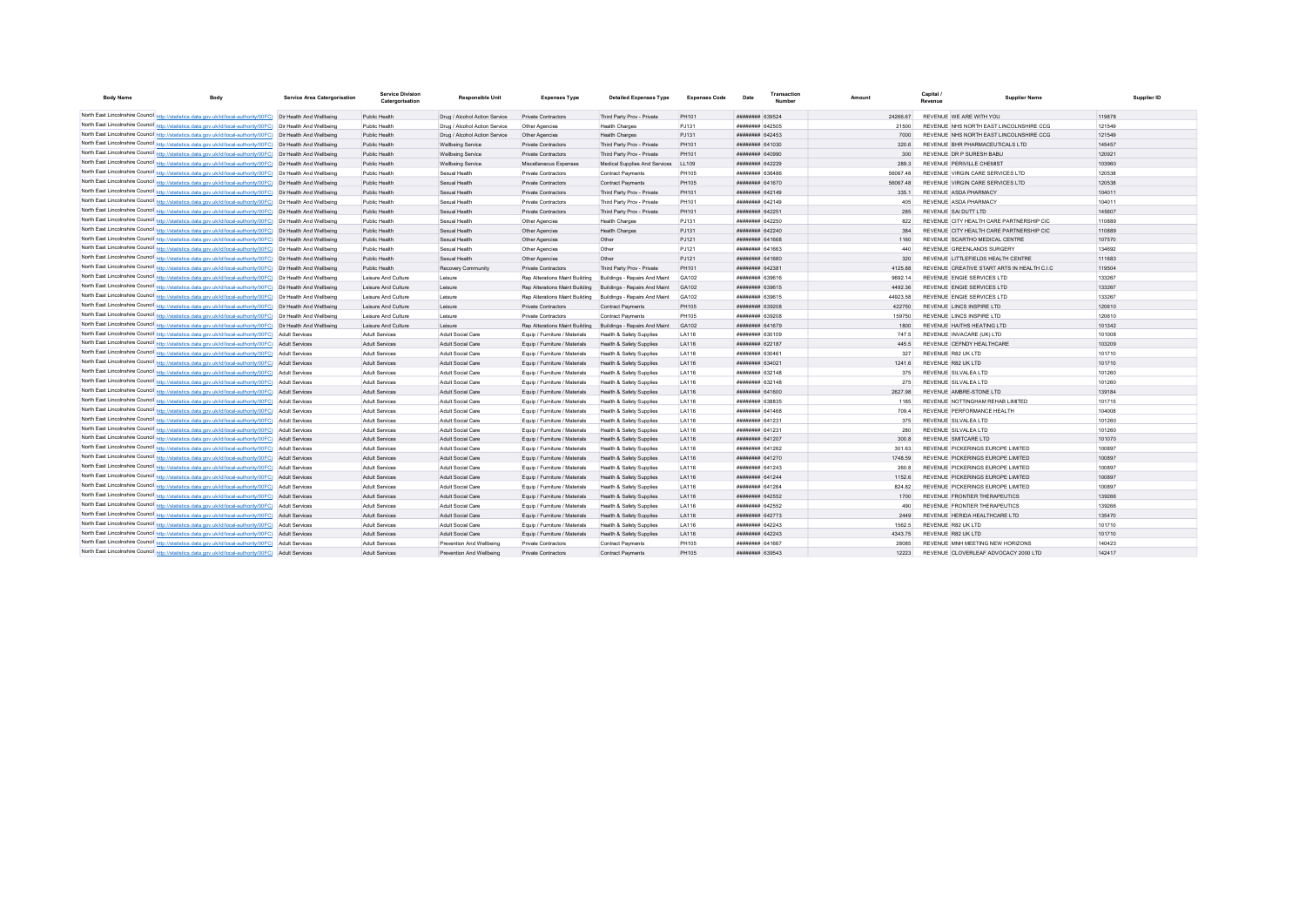| Body Name | Body | Service Area Catergorisation | Service Division Catergorisation | Responsible Unit | Expenses Type | Detailed Expenses Type | Expenses Code | Date | Transaction Number | Amount | Capital / Revenue | Supplier Name | Supplier ID |
|---|---|---|---|---|---|---|---|---|---|---|---|---|---|
| North East Lincolnshire Council | http://statistics.data.gov.uk/id/local-authority/00FC) | Dir Health And Wellbeing | Public Health | Drug / Alcohol Action Service | Private Contractors | Third Party Prov - Private | PH101 | ######## | 639524 | 24266.67 | REVENUE | WE ARE WITH YOU | 119878 |
| North East Lincolnshire Council | http://statistics.data.gov.uk/id/local-authority/00FC) | Dir Health And Wellbeing | Public Health | Drug / Alcohol Action Service | Other Agencies | Health Charges | PJ131 | ######## | 642505 | 21500 | REVENUE | NHS NORTH EAST LINCOLNSHIRE CCG | 121549 |
| North East Lincolnshire Council | http://statistics.data.gov.uk/id/local-authority/00FC) | Dir Health And Wellbeing | Public Health | Drug / Alcohol Action Service | Other Agencies | Health Charges | PJ131 | ######## | 642453 | 7000 | REVENUE | NHS NORTH EAST LINCOLNSHIRE CCG | 121549 |
| North East Lincolnshire Council | http://statistics.data.gov.uk/id/local-authority/00FC) | Dir Health And Wellbeing | Public Health | Wellbeing Service | Private Contractors | Third Party Prov - Private | PH101 | ######## | 641030 | 320.6 | REVENUE | BHR PHARMACEUTICALS LTD | 145457 |
| North East Lincolnshire Council | http://statistics.data.gov.uk/id/local-authority/00FC) | Dir Health And Wellbeing | Public Health | Wellbeing Service | Private Contractors | Third Party Prov - Private | PH101 | ######## | 640990 | 300 | REVENUE | DR P SURESH BABU | 120921 |
| North East Lincolnshire Council | http://statistics.data.gov.uk/id/local-authority/00FC) | Dir Health And Wellbeing | Public Health | Wellbeing Service | Miscellaneous Expenses | Medical Supplies And Services | LL109 | ######## | 642229 | 289.3 | REVENUE | PERIVILLE CHEMIST | 103960 |
| North East Lincolnshire Council | http://statistics.data.gov.uk/id/local-authority/00FC) | Dir Health And Wellbeing | Public Health | Sexual Health | Private Contractors | Contract Payments | PH105 | ######## | 636486 | 56067.48 | REVENUE | VIRGIN CARE SERVICES LTD | 120538 |
| North East Lincolnshire Council | http://statistics.data.gov.uk/id/local-authority/00FC) | Dir Health And Wellbeing | Public Health | Sexual Health | Private Contractors | Contract Payments | PH105 | ######## | 641670 | 56067.48 | REVENUE | VIRGIN CARE SERVICES LTD | 120538 |
| North East Lincolnshire Council | http://statistics.data.gov.uk/id/local-authority/00FC) | Dir Health And Wellbeing | Public Health | Sexual Health | Private Contractors | Third Party Prov - Private | PH101 | ######## | 642149 | 335.1 | REVENUE | ASDA PHARMACY | 104011 |
| North East Lincolnshire Council | http://statistics.data.gov.uk/id/local-authority/00FC) | Dir Health And Wellbeing | Public Health | Sexual Health | Private Contractors | Third Party Prov - Private | PH101 | ######## | 642149 | 405 | REVENUE | ASDA PHARMACY | 104011 |
| North East Lincolnshire Council | http://statistics.data.gov.uk/id/local-authority/00FC) | Dir Health And Wellbeing | Public Health | Sexual Health | Private Contractors | Third Party Prov - Private | PH101 | ######## | 642251 | 285 | REVENUE | SAI DUTT LTD | 145607 |
| North East Lincolnshire Council | http://statistics.data.gov.uk/id/local-authority/00FC) | Dir Health And Wellbeing | Public Health | Sexual Health | Other Agencies | Health Charges | PJ131 | ######## | 642250 | 822 | REVENUE | CITY HEALTH CARE PARTNERSHIP CIC | 110889 |
| North East Lincolnshire Council | http://statistics.data.gov.uk/id/local-authority/00FC) | Dir Health And Wellbeing | Public Health | Sexual Health | Other Agencies | Health Charges | PJ131 | ######## | 642240 | 384 | REVENUE | CITY HEALTH CARE PARTNERSHIP CIC | 110889 |
| North East Lincolnshire Council | http://statistics.data.gov.uk/id/local-authority/00FC) | Dir Health And Wellbeing | Public Health | Sexual Health | Other Agencies | Other | PJ121 | ######## | 641668 | 1160 | REVENUE | SCARTHO MEDICAL CENTRE | 107570 |
| North East Lincolnshire Council | http://statistics.data.gov.uk/id/local-authority/00FC) | Dir Health And Wellbeing | Public Health | Sexual Health | Other Agencies | Other | PJ121 | ######## | 641663 | 440 | REVENUE | GREENLANDS SURGERY | 134692 |
| North East Lincolnshire Council | http://statistics.data.gov.uk/id/local-authority/00FC) | Dir Health And Wellbeing | Public Health | Sexual Health | Other Agencies | Other | PJ121 | ######## | 641660 | 320 | REVENUE | LITTLEFIELDS HEALTH CENTRE | 111683 |
| North East Lincolnshire Council | http://statistics.data.gov.uk/id/local-authority/00FC) | Dir Health And Wellbeing | Public Health | Recovery Community | Private Contractors | Third Party Prov - Private | PH101 | ######## | 642381 | 4125.88 | REVENUE | CREATIVE START ARTS IN HEALTH C.I.C | 119504 |
| North East Lincolnshire Council | http://statistics.data.gov.uk/id/local-authority/00FC) | Dir Health And Wellbeing | Leisure And Culture | Leisure | Rep Alterations Maint Building | Buildings - Repairs And Maint | GA102 | ######## | 639616 | 9692.14 | REVENUE | ENGIE SERVICES LTD | 133267 |
| North East Lincolnshire Council | http://statistics.data.gov.uk/id/local-authority/00FC) | Dir Health And Wellbeing | Leisure And Culture | Leisure | Rep Alterations Maint Building | Buildings - Repairs And Maint | GA102 | ######## | 639615 | 4492.36 | REVENUE | ENGIE SERVICES LTD | 133267 |
| North East Lincolnshire Council | http://statistics.data.gov.uk/id/local-authority/00FC) | Dir Health And Wellbeing | Leisure And Culture | Leisure | Rep Alterations Maint Building | Buildings - Repairs And Maint | GA102 | ######## | 639615 | 44923.58 | REVENUE | ENGIE SERVICES LTD | 133267 |
| North East Lincolnshire Council | http://statistics.data.gov.uk/id/local-authority/00FC) | Dir Health And Wellbeing | Leisure And Culture | Leisure | Private Contractors | Contract Payments | PH105 | ######## | 639208 | 422750 | REVENUE | LINCS INSPIRE LTD | 120610 |
| North East Lincolnshire Council | http://statistics.data.gov.uk/id/local-authority/00FC) | Dir Health And Wellbeing | Leisure And Culture | Leisure | Private Contractors | Contract Payments | PH105 | ######## | 639208 | 159750 | REVENUE | LINCS INSPIRE LTD | 120610 |
| North East Lincolnshire Council | http://statistics.data.gov.uk/id/local-authority/00FC) | Dir Health And Wellbeing | Leisure And Culture | Leisure | Rep Alterations Maint Building | Buildings - Repairs And Maint | GA102 | ######## | 641679 | 1800 | REVENUE | HAITHS HEATING LTD | 101342 |
| North East Lincolnshire Council | http://statistics.data.gov.uk/id/local-authority/00FC) | Adult Services | Adult Services | Adult Social Care | Equip / Furniture / Materials | Health & Safety Supplies | LA116 | ######## | 630109 | 747.5 | REVENUE | INVACARE (UK) LTD | 101008 |
| North East Lincolnshire Council | http://statistics.data.gov.uk/id/local-authority/00FC) | Adult Services | Adult Services | Adult Social Care | Equip / Furniture / Materials | Health & Safety Supplies | LA116 | ######## | 622187 | 445.5 | REVENUE | CEFNDY HEALTHCARE | 103209 |
| North East Lincolnshire Council | http://statistics.data.gov.uk/id/local-authority/00FC) | Adult Services | Adult Services | Adult Social Care | Equip / Furniture / Materials | Health & Safety Supplies | LA116 | ######## | 630461 | 327 | REVENUE | R82 UK LTD | 101710 |
| North East Lincolnshire Council | http://statistics.data.gov.uk/id/local-authority/00FC) | Adult Services | Adult Services | Adult Social Care | Equip / Furniture / Materials | Health & Safety Supplies | LA116 | ######## | 634021 | 1241.6 | REVENUE | R82 UK LTD | 101710 |
| North East Lincolnshire Council | http://statistics.data.gov.uk/id/local-authority/00FC) | Adult Services | Adult Services | Adult Social Care | Equip / Furniture / Materials | Health & Safety Supplies | LA116 | ######## | 632148 | 375 | REVENUE | SILVALEA LTD | 101260 |
| North East Lincolnshire Council | http://statistics.data.gov.uk/id/local-authority/00FC) | Adult Services | Adult Services | Adult Social Care | Equip / Furniture / Materials | Health & Safety Supplies | LA116 | ######## | 632148 | 275 | REVENUE | SILVALEA LTD | 101260 |
| North East Lincolnshire Council | http://statistics.data.gov.uk/id/local-authority/00FC) | Adult Services | Adult Services | Adult Social Care | Equip / Furniture / Materials | Health & Safety Supplies | LA116 | ######## | 641600 | 2627.98 | REVENUE | AMBRE-STONE LTD | 139184 |
| North East Lincolnshire Council | http://statistics.data.gov.uk/id/local-authority/00FC) | Adult Services | Adult Services | Adult Social Care | Equip / Furniture / Materials | Health & Safety Supplies | LA116 | ######## | 638835 | 1185 | REVENUE | NOTTINGHAM REHAB LIMITED | 101715 |
| North East Lincolnshire Council | http://statistics.data.gov.uk/id/local-authority/00FC) | Adult Services | Adult Services | Adult Social Care | Equip / Furniture / Materials | Health & Safety Supplies | LA116 | ######## | 641468 | 709.4 | REVENUE | PERFORMANCE HEALTH | 104008 |
| North East Lincolnshire Council | http://statistics.data.gov.uk/id/local-authority/00FC) | Adult Services | Adult Services | Adult Social Care | Equip / Furniture / Materials | Health & Safety Supplies | LA116 | ######## | 641231 | 375 | REVENUE | SILVALEA LTD | 101260 |
| North East Lincolnshire Council | http://statistics.data.gov.uk/id/local-authority/00FC) | Adult Services | Adult Services | Adult Social Care | Equip / Furniture / Materials | Health & Safety Supplies | LA116 | ######## | 641231 | 280 | REVENUE | SILVALEA LTD | 101260 |
| North East Lincolnshire Council | http://statistics.data.gov.uk/id/local-authority/00FC) | Adult Services | Adult Services | Adult Social Care | Equip / Furniture / Materials | Health & Safety Supplies | LA116 | ######## | 641207 | 300.8 | REVENUE | SMITCARE LTD | 101070 |
| North East Lincolnshire Council | http://statistics.data.gov.uk/id/local-authority/00FC) | Adult Services | Adult Services | Adult Social Care | Equip / Furniture / Materials | Health & Safety Supplies | LA116 | ######## | 641262 | 301.63 | REVENUE | PICKERINGS EUROPE LIMITED | 100897 |
| North East Lincolnshire Council | http://statistics.data.gov.uk/id/local-authority/00FC) | Adult Services | Adult Services | Adult Social Care | Equip / Furniture / Materials | Health & Safety Supplies | LA116 | ######## | 641270 | 1748.59 | REVENUE | PICKERINGS EUROPE LIMITED | 100897 |
| North East Lincolnshire Council | http://statistics.data.gov.uk/id/local-authority/00FC) | Adult Services | Adult Services | Adult Social Care | Equip / Furniture / Materials | Health & Safety Supplies | LA116 | ######## | 641243 | 260.8 | REVENUE | PICKERINGS EUROPE LIMITED | 100897 |
| North East Lincolnshire Council | http://statistics.data.gov.uk/id/local-authority/00FC) | Adult Services | Adult Services | Adult Social Care | Equip / Furniture / Materials | Health & Safety Supplies | LA116 | ######## | 641244 | 1152.6 | REVENUE | PICKERINGS EUROPE LIMITED | 100897 |
| North East Lincolnshire Council | http://statistics.data.gov.uk/id/local-authority/00FC) | Adult Services | Adult Services | Adult Social Care | Equip / Furniture / Materials | Health & Safety Supplies | LA116 | ######## | 641264 | 824.82 | REVENUE | PICKERINGS EUROPE LIMITED | 100897 |
| North East Lincolnshire Council | http://statistics.data.gov.uk/id/local-authority/00FC) | Adult Services | Adult Services | Adult Social Care | Equip / Furniture / Materials | Health & Safety Supplies | LA116 | ######## | 642552 | 1700 | REVENUE | FRONTIER THERAPEUTICS | 139266 |
| North East Lincolnshire Council | http://statistics.data.gov.uk/id/local-authority/00FC) | Adult Services | Adult Services | Adult Social Care | Equip / Furniture / Materials | Health & Safety Supplies | LA116 | ######## | 642552 | 490 | REVENUE | FRONTIER THERAPEUTICS | 139266 |
| North East Lincolnshire Council | http://statistics.data.gov.uk/id/local-authority/00FC) | Adult Services | Adult Services | Adult Social Care | Equip / Furniture / Materials | Health & Safety Supplies | LA116 | ######## | 642773 | 2449 | REVENUE | HERIDA HEALTHCARE LTD | 135470 |
| North East Lincolnshire Council | http://statistics.data.gov.uk/id/local-authority/00FC) | Adult Services | Adult Services | Adult Social Care | Equip / Furniture / Materials | Health & Safety Supplies | LA116 | ######## | 642243 | 1562.5 | REVENUE | R82 UK LTD | 101710 |
| North East Lincolnshire Council | http://statistics.data.gov.uk/id/local-authority/00FC) | Adult Services | Adult Services | Adult Social Care | Equip / Furniture / Materials | Health & Safety Supplies | LA116 | ######## | 642243 | 4343.75 | REVENUE | R82 UK LTD | 101710 |
| North East Lincolnshire Council | http://statistics.data.gov.uk/id/local-authority/00FC) | Adult Services | Adult Services | Prevention And Wellbeing | Private Contractors | Contract Payments | PH105 | ######## | 641667 | 28085 | REVENUE | MNH MEETING NEW HORIZONS | 140423 |
| North East Lincolnshire Council | http://statistics.data.gov.uk/id/local-authority/00FC) | Adult Services | Adult Services | Prevention And Wellbeing | Private Contractors | Contract Payments | PH105 | ######## | 639543 | 12223 | REVENUE | CLOVERLEAF ADVOCACY 2000 LTD | 142417 |